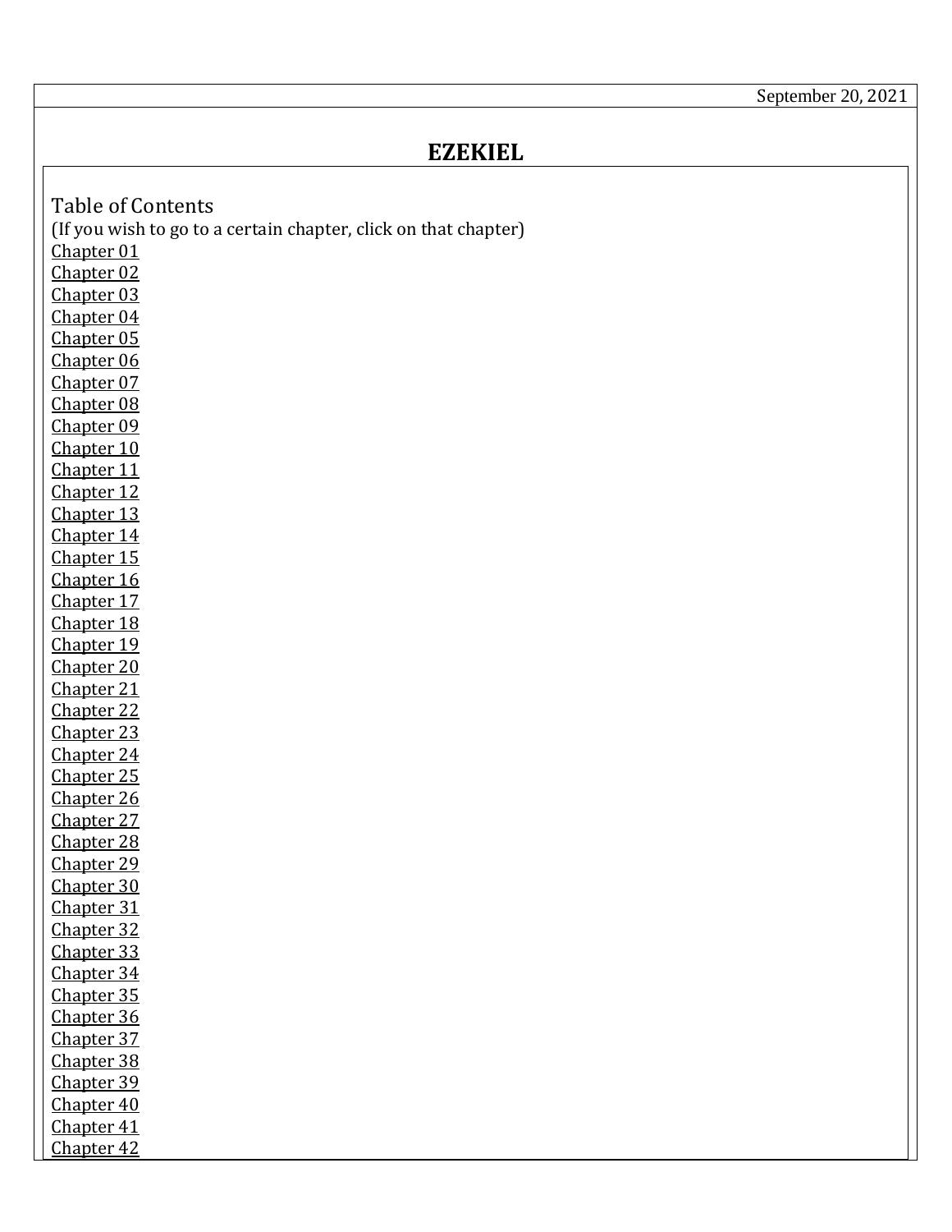September 20, 2021

# EZEKIEL

Table of Contents

(If you wish to go to a certain chapter, click on that chapter)

Chapter 01
Chapter 02
Chapter 03
Chapter 04
Chapter 05
Chapter 06
Chapter 07
Chapter 08
Chapter 09
Chapter 10
Chapter 11
Chapter 12
Chapter 13
Chapter 14
Chapter 15
Chapter 16
Chapter 17
Chapter 18
Chapter 19
Chapter 20
Chapter 21
Chapter 22
Chapter 23
Chapter 24
Chapter 25
Chapter 26
Chapter 27
Chapter 28
Chapter 29
Chapter 30
Chapter 31
Chapter 32
Chapter 33
Chapter 34
Chapter 35
Chapter 36
Chapter 37
Chapter 38
Chapter 39
Chapter 40
Chapter 41
Chapter 42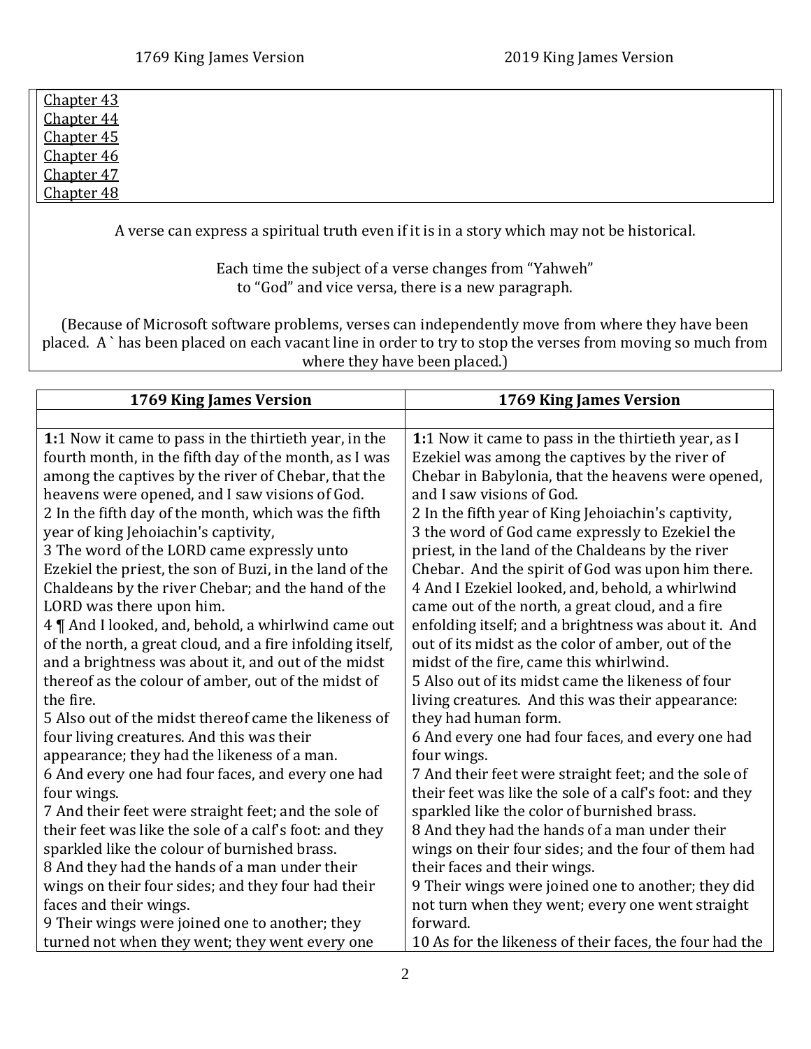Chapter 43
Chapter 44
Chapter 45
Chapter 46
Chapter 47
Chapter 48

A verse can express a spiritual truth even if it is in a story which may not be historical.

Each time the subject of a verse changes from "Yahweh" to "God" and vice versa, there is a new paragraph.

(Because of Microsoft software problems, verses can independently move from where they have been placed. A ` has been placed on each vacant line in order to try to stop the verses from moving so much from where they have been placed.)

| 1769 King James Version | 1769 King James Version |
|---|---|
| | |
| **1:**1 Now it came to pass in the thirtieth year, in the fourth month, in the fifth day of the month, as I was among the captives by the river of Chebar, that the heavens were opened, and I saw visions of God.<br>2 In the fifth day of the month, which was the fifth year of king Jehoiachin's captivity,<br>3 The word of the LORD came expressly unto Ezekiel the priest, the son of Buzi, in the land of the Chaldeans by the river Chebar; and the hand of the LORD was there upon him.<br>4 ¶ And I looked, and, behold, a whirlwind came out of the north, a great cloud, and a fire infolding itself, and a brightness was about it, and out of the midst thereof as the colour of amber, out of the midst of the fire.<br>5 Also out of the midst thereof came the likeness of four living creatures. And this was their appearance; they had the likeness of a man.<br>6 And every one had four faces, and every one had four wings.<br>7 And their feet were straight feet; and the sole of their feet was like the sole of a calf's foot: and they sparkled like the colour of burnished brass.<br>8 And they had the hands of a man under their wings on their four sides; and they four had their faces and their wings.<br>9 Their wings were joined one to another; they turned not when they went; they went every one | **1:**1 Now it came to pass in the thirtieth year, as I Ezekiel was among the captives by the river of Chebar in Babylonia, that the heavens were opened, and I saw visions of God.<br>2 In the fifth year of King Jehoiachin's captivity,<br>3 the word of God came expressly to Ezekiel the priest, in the land of the Chaldeans by the river Chebar. And the spirit of God was upon him there.<br>4 And I Ezekiel looked, and, behold, a whirlwind came out of the north, a great cloud, and a fire enfolding itself; and a brightness was about it. And out of its midst as the color of amber, out of the midst of the fire, came this whirlwind.<br>5 Also out of its midst came the likeness of four living creatures. And this was their appearance: they had human form.<br>6 And every one had four faces, and every one had four wings.<br>7 And their feet were straight feet; and the sole of their feet was like the sole of a calf's foot: and they sparkled like the color of burnished brass.<br>8 And they had the hands of a man under their wings on their four sides; and the four of them had their faces and their wings.<br>9 Their wings were joined one to another; they did not turn when they went; every one went straight forward.<br>10 As for the likeness of their faces, the four had the |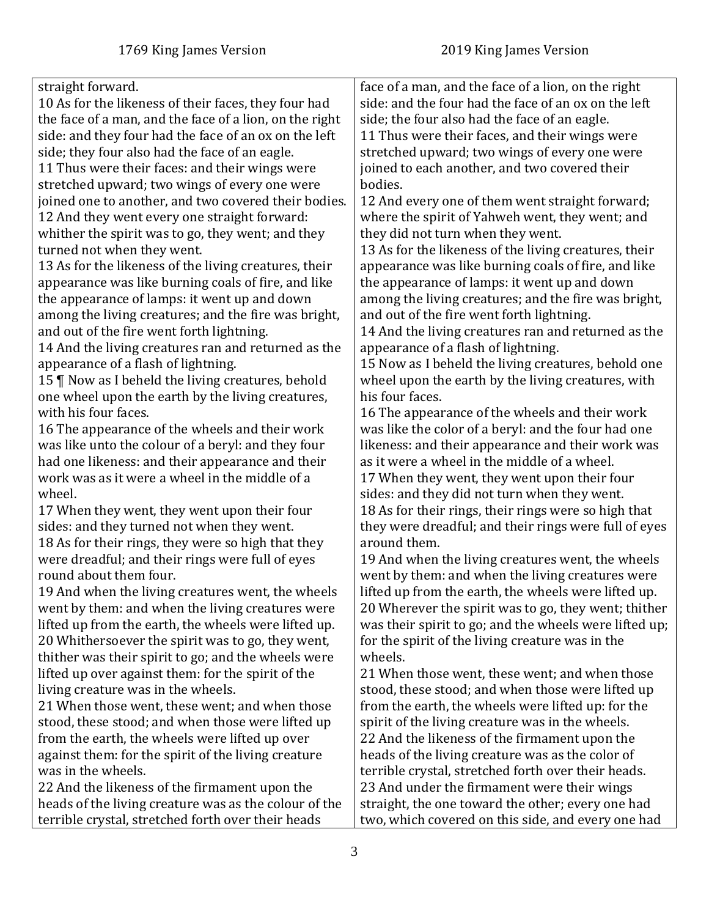| 1769 King James Version | 2019 King James Version |
| --- | --- |
| straight forward.<br>10 As for the likeness of their faces, they four had the face of a man, and the face of a lion, on the right side: and they four had the face of an ox on the left side; they four also had the face of an eagle.<br>11 Thus were their faces: and their wings were stretched upward; two wings of every one were joined one to another, and two covered their bodies.<br>12 And they went every one straight forward: whither the spirit was to go, they went; and they turned not when they went.<br>13 As for the likeness of the living creatures, their appearance was like burning coals of fire, and like the appearance of lamps: it went up and down among the living creatures; and the fire was bright, and out of the fire went forth lightning.<br>14 And the living creatures ran and returned as the appearance of a flash of lightning.<br>15 ¶ Now as I beheld the living creatures, behold one wheel upon the earth by the living creatures, with his four faces.<br>16 The appearance of the wheels and their work was like unto the colour of a beryl: and they four had one likeness: and their appearance and their work was as it were a wheel in the middle of a wheel.<br>17 When they went, they went upon their four sides: and they turned not when they went.<br>18 As for their rings, they were so high that they were dreadful; and their rings were full of eyes round about them four.<br>19 And when the living creatures went, the wheels went by them: and when the living creatures were lifted up from the earth, the wheels were lifted up.<br>20 Whithersoever the spirit was to go, they went, thither was their spirit to go; and the wheels were lifted up over against them: for the spirit of the living creature was in the wheels.<br>21 When those went, these went; and when those stood, these stood; and when those were lifted up from the earth, the wheels were lifted up over against them: for the spirit of the living creature was in the wheels.<br>22 And the likeness of the firmament upon the heads of the living creature was as the colour of the terrible crystal, stretched forth over their heads | face of a man, and the face of a lion, on the right side: and the four had the face of an ox on the left side; the four also had the face of an eagle.<br>11 Thus were their faces, and their wings were stretched upward; two wings of every one were joined to each another, and two covered their bodies.<br>12 And every one of them went straight forward; where the spirit of Yahweh went, they went; and they did not turn when they went.<br>13 As for the likeness of the living creatures, their appearance was like burning coals of fire, and like the appearance of lamps: it went up and down among the living creatures; and the fire was bright, and out of the fire went forth lightning.<br>14 And the living creatures ran and returned as the appearance of a flash of lightning.<br>15 Now as I beheld the living creatures, behold one wheel upon the earth by the living creatures, with his four faces.<br>16 The appearance of the wheels and their work was like the color of a beryl: and the four had one likeness: and their appearance and their work was as it were a wheel in the middle of a wheel.<br>17 When they went, they went upon their four sides: and they did not turn when they went.<br>18 As for their rings, their rings were so high that they were dreadful; and their rings were full of eyes around them.<br>19 And when the living creatures went, the wheels went by them: and when the living creatures were lifted up from the earth, the wheels were lifted up.<br>20 Wherever the spirit was to go, they went; thither was their spirit to go; and the wheels were lifted up; for the spirit of the living creature was in the wheels.<br>21 When those went, these went; and when those stood, these stood; and when those were lifted up from the earth, the wheels were lifted up: for the spirit of the living creature was in the wheels.<br>22 And the likeness of the firmament upon the heads of the living creature was as the color of terrible crystal, stretched forth over their heads.<br>23 And under the firmament were their wings straight, the one toward the other; every one had two, which covered on this side, and every one had |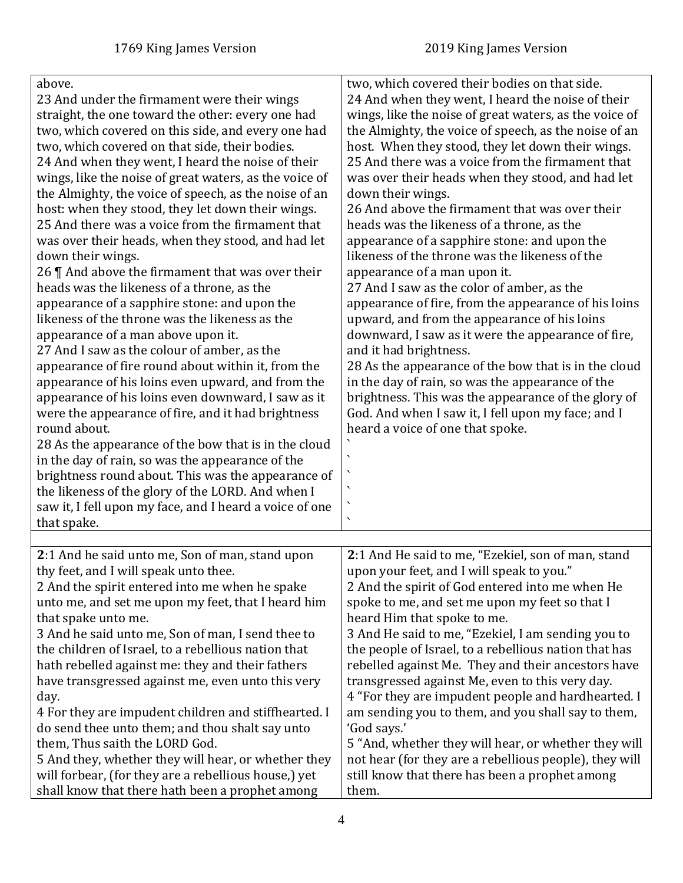| 1769 King James Version | 2019 King James Version |
|---|---|
| above.<br>23 And under the firmament were their wings straight, the one toward the other: every one had two, which covered on this side, and every one had two, which covered on that side, their bodies.<br>24 And when they went, I heard the noise of their wings, like the noise of great waters, as the voice of the Almighty, the voice of speech, as the noise of an host: when they stood, they let down their wings.<br>25 And there was a voice from the firmament that was over their heads, when they stood, and had let down their wings.<br>26 ¶ And above the firmament that was over their heads was the likeness of a throne, as the appearance of a sapphire stone: and upon the likeness of the throne was the likeness as the appearance of a man above upon it.<br>27 And I saw as the colour of amber, as the appearance of fire round about within it, from the appearance of his loins even upward, and from the appearance of his loins even downward, I saw as it were the appearance of fire, and it had brightness round about.<br>28 As the appearance of the bow that is in the cloud in the day of rain, so was the appearance of the brightness round about. This was the appearance of the likeness of the glory of the LORD. And when I saw it, I fell upon my face, and I heard a voice of one that spake. | two, which covered their bodies on that side.<br>24 And when they went, I heard the noise of their wings, like the noise of great waters, as the voice of the Almighty, the voice of speech, as the noise of an host. When they stood, they let down their wings.<br>25 And there was a voice from the firmament that was over their heads when they stood, and had let down their wings.<br>26 And above the firmament that was over their heads was the likeness of a throne, as the appearance of a sapphire stone: and upon the likeness of the throne was the likeness of the appearance of a man upon it.<br>27 And I saw as the color of amber, as the appearance of fire, from the appearance of his loins upward, and from the appearance of his loins downward, I saw as it were the appearance of fire, and it had brightness.<br>28 As the appearance of the bow that is in the cloud in the day of rain, so was the appearance of the brightness. This was the appearance of the glory of God. And when I saw it, I fell upon my face; and I heard a voice of one that spoke.<br>\`<br>\`<br>\`<br>\`<br>\`<br>\` |
| | |
| **2**:1 And he said unto me, Son of man, stand upon thy feet, and I will speak unto thee.<br>2 And the spirit entered into me when he spake unto me, and set me upon my feet, that I heard him that spake unto me.<br>3 And he said unto me, Son of man, I send thee to the children of Israel, to a rebellious nation that hath rebelled against me: they and their fathers have transgressed against me, even unto this very day.<br>4 For they are impudent children and stiffhearted. I do send thee unto them; and thou shalt say unto them, Thus saith the LORD God.<br>5 And they, whether they will hear, or whether they will forbear, (for they are a rebellious house,) yet shall know that there hath been a prophet among | **2**:1 And He said to me, "Ezekiel, son of man, stand upon your feet, and I will speak to you."<br>2 And the spirit of God entered into me when He spoke to me, and set me upon my feet so that I heard Him that spoke to me.<br>3 And He said to me, "Ezekiel, I am sending you to the people of Israel, to a rebellious nation that has rebelled against Me. They and their ancestors have transgressed against Me, even to this very day.<br>4 "For they are impudent people and hardhearted. I am sending you to them, and you shall say to them, 'God says.'<br>5 "And, whether they will hear, or whether they will not hear (for they are a rebellious people), they will still know that there has been a prophet among them. |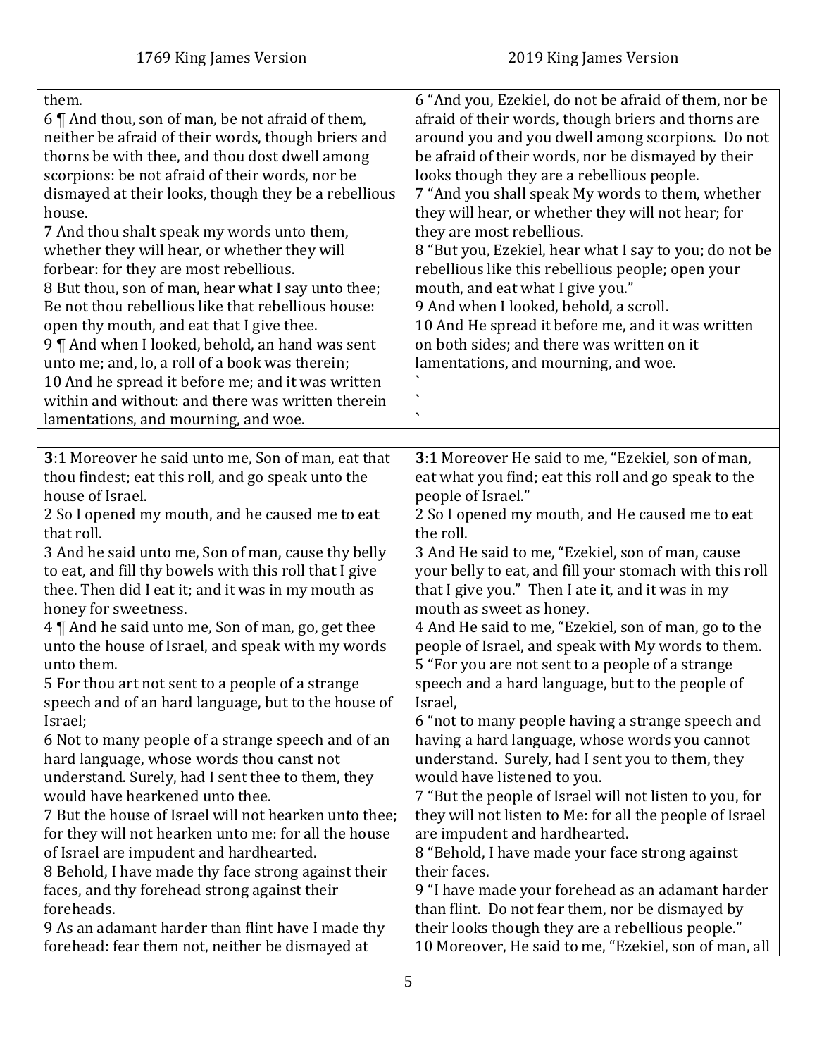| 1769 King James Version | 2019 King James Version |
|---|---|
| them.<br>6 ¶ And thou, son of man, be not afraid of them, neither be afraid of their words, though briers and thorns be with thee, and thou dost dwell among scorpions: be not afraid of their words, nor be dismayed at their looks, though they be a rebellious house.<br>7 And thou shalt speak my words unto them, whether they will hear, or whether they will forbear: for they are most rebellious.<br>8 But thou, son of man, hear what I say unto thee; Be not thou rebellious like that rebellious house: open thy mouth, and eat that I give thee.<br>9 ¶ And when I looked, behold, an hand was sent unto me; and, lo, a roll of a book was therein;<br>10 And he spread it before me; and it was written within and without: and there was written therein lamentations, and mourning, and woe. | 6 "And you, Ezekiel, do not be afraid of them, nor be afraid of their words, though briers and thorns are around you and you dwell among scorpions. Do not be afraid of their words, nor be dismayed by their looks though they are a rebellious people.<br>7 "And you shall speak My words to them, whether they will hear, or whether they will not hear; for they are most rebellious.<br>8 "But you, Ezekiel, hear what I say to you; do not be rebellious like this rebellious people; open your mouth, and eat what I give you."<br>9 And when I looked, behold, a scroll.<br>10 And He spread it before me, and it was written on both sides; and there was written on it lamentations, and mourning, and woe.<br>`<br>`<br>` |
| | |
| **3**:1 Moreover he said unto me, Son of man, eat that thou findest; eat this roll, and go speak unto the house of Israel.<br>2 So I opened my mouth, and he caused me to eat that roll.<br>3 And he said unto me, Son of man, cause thy belly to eat, and fill thy bowels with this roll that I give thee. Then did I eat it; and it was in my mouth as honey for sweetness.<br>4 ¶ And he said unto me, Son of man, go, get thee unto the house of Israel, and speak with my words unto them.<br>5 For thou art not sent to a people of a strange speech and of an hard language, but to the house of Israel;<br>6 Not to many people of a strange speech and of an hard language, whose words thou canst not understand. Surely, had I sent thee to them, they would have hearkened unto thee.<br>7 But the house of Israel will not hearken unto thee; for they will not hearken unto me: for all the house of Israel are impudent and hardhearted.<br>8 Behold, I have made thy face strong against their faces, and thy forehead strong against their foreheads.<br>9 As an adamant harder than flint have I made thy forehead: fear them not, neither be dismayed at | **3**:1 Moreover He said to me, "Ezekiel, son of man, eat what you find; eat this roll and go speak to the people of Israel."<br>2 So I opened my mouth, and He caused me to eat the roll.<br>3 And He said to me, "Ezekiel, son of man, cause your belly to eat, and fill your stomach with this roll that I give you." Then I ate it, and it was in my mouth as sweet as honey.<br>4 And He said to me, "Ezekiel, son of man, go to the people of Israel, and speak with My words to them.<br>5 "For you are not sent to a people of a strange speech and a hard language, but to the people of Israel,<br>6 "not to many people having a strange speech and having a hard language, whose words you cannot understand. Surely, had I sent you to them, they would have listened to you.<br>7 "But the people of Israel will not listen to you, for they will not listen to Me: for all the people of Israel are impudent and hardhearted.<br>8 "Behold, I have made your face strong against their faces.<br>9 "I have made your forehead as an adamant harder than flint. Do not fear them, nor be dismayed by their looks though they are a rebellious people."<br>10 Moreover, He said to me, "Ezekiel, son of man, all |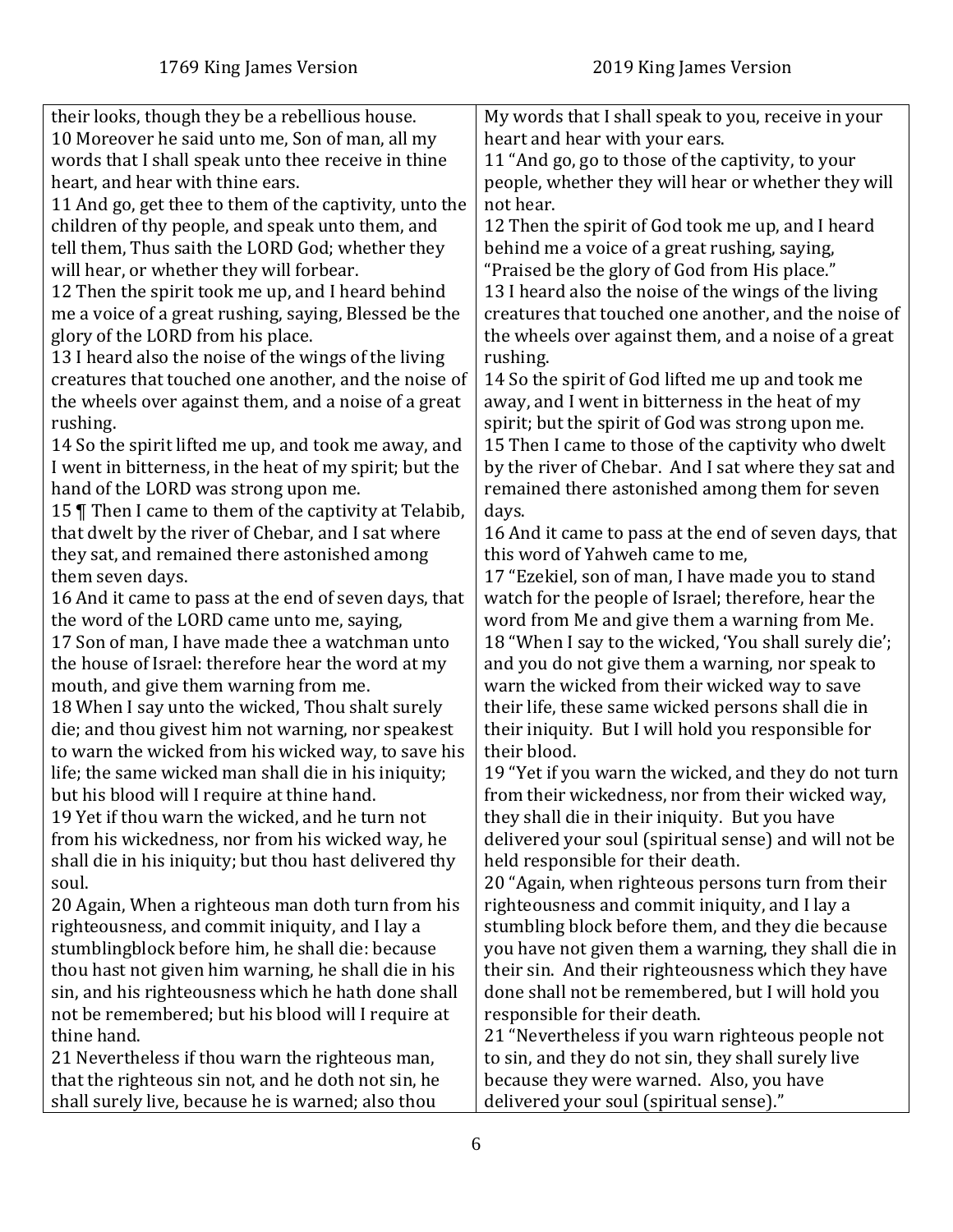| 1769 King James Version | 2019 King James Version |
|---|---|
| their looks, though they be a rebellious house. | My words that I shall speak to you, receive in your heart and hear with your ears. |
| 10 Moreover he said unto me, Son of man, all my words that I shall speak unto thee receive in thine heart, and hear with thine ears. | 11 "And go, go to those of the captivity, to your people, whether they will hear or whether they will not hear. |
| 11 And go, get thee to them of the captivity, unto the children of thy people, and speak unto them, and tell them, Thus saith the LORD God; whether they will hear, or whether they will forbear. | 12 Then the spirit of God took me up, and I heard behind me a voice of a great rushing, saying, "Praised be the glory of God from His place." |
| 12 Then the spirit took me up, and I heard behind me a voice of a great rushing, saying, Blessed be the glory of the LORD from his place. | 13 I heard also the noise of the wings of the living creatures that touched one another, and the noise of the wheels over against them, and a noise of a great rushing. |
| 13 I heard also the noise of the wings of the living creatures that touched one another, and the noise of the wheels over against them, and a noise of a great rushing. | 14 So the spirit of God lifted me up and took me away, and I went in bitterness in the heat of my spirit; but the spirit of God was strong upon me. |
| 14 So the spirit lifted me up, and took me away, and I went in bitterness, in the heat of my spirit; but the hand of the LORD was strong upon me. | 15 Then I came to those of the captivity who dwelt by the river of Chebar. And I sat where they sat and remained there astonished among them for seven days. |
| 15 ¶ Then I came to them of the captivity at Telabib, that dwelt by the river of Chebar, and I sat where they sat, and remained there astonished among them seven days. | 16 And it came to pass at the end of seven days, that this word of Yahweh came to me, |
| 16 And it came to pass at the end of seven days, that the word of the LORD came unto me, saying, | 17 "Ezekiel, son of man, I have made you to stand watch for the people of Israel; therefore, hear the word from Me and give them a warning from Me. |
| 17 Son of man, I have made thee a watchman unto the house of Israel: therefore hear the word at my mouth, and give them warning from me. | 18 "When I say to the wicked, 'You shall surely die'; and you do not give them a warning, nor speak to warn the wicked from their wicked way to save their life, these same wicked persons shall die in their iniquity. But I will hold you responsible for their blood. |
| 18 When I say unto the wicked, Thou shalt surely die; and thou givest him not warning, nor speakest to warn the wicked from his wicked way, to save his life; the same wicked man shall die in his iniquity; but his blood will I require at thine hand. | 19 "Yet if you warn the wicked, and they do not turn from their wickedness, nor from their wicked way, they shall die in their iniquity. But you have delivered your soul (spiritual sense) and will not be held responsible for their death. |
| 19 Yet if thou warn the wicked, and he turn not from his wickedness, nor from his wicked way, he shall die in his iniquity; but thou hast delivered thy soul. | 20 "Again, when righteous persons turn from their righteousness and commit iniquity, and I lay a stumbling block before them, and they die because you have not given them a warning, they shall die in their sin. And their righteousness which they have done shall not be remembered, but I will hold you responsible for their death. |
| 20 Again, When a righteous man doth turn from his righteousness, and commit iniquity, and I lay a stumblingblock before him, he shall die: because thou hast not given him warning, he shall die in his sin, and his righteousness which he hath done shall not be remembered; but his blood will I require at thine hand. | 21 "Nevertheless if you warn righteous people not to sin, and they do not sin, they shall surely live because they were warned. Also, you have delivered your soul (spiritual sense)." |
| 21 Nevertheless if thou warn the righteous man, that the righteous sin not, and he doth not sin, he shall surely live, because he is warned; also thou | |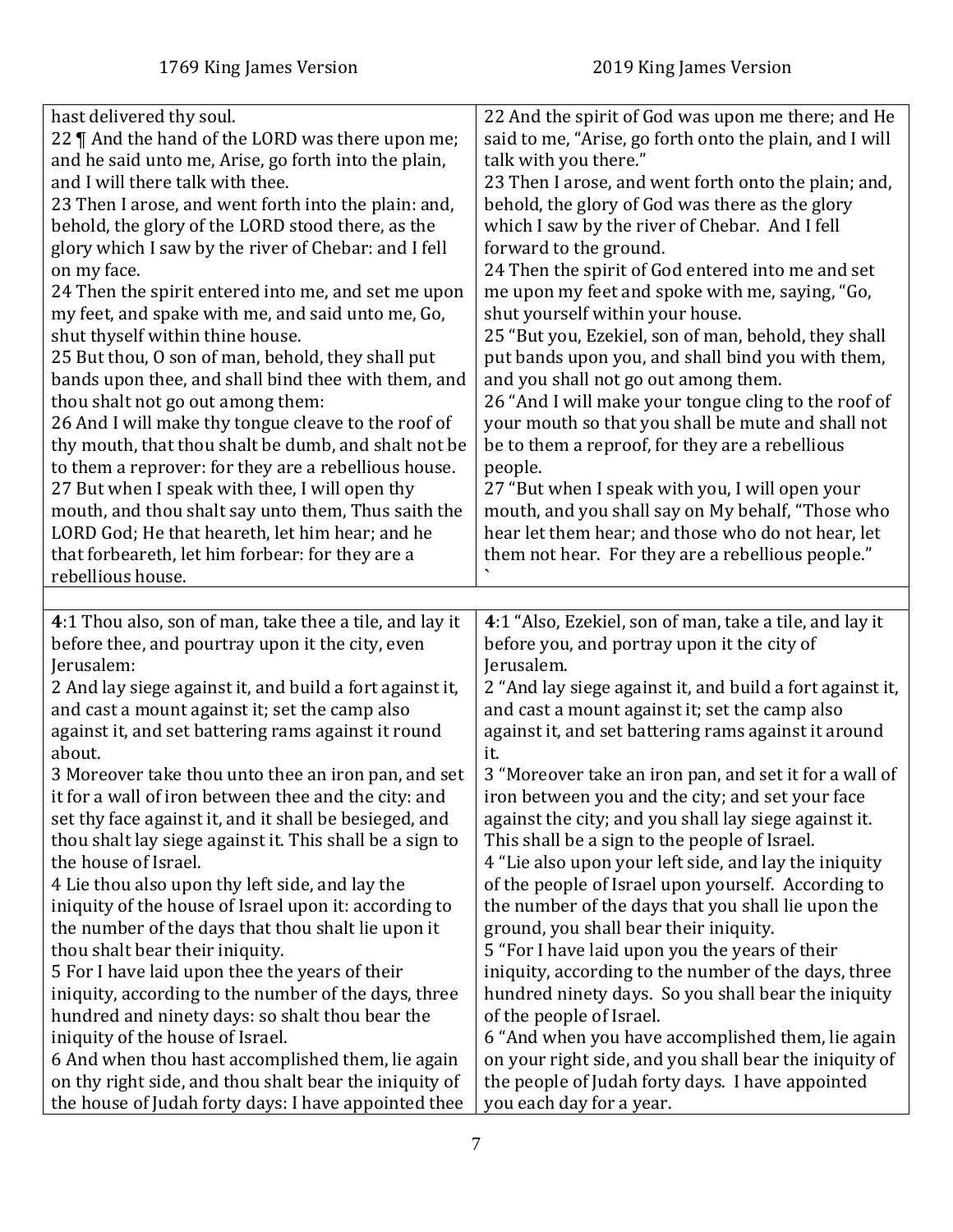| 1769 King James Version | 2019 King James Version |
|---|---|
| hast delivered thy soul.<br>22 ¶ And the hand of the LORD was there upon me; and he said unto me, Arise, go forth into the plain, and I will there talk with thee.<br>23 Then I arose, and went forth into the plain: and, behold, the glory of the LORD stood there, as the glory which I saw by the river of Chebar: and I fell on my face.<br>24 Then the spirit entered into me, and set me upon my feet, and spake with me, and said unto me, Go, shut thyself within thine house.<br>25 But thou, O son of man, behold, they shall put bands upon thee, and shall bind thee with them, and thou shalt not go out among them:<br>26 And I will make thy tongue cleave to the roof of thy mouth, that thou shalt be dumb, and shalt not be to them a reprover: for they are a rebellious house.<br>27 But when I speak with thee, I will open thy mouth, and thou shalt say unto them, Thus saith the LORD God; He that heareth, let him hear; and he that forbeareth, let him forbear: for they are a rebellious house. | 22 And the spirit of God was upon me there; and He said to me, "Arise, go forth onto the plain, and I will talk with you there."<br>23 Then I arose, and went forth onto the plain; and, behold, the glory of God was there as the glory which I saw by the river of Chebar. And I fell forward to the ground.<br>24 Then the spirit of God entered into me and set me upon my feet and spoke with me, saying, "Go, shut yourself within your house.<br>25 "But you, Ezekiel, son of man, behold, they shall put bands upon you, and shall bind you with them, and you shall not go out among them.<br>26 "And I will make your tongue cling to the roof of your mouth so that you shall be mute and shall not be to them a reproof, for they are a rebellious people.<br>27 "But when I speak with you, I will open your mouth, and you shall say on My behalf, "Those who hear let them hear; and those who do not hear, let them not hear. For they are a rebellious people."<br>` |
| | |
| **4**:1 Thou also, son of man, take thee a tile, and lay it before thee, and pourtray upon it the city, even Jerusalem:<br>2 And lay siege against it, and build a fort against it, and cast a mount against it; set the camp also against it, and set battering rams against it round about.<br>3 Moreover take thou unto thee an iron pan, and set it for a wall of iron between thee and the city: and set thy face against it, and it shall be besieged, and thou shalt lay siege against it. This shall be a sign to the house of Israel.<br>4 Lie thou also upon thy left side, and lay the iniquity of the house of Israel upon it: according to the number of the days that thou shalt lie upon it thou shalt bear their iniquity.<br>5 For I have laid upon thee the years of their iniquity, according to the number of the days, three hundred and ninety days: so shalt thou bear the iniquity of the house of Israel.<br>6 And when thou hast accomplished them, lie again on thy right side, and thou shalt bear the iniquity of the house of Judah forty days: I have appointed thee | **4**:1 "Also, Ezekiel, son of man, take a tile, and lay it before you, and portray upon it the city of Jerusalem.<br>2 "And lay siege against it, and build a fort against it, and cast a mount against it; set the camp also against it, and set battering rams against it around it.<br>3 "Moreover take an iron pan, and set it for a wall of iron between you and the city; and set your face against the city; and you shall lay siege against it. This shall be a sign to the people of Israel.<br>4 "Lie also upon your left side, and lay the iniquity of the people of Israel upon yourself. According to the number of the days that you shall lie upon the ground, you shall bear their iniquity.<br>5 "For I have laid upon you the years of their iniquity, according to the number of the days, three hundred ninety days. So you shall bear the iniquity of the people of Israel.<br>6 "And when you have accomplished them, lie again on your right side, and you shall bear the iniquity of the people of Judah forty days. I have appointed you each day for a year. |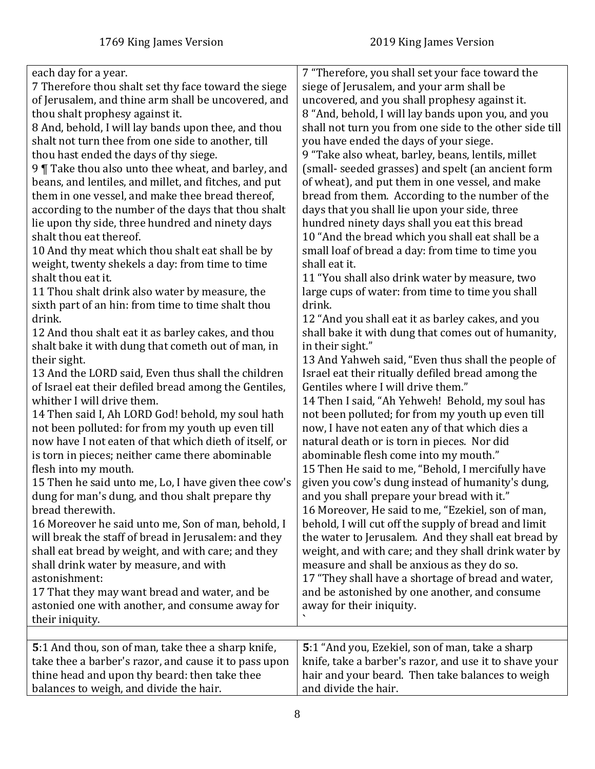| 1769 King James Version | 2019 King James Version |
| --- | --- |
| each day for a year.<br>7 Therefore thou shalt set thy face toward the siege of Jerusalem, and thine arm shall be uncovered, and thou shalt prophesy against it.<br>8 And, behold, I will lay bands upon thee, and thou shalt not turn thee from one side to another, till thou hast ended the days of thy siege.<br>9 ¶ Take thou also unto thee wheat, and barley, and beans, and lentiles, and millet, and fitches, and put them in one vessel, and make thee bread thereof, according to the number of the days that thou shalt lie upon thy side, three hundred and ninety days shalt thou eat thereof.<br>10 And thy meat which thou shalt eat shall be by weight, twenty shekels a day: from time to time shalt thou eat it.<br>11 Thou shalt drink also water by measure, the sixth part of an hin: from time to time shalt thou drink.<br>12 And thou shalt eat it as barley cakes, and thou shalt bake it with dung that cometh out of man, in their sight.<br>13 And the LORD said, Even thus shall the children of Israel eat their defiled bread among the Gentiles, whither I will drive them.<br>14 Then said I, Ah LORD God! behold, my soul hath not been polluted: for from my youth up even till now have I not eaten of that which dieth of itself, or is torn in pieces; neither came there abominable flesh into my mouth.<br>15 Then he said unto me, Lo, I have given thee cow's dung for man's dung, and thou shalt prepare thy bread therewith.<br>16 Moreover he said unto me, Son of man, behold, I will break the staff of bread in Jerusalem: and they shall eat bread by weight, and with care; and they shall drink water by measure, and with astonishment:<br>17 That they may want bread and water, and be astonied one with another, and consume away for their iniquity. | 7 "Therefore, you shall set your face toward the siege of Jerusalem, and your arm shall be uncovered, and you shall prophesy against it.<br>8 "And, behold, I will lay bands upon you, and you shall not turn you from one side to the other side till you have ended the days of your siege.<br>9 "Take also wheat, barley, beans, lentils, millet (small- seeded grasses) and spelt (an ancient form of wheat), and put them in one vessel, and make bread from them. According to the number of the days that you shall lie upon your side, three hundred ninety days shall you eat this bread<br>10 "And the bread which you shall eat shall be a small loaf of bread a day: from time to time you shall eat it.<br>11 "You shall also drink water by measure, two large cups of water: from time to time you shall drink.<br>12 "And you shall eat it as barley cakes, and you shall bake it with dung that comes out of humanity, in their sight."<br>13 And Yahweh said, "Even thus shall the people of Israel eat their ritually defiled bread among the Gentiles where I will drive them."<br>14 Then I said, "Ah Yehweh! Behold, my soul has not been polluted; for from my youth up even till now, I have not eaten any of that which dies a natural death or is torn in pieces. Nor did abominable flesh come into my mouth."<br>15 Then He said to me, "Behold, I mercifully have given you cow's dung instead of humanity's dung, and you shall prepare your bread with it."<br>16 Moreover, He said to me, "Ezekiel, son of man, behold, I will cut off the supply of bread and limit the water to Jerusalem. And they shall eat bread by weight, and with care; and they shall drink water by measure and shall be anxious as they do so.<br>17 "They shall have a shortage of bread and water, and be astonished by one another, and consume away for their iniquity.<br>` |
| | |
| **5**:1 And thou, son of man, take thee a sharp knife, take thee a barber's razor, and cause it to pass upon thine head and upon thy beard: then take thee balances to weigh, and divide the hair. | **5**:1 "And you, Ezekiel, son of man, take a sharp knife, take a barber's razor, and use it to shave your hair and your beard. Then take balances to weigh and divide the hair. |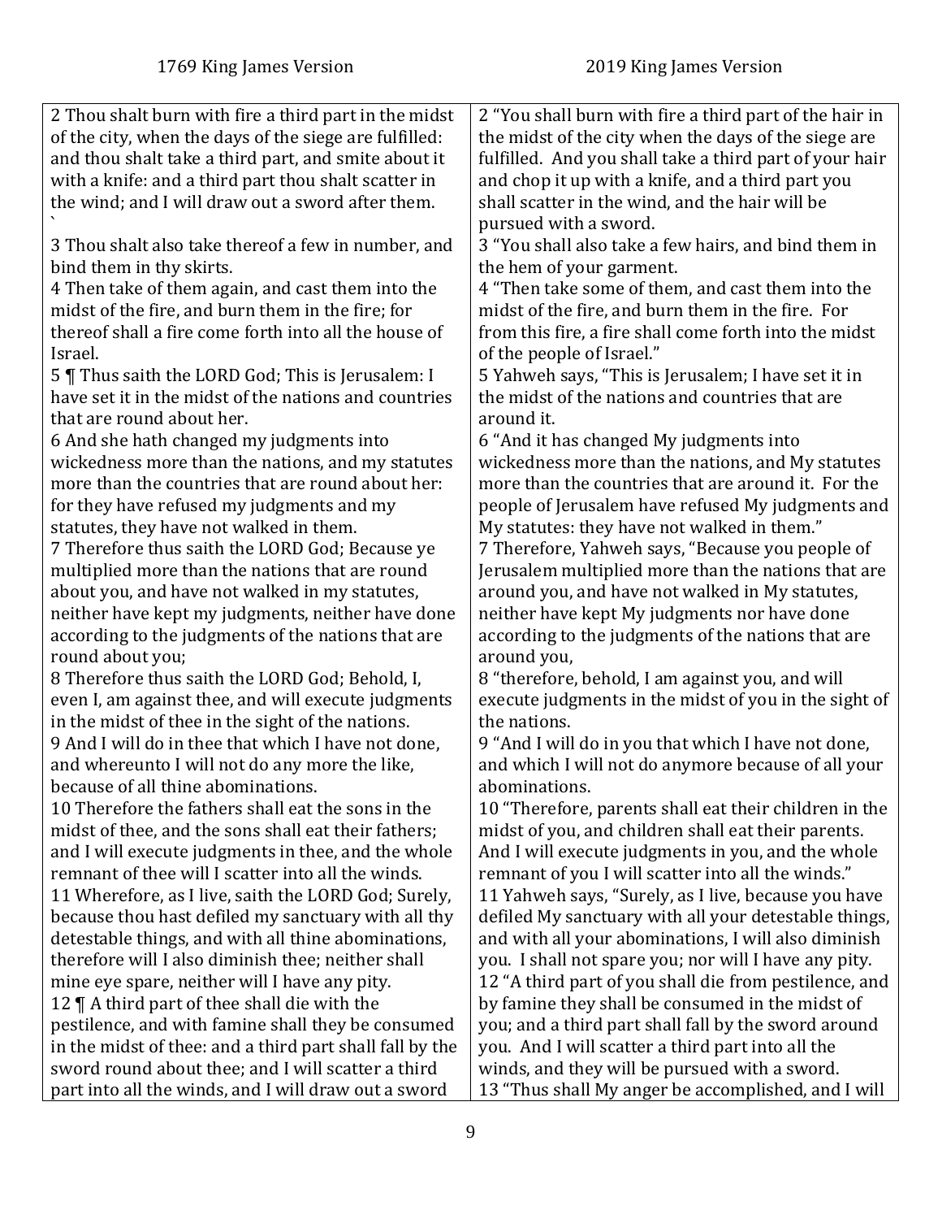| 1769 King James Version | 2019 King James Version |
| --- | --- |
| 2 Thou shalt burn with fire a third part in the midst of the city, when the days of the siege are fulfilled: and thou shalt take a third part, and smite about it with a knife: and a third part thou shalt scatter in the wind; and I will draw out a sword after them. ` | 2 "You shall burn with fire a third part of the hair in the midst of the city when the days of the siege are fulfilled. And you shall take a third part of your hair and chop it up with a knife, and a third part you shall scatter in the wind, and the hair will be pursued with a sword. |
| 3 Thou shalt also take thereof a few in number, and bind them in thy skirts. | 3 "You shall also take a few hairs, and bind them in the hem of your garment. |
| 4 Then take of them again, and cast them into the midst of the fire, and burn them in the fire; for thereof shall a fire come forth into all the house of Israel. | 4 "Then take some of them, and cast them into the midst of the fire, and burn them in the fire. For from this fire, a fire shall come forth into the midst of the people of Israel." |
| 5 ¶ Thus saith the LORD God; This is Jerusalem: I have set it in the midst of the nations and countries that are round about her. | 5 Yahweh says, "This is Jerusalem; I have set it in the midst of the nations and countries that are around it. |
| 6 And she hath changed my judgments into wickedness more than the nations, and my statutes more than the countries that are round about her: for they have refused my judgments and my statutes, they have not walked in them. | 6 "And it has changed My judgments into wickedness more than the nations, and My statutes more than the countries that are around it. For the people of Jerusalem have refused My judgments and My statutes: they have not walked in them." |
| 7 Therefore thus saith the LORD God; Because ye multiplied more than the nations that are round about you, and have not walked in my statutes, neither have kept my judgments, neither have done according to the judgments of the nations that are round about you; | 7 Therefore, Yahweh says, "Because you people of Jerusalem multiplied more than the nations that are around you, and have not walked in My statutes, neither have kept My judgments nor have done according to the judgments of the nations that are around you, |
| 8 Therefore thus saith the LORD God; Behold, I, even I, am against thee, and will execute judgments in the midst of thee in the sight of the nations. | 8 "therefore, behold, I am against you, and will execute judgments in the midst of you in the sight of the nations. |
| 9 And I will do in thee that which I have not done, and whereunto I will not do any more the like, because of all thine abominations. | 9 "And I will do in you that which I have not done, and which I will not do anymore because of all your abominations. |
| 10 Therefore the fathers shall eat the sons in the midst of thee, and the sons shall eat their fathers; and I will execute judgments in thee, and the whole remnant of thee will I scatter into all the winds. | 10 "Therefore, parents shall eat their children in the midst of you, and children shall eat their parents. And I will execute judgments in you, and the whole remnant of you I will scatter into all the winds." |
| 11 Wherefore, as I live, saith the LORD God; Surely, because thou hast defiled my sanctuary with all thy detestable things, and with all thine abominations, therefore will I also diminish thee; neither shall mine eye spare, neither will I have any pity. | 11 Yahweh says, "Surely, as I live, because you have defiled My sanctuary with all your detestable things, and with all your abominations, I will also diminish you. I shall not spare you; nor will I have any pity. |
| 12 ¶ A third part of thee shall die with the pestilence, and with famine shall they be consumed in the midst of thee: and a third part shall fall by the sword round about thee; and I will scatter a third part into all the winds, and I will draw out a sword | 12 "A third part of you shall die from pestilence, and by famine they shall be consumed in the midst of you; and a third part shall fall by the sword around you. And I will scatter a third part into all the winds, and they will be pursued with a sword. |
| | 13 "Thus shall My anger be accomplished, and I will |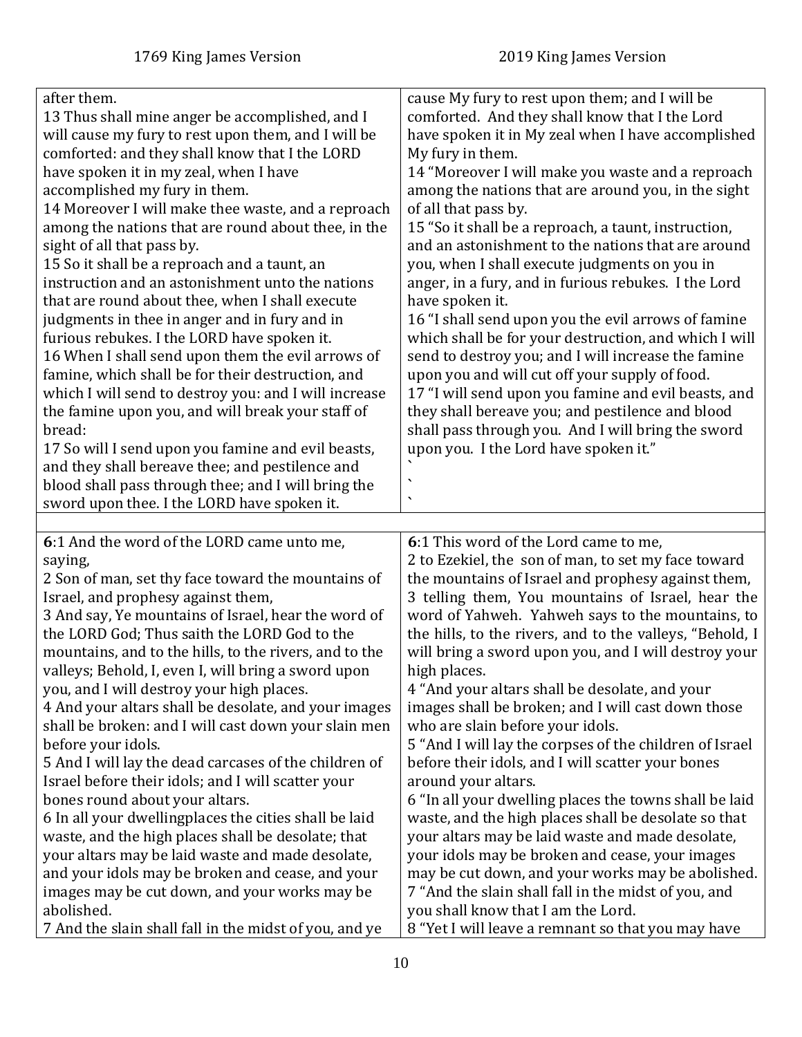| 1769 King James Version | 2019 King James Version |
|---|---|
| after them.<br>13 Thus shall mine anger be accomplished, and I will cause my fury to rest upon them, and I will be comforted: and they shall know that I the LORD have spoken it in my zeal, when I have accomplished my fury in them.<br>14 Moreover I will make thee waste, and a reproach among the nations that are round about thee, in the sight of all that pass by.<br>15 So it shall be a reproach and a taunt, an instruction and an astonishment unto the nations that are round about thee, when I shall execute judgments in thee in anger and in fury and in furious rebukes. I the LORD have spoken it.<br>16 When I shall send upon them the evil arrows of famine, which shall be for their destruction, and which I will send to destroy you: and I will increase the famine upon you, and will break your staff of bread:<br>17 So will I send upon you famine and evil beasts, and they shall bereave thee; and pestilence and blood shall pass through thee; and I will bring the sword upon thee. I the LORD have spoken it. | cause My fury to rest upon them; and I will be comforted. And they shall know that I the Lord have spoken it in My zeal when I have accomplished My fury in them.<br>14 "Moreover I will make you waste and a reproach among the nations that are around you, in the sight of all that pass by.<br>15 "So it shall be a reproach, a taunt, instruction, and an astonishment to the nations that are around you, when I shall execute judgments on you in anger, in a fury, and in furious rebukes. I the Lord have spoken it.<br>16 "I shall send upon you the evil arrows of famine which shall be for your destruction, and which I will send to destroy you; and I will increase the famine upon you and will cut off your supply of food.<br>17 "I will send upon you famine and evil beasts, and they shall bereave you; and pestilence and blood shall pass through you. And I will bring the sword upon you. I the Lord have spoken it."<br>`<br>`<br>` |
| | |
| **6**:1 And the word of the LORD came unto me, saying,<br>2 Son of man, set thy face toward the mountains of Israel, and prophesy against them,<br>3 And say, Ye mountains of Israel, hear the word of the LORD God; Thus saith the LORD God to the mountains, and to the hills, to the rivers, and to the valleys; Behold, I, even I, will bring a sword upon you, and I will destroy your high places.<br>4 And your altars shall be desolate, and your images shall be broken: and I will cast down your slain men before your idols.<br>5 And I will lay the dead carcases of the children of Israel before their idols; and I will scatter your bones round about your altars.<br>6 In all your dwellingplaces the cities shall be laid waste, and the high places shall be desolate; that your altars may be laid waste and made desolate, and your idols may be broken and cease, and your images may be cut down, and your works may be abolished.<br>7 And the slain shall fall in the midst of you, and ye | **6**:1 This word of the Lord came to me,<br>2 to Ezekiel, the son of man, to set my face toward the mountains of Israel and prophesy against them,<br>3 telling them, You mountains of Israel, hear the word of Yahweh. Yahweh says to the mountains, to the hills, to the rivers, and to the valleys, "Behold, I will bring a sword upon you, and I will destroy your high places.<br>4 "And your altars shall be desolate, and your images shall be broken; and I will cast down those who are slain before your idols.<br>5 "And I will lay the corpses of the children of Israel before their idols, and I will scatter your bones around your altars.<br>6 "In all your dwelling places the towns shall be laid waste, and the high places shall be desolate so that your altars may be laid waste and made desolate, your idols may be broken and cease, your images may be cut down, and your works may be abolished.<br>7 "And the slain shall fall in the midst of you, and you shall know that I am the Lord.<br>8 "Yet I will leave a remnant so that you may have |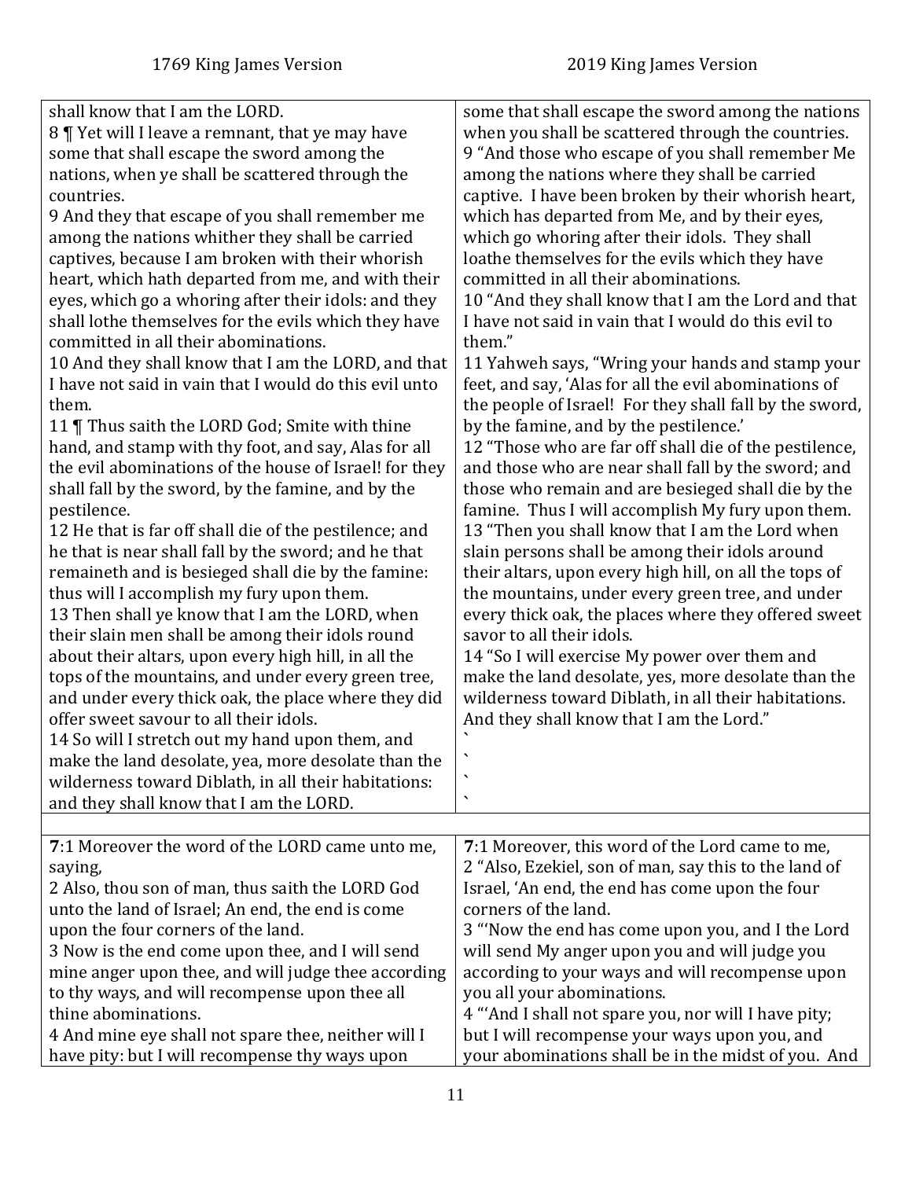| 1769 King James Version | 2019 King James Version |
| --- | --- |
| shall know that I am the LORD.<br>8 ¶ Yet will I leave a remnant, that ye may have some that shall escape the sword among the nations, when ye shall be scattered through the countries.<br>9 And they that escape of you shall remember me among the nations whither they shall be carried captives, because I am broken with their whorish heart, which hath departed from me, and with their eyes, which go a whoring after their idols: and they shall lothe themselves for the evils which they have committed in all their abominations.<br>10 And they shall know that I am the LORD, and that I have not said in vain that I would do this evil unto them.<br>11 ¶ Thus saith the LORD God; Smite with thine hand, and stamp with thy foot, and say, Alas for all the evil abominations of the house of Israel! for they shall fall by the sword, by the famine, and by the pestilence.<br>12 He that is far off shall die of the pestilence; and he that is near shall fall by the sword; and he that remaineth and is besieged shall die by the famine: thus will I accomplish my fury upon them.<br>13 Then shall ye know that I am the LORD, when their slain men shall be among their idols round about their altars, upon every high hill, in all the tops of the mountains, and under every green tree, and under every thick oak, the place where they did offer sweet savour to all their idols.<br>14 So will I stretch out my hand upon them, and make the land desolate, yea, more desolate than the wilderness toward Diblath, in all their habitations: and they shall know that I am the LORD. | some that shall escape the sword among the nations when you shall be scattered through the countries.<br>9 "And those who escape of you shall remember Me among the nations where they shall be carried captive. I have been broken by their whorish heart, which has departed from Me, and by their eyes, which go whoring after their idols. They shall loathe themselves for the evils which they have committed in all their abominations.<br>10 "And they shall know that I am the Lord and that I have not said in vain that I would do this evil to them."<br>11 Yahweh says, "Wring your hands and stamp your feet, and say, 'Alas for all the evil abominations of the people of Israel! For they shall fall by the sword, by the famine, and by the pestilence.'<br>12 "Those who are far off shall die of the pestilence, and those who are near shall fall by the sword; and those who remain and are besieged shall die by the famine. Thus I will accomplish My fury upon them.<br>13 "Then you shall know that I am the Lord when slain persons shall be among their idols around their altars, upon every high hill, on all the tops of the mountains, under every green tree, and under every thick oak, the places where they offered sweet savor to all their idols.<br>14 "So I will exercise My power over them and make the land desolate, yes, more desolate than the wilderness toward Diblath, in all their habitations. And they shall know that I am the Lord."<br>`<br>`<br>`<br>` |
| | |
| **7**:1 Moreover the word of the LORD came unto me, saying,<br>2 Also, thou son of man, thus saith the LORD God unto the land of Israel; An end, the end is come upon the four corners of the land.<br>3 Now is the end come upon thee, and I will send mine anger upon thee, and will judge thee according to thy ways, and will recompense upon thee all thine abominations.<br>4 And mine eye shall not spare thee, neither will I have pity: but I will recompense thy ways upon | **7**:1 Moreover, this word of the Lord came to me,<br>2 "Also, Ezekiel, son of man, say this to the land of Israel, 'An end, the end has come upon the four corners of the land.<br>3 "'Now the end has come upon you, and I the Lord will send My anger upon you and will judge you according to your ways and will recompense upon you all your abominations.<br>4 "'And I shall not spare you, nor will I have pity; but I will recompense your ways upon you, and your abominations shall be in the midst of you. And |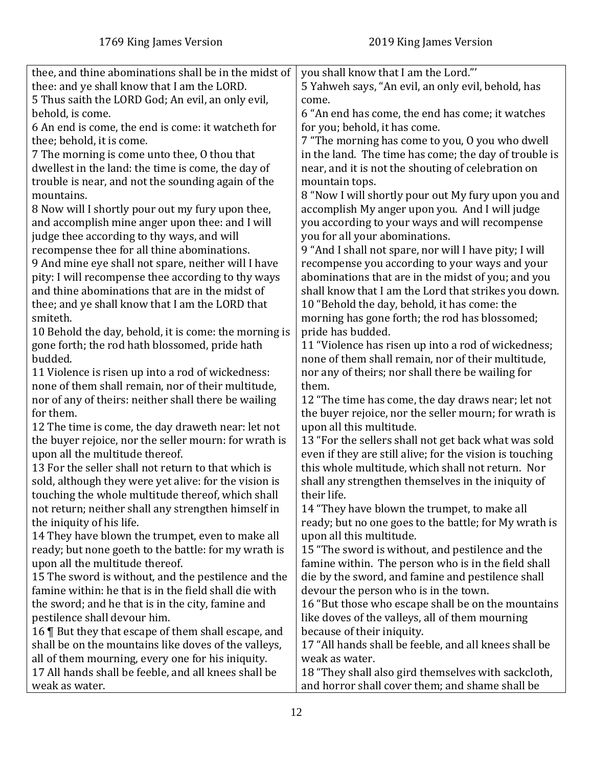thee, and thine abominations shall be in the midst of thee: and ye shall know that I am the LORD.

5 Thus saith the LORD God; An evil, an only evil, behold, is come.

6 An end is come, the end is come: it watcheth for thee; behold, it is come.

7 The morning is come unto thee, O thou that dwellest in the land: the time is come, the day of trouble is near, and not the sounding again of the mountains.

8 Now will I shortly pour out my fury upon thee, and accomplish mine anger upon thee: and I will judge thee according to thy ways, and will recompense thee for all thine abominations.

9 And mine eye shall not spare, neither will I have pity: I will recompense thee according to thy ways and thine abominations that are in the midst of thee; and ye shall know that I am the LORD that smiteth.

10 Behold the day, behold, it is come: the morning is gone forth; the rod hath blossomed, pride hath budded.

11 Violence is risen up into a rod of wickedness: none of them shall remain, nor of their multitude, nor of any of theirs: neither shall there be wailing for them.

12 The time is come, the day draweth near: let not the buyer rejoice, nor the seller mourn: for wrath is upon all the multitude thereof.

13 For the seller shall not return to that which is sold, although they were yet alive: for the vision is touching the whole multitude thereof, which shall not return; neither shall any strengthen himself in the iniquity of his life.

14 They have blown the trumpet, even to make all ready; but none goeth to the battle: for my wrath is upon all the multitude thereof.

15 The sword is without, and the pestilence and the famine within: he that is in the field shall die with the sword; and he that is in the city, famine and pestilence shall devour him.

16 ¶ But they that escape of them shall escape, and shall be on the mountains like doves of the valleys, all of them mourning, every one for his iniquity.

17 All hands shall be feeble, and all knees shall be weak as water.

---

you shall know that I am the Lord."'

5 Yahweh says, "An evil, an only evil, behold, has come.

6 "An end has come, the end has come; it watches for you; behold, it has come.

7 "The morning has come to you, O you who dwell in the land. The time has come; the day of trouble is near, and it is not the shouting of celebration on mountain tops.

8 "Now I will shortly pour out My fury upon you and accomplish My anger upon you. And I will judge you according to your ways and will recompense you for all your abominations.

9 "And I shall not spare, nor will I have pity; I will recompense you according to your ways and your abominations that are in the midst of you; and you shall know that I am the Lord that strikes you down.

10 "Behold the day, behold, it has come: the morning has gone forth; the rod has blossomed; pride has budded.

11 "Violence has risen up into a rod of wickedness; none of them shall remain, nor of their multitude, nor any of theirs; nor shall there be wailing for them.

12 "The time has come, the day draws near; let not the buyer rejoice, nor the seller mourn; for wrath is upon all this multitude.

13 "For the sellers shall not get back what was sold even if they are still alive; for the vision is touching this whole multitude, which shall not return. Nor shall any strengthen themselves in the iniquity of their life.

14 "They have blown the trumpet, to make all ready; but no one goes to the battle; for My wrath is upon all this multitude.

15 "The sword is without, and pestilence and the famine within. The person who is in the field shall die by the sword, and famine and pestilence shall devour the person who is in the town.

16 "But those who escape shall be on the mountains like doves of the valleys, all of them mourning because of their iniquity.

17 "All hands shall be feeble, and all knees shall be weak as water.

18 "They shall also gird themselves with sackcloth, and horror shall cover them; and shame shall be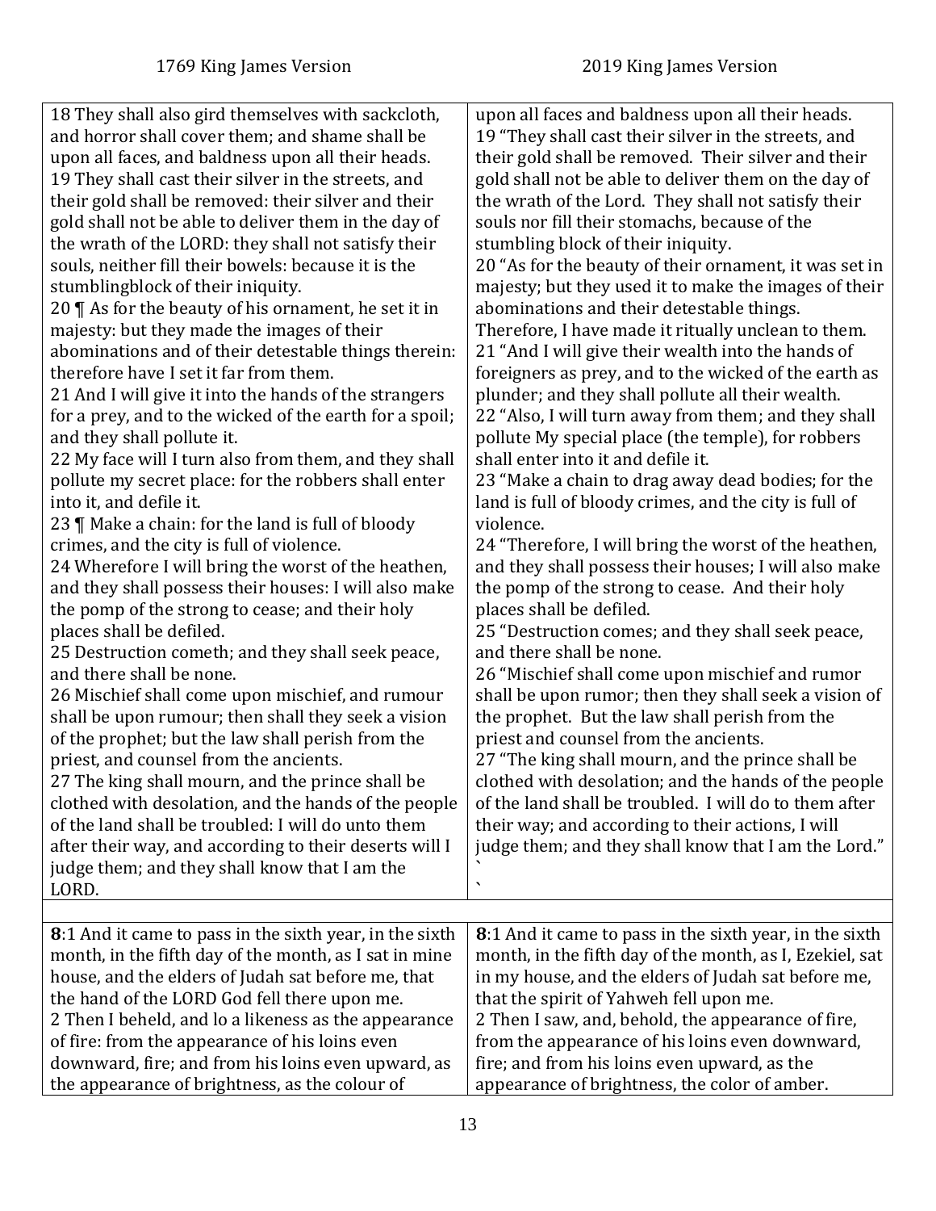| 1769 King James Version | 2019 King James Version |
|---|---|
| 18 They shall also gird themselves with sackcloth, and horror shall cover them; and shame shall be upon all faces, and baldness upon all their heads.<br>19 They shall cast their silver in the streets, and their gold shall be removed: their silver and their gold shall not be able to deliver them in the day of the wrath of the LORD: they shall not satisfy their souls, neither fill their bowels: because it is the stumblingblock of their iniquity.<br>20 ¶ As for the beauty of his ornament, he set it in majesty: but they made the images of their abominations and of their detestable things therein: therefore have I set it far from them.<br>21 And I will give it into the hands of the strangers for a prey, and to the wicked of the earth for a spoil; and they shall pollute it.<br>22 My face will I turn also from them, and they shall pollute my secret place: for the robbers shall enter into it, and defile it.<br>23 ¶ Make a chain: for the land is full of bloody crimes, and the city is full of violence.<br>24 Wherefore I will bring the worst of the heathen, and they shall possess their houses: I will also make the pomp of the strong to cease; and their holy places shall be defiled.<br>25 Destruction cometh; and they shall seek peace, and there shall be none.<br>26 Mischief shall come upon mischief, and rumour shall be upon rumour; then shall they seek a vision of the prophet; but the law shall perish from the priest, and counsel from the ancients.<br>27 The king shall mourn, and the prince shall be clothed with desolation, and the hands of the people of the land shall be troubled: I will do unto them after their way, and according to their deserts will I judge them; and they shall know that I am the LORD. | upon all faces and baldness upon all their heads.<br>19 "They shall cast their silver in the streets, and their gold shall be removed. Their silver and their gold shall not be able to deliver them on the day of the wrath of the Lord. They shall not satisfy their souls nor fill their stomachs, because of the stumbling block of their iniquity.<br>20 "As for the beauty of their ornament, it was set in majesty; but they used it to make the images of their abominations and their detestable things. Therefore, I have made it ritually unclean to them.<br>21 "And I will give their wealth into the hands of foreigners as prey, and to the wicked of the earth as plunder; and they shall pollute all their wealth.<br>22 "Also, I will turn away from them; and they shall pollute My special place (the temple), for robbers shall enter into it and defile it.<br>23 "Make a chain to drag away dead bodies; for the land is full of bloody crimes, and the city is full of violence.<br>24 "Therefore, I will bring the worst of the heathen, and they shall possess their houses; I will also make the pomp of the strong to cease. And their holy places shall be defiled.<br>25 "Destruction comes; and they shall seek peace, and there shall be none.<br>26 "Mischief shall come upon mischief and rumor shall be upon rumor; then they shall seek a vision of the prophet. But the law shall perish from the priest and counsel from the ancients.<br>27 "The king shall mourn, and the prince shall be clothed with desolation; and the hands of the people of the land shall be troubled. I will do to them after their way; and according to their actions, I will judge them; and they shall know that I am the Lord."<br>`<br>` |
| | |
| **8**:1 And it came to pass in the sixth year, in the sixth month, in the fifth day of the month, as I sat in mine house, and the elders of Judah sat before me, that the hand of the LORD God fell there upon me.<br>2 Then I beheld, and lo a likeness as the appearance of fire: from the appearance of his loins even downward, fire; and from his loins even upward, as the appearance of brightness, as the colour of | **8**:1 And it came to pass in the sixth year, in the sixth month, in the fifth day of the month, as I, Ezekiel, sat in my house, and the elders of Judah sat before me, that the spirit of Yahweh fell upon me.<br>2 Then I saw, and, behold, the appearance of fire, from the appearance of his loins even downward, fire; and from his loins even upward, as the appearance of brightness, the color of amber. |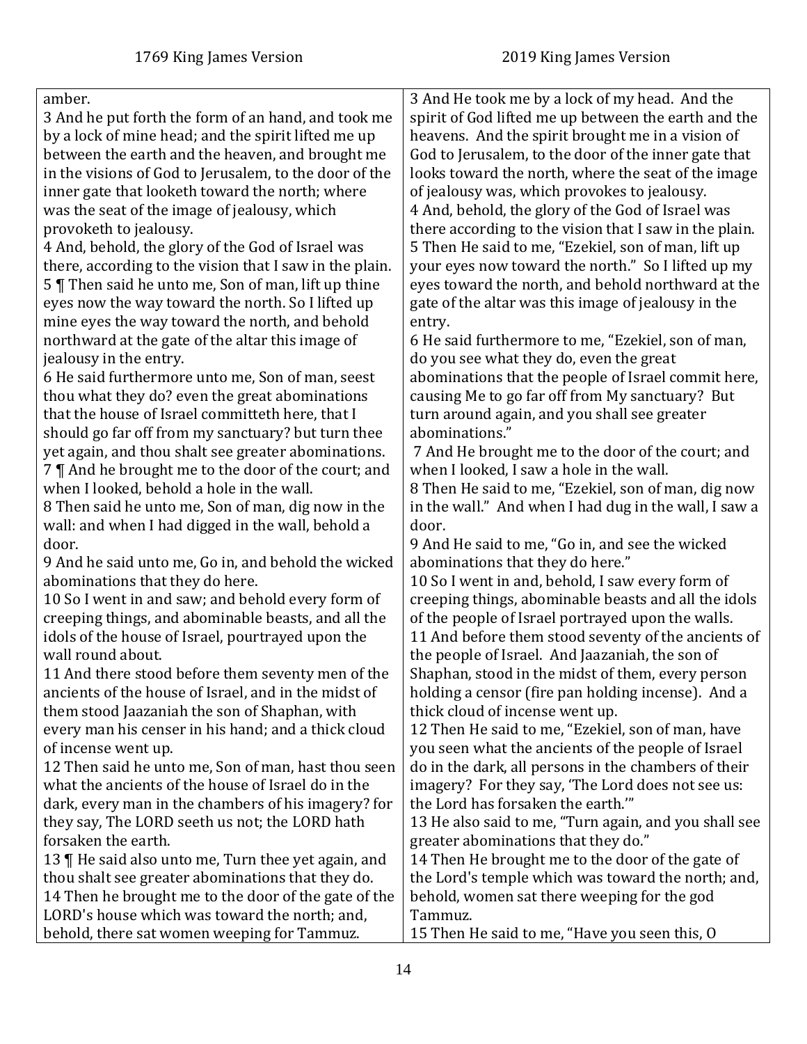| 1769 King James Version | 2019 King James Version |
| --- | --- |
| amber.<br>3 And he put forth the form of an hand, and took me by a lock of mine head; and the spirit lifted me up between the earth and the heaven, and brought me in the visions of God to Jerusalem, to the door of the inner gate that looketh toward the north; where was the seat of the image of jealousy, which provoketh to jealousy.<br>4 And, behold, the glory of the God of Israel was there, according to the vision that I saw in the plain.<br>5 ¶ Then said he unto me, Son of man, lift up thine eyes now the way toward the north. So I lifted up mine eyes the way toward the north, and behold northward at the gate of the altar this image of jealousy in the entry.<br>6 He said furthermore unto me, Son of man, seest thou what they do? even the great abominations that the house of Israel committeth here, that I should go far off from my sanctuary? but turn thee yet again, and thou shalt see greater abominations.<br>7 ¶ And he brought me to the door of the court; and when I looked, behold a hole in the wall.<br>8 Then said he unto me, Son of man, dig now in the wall: and when I had digged in the wall, behold a door.<br>9 And he said unto me, Go in, and behold the wicked abominations that they do here.<br>10 So I went in and saw; and behold every form of creeping things, and abominable beasts, and all the idols of the house of Israel, pourtrayed upon the wall round about.<br>11 And there stood before them seventy men of the ancients of the house of Israel, and in the midst of them stood Jaazaniah the son of Shaphan, with every man his censer in his hand; and a thick cloud of incense went up.<br>12 Then said he unto me, Son of man, hast thou seen what the ancients of the house of Israel do in the dark, every man in the chambers of his imagery? for they say, The LORD seeth us not; the LORD hath forsaken the earth.<br>13 ¶ He said also unto me, Turn thee yet again, and thou shalt see greater abominations that they do.<br>14 Then he brought me to the door of the gate of the LORD's house which was toward the north; and, behold, there sat women weeping for Tammuz. | 3 And He took me by a lock of my head. And the spirit of God lifted me up between the earth and the heavens. And the spirit brought me in a vision of God to Jerusalem, to the door of the inner gate that looks toward the north, where the seat of the image of jealousy was, which provokes to jealousy.<br>4 And, behold, the glory of the God of Israel was there according to the vision that I saw in the plain.<br>5 Then He said to me, "Ezekiel, son of man, lift up your eyes now toward the north." So I lifted up my eyes toward the north, and behold northward at the gate of the altar was this image of jealousy in the entry.<br>6 He said furthermore to me, "Ezekiel, son of man, do you see what they do, even the great abominations that the people of Israel commit here, causing Me to go far off from My sanctuary? But turn around again, and you shall see greater abominations."<br>7 And He brought me to the door of the court; and when I looked, I saw a hole in the wall.<br>8 Then He said to me, "Ezekiel, son of man, dig now in the wall." And when I had dug in the wall, I saw a door.<br>9 And He said to me, "Go in, and see the wicked abominations that they do here."<br>10 So I went in and, behold, I saw every form of creeping things, abominable beasts and all the idols of the people of Israel portrayed upon the walls.<br>11 And before them stood seventy of the ancients of the people of Israel. And Jaazaniah, the son of Shaphan, stood in the midst of them, every person holding a censor (fire pan holding incense). And a thick cloud of incense went up.<br>12 Then He said to me, "Ezekiel, son of man, have you seen what the ancients of the people of Israel do in the dark, all persons in the chambers of their imagery? For they say, 'The Lord does not see us: the Lord has forsaken the earth.'"<br>13 He also said to me, "Turn again, and you shall see greater abominations that they do."<br>14 Then He brought me to the door of the gate of the Lord's temple which was toward the north; and, behold, women sat there weeping for the god Tammuz.<br>15 Then He said to me, "Have you seen this, O |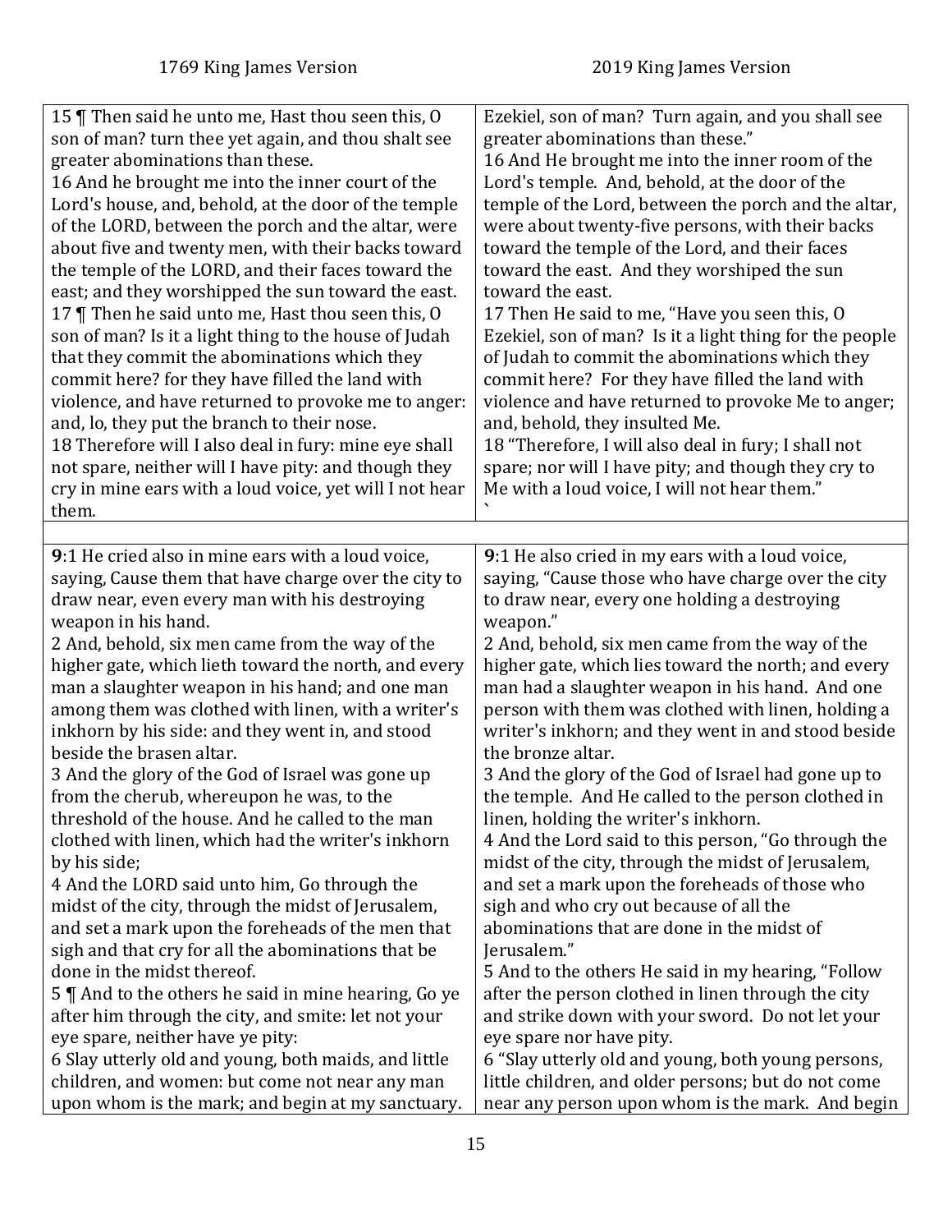| 1769 King James Version | 2019 King James Version |
| --- | --- |
| 15 ¶ Then said he unto me, Hast thou seen this, O son of man? turn thee yet again, and thou shalt see greater abominations than these.<br>16 And he brought me into the inner court of the Lord's house, and, behold, at the door of the temple of the LORD, between the porch and the altar, were about five and twenty men, with their backs toward the temple of the LORD, and their faces toward the east; and they worshipped the sun toward the east.<br>17 ¶ Then he said unto me, Hast thou seen this, O son of man? Is it a light thing to the house of Judah that they commit the abominations which they commit here? for they have filled the land with violence, and have returned to provoke me to anger: and, lo, they put the branch to their nose.<br>18 Therefore will I also deal in fury: mine eye shall not spare, neither will I have pity: and though they cry in mine ears with a loud voice, yet will I not hear them. | Ezekiel, son of man? Turn again, and you shall see greater abominations than these."<br>16 And He brought me into the inner room of the Lord's temple. And, behold, at the door of the temple of the Lord, between the porch and the altar, were about twenty-five persons, with their backs toward the temple of the Lord, and their faces toward the east. And they worshiped the sun toward the east.<br>17 Then He said to me, "Have you seen this, O Ezekiel, son of man? Is it a light thing for the people of Judah to commit the abominations which they commit here? For they have filled the land with violence and have returned to provoke Me to anger; and, behold, they insulted Me.<br>18 "Therefore, I will also deal in fury; I shall not spare; nor will I have pity; and though they cry to Me with a loud voice, I will not hear them."<br>` |
| | |
| **9**:1 He cried also in mine ears with a loud voice, saying, Cause them that have charge over the city to draw near, even every man with his destroying weapon in his hand.<br>2 And, behold, six men came from the way of the higher gate, which lieth toward the north, and every man a slaughter weapon in his hand; and one man among them was clothed with linen, with a writer's inkhorn by his side: and they went in, and stood beside the brasen altar.<br>3 And the glory of the God of Israel was gone up from the cherub, whereupon he was, to the threshold of the house. And he called to the man clothed with linen, which had the writer's inkhorn by his side;<br>4 And the LORD said unto him, Go through the midst of the city, through the midst of Jerusalem, and set a mark upon the foreheads of the men that sigh and that cry for all the abominations that be done in the midst thereof.<br>5 ¶ And to the others he said in mine hearing, Go ye after him through the city, and smite: let not your eye spare, neither have ye pity:<br>6 Slay utterly old and young, both maids, and little children, and women: but come not near any man upon whom is the mark; and begin at my sanctuary. | **9**:1 He also cried in my ears with a loud voice, saying, "Cause those who have charge over the city to draw near, every one holding a destroying weapon."<br>2 And, behold, six men came from the way of the higher gate, which lies toward the north; and every man had a slaughter weapon in his hand. And one person with them was clothed with linen, holding a writer's inkhorn; and they went in and stood beside the bronze altar.<br>3 And the glory of the God of Israel had gone up to the temple. And He called to the person clothed in linen, holding the writer's inkhorn.<br>4 And the Lord said to this person, "Go through the midst of the city, through the midst of Jerusalem, and set a mark upon the foreheads of those who sigh and who cry out because of all the abominations that are done in the midst of Jerusalem."<br>5 And to the others He said in my hearing, "Follow after the person clothed in linen through the city and strike down with your sword. Do not let your eye spare nor have pity.<br>6 "Slay utterly old and young, both young persons, little children, and older persons; but do not come near any person upon whom is the mark. And begin |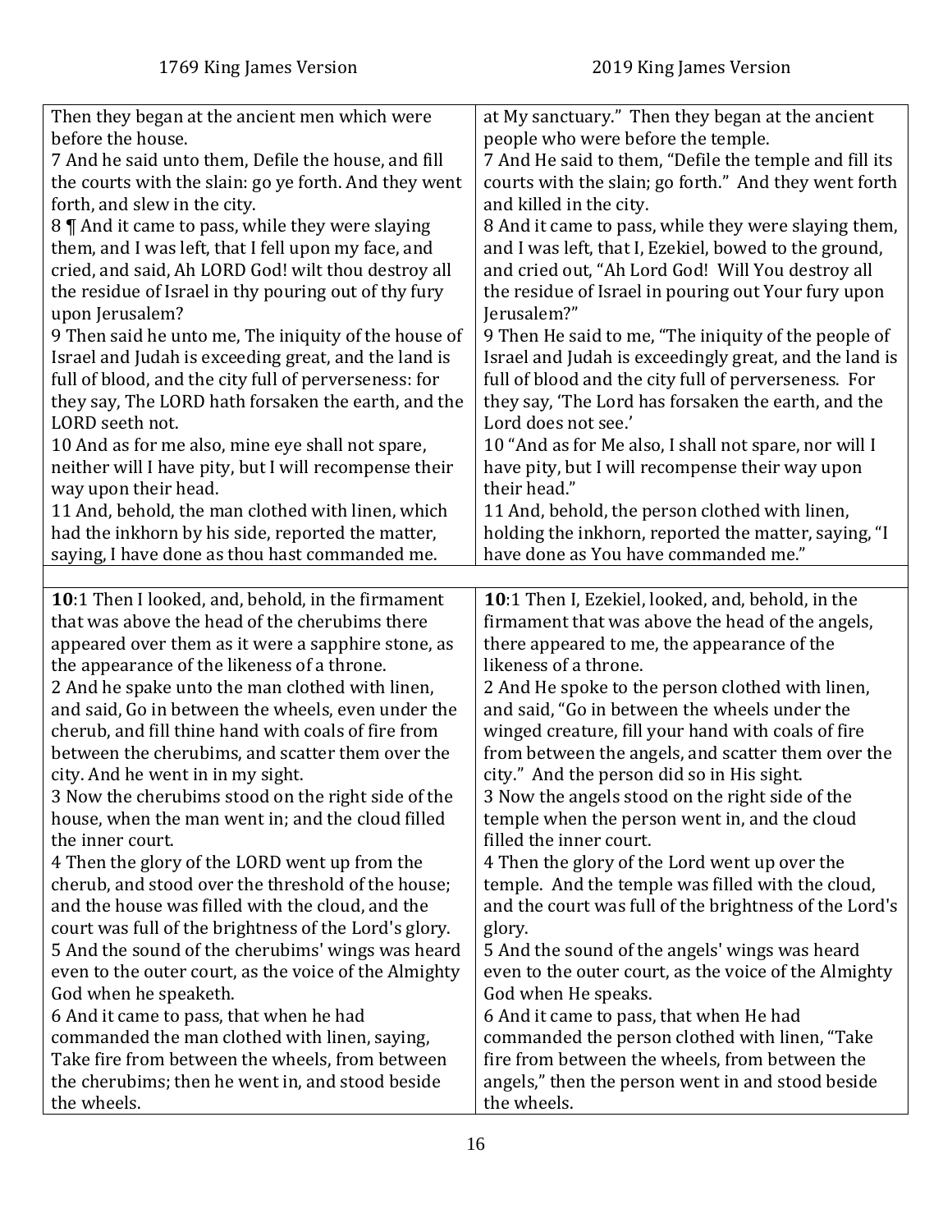| 1769 King James Version | 2019 King James Version |
|---|---|
| Then they began at the ancient men which were before the house.<br>7 And he said unto them, Defile the house, and fill the courts with the slain: go ye forth. And they went forth, and slew in the city.<br>8 ¶ And it came to pass, while they were slaying them, and I was left, that I fell upon my face, and cried, and said, Ah LORD God! wilt thou destroy all the residue of Israel in thy pouring out of thy fury upon Jerusalem?<br>9 Then said he unto me, The iniquity of the house of Israel and Judah is exceeding great, and the land is full of blood, and the city full of perverseness: for they say, The LORD hath forsaken the earth, and the LORD seeth not.<br>10 And as for me also, mine eye shall not spare, neither will I have pity, but I will recompense their way upon their head.<br>11 And, behold, the man clothed with linen, which had the inkhorn by his side, reported the matter, saying, I have done as thou hast commanded me. | at My sanctuary." Then they began at the ancient people who were before the temple.<br>7 And He said to them, "Defile the temple and fill its courts with the slain; go forth." And they went forth and killed in the city.<br>8 And it came to pass, while they were slaying them, and I was left, that I, Ezekiel, bowed to the ground, and cried out, "Ah Lord God! Will You destroy all the residue of Israel in pouring out Your fury upon Jerusalem?"<br>9 Then He said to me, "The iniquity of the people of Israel and Judah is exceedingly great, and the land is full of blood and the city full of perverseness. For they say, 'The Lord has forsaken the earth, and the Lord does not see.'<br>10 "And as for Me also, I shall not spare, nor will I have pity, but I will recompense their way upon their head."<br>11 And, behold, the person clothed with linen, holding the inkhorn, reported the matter, saying, "I have done as You have commanded me." |
| | |
| **10**:1 Then I looked, and, behold, in the firmament that was above the head of the cherubims there appeared over them as it were a sapphire stone, as the appearance of the likeness of a throne.<br>2 And he spake unto the man clothed with linen, and said, Go in between the wheels, even under the cherub, and fill thine hand with coals of fire from between the cherubims, and scatter them over the city. And he went in in my sight.<br>3 Now the cherubims stood on the right side of the house, when the man went in; and the cloud filled the inner court.<br>4 Then the glory of the LORD went up from the cherub, and stood over the threshold of the house; and the house was filled with the cloud, and the court was full of the brightness of the Lord's glory.<br>5 And the sound of the cherubims' wings was heard even to the outer court, as the voice of the Almighty God when he speaketh.<br>6 And it came to pass, that when he had commanded the man clothed with linen, saying, Take fire from between the wheels, from between the cherubims; then he went in, and stood beside the wheels. | **10**:1 Then I, Ezekiel, looked, and, behold, in the firmament that was above the head of the angels, there appeared to me, the appearance of the likeness of a throne.<br>2 And He spoke to the person clothed with linen, and said, "Go in between the wheels under the winged creature, fill your hand with coals of fire from between the angels, and scatter them over the city." And the person did so in His sight.<br>3 Now the angels stood on the right side of the temple when the person went in, and the cloud filled the inner court.<br>4 Then the glory of the Lord went up over the temple. And the temple was filled with the cloud, and the court was full of the brightness of the Lord's glory.<br>5 And the sound of the angels' wings was heard even to the outer court, as the voice of the Almighty God when He speaks.<br>6 And it came to pass, that when He had commanded the person clothed with linen, "Take fire from between the wheels, from between the angels," then the person went in and stood beside the wheels. |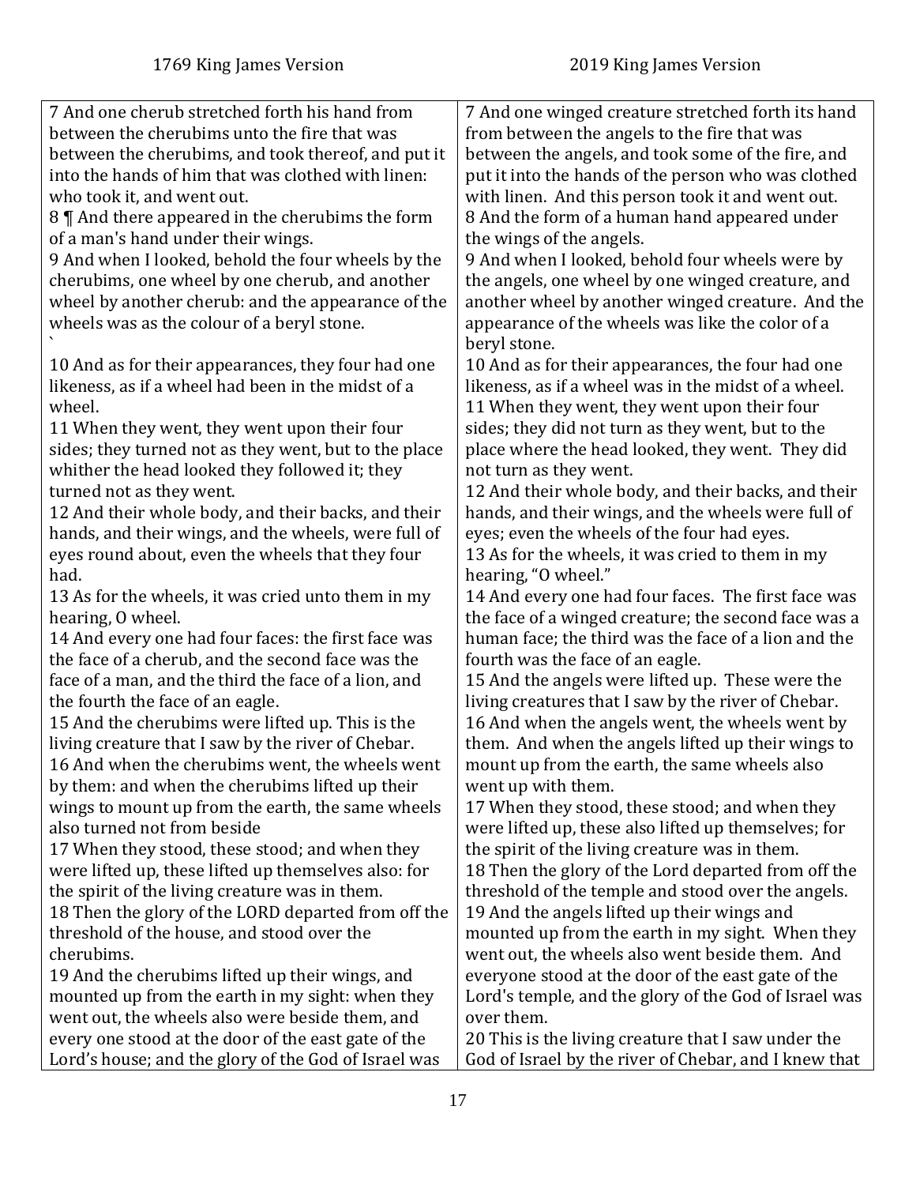| 1769 King James Version | 2019 King James Version |
|---|---|
| 7 And one cherub stretched forth his hand from between the cherubims unto the fire that was between the cherubims, and took thereof, and put it into the hands of him that was clothed with linen: who took it, and went out. | 7 And one winged creature stretched forth its hand from between the angels to the fire that was between the angels, and took some of the fire, and put it into the hands of the person who was clothed with linen. And this person took it and went out. |
| 8 ¶ And there appeared in the cherubims the form of a man's hand under their wings. | 8 And the form of a human hand appeared under the wings of the angels. |
| 9 And when I looked, behold the four wheels by the cherubims, one wheel by one cherub, and another wheel by another cherub: and the appearance of the wheels was as the colour of a beryl stone. ` | 9 And when I looked, behold four wheels were by the angels, one wheel by one winged creature, and another wheel by another winged creature. And the appearance of the wheels was like the color of a beryl stone. |
| 10 And as for their appearances, they four had one likeness, as if a wheel had been in the midst of a wheel. | 10 And as for their appearances, the four had one likeness, as if a wheel was in the midst of a wheel. |
| 11 When they went, they went upon their four sides; they turned not as they went, but to the place whither the head looked they followed it; they turned not as they went. | 11 When they went, they went upon their four sides; they did not turn as they went, but to the place where the head looked, they went. They did not turn as they went. |
| 12 And their whole body, and their backs, and their hands, and their wings, and the wheels, were full of eyes round about, even the wheels that they four had. | 12 And their whole body, and their backs, and their hands, and their wings, and the wheels were full of eyes; even the wheels of the four had eyes. |
| 13 As for the wheels, it was cried unto them in my hearing, O wheel. | 13 As for the wheels, it was cried to them in my hearing, "O wheel." |
| 14 And every one had four faces: the first face was the face of a cherub, and the second face was the face of a man, and the third the face of a lion, and the fourth the face of an eagle. | 14 And every one had four faces. The first face was the face of a winged creature; the second face was a human face; the third was the face of a lion and the fourth was the face of an eagle. |
| 15 And the cherubims were lifted up. This is the living creature that I saw by the river of Chebar. | 15 And the angels were lifted up. These were the living creatures that I saw by the river of Chebar. |
| 16 And when the cherubims went, the wheels went by them: and when the cherubims lifted up their wings to mount up from the earth, the same wheels also turned not from beside | 16 And when the angels went, the wheels went by them. And when the angels lifted up their wings to mount up from the earth, the same wheels also went up with them. |
| 17 When they stood, these stood; and when they were lifted up, these lifted up themselves also: for the spirit of the living creature was in them. | 17 When they stood, these stood; and when they were lifted up, these also lifted up themselves; for the spirit of the living creature was in them. |
| 18 Then the glory of the LORD departed from off the threshold of the house, and stood over the cherubims. | 18 Then the glory of the Lord departed from off the threshold of the temple and stood over the angels. |
| 19 And the cherubims lifted up their wings, and mounted up from the earth in my sight: when they went out, the wheels also were beside them, and every one stood at the door of the east gate of the Lord's house; and the glory of the God of Israel was | 19 And the angels lifted up their wings and mounted up from the earth in my sight. When they went out, the wheels also went beside them. And everyone stood at the door of the east gate of the Lord's temple, and the glory of the God of Israel was over them. |
| | 20 This is the living creature that I saw under the God of Israel by the river of Chebar, and I knew that |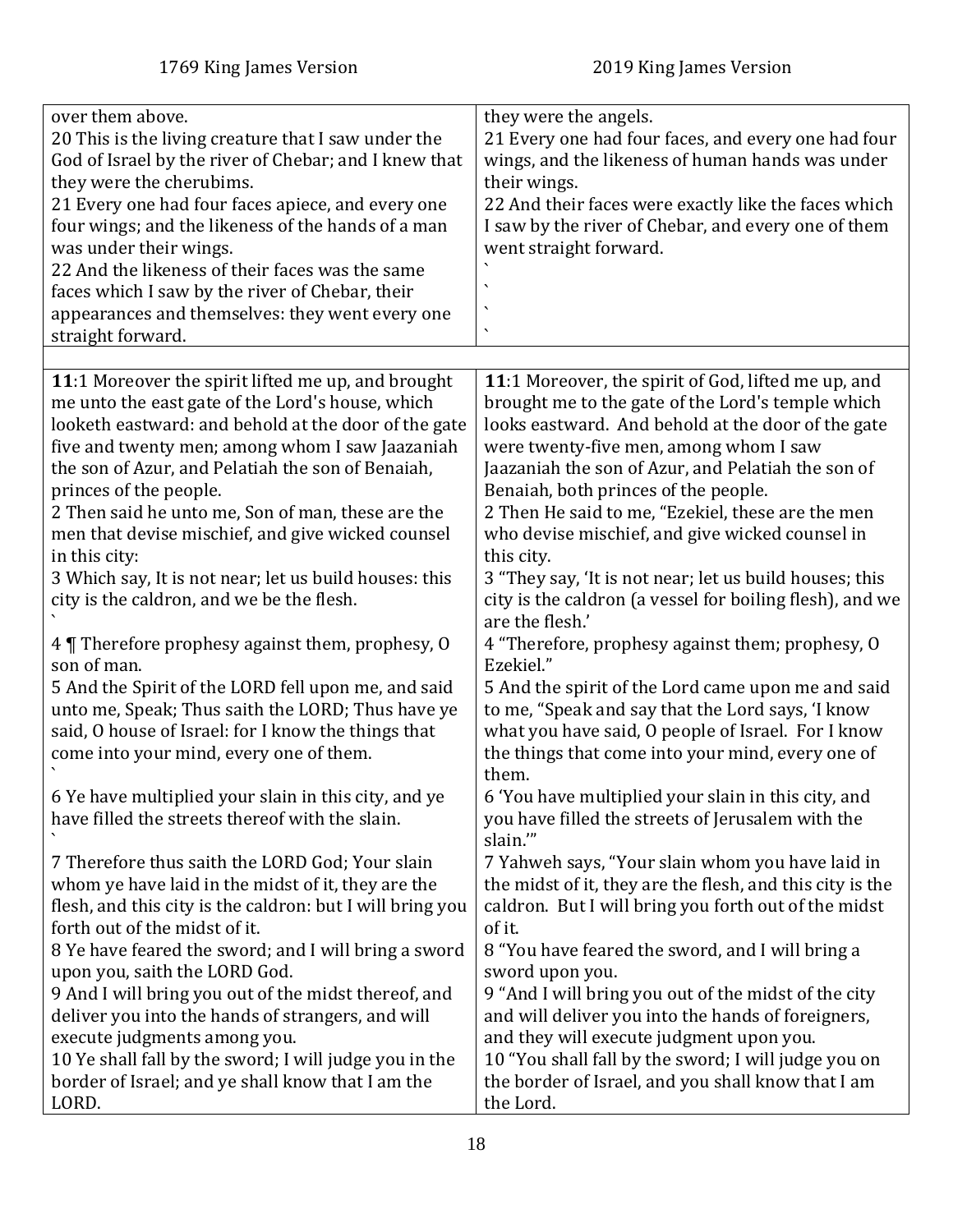| 1769 King James Version | 2019 King James Version |
|---|---|
| over them above.<br>20 This is the living creature that I saw under the God of Israel by the river of Chebar; and I knew that they were the cherubims.<br>21 Every one had four faces apiece, and every one four wings; and the likeness of the hands of a man was under their wings.<br>22 And the likeness of their faces was the same faces which I saw by the river of Chebar, their appearances and themselves: they went every one straight forward. | they were the angels.<br>21 Every one had four faces, and every one had four wings, and the likeness of human hands was under their wings.<br>22 And their faces were exactly like the faces which I saw by the river of Chebar, and every one of them went straight forward.<br>`<br>`<br>`<br>` |
| | |
| **11**:1 Moreover the spirit lifted me up, and brought me unto the east gate of the Lord's house, which looketh eastward: and behold at the door of the gate five and twenty men; among whom I saw Jaazaniah the son of Azur, and Pelatiah the son of Benaiah, princes of the people.<br>2 Then said he unto me, Son of man, these are the men that devise mischief, and give wicked counsel in this city:<br>3 Which say, It is not near; let us build houses: this city is the caldron, and we be the flesh.<br>`<br>4 ¶ Therefore prophesy against them, prophesy, O son of man.<br>5 And the Spirit of the LORD fell upon me, and said unto me, Speak; Thus saith the LORD; Thus have ye said, O house of Israel: for I know the things that come into your mind, every one of them.<br>`<br>6 Ye have multiplied your slain in this city, and ye have filled the streets thereof with the slain.<br>`<br>7 Therefore thus saith the LORD God; Your slain whom ye have laid in the midst of it, they are the flesh, and this city is the caldron: but I will bring you forth out of the midst of it.<br>8 Ye have feared the sword; and I will bring a sword upon you, saith the LORD God.<br>9 And I will bring you out of the midst thereof, and deliver you into the hands of strangers, and will execute judgments among you.<br>10 Ye shall fall by the sword; I will judge you in the border of Israel; and ye shall know that I am the LORD. | **11**:1 Moreover, the spirit of God, lifted me up, and brought me to the gate of the Lord's temple which looks eastward. And behold at the door of the gate were twenty-five men, among whom I saw Jaazaniah the son of Azur, and Pelatiah the son of Benaiah, both princes of the people.<br>2 Then He said to me, "Ezekiel, these are the men who devise mischief, and give wicked counsel in this city.<br>3 "They say, 'It is not near; let us build houses; this city is the caldron (a vessel for boiling flesh), and we are the flesh.'<br>4 "Therefore, prophesy against them; prophesy, O Ezekiel."<br>5 And the spirit of the Lord came upon me and said to me, "Speak and say that the Lord says, 'I know what you have said, O people of Israel. For I know the things that come into your mind, every one of them.<br>6 'You have multiplied your slain in this city, and you have filled the streets of Jerusalem with the slain.'"<br>7 Yahweh says, "Your slain whom you have laid in the midst of it, they are the flesh, and this city is the caldron. But I will bring you forth out of the midst of it.<br>8 "You have feared the sword, and I will bring a sword upon you.<br>9 "And I will bring you out of the midst of the city and will deliver you into the hands of foreigners, and they will execute judgment upon you.<br>10 "You shall fall by the sword; I will judge you on the border of Israel, and you shall know that I am the Lord. |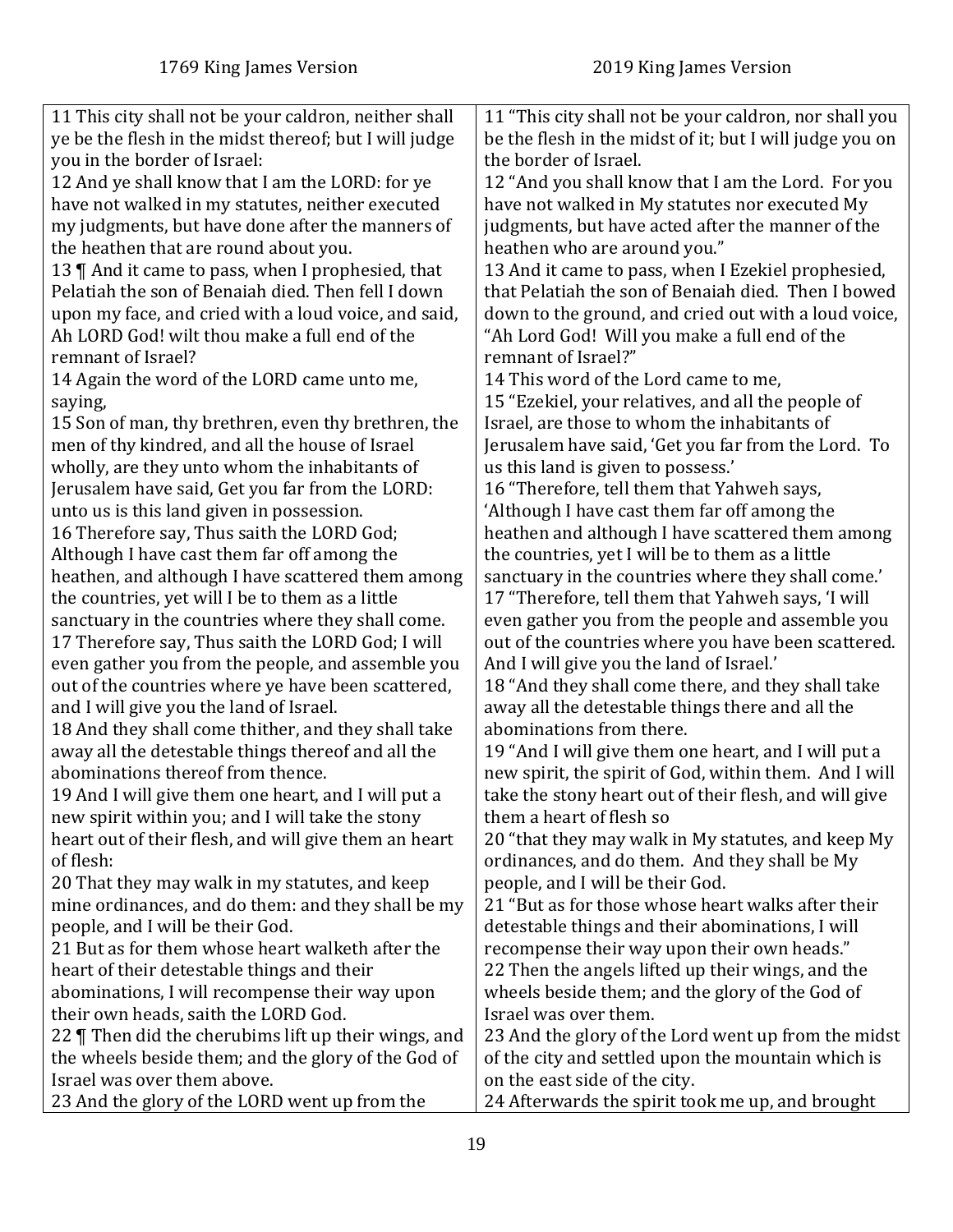| 1769 King James Version | 2019 King James Version |
| --- | --- |
| 11 This city shall not be your caldron, neither shall ye be the flesh in the midst thereof; but I will judge you in the border of Israel: | 11 "This city shall not be your caldron, nor shall you be the flesh in the midst of it; but I will judge you on the border of Israel. |
| 12 And ye shall know that I am the LORD: for ye have not walked in my statutes, neither executed my judgments, but have done after the manners of the heathen that are round about you. | 12 "And you shall know that I am the Lord. For you have not walked in My statutes nor executed My judgments, but have acted after the manner of the heathen who are around you." |
| 13 ¶ And it came to pass, when I prophesied, that Pelatiah the son of Benaiah died. Then fell I down upon my face, and cried with a loud voice, and said, Ah LORD God! wilt thou make a full end of the remnant of Israel? | 13 And it came to pass, when I Ezekiel prophesied, that Pelatiah the son of Benaiah died. Then I bowed down to the ground, and cried out with a loud voice, "Ah Lord God! Will you make a full end of the remnant of Israel?" |
| 14 Again the word of the LORD came unto me, saying, | 14 This word of the Lord came to me, |
| 15 Son of man, thy brethren, even thy brethren, the men of thy kindred, and all the house of Israel wholly, are they unto whom the inhabitants of Jerusalem have said, Get you far from the LORD: unto us is this land given in possession. | 15 "Ezekiel, your relatives, and all the people of Israel, are those to whom the inhabitants of Jerusalem have said, 'Get you far from the Lord. To us this land is given to possess.' |
| 16 Therefore say, Thus saith the LORD God; Although I have cast them far off among the heathen, and although I have scattered them among the countries, yet will I be to them as a little sanctuary in the countries where they shall come. | 16 "Therefore, tell them that Yahweh says, 'Although I have cast them far off among the heathen and although I have scattered them among the countries, yet I will be to them as a little sanctuary in the countries where they shall come.' |
| 17 Therefore say, Thus saith the LORD God; I will even gather you from the people, and assemble you out of the countries where ye have been scattered, and I will give you the land of Israel. | 17 "Therefore, tell them that Yahweh says, 'I will even gather you from the people and assemble you out of the countries where you have been scattered. And I will give you the land of Israel.' |
| 18 And they shall come thither, and they shall take away all the detestable things thereof and all the abominations thereof from thence. | 18 "And they shall come there, and they shall take away all the detestable things there and all the abominations from there. |
| 19 And I will give them one heart, and I will put a new spirit within you; and I will take the stony heart out of their flesh, and will give them an heart of flesh: | 19 "And I will give them one heart, and I will put a new spirit, the spirit of God, within them. And I will take the stony heart out of their flesh, and will give them a heart of flesh so |
| 20 That they may walk in my statutes, and keep mine ordinances, and do them: and they shall be my people, and I will be their God. | 20 "that they may walk in My statutes, and keep My ordinances, and do them. And they shall be My people, and I will be their God. |
| 21 But as for them whose heart walketh after the heart of their detestable things and their abominations, I will recompense their way upon their own heads, saith the LORD God. | 21 "But as for those whose heart walks after their detestable things and their abominations, I will recompense their way upon their own heads." |
| 22 ¶ Then did the cherubims lift up their wings, and the wheels beside them; and the glory of the God of Israel was over them above. | 22 Then the angels lifted up their wings, and the wheels beside them; and the glory of the God of Israel was over them. |
| 23 And the glory of the LORD went up from the | 23 And the glory of the Lord went up from the midst of the city and settled upon the mountain which is on the east side of the city. |
| | 24 Afterwards the spirit took me up, and brought |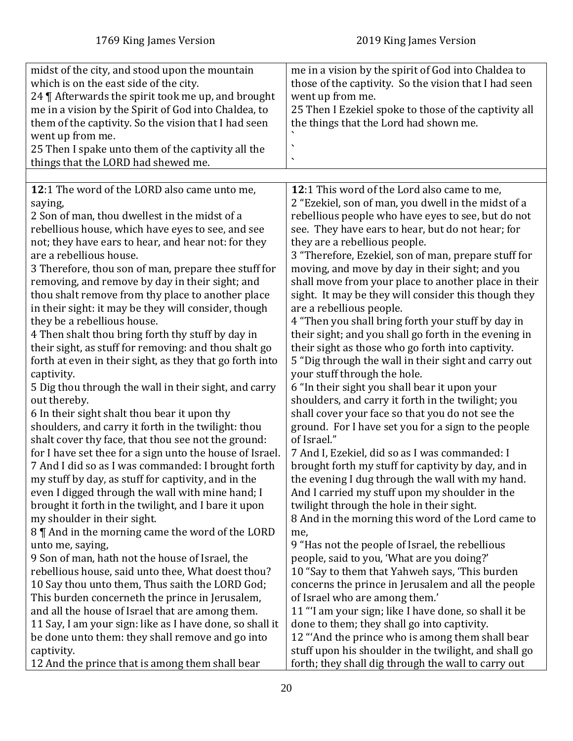| 1769 King James Version | 2019 King James Version |
|---|---|
| midst of the city, and stood upon the mountain which is on the east side of the city.<br>24 ¶ Afterwards the spirit took me up, and brought me in a vision by the Spirit of God into Chaldea, to them of the captivity. So the vision that I had seen went up from me.<br>25 Then I spake unto them of the captivity all the things that the LORD had shewed me. | me in a vision by the spirit of God into Chaldea to those of the captivity. So the vision that I had seen went up from me.<br>25 Then I Ezekiel spoke to those of the captivity all the things that the Lord had shown me.<br>`<br>`<br>` |
| | |
| **12**:1 The word of the LORD also came unto me, saying,<br>2 Son of man, thou dwellest in the midst of a rebellious house, which have eyes to see, and see not; they have ears to hear, and hear not: for they are a rebellious house.<br>3 Therefore, thou son of man, prepare thee stuff for removing, and remove by day in their sight; and thou shalt remove from thy place to another place in their sight: it may be they will consider, though they be a rebellious house.<br>4 Then shalt thou bring forth thy stuff by day in their sight, as stuff for removing: and thou shalt go forth at even in their sight, as they that go forth into captivity.<br>5 Dig thou through the wall in their sight, and carry out thereby.<br>6 In their sight shalt thou bear it upon thy shoulders, and carry it forth in the twilight: thou shalt cover thy face, that thou see not the ground: for I have set thee for a sign unto the house of Israel.<br>7 And I did so as I was commanded: I brought forth my stuff by day, as stuff for captivity, and in the even I digged through the wall with mine hand; I brought it forth in the twilight, and I bare it upon my shoulder in their sight.<br>8 ¶ And in the morning came the word of the LORD unto me, saying,<br>9 Son of man, hath not the house of Israel, the rebellious house, said unto thee, What doest thou?<br>10 Say thou unto them, Thus saith the LORD God; This burden concerneth the prince in Jerusalem, and all the house of Israel that are among them.<br>11 Say, I am your sign: like as I have done, so shall it be done unto them: they shall remove and go into captivity.<br>12 And the prince that is among them shall bear | **12**:1 This word of the Lord also came to me,<br>2 "Ezekiel, son of man, you dwell in the midst of a rebellious people who have eyes to see, but do not see. They have ears to hear, but do not hear; for they are a rebellious people.<br>3 "Therefore, Ezekiel, son of man, prepare stuff for moving, and move by day in their sight; and you shall move from your place to another place in their sight. It may be they will consider this though they are a rebellious people.<br>4 "Then you shall bring forth your stuff by day in their sight; and you shall go forth in the evening in their sight as those who go forth into captivity.<br>5 "Dig through the wall in their sight and carry out your stuff through the hole.<br>6 "In their sight you shall bear it upon your shoulders, and carry it forth in the twilight; you shall cover your face so that you do not see the ground. For I have set you for a sign to the people of Israel."<br>7 And I, Ezekiel, did so as I was commanded: I brought forth my stuff for captivity by day, and in the evening I dug through the wall with my hand. And I carried my stuff upon my shoulder in the twilight through the hole in their sight.<br>8 And in the morning this word of the Lord came to me,<br>9 "Has not the people of Israel, the rebellious people, said to you, 'What are you doing?'<br>10 "Say to them that Yahweh says, 'This burden concerns the prince in Jerusalem and all the people of Israel who are among them.'<br>11 "'I am your sign; like I have done, so shall it be done to them; they shall go into captivity.<br>12 "'And the prince who is among them shall bear stuff upon his shoulder in the twilight, and shall go forth; they shall dig through the wall to carry out |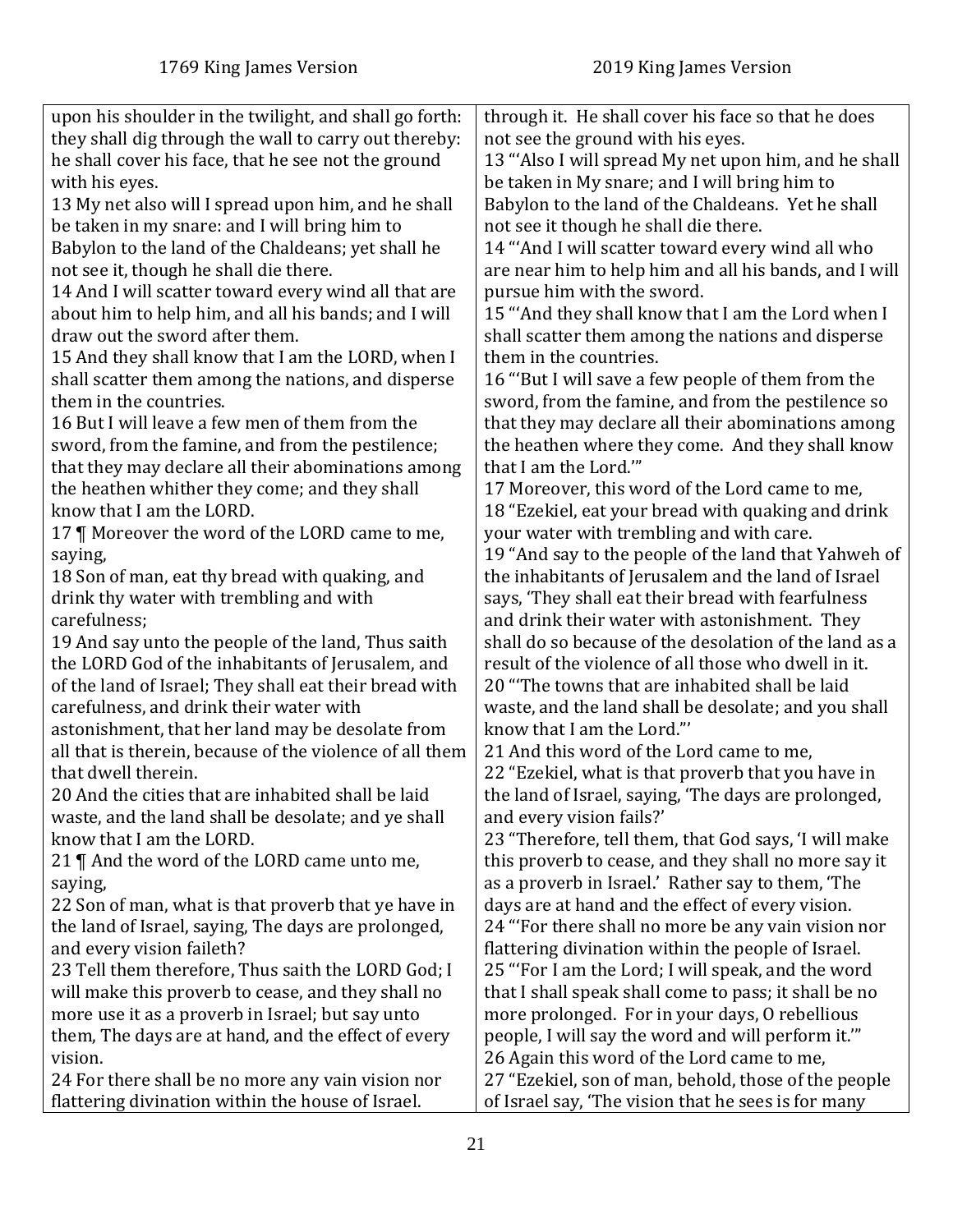| 1769 King James Version | 2019 King James Version |
|---|---|
| upon his shoulder in the twilight, and shall go forth: they shall dig through the wall to carry out thereby: he shall cover his face, that he see not the ground with his eyes.<br>13 My net also will I spread upon him, and he shall be taken in my snare: and I will bring him to Babylon to the land of the Chaldeans; yet shall he not see it, though he shall die there.<br>14 And I will scatter toward every wind all that are about him to help him, and all his bands; and I will draw out the sword after them.<br>15 And they shall know that I am the LORD, when I shall scatter them among the nations, and disperse them in the countries.<br>16 But I will leave a few men of them from the sword, from the famine, and from the pestilence; that they may declare all their abominations among the heathen whither they come; and they shall know that I am the LORD.<br>17 ¶ Moreover the word of the LORD came to me, saying,<br>18 Son of man, eat thy bread with quaking, and drink thy water with trembling and with carefulness;<br>19 And say unto the people of the land, Thus saith the LORD God of the inhabitants of Jerusalem, and of the land of Israel; They shall eat their bread with carefulness, and drink their water with astonishment, that her land may be desolate from all that is therein, because of the violence of all them that dwell therein.<br>20 And the cities that are inhabited shall be laid waste, and the land shall be desolate; and ye shall know that I am the LORD.<br>21 ¶ And the word of the LORD came unto me, saying,<br>22 Son of man, what is that proverb that ye have in the land of Israel, saying, The days are prolonged, and every vision faileth?<br>23 Tell them therefore, Thus saith the LORD God; I will make this proverb to cease, and they shall no more use it as a proverb in Israel; but say unto them, The days are at hand, and the effect of every vision.<br>24 For there shall be no more any vain vision nor flattering divination within the house of Israel. | through it. He shall cover his face so that he does not see the ground with his eyes.<br>13 "'Also I will spread My net upon him, and he shall be taken in My snare; and I will bring him to Babylon to the land of the Chaldeans. Yet he shall not see it though he shall die there.<br>14 "'And I will scatter toward every wind all who are near him to help him and all his bands, and I will pursue him with the sword.<br>15 "'And they shall know that I am the Lord when I shall scatter them among the nations and disperse them in the countries.<br>16 "'But I will save a few people of them from the sword, from the famine, and from the pestilence so that they may declare all their abominations among the heathen where they come. And they shall know that I am the Lord.'"<br>17 Moreover, this word of the Lord came to me,<br>18 "Ezekiel, eat your bread with quaking and drink your water with trembling and with care.<br>19 "And say to the people of the land that Yahweh of the inhabitants of Jerusalem and the land of Israel says, 'They shall eat their bread with fearfulness and drink their water with astonishment. They shall do so because of the desolation of the land as a result of the violence of all those who dwell in it.<br>20 "'The towns that are inhabited shall be laid waste, and the land shall be desolate; and you shall know that I am the Lord."'<br>21 And this word of the Lord came to me,<br>22 "Ezekiel, what is that proverb that you have in the land of Israel, saying, 'The days are prolonged, and every vision fails?'<br>23 "Therefore, tell them, that God says, 'I will make this proverb to cease, and they shall no more say it as a proverb in Israel.' Rather say to them, 'The days are at hand and the effect of every vision.<br>24 "'For there shall no more be any vain vision nor flattering divination within the people of Israel.<br>25 "'For I am the Lord; I will speak, and the word that I shall speak shall come to pass; it shall be no more prolonged. For in your days, O rebellious people, I will say the word and will perform it.'"<br>26 Again this word of the Lord came to me,<br>27 "Ezekiel, son of man, behold, those of the people of Israel say, 'The vision that he sees is for many |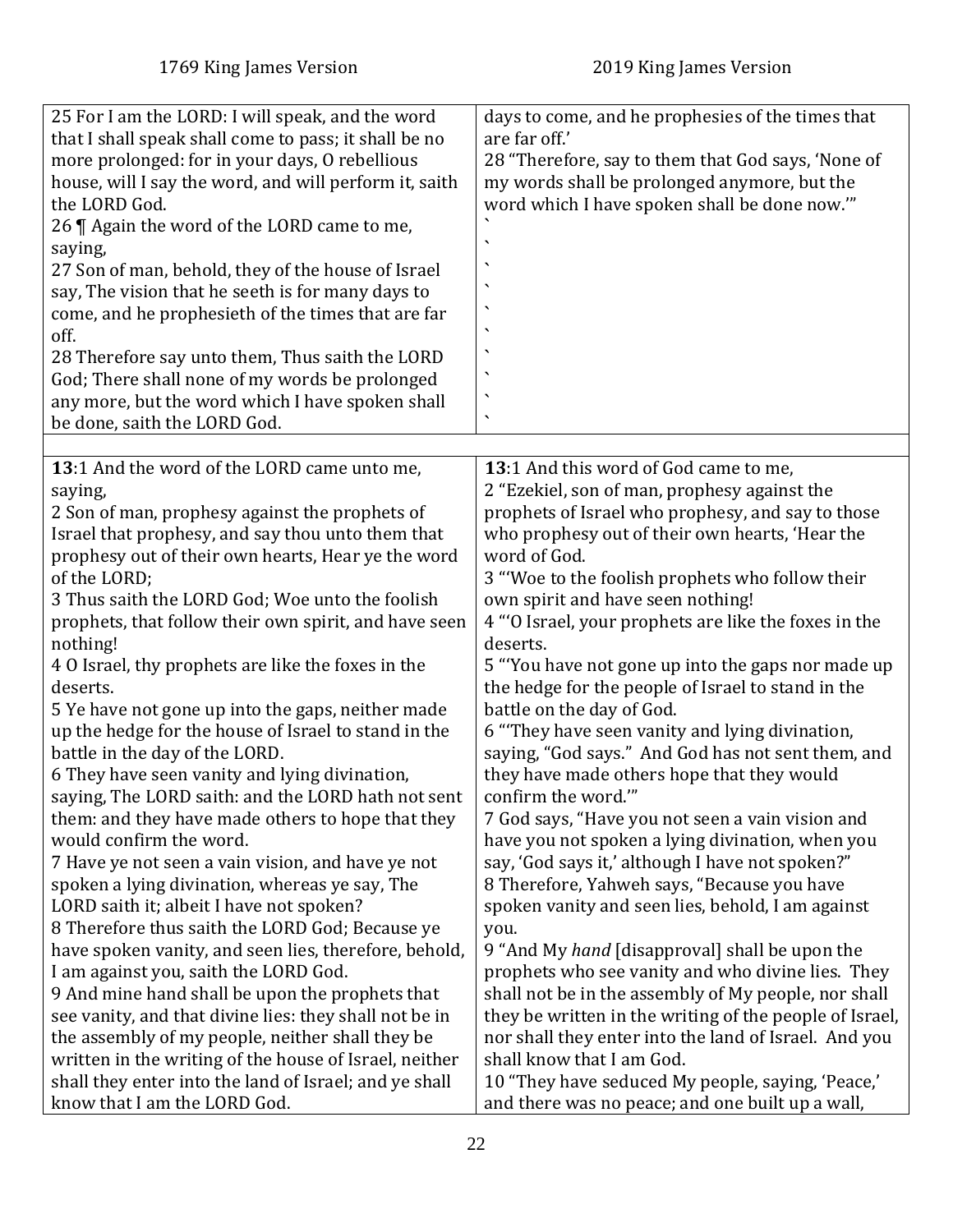| 1769 King James Version | 2019 King James Version |
|---|---|
| 25 For I am the LORD: I will speak, and the word that I shall speak shall come to pass; it shall be no more prolonged: for in your days, O rebellious house, will I say the word, and will perform it, saith the LORD God.<br>26 ¶ Again the word of the LORD came to me, saying,<br>27 Son of man, behold, they of the house of Israel say, The vision that he seeth is for many days to come, and he prophesieth of the times that are far off.<br>28 Therefore say unto them, Thus saith the LORD God; There shall none of my words be prolonged any more, but the word which I have spoken shall be done, saith the LORD God. | days to come, and he prophesies of the times that are far off.'<br>28 "Therefore, say to them that God says, 'None of my words shall be prolonged anymore, but the word which I have spoken shall be done now.'"<br>`<br>`<br>`<br>`<br>`<br>`<br>`<br>`<br>`<br>` |
| | |
| **13**:1 And the word of the LORD came unto me, saying,<br>2 Son of man, prophesy against the prophets of Israel that prophesy, and say thou unto them that prophesy out of their own hearts, Hear ye the word of the LORD;<br>3 Thus saith the LORD God; Woe unto the foolish prophets, that follow their own spirit, and have seen nothing!<br>4 O Israel, thy prophets are like the foxes in the deserts.<br>5 Ye have not gone up into the gaps, neither made up the hedge for the house of Israel to stand in the battle in the day of the LORD.<br>6 They have seen vanity and lying divination, saying, The LORD saith: and the LORD hath not sent them: and they have made others to hope that they would confirm the word.<br>7 Have ye not seen a vain vision, and have ye not spoken a lying divination, whereas ye say, The LORD saith it; albeit I have not spoken?<br>8 Therefore thus saith the LORD God; Because ye have spoken vanity, and seen lies, therefore, behold, I am against you, saith the LORD God.<br>9 And mine hand shall be upon the prophets that see vanity, and that divine lies: they shall not be in the assembly of my people, neither shall they be written in the writing of the house of Israel, neither shall they enter into the land of Israel; and ye shall know that I am the LORD God. | **13**:1 And this word of God came to me,<br>2 "Ezekiel, son of man, prophesy against the prophets of Israel who prophesy, and say to those who prophesy out of their own hearts, 'Hear the word of God.<br>3 "'Woe to the foolish prophets who follow their own spirit and have seen nothing!<br>4 "'O Israel, your prophets are like the foxes in the deserts.<br>5 "'You have not gone up into the gaps nor made up the hedge for the people of Israel to stand in the battle on the day of God.<br>6 "'They have seen vanity and lying divination, saying, "God says." And God has not sent them, and they have made others hope that they would confirm the word.'"<br>7 God says, "Have you not seen a vain vision and have you not spoken a lying divination, when you say, 'God says it,' although I have not spoken?"<br>8 Therefore, Yahweh says, "Because you have spoken vanity and seen lies, behold, I am against you.<br>9 "And My *hand* [disapproval] shall be upon the prophets who see vanity and who divine lies. They shall not be in the assembly of My people, nor shall they be written in the writing of the people of Israel, nor shall they enter into the land of Israel. And you shall know that I am God.<br>10 "They have seduced My people, saying, 'Peace,' and there was no peace; and one built up a wall, |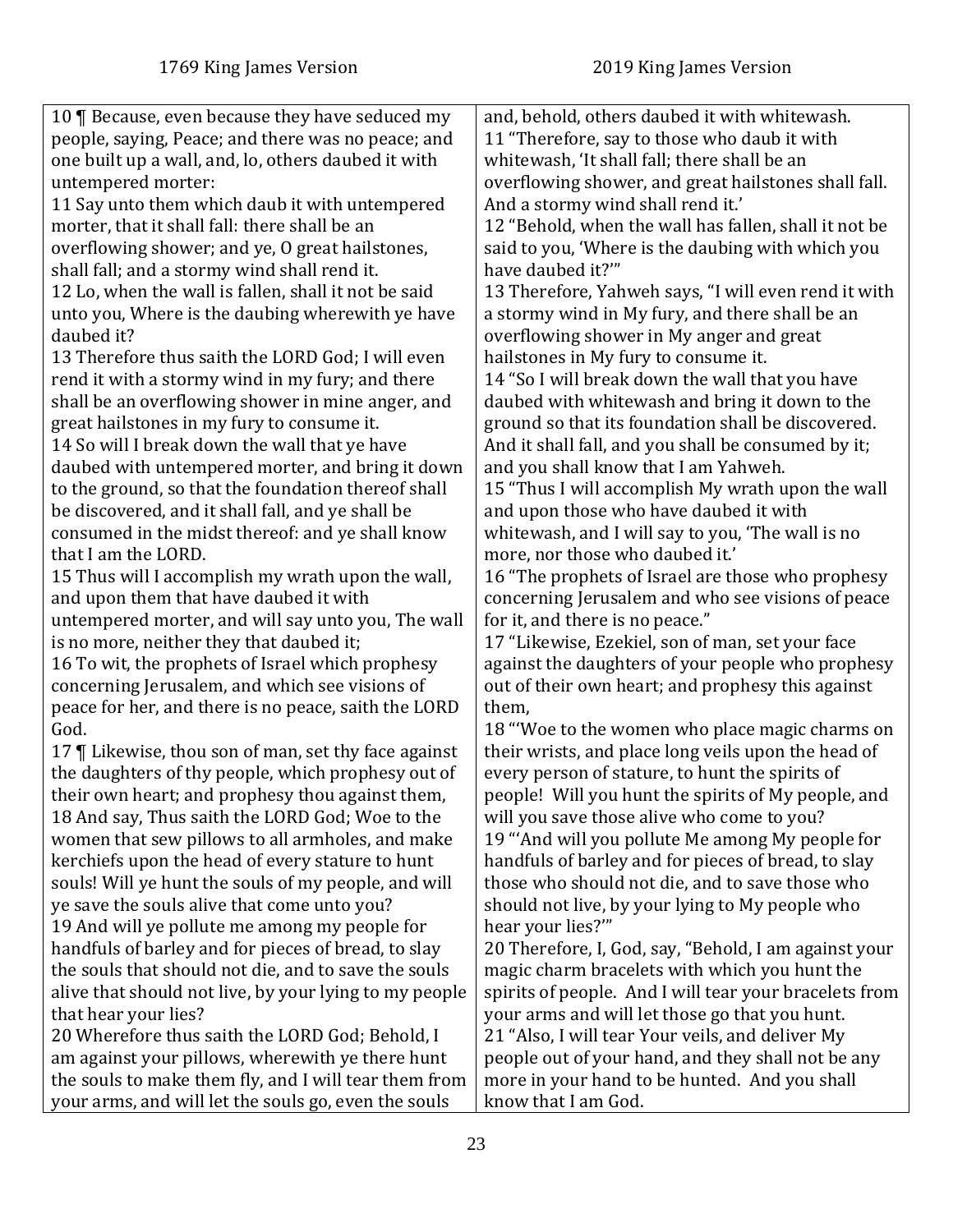| 1769 King James Version | 2019 King James Version |
|---|---|
| 10 ¶ Because, even because they have seduced my people, saying, Peace; and there was no peace; and one built up a wall, and, lo, others daubed it with untempered morter:<br>11 Say unto them which daub it with untempered morter, that it shall fall: there shall be an overflowing shower; and ye, O great hailstones, shall fall; and a stormy wind shall rend it.<br>12 Lo, when the wall is fallen, shall it not be said unto you, Where is the daubing wherewith ye have daubed it?<br>13 Therefore thus saith the LORD God; I will even rend it with a stormy wind in my fury; and there shall be an overflowing shower in mine anger, and great hailstones in my fury to consume it.<br>14 So will I break down the wall that ye have daubed with untempered morter, and bring it down to the ground, so that the foundation thereof shall be discovered, and it shall fall, and ye shall be consumed in the midst thereof: and ye shall know that I am the LORD.<br>15 Thus will I accomplish my wrath upon the wall, and upon them that have daubed it with untempered morter, and will say unto you, The wall is no more, neither they that daubed it;<br>16 To wit, the prophets of Israel which prophesy concerning Jerusalem, and which see visions of peace for her, and there is no peace, saith the LORD God.<br>17 ¶ Likewise, thou son of man, set thy face against the daughters of thy people, which prophesy out of their own heart; and prophesy thou against them,<br>18 And say, Thus saith the LORD God; Woe to the women that sew pillows to all armholes, and make kerchiefs upon the head of every stature to hunt souls! Will ye hunt the souls of my people, and will ye save the souls alive that come unto you?<br>19 And will ye pollute me among my people for handfuls of barley and for pieces of bread, to slay the souls that should not die, and to save the souls alive that should not live, by your lying to my people that hear your lies?<br>20 Wherefore thus saith the LORD God; Behold, I am against your pillows, wherewith ye there hunt the souls to make them fly, and I will tear them from your arms, and will let the souls go, even the souls | and, behold, others daubed it with whitewash.<br>11 "Therefore, say to those who daub it with whitewash, 'It shall fall; there shall be an overflowing shower, and great hailstones shall fall. And a stormy wind shall rend it.'<br>12 "Behold, when the wall has fallen, shall it not be said to you, 'Where is the daubing with which you have daubed it?'"<br>13 Therefore, Yahweh says, "I will even rend it with a stormy wind in My fury, and there shall be an overflowing shower in My anger and great hailstones in My fury to consume it.<br>14 "So I will break down the wall that you have daubed with whitewash and bring it down to the ground so that its foundation shall be discovered. And it shall fall, and you shall be consumed by it; and you shall know that I am Yahweh.<br>15 "Thus I will accomplish My wrath upon the wall and upon those who have daubed it with whitewash, and I will say to you, 'The wall is no more, nor those who daubed it.'<br>16 "The prophets of Israel are those who prophesy concerning Jerusalem and who see visions of peace for it, and there is no peace."<br>17 "Likewise, Ezekiel, son of man, set your face against the daughters of your people who prophesy out of their own heart; and prophesy this against them,<br>18 "'Woe to the women who place magic charms on their wrists, and place long veils upon the head of every person of stature, to hunt the spirits of people! Will you hunt the spirits of My people, and will you save those alive who come to you?<br>19 "'And will you pollute Me among My people for handfuls of barley and for pieces of bread, to slay those who should not die, and to save those who should not live, by your lying to My people who hear your lies?'"<br>20 Therefore, I, God, say, "Behold, I am against your magic charm bracelets with which you hunt the spirits of people. And I will tear your bracelets from your arms and will let those go that you hunt.<br>21 "Also, I will tear Your veils, and deliver My people out of your hand, and they shall not be any more in your hand to be hunted. And you shall know that I am God. |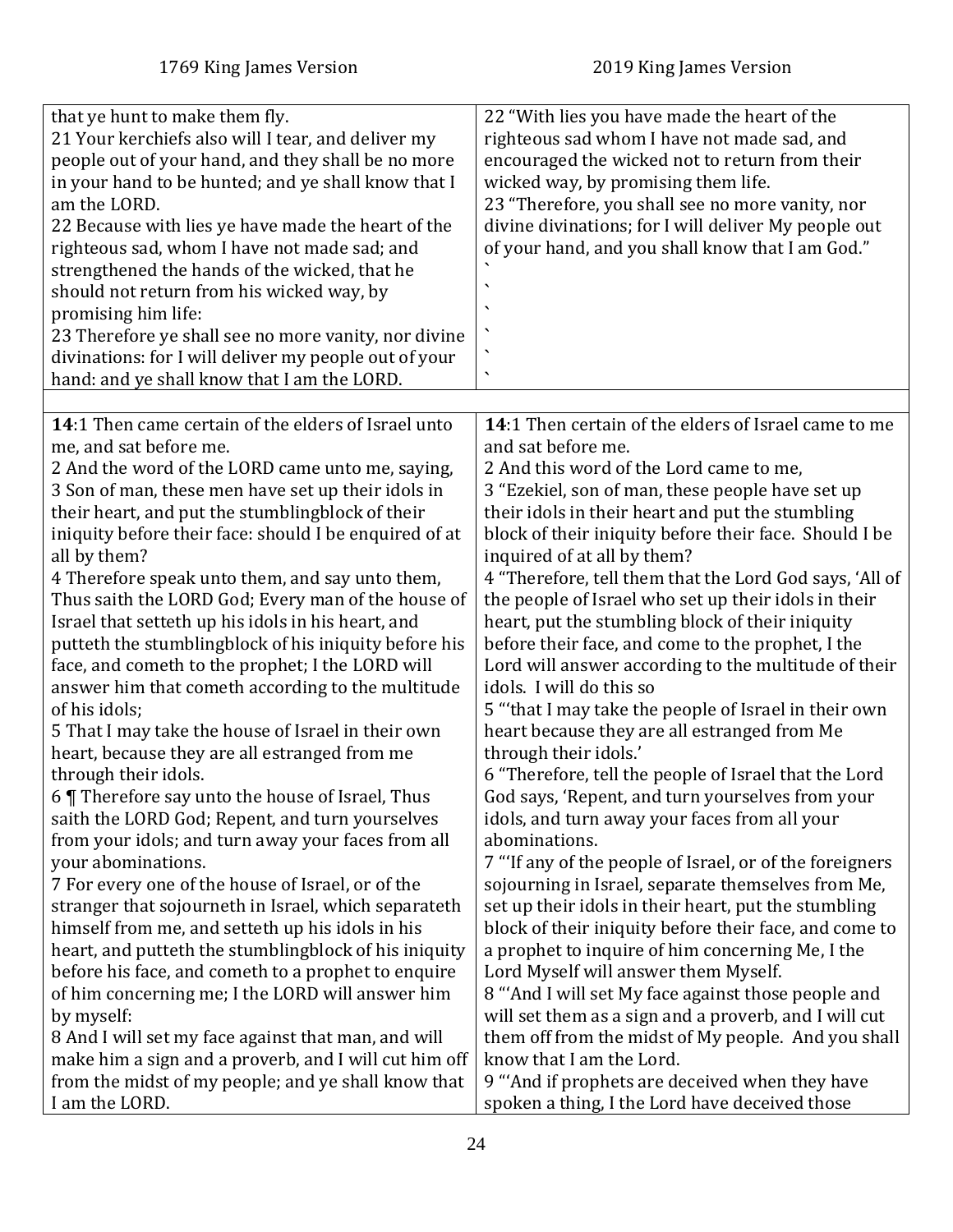| 1769 King James Version | 2019 King James Version |
|---|---|
| that ye hunt to make them fly.<br>21 Your kerchiefs also will I tear, and deliver my people out of your hand, and they shall be no more in your hand to be hunted; and ye shall know that I am the LORD.<br>22 Because with lies ye have made the heart of the righteous sad, whom I have not made sad; and strengthened the hands of the wicked, that he should not return from his wicked way, by promising him life:<br>23 Therefore ye shall see no more vanity, nor divine divinations: for I will deliver my people out of your hand: and ye shall know that I am the LORD. | 22 "With lies you have made the heart of the righteous sad whom I have not made sad, and encouraged the wicked not to return from their wicked way, by promising them life.<br>23 "Therefore, you shall see no more vanity, nor divine divinations; for I will deliver My people out of your hand, and you shall know that I am God."<br>\`<br>\`<br>\`<br>\`<br>\`<br>\` |
| | |
| **14**:1 Then came certain of the elders of Israel unto me, and sat before me.<br>2 And the word of the LORD came unto me, saying,<br>3 Son of man, these men have set up their idols in their heart, and put the stumblingblock of their iniquity before their face: should I be enquired of at all by them?<br>4 Therefore speak unto them, and say unto them, Thus saith the LORD God; Every man of the house of Israel that setteth up his idols in his heart, and putteth the stumblingblock of his iniquity before his face, and cometh to the prophet; I the LORD will answer him that cometh according to the multitude of his idols;<br>5 That I may take the house of Israel in their own heart, because they are all estranged from me through their idols.<br>6 ¶ Therefore say unto the house of Israel, Thus saith the LORD God; Repent, and turn yourselves from your idols; and turn away your faces from all your abominations.<br>7 For every one of the house of Israel, or of the stranger that sojourneth in Israel, which separateth himself from me, and setteth up his idols in his heart, and putteth the stumblingblock of his iniquity before his face, and cometh to a prophet to enquire of him concerning me; I the LORD will answer him by myself:<br>8 And I will set my face against that man, and will make him a sign and a proverb, and I will cut him off from the midst of my people; and ye shall know that I am the LORD. | **14**:1 Then certain of the elders of Israel came to me and sat before me.<br>2 And this word of the Lord came to me,<br>3 "Ezekiel, son of man, these people have set up their idols in their heart and put the stumbling block of their iniquity before their face. Should I be inquired of at all by them?<br>4 "Therefore, tell them that the Lord God says, 'All of the people of Israel who set up their idols in their heart, put the stumbling block of their iniquity before their face, and come to the prophet, I the Lord will answer according to the multitude of their idols. I will do this so<br>5 "'that I may take the people of Israel in their own heart because they are all estranged from Me through their idols.'<br>6 "Therefore, tell the people of Israel that the Lord God says, 'Repent, and turn yourselves from your idols, and turn away your faces from all your abominations.<br>7 "'If any of the people of Israel, or of the foreigners sojourning in Israel, separate themselves from Me, set up their idols in their heart, put the stumbling block of their iniquity before their face, and come to a prophet to inquire of him concerning Me, I the Lord Myself will answer them Myself.<br>8 "'And I will set My face against those people and will set them as a sign and a proverb, and I will cut them off from the midst of My people. And you shall know that I am the Lord.<br>9 "'And if prophets are deceived when they have spoken a thing, I the Lord have deceived those |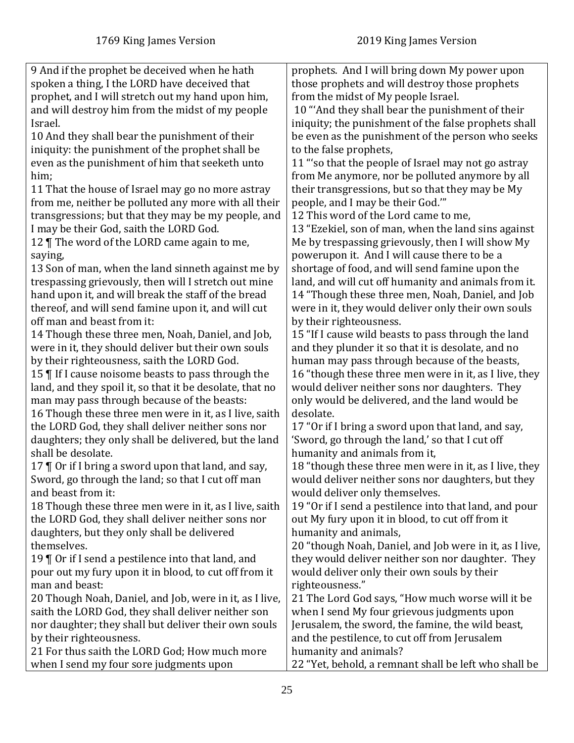| 1769 King James Version | 2019 King James Version |
|---|---|
| 9 And if the prophet be deceived when he hath spoken a thing, I the LORD have deceived that prophet, and I will stretch out my hand upon him, and will destroy him from the midst of my people Israel.<br>10 And they shall bear the punishment of their iniquity: the punishment of the prophet shall be even as the punishment of him that seeketh unto him;<br>11 That the house of Israel may go no more astray from me, neither be polluted any more with all their transgressions; but that they may be my people, and I may be their God, saith the LORD God.<br>12 ¶ The word of the LORD came again to me, saying,<br>13 Son of man, when the land sinneth against me by trespassing grievously, then will I stretch out mine hand upon it, and will break the staff of the bread thereof, and will send famine upon it, and will cut off man and beast from it:<br>14 Though these three men, Noah, Daniel, and Job, were in it, they should deliver but their own souls by their righteousness, saith the LORD God.<br>15 ¶ If I cause noisome beasts to pass through the land, and they spoil it, so that it be desolate, that no man may pass through because of the beasts:<br>16 Though these three men were in it, as I live, saith the LORD God, they shall deliver neither sons nor daughters; they only shall be delivered, but the land shall be desolate.<br>17 ¶ Or if I bring a sword upon that land, and say, Sword, go through the land; so that I cut off man and beast from it:<br>18 Though these three men were in it, as I live, saith the LORD God, they shall deliver neither sons nor daughters, but they only shall be delivered themselves.<br>19 ¶ Or if I send a pestilence into that land, and pour out my fury upon it in blood, to cut off from it man and beast:<br>20 Though Noah, Daniel, and Job, were in it, as I live, saith the LORD God, they shall deliver neither son nor daughter; they shall but deliver their own souls by their righteousness.<br>21 For thus saith the LORD God; How much more when I send my four sore judgments upon | prophets. And I will bring down My power upon those prophets and will destroy those prophets from the midst of My people Israel.<br>10 "'And they shall bear the punishment of their iniquity; the punishment of the false prophets shall be even as the punishment of the person who seeks to the false prophets,<br>11 "'so that the people of Israel may not go astray from Me anymore, nor be polluted anymore by all their transgressions, but so that they may be My people, and I may be their God.'"<br>12 This word of the Lord came to me,<br>13 "Ezekiel, son of man, when the land sins against Me by trespassing grievously, then I will show My powerupon it. And I will cause there to be a shortage of food, and will send famine upon the land, and will cut off humanity and animals from it.<br>14 "Though these three men, Noah, Daniel, and Job were in it, they would deliver only their own souls by their righteousness.<br>15 "If I cause wild beasts to pass through the land and they plunder it so that it is desolate, and no human may pass through because of the beasts,<br>16 "though these three men were in it, as I live, they would deliver neither sons nor daughters. They only would be delivered, and the land would be desolate.<br>17 "Or if I bring a sword upon that land, and say, 'Sword, go through the land,' so that I cut off humanity and animals from it,<br>18 "though these three men were in it, as I live, they would deliver neither sons nor daughters, but they would deliver only themselves.<br>19 "Or if I send a pestilence into that land, and pour out My fury upon it in blood, to cut off from it humanity and animals,<br>20 "though Noah, Daniel, and Job were in it, as I live, they would deliver neither son nor daughter. They would deliver only their own souls by their righteousness."<br>21 The Lord God says, "How much worse will it be when I send My four grievous judgments upon Jerusalem, the sword, the famine, the wild beast, and the pestilence, to cut off from Jerusalem humanity and animals?<br>22 "Yet, behold, a remnant shall be left who shall be |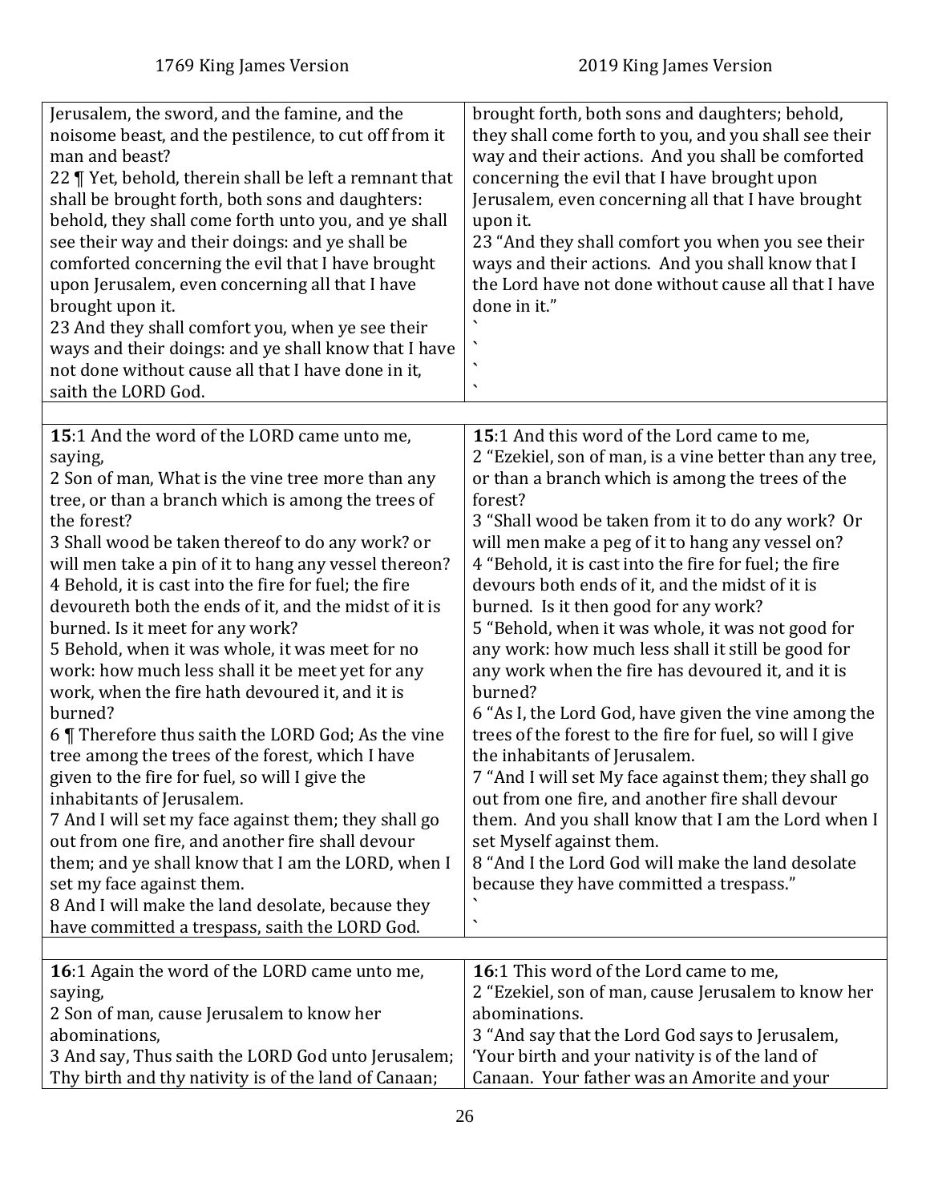| 1769 King James Version | 2019 King James Version |
|---|---|
| Jerusalem, the sword, and the famine, and the noisome beast, and the pestilence, to cut off from it man and beast?<br>22 ¶ Yet, behold, therein shall be left a remnant that shall be brought forth, both sons and daughters: behold, they shall come forth unto you, and ye shall see their way and their doings: and ye shall be comforted concerning the evil that I have brought upon Jerusalem, even concerning all that I have brought upon it.<br>23 And they shall comfort you, when ye see their ways and their doings: and ye shall know that I have not done without cause all that I have done in it, saith the LORD God. | brought forth, both sons and daughters; behold, they shall come forth to you, and you shall see their way and their actions. And you shall be comforted concerning the evil that I have brought upon Jerusalem, even concerning all that I have brought upon it.<br>23 "And they shall comfort you when you see their ways and their actions. And you shall know that I the Lord have not done without cause all that I have done in it."<br>`<br>`<br>`<br>` |
| | |
| **15**:1 And the word of the LORD came unto me, saying,<br>2 Son of man, What is the vine tree more than any tree, or than a branch which is among the trees of the forest?<br>3 Shall wood be taken thereof to do any work? or will men take a pin of it to hang any vessel thereon?<br>4 Behold, it is cast into the fire for fuel; the fire devoureth both the ends of it, and the midst of it is burned. Is it meet for any work?<br>5 Behold, when it was whole, it was meet for no work: how much less shall it be meet yet for any work, when the fire hath devoured it, and it is burned?<br>6 ¶ Therefore thus saith the LORD God; As the vine tree among the trees of the forest, which I have given to the fire for fuel, so will I give the inhabitants of Jerusalem.<br>7 And I will set my face against them; they shall go out from one fire, and another fire shall devour them; and ye shall know that I am the LORD, when I set my face against them.<br>8 And I will make the land desolate, because they have committed a trespass, saith the LORD God. | **15**:1 And this word of the Lord came to me,<br>2 "Ezekiel, son of man, is a vine better than any tree, or than a branch which is among the trees of the forest?<br>3 "Shall wood be taken from it to do any work? Or will men make a peg of it to hang any vessel on?<br>4 "Behold, it is cast into the fire for fuel; the fire devours both ends of it, and the midst of it is burned. Is it then good for any work?<br>5 "Behold, when it was whole, it was not good for any work: how much less shall it still be good for any work when the fire has devoured it, and it is burned?<br>6 "As I, the Lord God, have given the vine among the trees of the forest to the fire for fuel, so will I give the inhabitants of Jerusalem.<br>7 "And I will set My face against them; they shall go out from one fire, and another fire shall devour them. And you shall know that I am the Lord when I set Myself against them.<br>8 "And I the Lord God will make the land desolate because they have committed a trespass."<br>`<br>` |
| | |
| **16**:1 Again the word of the LORD came unto me, saying,<br>2 Son of man, cause Jerusalem to know her abominations,<br>3 And say, Thus saith the LORD God unto Jerusalem; Thy birth and thy nativity is of the land of Canaan; | **16**:1 This word of the Lord came to me,<br>2 "Ezekiel, son of man, cause Jerusalem to know her abominations.<br>3 "And say that the Lord God says to Jerusalem, 'Your birth and your nativity is of the land of Canaan. Your father was an Amorite and your |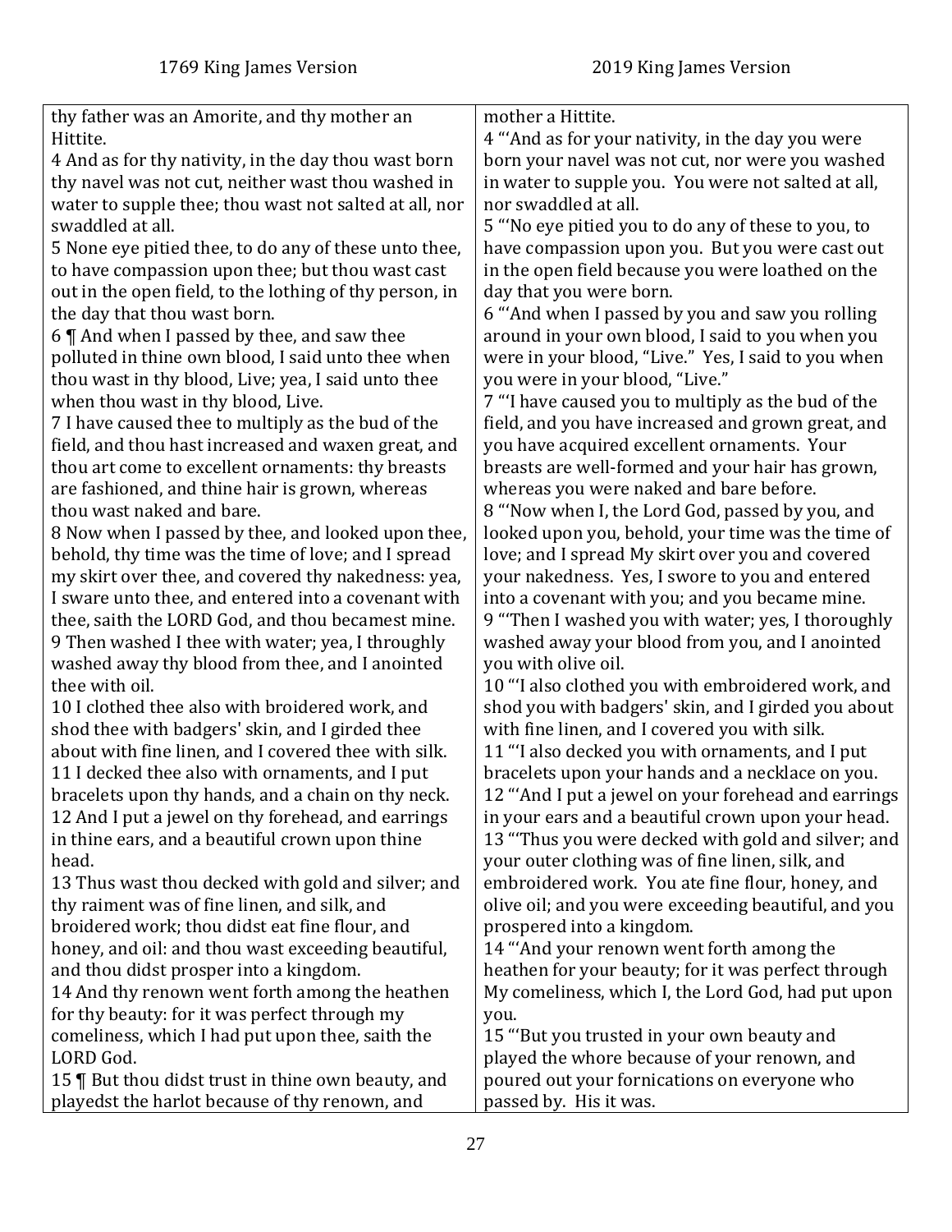| 1769 King James Version | 2019 King James Version |
| --- | --- |
| thy father was an Amorite, and thy mother an Hittite. | mother a Hittite. |
| 4 And as for thy nativity, in the day thou wast born thy navel was not cut, neither wast thou washed in water to supple thee; thou wast not salted at all, nor swaddled at all. | 4 "'And as for your nativity, in the day you were born your navel was not cut, nor were you washed in water to supple you. You were not salted at all, nor swaddled at all. |
| 5 None eye pitied thee, to do any of these unto thee, to have compassion upon thee; but thou wast cast out in the open field, to the lothing of thy person, in the day that thou wast born. | 5 "'No eye pitied you to do any of these to you, to have compassion upon you. But you were cast out in the open field because you were loathed on the day that you were born. |
| 6 ¶ And when I passed by thee, and saw thee polluted in thine own blood, I said unto thee when thou wast in thy blood, Live; yea, I said unto thee when thou wast in thy blood, Live. | 6 "'And when I passed by you and saw you rolling around in your own blood, I said to you when you were in your blood, "Live." Yes, I said to you when you were in your blood, "Live." |
| 7 I have caused thee to multiply as the bud of the field, and thou hast increased and waxen great, and thou art come to excellent ornaments: thy breasts are fashioned, and thine hair is grown, whereas thou wast naked and bare. | 7 "'I have caused you to multiply as the bud of the field, and you have increased and grown great, and you have acquired excellent ornaments. Your breasts are well-formed and your hair has grown, whereas you were naked and bare before. |
| 8 Now when I passed by thee, and looked upon thee, behold, thy time was the time of love; and I spread my skirt over thee, and covered thy nakedness: yea, I sware unto thee, and entered into a covenant with thee, saith the LORD God, and thou becamest mine. | 8 "'Now when I, the Lord God, passed by you, and looked upon you, behold, your time was the time of love; and I spread My skirt over you and covered your nakedness. Yes, I swore to you and entered into a covenant with you; and you became mine. |
| 9 Then washed I thee with water; yea, I throughly washed away thy blood from thee, and I anointed thee with oil. | 9 "'Then I washed you with water; yes, I thoroughly washed away your blood from you, and I anointed you with olive oil. |
| 10 I clothed thee also with broidered work, and shod thee with badgers' skin, and I girded thee about with fine linen, and I covered thee with silk. | 10 "'I also clothed you with embroidered work, and shod you with badgers' skin, and I girded you about with fine linen, and I covered you with silk. |
| 11 I decked thee also with ornaments, and I put bracelets upon thy hands, and a chain on thy neck. | 11 "'I also decked you with ornaments, and I put bracelets upon your hands and a necklace on you. |
| 12 And I put a jewel on thy forehead, and earrings in thine ears, and a beautiful crown upon thine head. | 12 "'And I put a jewel on your forehead and earrings in your ears and a beautiful crown upon your head. |
| 13 Thus wast thou decked with gold and silver; and thy raiment was of fine linen, and silk, and broidered work; thou didst eat fine flour, and honey, and oil: and thou wast exceeding beautiful, and thou didst prosper into a kingdom. | 13 "'Thus you were decked with gold and silver; and your outer clothing was of fine linen, silk, and embroidered work. You ate fine flour, honey, and olive oil; and you were exceeding beautiful, and you prospered into a kingdom. |
| 14 And thy renown went forth among the heathen for thy beauty: for it was perfect through my comeliness, which I had put upon thee, saith the LORD God. | 14 "'And your renown went forth among the heathen for your beauty; for it was perfect through My comeliness, which I, the Lord God, had put upon you. |
| 15 ¶ But thou didst trust in thine own beauty, and playedst the harlot because of thy renown, and | 15 "'But you trusted in your own beauty and played the whore because of your renown, and poured out your fornications on everyone who passed by. His it was. |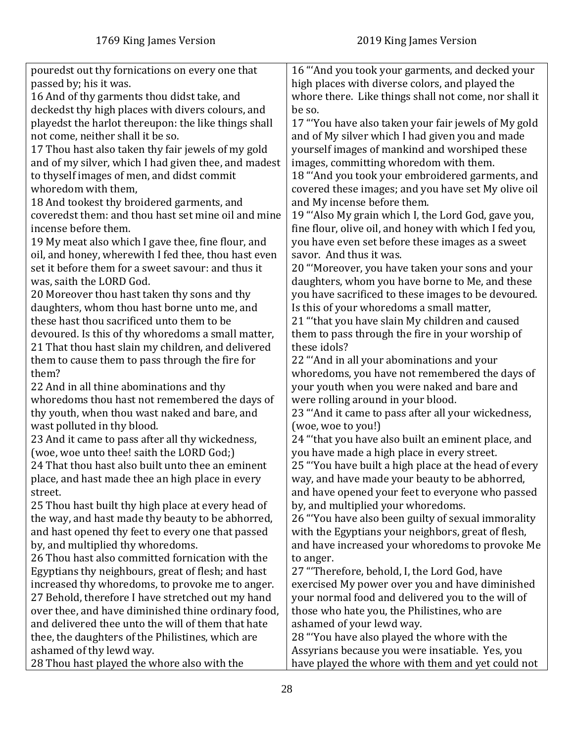| 1769 King James Version | 2019 King James Version |
| --- | --- |
| pouredst out thy fornications on every one that passed by; his it was.<br>16 And of thy garments thou didst take, and deckedst thy high places with divers colours, and playedst the harlot thereupon: the like things shall not come, neither shall it be so.<br>17 Thou hast also taken thy fair jewels of my gold and of my silver, which I had given thee, and madest to thyself images of men, and didst commit whoredom with them,<br>18 And tookest thy broidered garments, and coveredst them: and thou hast set mine oil and mine incense before them.<br>19 My meat also which I gave thee, fine flour, and oil, and honey, wherewith I fed thee, thou hast even set it before them for a sweet savour: and thus it was, saith the LORD God.<br>20 Moreover thou hast taken thy sons and thy daughters, whom thou hast borne unto me, and these hast thou sacrificed unto them to be devoured. Is this of thy whoredoms a small matter,<br>21 That thou hast slain my children, and delivered them to cause them to pass through the fire for them?<br>22 And in all thine abominations and thy whoredoms thou hast not remembered the days of thy youth, when thou wast naked and bare, and wast polluted in thy blood.<br>23 And it came to pass after all thy wickedness, (woe, woe unto thee! saith the LORD God;)<br>24 That thou hast also built unto thee an eminent place, and hast made thee an high place in every street.<br>25 Thou hast built thy high place at every head of the way, and hast made thy beauty to be abhorred, and hast opened thy feet to every one that passed by, and multiplied thy whoredoms.<br>26 Thou hast also committed fornication with the Egyptians thy neighbours, great of flesh; and hast increased thy whoredoms, to provoke me to anger.<br>27 Behold, therefore I have stretched out my hand over thee, and have diminished thine ordinary food, and delivered thee unto the will of them that hate thee, the daughters of the Philistines, which are ashamed of thy lewd way.<br>28 Thou hast played the whore also with the | 16 "'And you took your garments, and decked your high places with diverse colors, and played the whore there. Like things shall not come, nor shall it be so.<br>17 "'You have also taken your fair jewels of My gold and of My silver which I had given you and made yourself images of mankind and worshiped these images, committing whoredom with them.<br>18 "'And you took your embroidered garments, and covered these images; and you have set My olive oil and My incense before them.<br>19 "'Also My grain which I, the Lord God, gave you, fine flour, olive oil, and honey with which I fed you, you have even set before these images as a sweet savor. And thus it was.<br>20 "'Moreover, you have taken your sons and your daughters, whom you have borne to Me, and these you have sacrificed to these images to be devoured. Is this of your whoredoms a small matter,<br>21 "'that you have slain My children and caused them to pass through the fire in your worship of these idols?<br>22 "'And in all your abominations and your whoredoms, you have not remembered the days of your youth when you were naked and bare and were rolling around in your blood.<br>23 "'And it came to pass after all your wickedness, (woe, woe to you!)<br>24 "'that you have also built an eminent place, and you have made a high place in every street.<br>25 "'You have built a high place at the head of every way, and have made your beauty to be abhorred, and have opened your feet to everyone who passed by, and multiplied your whoredoms.<br>26 "'You have also been guilty of sexual immorality with the Egyptians your neighbors, great of flesh, and have increased your whoredoms to provoke Me to anger.<br>27 "'Therefore, behold, I, the Lord God, have exercised My power over you and have diminished your normal food and delivered you to the will of those who hate you, the Philistines, who are ashamed of your lewd way.<br>28 "'You have also played the whore with the Assyrians because you were insatiable. Yes, you have played the whore with them and yet could not |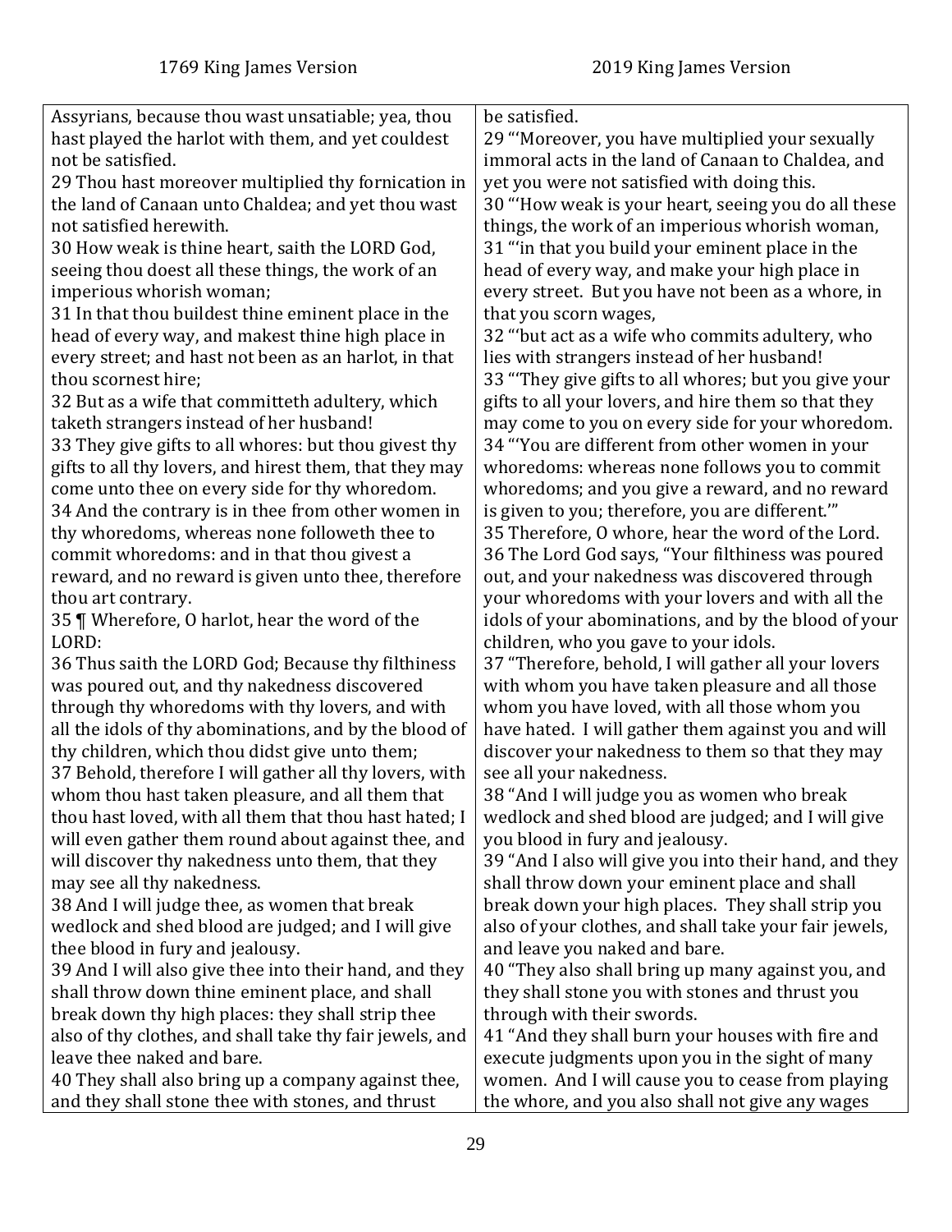| 1769 King James Version | 2019 King James Version |
| --- | --- |
| Assyrians, because thou wast unsatiable; yea, thou hast played the harlot with them, and yet couldest not be satisfied.<br>29 Thou hast moreover multiplied thy fornication in the land of Canaan unto Chaldea; and yet thou wast not satisfied herewith.<br>30 How weak is thine heart, saith the LORD God, seeing thou doest all these things, the work of an imperious whorish woman;<br>31 In that thou buildest thine eminent place in the head of every way, and makest thine high place in every street; and hast not been as an harlot, in that thou scornest hire;<br>32 But as a wife that committeth adultery, which taketh strangers instead of her husband!<br>33 They give gifts to all whores: but thou givest thy gifts to all thy lovers, and hirest them, that they may come unto thee on every side for thy whoredom.<br>34 And the contrary is in thee from other women in thy whoredoms, whereas none followeth thee to commit whoredoms: and in that thou givest a reward, and no reward is given unto thee, therefore thou art contrary.<br>35 ¶ Wherefore, O harlot, hear the word of the LORD:<br>36 Thus saith the LORD God; Because thy filthiness was poured out, and thy nakedness discovered through thy whoredoms with thy lovers, and with all the idols of thy abominations, and by the blood of thy children, which thou didst give unto them;<br>37 Behold, therefore I will gather all thy lovers, with whom thou hast taken pleasure, and all them that thou hast loved, with all them that thou hast hated; I will even gather them round about against thee, and will discover thy nakedness unto them, that they may see all thy nakedness.<br>38 And I will judge thee, as women that break wedlock and shed blood are judged; and I will give thee blood in fury and jealousy.<br>39 And I will also give thee into their hand, and they shall throw down thine eminent place, and shall break down thy high places: they shall strip thee also of thy clothes, and shall take thy fair jewels, and leave thee naked and bare.<br>40 They shall also bring up a company against thee, and they shall stone thee with stones, and thrust | be satisfied.<br>29 "'Moreover, you have multiplied your sexually immoral acts in the land of Canaan to Chaldea, and yet you were not satisfied with doing this.<br>30 "'How weak is your heart, seeing you do all these things, the work of an imperious whorish woman,<br>31 "'in that you build your eminent place in the head of every way, and make your high place in every street. But you have not been as a whore, in that you scorn wages,<br>32 "'but act as a wife who commits adultery, who lies with strangers instead of her husband!<br>33 "'They give gifts to all whores; but you give your gifts to all your lovers, and hire them so that they may come to you on every side for your whoredom.<br>34 "'You are different from other women in your whoredoms: whereas none follows you to commit whoredoms; and you give a reward, and no reward is given to you; therefore, you are different.'"<br>35 Therefore, O whore, hear the word of the Lord.<br>36 The Lord God says, "Your filthiness was poured out, and your nakedness was discovered through your whoredoms with your lovers and with all the idols of your abominations, and by the blood of your children, who you gave to your idols.<br>37 "Therefore, behold, I will gather all your lovers with whom you have taken pleasure and all those whom you have loved, with all those whom you have hated. I will gather them against you and will discover your nakedness to them so that they may see all your nakedness.<br>38 "And I will judge you as women who break wedlock and shed blood are judged; and I will give you blood in fury and jealousy.<br>39 "And I also will give you into their hand, and they shall throw down your eminent place and shall break down your high places. They shall strip you also of your clothes, and shall take your fair jewels, and leave you naked and bare.<br>40 "They also shall bring up many against you, and they shall stone you with stones and thrust you through with their swords.<br>41 "And they shall burn your houses with fire and execute judgments upon you in the sight of many women. And I will cause you to cease from playing the whore, and you also shall not give any wages |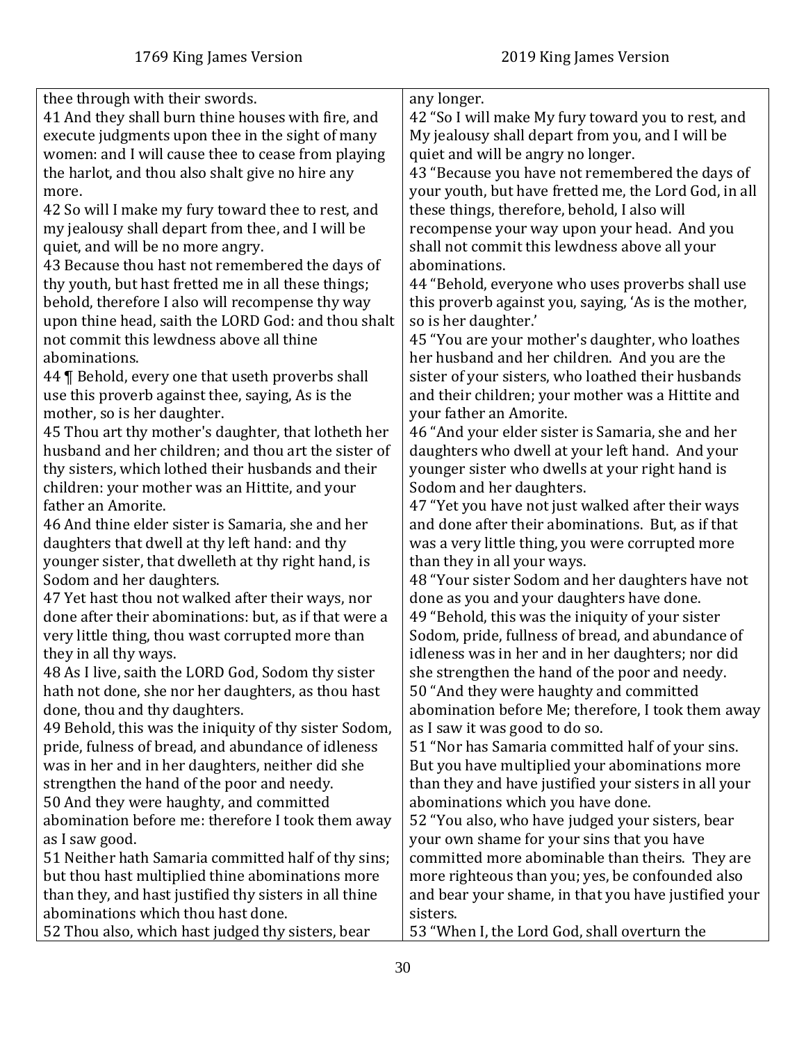| 1769 King James Version | 2019 King James Version |
| --- | --- |
| thee through with their swords.<br>41 And they shall burn thine houses with fire, and execute judgments upon thee in the sight of many women: and I will cause thee to cease from playing the harlot, and thou also shalt give no hire any more.<br>42 So will I make my fury toward thee to rest, and my jealousy shall depart from thee, and I will be quiet, and will be no more angry.<br>43 Because thou hast not remembered the days of thy youth, but hast fretted me in all these things; behold, therefore I also will recompense thy way upon thine head, saith the LORD God: and thou shalt not commit this lewdness above all thine abominations.<br>44 ¶ Behold, every one that useth proverbs shall use this proverb against thee, saying, As is the mother, so is her daughter.<br>45 Thou art thy mother's daughter, that lotheth her husband and her children; and thou art the sister of thy sisters, which lothed their husbands and their children: your mother was an Hittite, and your father an Amorite.<br>46 And thine elder sister is Samaria, she and her daughters that dwell at thy left hand: and thy younger sister, that dwelleth at thy right hand, is Sodom and her daughters.<br>47 Yet hast thou not walked after their ways, nor done after their abominations: but, as if that were a very little thing, thou wast corrupted more than they in all thy ways.<br>48 As I live, saith the LORD God, Sodom thy sister hath not done, she nor her daughters, as thou hast done, thou and thy daughters.<br>49 Behold, this was the iniquity of thy sister Sodom, pride, fulness of bread, and abundance of idleness was in her and in her daughters, neither did she strengthen the hand of the poor and needy.<br>50 And they were haughty, and committed abomination before me: therefore I took them away as I saw good.<br>51 Neither hath Samaria committed half of thy sins; but thou hast multiplied thine abominations more than they, and hast justified thy sisters in all thine abominations which thou hast done.<br>52 Thou also, which hast judged thy sisters, bear | any longer.<br>42 "So I will make My fury toward you to rest, and My jealousy shall depart from you, and I will be quiet and will be angry no longer.<br>43 "Because you have not remembered the days of your youth, but have fretted me, the Lord God, in all these things, therefore, behold, I also will recompense your way upon your head. And you shall not commit this lewdness above all your abominations.<br>44 "Behold, everyone who uses proverbs shall use this proverb against you, saying, 'As is the mother, so is her daughter.'<br>45 "You are your mother's daughter, who loathes her husband and her children. And you are the sister of your sisters, who loathed their husbands and their children; your mother was a Hittite and your father an Amorite.<br>46 "And your elder sister is Samaria, she and her daughters who dwell at your left hand. And your younger sister who dwells at your right hand is Sodom and her daughters.<br>47 "Yet you have not just walked after their ways and done after their abominations. But, as if that was a very little thing, you were corrupted more than they in all your ways.<br>48 "Your sister Sodom and her daughters have not done as you and your daughters have done.<br>49 "Behold, this was the iniquity of your sister Sodom, pride, fullness of bread, and abundance of idleness was in her and in her daughters; nor did she strengthen the hand of the poor and needy.<br>50 "And they were haughty and committed abomination before Me; therefore, I took them away as I saw it was good to do so.<br>51 "Nor has Samaria committed half of your sins. But you have multiplied your abominations more than they and have justified your sisters in all your abominations which you have done.<br>52 "You also, who have judged your sisters, bear your own shame for your sins that you have committed more abominable than theirs. They are more righteous than you; yes, be confounded also and bear your shame, in that you have justified your sisters.<br>53 "When I, the Lord God, shall overturn the |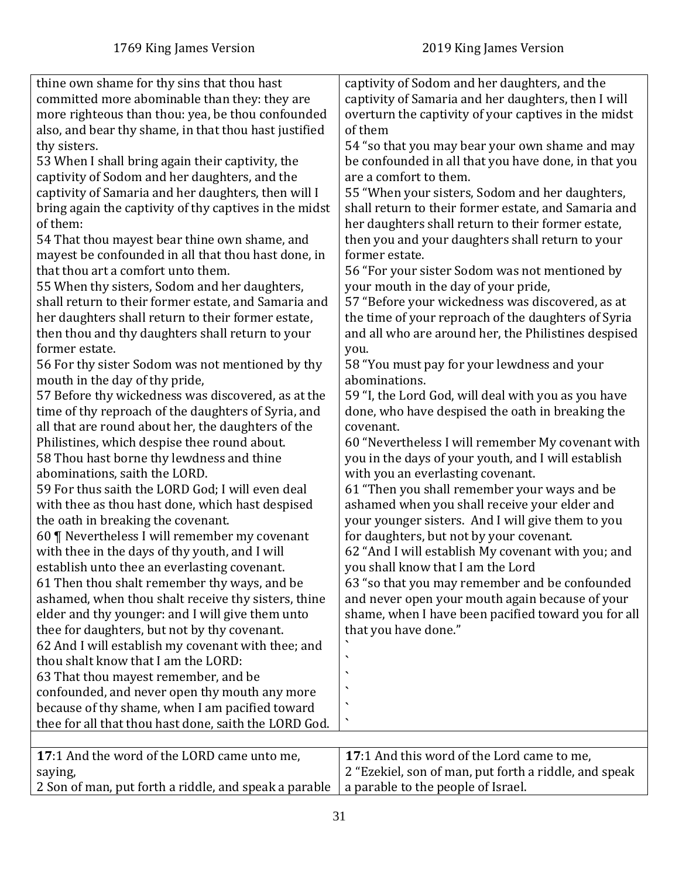| 1769 King James Version | 2019 King James Version |
|---|---|
| thine own shame for thy sins that thou hast committed more abominable than they: they are more righteous than thou: yea, be thou confounded also, and bear thy shame, in that thou hast justified thy sisters.<br>53 When I shall bring again their captivity, the captivity of Sodom and her daughters, and the captivity of Samaria and her daughters, then will I bring again the captivity of thy captives in the midst of them:<br>54 That thou mayest bear thine own shame, and mayest be confounded in all that thou hast done, in that thou art a comfort unto them.<br>55 When thy sisters, Sodom and her daughters, shall return to their former estate, and Samaria and her daughters shall return to their former estate, then thou and thy daughters shall return to your former estate.<br>56 For thy sister Sodom was not mentioned by thy mouth in the day of thy pride,<br>57 Before thy wickedness was discovered, as at the time of thy reproach of the daughters of Syria, and all that are round about her, the daughters of the Philistines, which despise thee round about.<br>58 Thou hast borne thy lewdness and thine abominations, saith the LORD.<br>59 For thus saith the LORD God; I will even deal with thee as thou hast done, which hast despised the oath in breaking the covenant.<br>60 ¶ Nevertheless I will remember my covenant with thee in the days of thy youth, and I will establish unto thee an everlasting covenant.<br>61 Then thou shalt remember thy ways, and be ashamed, when thou shalt receive thy sisters, thine elder and thy younger: and I will give them unto thee for daughters, but not by thy covenant.<br>62 And I will establish my covenant with thee; and thou shalt know that I am the LORD:<br>63 That thou mayest remember, and be confounded, and never open thy mouth any more because of thy shame, when I am pacified toward thee for all that thou hast done, saith the LORD God. | captivity of Sodom and her daughters, and the captivity of Samaria and her daughters, then I will overturn the captivity of your captives in the midst of them<br>54 "so that you may bear your own shame and may be confounded in all that you have done, in that you are a comfort to them.<br>55 "When your sisters, Sodom and her daughters, shall return to their former estate, and Samaria and her daughters shall return to their former estate, then you and your daughters shall return to your former estate.<br>56 "For your sister Sodom was not mentioned by your mouth in the day of your pride,<br>57 "Before your wickedness was discovered, as at the time of your reproach of the daughters of Syria and all who are around her, the Philistines despised you.<br>58 "You must pay for your lewdness and your abominations.<br>59 "I, the Lord God, will deal with you as you have done, who have despised the oath in breaking the covenant.<br>60 "Nevertheless I will remember My covenant with you in the days of your youth, and I will establish with you an everlasting covenant.<br>61 "Then you shall remember your ways and be ashamed when you shall receive your elder and your younger sisters. And I will give them to you for daughters, but not by your covenant.<br>62 "And I will establish My covenant with you; and you shall know that I am the Lord<br>63 "so that you may remember and be confounded and never open your mouth again because of your shame, when I have been pacified toward you for all that you have done."<br>`<br>`<br>`<br>`<br>`<br>` |
| | |
| **17**:1 And the word of the LORD came unto me, saying,<br>2 Son of man, put forth a riddle, and speak a parable | **17**:1 And this word of the Lord came to me,<br>2 "Ezekiel, son of man, put forth a riddle, and speak a parable to the people of Israel. |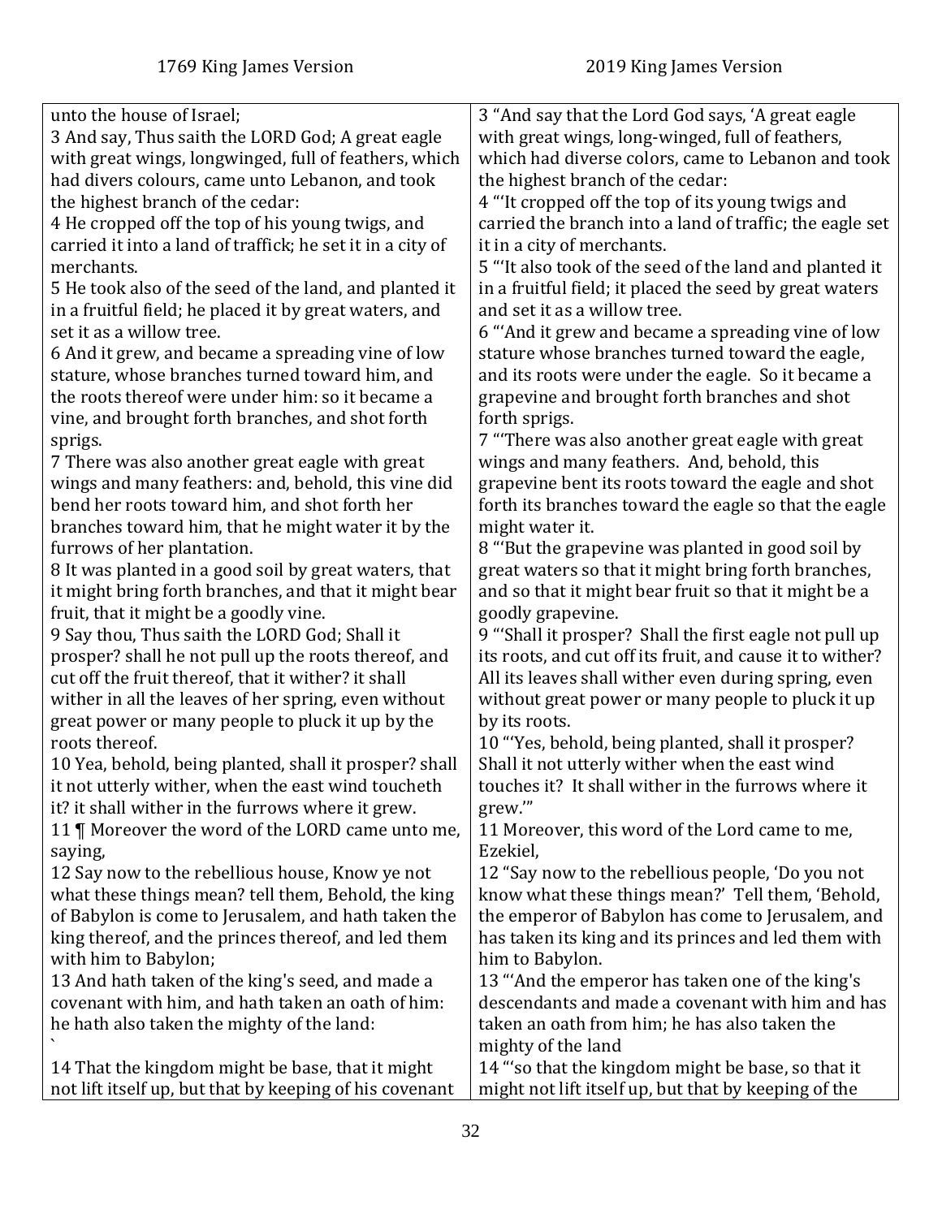| 1769 King James Version | 2019 King James Version |
|---|---|
| unto the house of Israel;<br>3 And say, Thus saith the LORD God; A great eagle with great wings, longwinged, full of feathers, which had divers colours, came unto Lebanon, and took the highest branch of the cedar:<br>4 He cropped off the top of his young twigs, and carried it into a land of traffick; he set it in a city of merchants.<br>5 He took also of the seed of the land, and planted it in a fruitful field; he placed it by great waters, and set it as a willow tree.<br>6 And it grew, and became a spreading vine of low stature, whose branches turned toward him, and the roots thereof were under him: so it became a vine, and brought forth branches, and shot forth sprigs.<br>7 There was also another great eagle with great wings and many feathers: and, behold, this vine did bend her roots toward him, and shot forth her branches toward him, that he might water it by the furrows of her plantation.<br>8 It was planted in a good soil by great waters, that it might bring forth branches, and that it might bear fruit, that it might be a goodly vine.<br>9 Say thou, Thus saith the LORD God; Shall it prosper? shall he not pull up the roots thereof, and cut off the fruit thereof, that it wither? it shall wither in all the leaves of her spring, even without great power or many people to pluck it up by the roots thereof.<br>10 Yea, behold, being planted, shall it prosper? shall it not utterly wither, when the east wind toucheth it? it shall wither in the furrows where it grew.<br>11 ¶ Moreover the word of the LORD came unto me, saying,<br>12 Say now to the rebellious house, Know ye not what these things mean? tell them, Behold, the king of Babylon is come to Jerusalem, and hath taken the king thereof, and the princes thereof, and led them with him to Babylon;<br>13 And hath taken of the king's seed, and made a covenant with him, and hath taken an oath of him: he hath also taken the mighty of the land:<br>`<br>14 That the kingdom might be base, that it might not lift itself up, but that by keeping of his covenant | 3 "And say that the Lord God says, 'A great eagle with great wings, long-winged, full of feathers, which had diverse colors, came to Lebanon and took the highest branch of the cedar:<br>4 "'It cropped off the top of its young twigs and carried the branch into a land of traffic; the eagle set it in a city of merchants.<br>5 "'It also took of the seed of the land and planted it in a fruitful field; it placed the seed by great waters and set it as a willow tree.<br>6 "'And it grew and became a spreading vine of low stature whose branches turned toward the eagle, and its roots were under the eagle. So it became a grapevine and brought forth branches and shot forth sprigs.<br>7 "'There was also another great eagle with great wings and many feathers. And, behold, this grapevine bent its roots toward the eagle and shot forth its branches toward the eagle so that the eagle might water it.<br>8 "'But the grapevine was planted in good soil by great waters so that it might bring forth branches, and so that it might bear fruit so that it might be a goodly grapevine.<br>9 "'Shall it prosper? Shall the first eagle not pull up its roots, and cut off its fruit, and cause it to wither? All its leaves shall wither even during spring, even without great power or many people to pluck it up by its roots.<br>10 "'Yes, behold, being planted, shall it prosper? Shall it not utterly wither when the east wind touches it? It shall wither in the furrows where it grew.'"<br>11 Moreover, this word of the Lord came to me, Ezekiel,<br>12 "Say now to the rebellious people, 'Do you not know what these things mean?' Tell them, 'Behold, the emperor of Babylon has come to Jerusalem, and has taken its king and its princes and led them with him to Babylon.<br>13 "'And the emperor has taken one of the king's descendants and made a covenant with him and has taken an oath from him; he has also taken the mighty of the land<br>14 "'so that the kingdom might be base, so that it might not lift itself up, but that by keeping of the |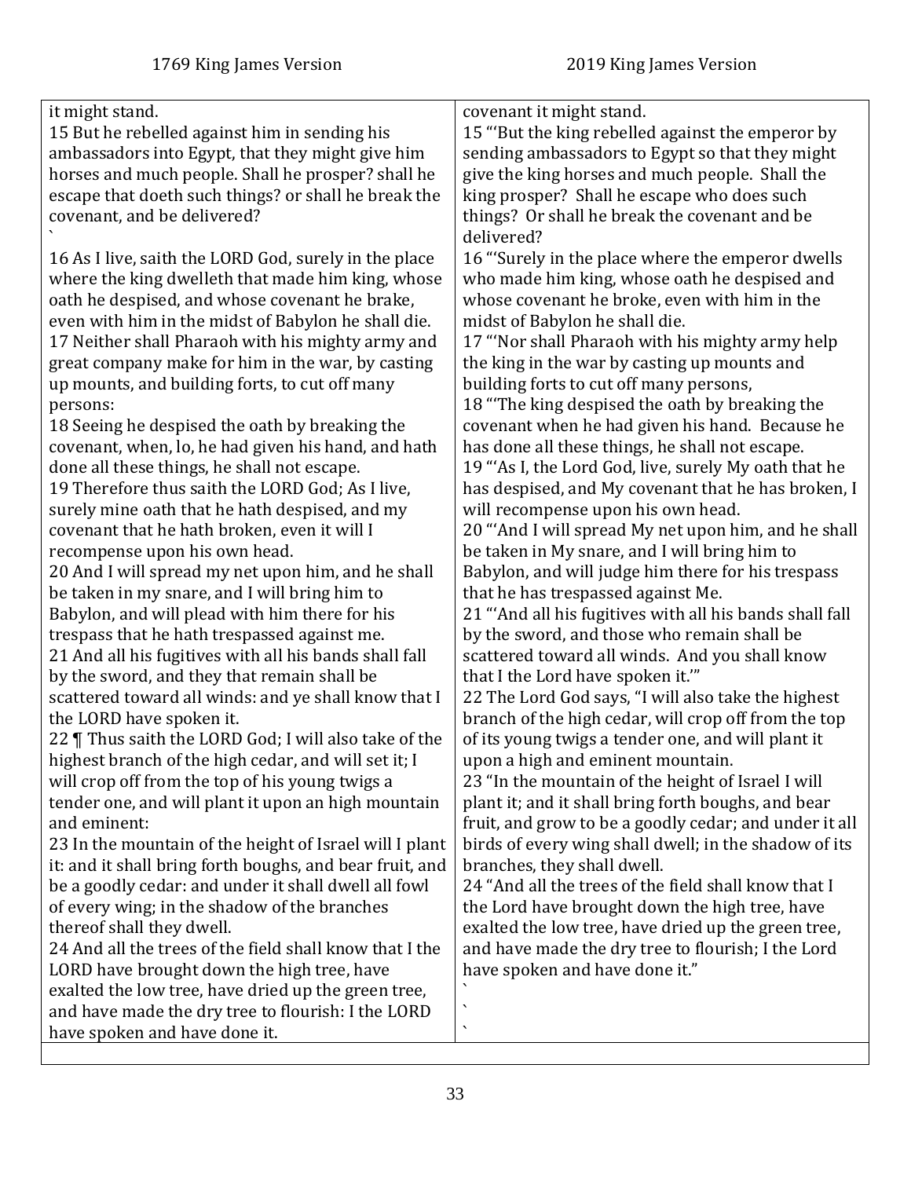| 1769 King James Version | 2019 King James Version |
|---|---|
| it might stand. | covenant it might stand. |
| 15 But he rebelled against him in sending his ambassadors into Egypt, that they might give him horses and much people. Shall he prosper? shall he escape that doeth such things? or shall he break the covenant, and be delivered? ` | 15 "'But the king rebelled against the emperor by sending ambassadors to Egypt so that they might give the king horses and much people. Shall the king prosper? Shall he escape who does such things? Or shall he break the covenant and be delivered? |
| 16 As I live, saith the LORD God, surely in the place where the king dwelleth that made him king, whose oath he despised, and whose covenant he brake, even with him in the midst of Babylon he shall die. | 16 "'Surely in the place where the emperor dwells who made him king, whose oath he despised and whose covenant he broke, even with him in the midst of Babylon he shall die. |
| 17 Neither shall Pharaoh with his mighty army and great company make for him in the war, by casting up mounts, and building forts, to cut off many persons: | 17 "'Nor shall Pharaoh with his mighty army help the king in the war by casting up mounts and building forts to cut off many persons, |
| 18 Seeing he despised the oath by breaking the covenant, when, lo, he had given his hand, and hath done all these things, he shall not escape. | 18 "'The king despised the oath by breaking the covenant when he had given his hand. Because he has done all these things, he shall not escape. |
| 19 Therefore thus saith the LORD God; As I live, surely mine oath that he hath despised, and my covenant that he hath broken, even it will I recompense upon his own head. | 19 "'As I, the Lord God, live, surely My oath that he has despised, and My covenant that he has broken, I will recompense upon his own head. |
| 20 And I will spread my net upon him, and he shall be taken in my snare, and I will bring him to Babylon, and will plead with him there for his trespass that he hath trespassed against me. | 20 "'And I will spread My net upon him, and he shall be taken in My snare, and I will bring him to Babylon, and will judge him there for his trespass that he has trespassed against Me. |
| 21 And all his fugitives with all his bands shall fall by the sword, and they that remain shall be scattered toward all winds: and ye shall know that I the LORD have spoken it. | 21 "'And all his fugitives with all his bands shall fall by the sword, and those who remain shall be scattered toward all winds. And you shall know that I the Lord have spoken it.'" |
| 22 ¶ Thus saith the LORD God; I will also take of the highest branch of the high cedar, and will set it; I will crop off from the top of his young twigs a tender one, and will plant it upon an high mountain and eminent: | 22 The Lord God says, "I will also take the highest branch of the high cedar, will crop off from the top of its young twigs a tender one, and will plant it upon a high and eminent mountain. |
| 23 In the mountain of the height of Israel will I plant it: and it shall bring forth boughs, and bear fruit, and be a goodly cedar: and under it shall dwell all fowl of every wing; in the shadow of the branches thereof shall they dwell. | 23 "In the mountain of the height of Israel I will plant it; and it shall bring forth boughs, and bear fruit, and grow to be a goodly cedar; and under it all birds of every wing shall dwell; in the shadow of its branches, they shall dwell. |
| 24 And all the trees of the field shall know that I the LORD have brought down the high tree, have exalted the low tree, have dried up the green tree, and have made the dry tree to flourish: I the LORD have spoken and have done it. | 24 "And all the trees of the field shall know that I the Lord have brought down the high tree, have exalted the low tree, have dried up the green tree, and have made the dry tree to flourish; I the Lord have spoken and have done it." ` ` ` |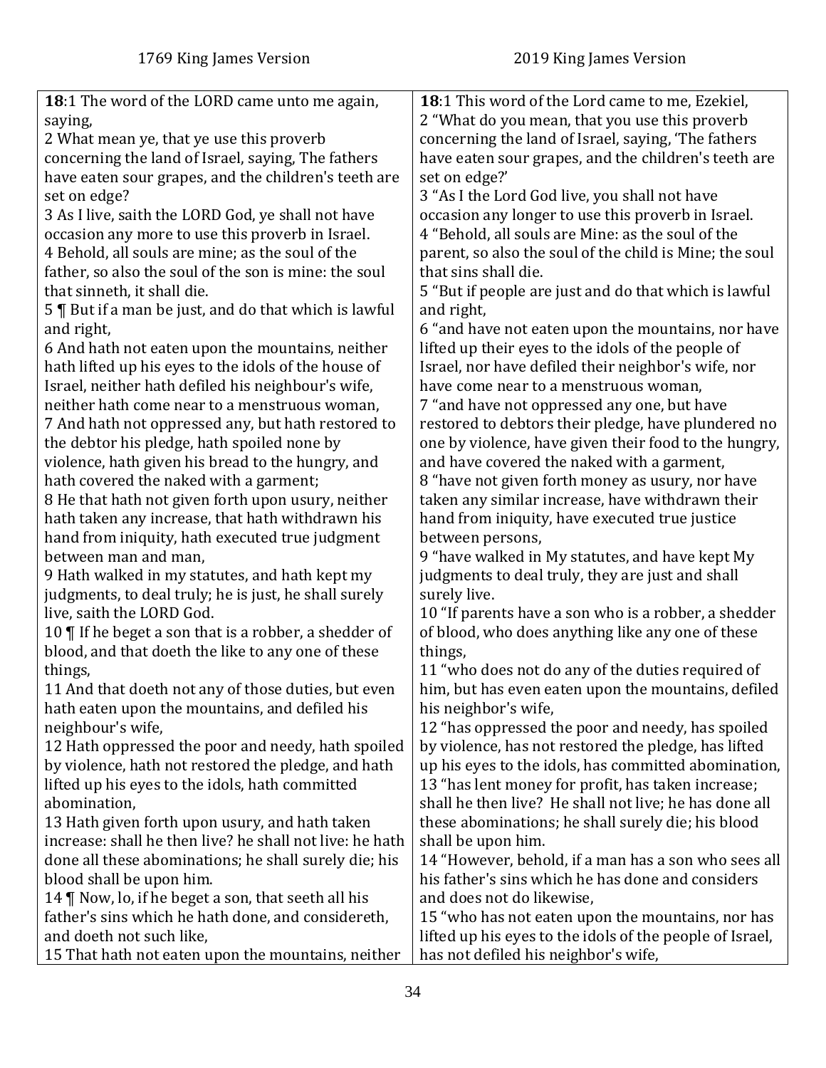| 1769 King James Version | 2019 King James Version |
|---|---|
| **18**:1 The word of the LORD came unto me again, saying,<br>2 What mean ye, that ye use this proverb concerning the land of Israel, saying, The fathers have eaten sour grapes, and the children's teeth are set on edge?<br>3 As I live, saith the LORD God, ye shall not have occasion any more to use this proverb in Israel.<br>4 Behold, all souls are mine; as the soul of the father, so also the soul of the son is mine: the soul that sinneth, it shall die.<br>5 ¶ But if a man be just, and do that which is lawful and right,<br>6 And hath not eaten upon the mountains, neither hath lifted up his eyes to the idols of the house of Israel, neither hath defiled his neighbour's wife, neither hath come near to a menstruous woman,<br>7 And hath not oppressed any, but hath restored to the debtor his pledge, hath spoiled none by violence, hath given his bread to the hungry, and hath covered the naked with a garment;<br>8 He that hath not given forth upon usury, neither hath taken any increase, that hath withdrawn his hand from iniquity, hath executed true judgment between man and man,<br>9 Hath walked in my statutes, and hath kept my judgments, to deal truly; he is just, he shall surely live, saith the LORD God.<br>10 ¶ If he beget a son that is a robber, a shedder of blood, and that doeth the like to any one of these things,<br>11 And that doeth not any of those duties, but even hath eaten upon the mountains, and defiled his neighbour's wife,<br>12 Hath oppressed the poor and needy, hath spoiled by violence, hath not restored the pledge, and hath lifted up his eyes to the idols, hath committed abomination,<br>13 Hath given forth upon usury, and hath taken increase: shall he then live? he shall not live: he hath done all these abominations; he shall surely die; his blood shall be upon him.<br>14 ¶ Now, lo, if he beget a son, that seeth all his father's sins which he hath done, and considereth, and doeth not such like,<br>15 That hath not eaten upon the mountains, neither | **18**:1 This word of the Lord came to me, Ezekiel,<br>2 "What do you mean, that you use this proverb concerning the land of Israel, saying, 'The fathers have eaten sour grapes, and the children's teeth are set on edge?'<br>3 "As I the Lord God live, you shall not have occasion any longer to use this proverb in Israel.<br>4 "Behold, all souls are Mine: as the soul of the parent, so also the soul of the child is Mine; the soul that sins shall die.<br>5 "But if people are just and do that which is lawful and right,<br>6 "and have not eaten upon the mountains, nor have lifted up their eyes to the idols of the people of Israel, nor have defiled their neighbor's wife, nor have come near to a menstruous woman,<br>7 "and have not oppressed any one, but have restored to debtors their pledge, have plundered no one by violence, have given their food to the hungry, and have covered the naked with a garment,<br>8 "have not given forth money as usury, nor have taken any similar increase, have withdrawn their hand from iniquity, have executed true justice between persons,<br>9 "have walked in My statutes, and have kept My judgments to deal truly, they are just and shall surely live.<br>10 "If parents have a son who is a robber, a shedder of blood, who does anything like any one of these things,<br>11 "who does not do any of the duties required of him, but has even eaten upon the mountains, defiled his neighbor's wife,<br>12 "has oppressed the poor and needy, has spoiled by violence, has not restored the pledge, has lifted up his eyes to the idols, has committed abomination,<br>13 "has lent money for profit, has taken increase; shall he then live? He shall not live; he has done all these abominations; he shall surely die; his blood shall be upon him.<br>14 "However, behold, if a man has a son who sees all his father's sins which he has done and considers and does not do likewise,<br>15 "who has not eaten upon the mountains, nor has lifted up his eyes to the idols of the people of Israel, has not defiled his neighbor's wife, |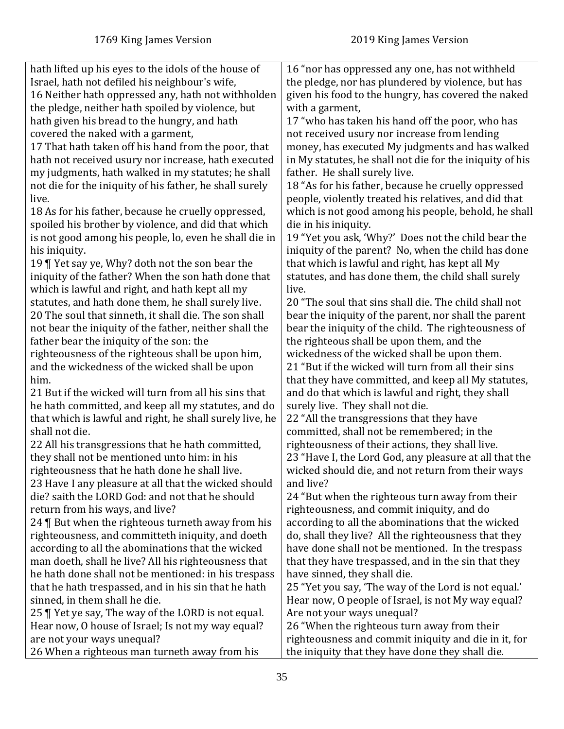| 1769 King James Version | 2019 King James Version |
| --- | --- |
| hath lifted up his eyes to the idols of the house of Israel, hath not defiled his neighbour's wife,<br>16 Neither hath oppressed any, hath not withholden the pledge, neither hath spoiled by violence, but hath given his bread to the hungry, and hath covered the naked with a garment,<br>17 That hath taken off his hand from the poor, that hath not received usury nor increase, hath executed my judgments, hath walked in my statutes; he shall not die for the iniquity of his father, he shall surely live.<br>18 As for his father, because he cruelly oppressed, spoiled his brother by violence, and did that which is not good among his people, lo, even he shall die in his iniquity.<br>19 ¶ Yet say ye, Why? doth not the son bear the iniquity of the father? When the son hath done that which is lawful and right, and hath kept all my statutes, and hath done them, he shall surely live.<br>20 The soul that sinneth, it shall die. The son shall not bear the iniquity of the father, neither shall the father bear the iniquity of the son: the righteousness of the righteous shall be upon him, and the wickedness of the wicked shall be upon him.<br>21 But if the wicked will turn from all his sins that he hath committed, and keep all my statutes, and do that which is lawful and right, he shall surely live, he shall not die.<br>22 All his transgressions that he hath committed, they shall not be mentioned unto him: in his righteousness that he hath done he shall live.<br>23 Have I any pleasure at all that the wicked should die? saith the LORD God: and not that he should return from his ways, and live?<br>24 ¶ But when the righteous turneth away from his righteousness, and committeth iniquity, and doeth according to all the abominations that the wicked man doeth, shall he live? All his righteousness that he hath done shall not be mentioned: in his trespass that he hath trespassed, and in his sin that he hath sinned, in them shall he die.<br>25 ¶ Yet ye say, The way of the LORD is not equal. Hear now, O house of Israel; Is not my way equal? are not your ways unequal?<br>26 When a righteous man turneth away from his | 16 "nor has oppressed any one, has not withheld the pledge, nor has plundered by violence, but has given his food to the hungry, has covered the naked with a garment,<br>17 "who has taken his hand off the poor, who has not received usury nor increase from lending money, has executed My judgments and has walked in My statutes, he shall not die for the iniquity of his father. He shall surely live.<br>18 "As for his father, because he cruelly oppressed people, violently treated his relatives, and did that which is not good among his people, behold, he shall die in his iniquity.<br>19 "Yet you ask, 'Why?' Does not the child bear the iniquity of the parent? No, when the child has done that which is lawful and right, has kept all My statutes, and has done them, the child shall surely live.<br>20 "The soul that sins shall die. The child shall not bear the iniquity of the parent, nor shall the parent bear the iniquity of the child. The righteousness of the righteous shall be upon them, and the wickedness of the wicked shall be upon them.<br>21 "But if the wicked will turn from all their sins that they have committed, and keep all My statutes, and do that which is lawful and right, they shall surely live. They shall not die.<br>22 "All the transgressions that they have committed, shall not be remembered; in the righteousness of their actions, they shall live.<br>23 "Have I, the Lord God, any pleasure at all that the wicked should die, and not return from their ways and live?<br>24 "But when the righteous turn away from their righteousness, and commit iniquity, and do according to all the abominations that the wicked do, shall they live? All the righteousness that they have done shall not be mentioned. In the trespass that they have trespassed, and in the sin that they have sinned, they shall die.<br>25 "Yet you say, 'The way of the Lord is not equal.' Hear now, O people of Israel, is not My way equal? Are not your ways unequal?<br>26 "When the righteous turn away from their righteousness and commit iniquity and die in it, for the iniquity that they have done they shall die. |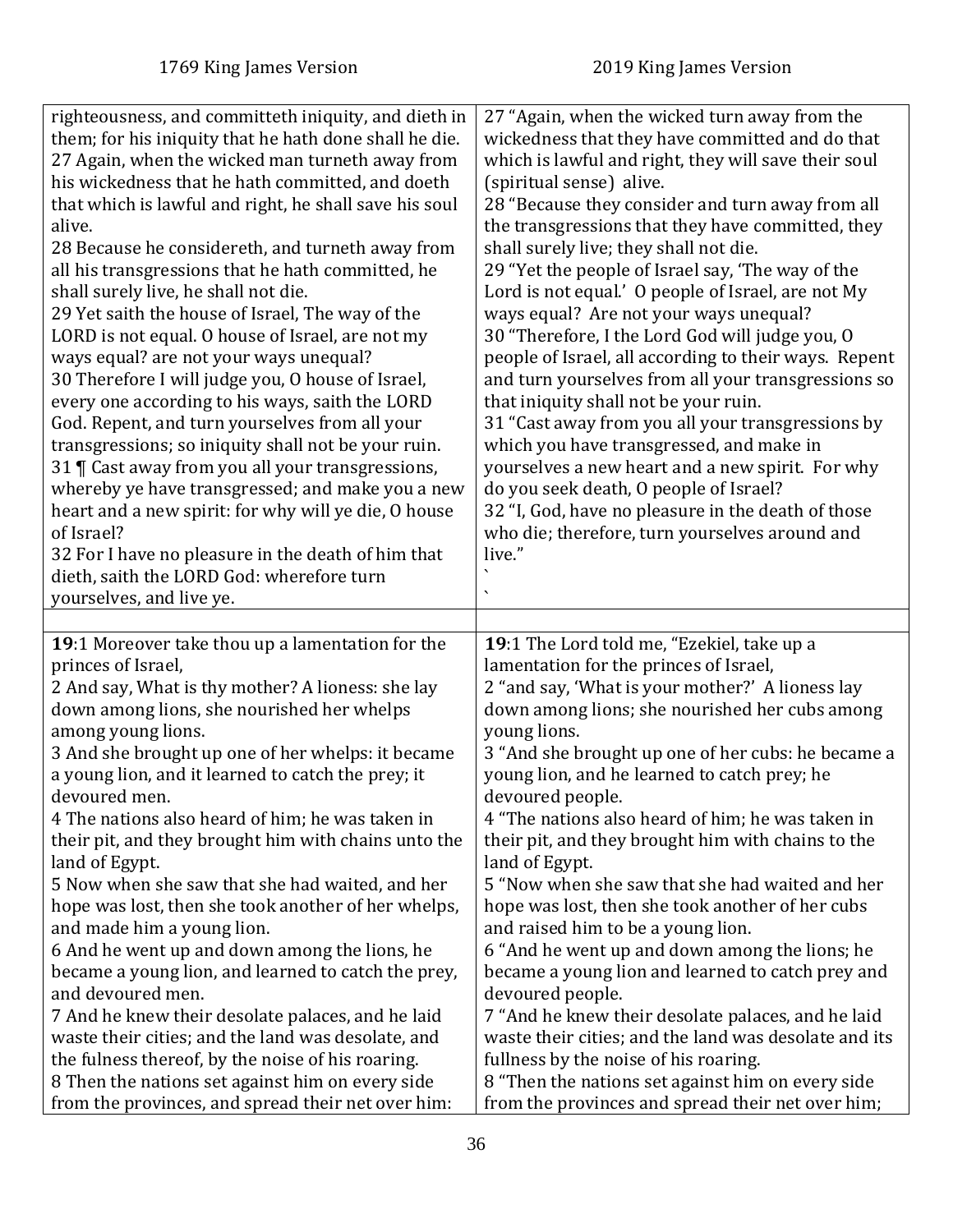| 1769 King James Version | 2019 King James Version |
| --- | --- |
| righteousness, and committeth iniquity, and dieth in them; for his iniquity that he hath done shall he die.<br>27 Again, when the wicked man turneth away from his wickedness that he hath committed, and doeth that which is lawful and right, he shall save his soul alive.<br>28 Because he considereth, and turneth away from all his transgressions that he hath committed, he shall surely live, he shall not die.<br>29 Yet saith the house of Israel, The way of the LORD is not equal. O house of Israel, are not my ways equal? are not your ways unequal?<br>30 Therefore I will judge you, O house of Israel, every one according to his ways, saith the LORD God. Repent, and turn yourselves from all your transgressions; so iniquity shall not be your ruin.<br>31 ¶ Cast away from you all your transgressions, whereby ye have transgressed; and make you a new heart and a new spirit: for why will ye die, O house of Israel?<br>32 For I have no pleasure in the death of him that dieth, saith the LORD God: wherefore turn yourselves, and live ye. | 27 "Again, when the wicked turn away from the wickedness that they have committed and do that which is lawful and right, they will save their soul (spiritual sense) alive.<br>28 "Because they consider and turn away from all the transgressions that they have committed, they shall surely live; they shall not die.<br>29 "Yet the people of Israel say, 'The way of the Lord is not equal.' O people of Israel, are not My ways equal? Are not your ways unequal?<br>30 "Therefore, I the Lord God will judge you, O people of Israel, all according to their ways. Repent and turn yourselves from all your transgressions so that iniquity shall not be your ruin.<br>31 "Cast away from you all your transgressions by which you have transgressed, and make in yourselves a new heart and a new spirit. For why do you seek death, O people of Israel?<br>32 "I, God, have no pleasure in the death of those who die; therefore, turn yourselves around and live."<br>`<br>` |
| | |
| **19**:1 Moreover take thou up a lamentation for the princes of Israel,<br>2 And say, What is thy mother? A lioness: she lay down among lions, she nourished her whelps among young lions.<br>3 And she brought up one of her whelps: it became a young lion, and it learned to catch the prey; it devoured men.<br>4 The nations also heard of him; he was taken in their pit, and they brought him with chains unto the land of Egypt.<br>5 Now when she saw that she had waited, and her hope was lost, then she took another of her whelps, and made him a young lion.<br>6 And he went up and down among the lions, he became a young lion, and learned to catch the prey, and devoured men.<br>7 And he knew their desolate palaces, and he laid waste their cities; and the land was desolate, and the fulness thereof, by the noise of his roaring.<br>8 Then the nations set against him on every side from the provinces, and spread their net over him: | **19**:1 The Lord told me, "Ezekiel, take up a lamentation for the princes of Israel,<br>2 "and say, 'What is your mother?' A lioness lay down among lions; she nourished her cubs among young lions.<br>3 "And she brought up one of her cubs: he became a young lion, and he learned to catch prey; he devoured people.<br>4 "The nations also heard of him; he was taken in their pit, and they brought him with chains to the land of Egypt.<br>5 "Now when she saw that she had waited and her hope was lost, then she took another of her cubs and raised him to be a young lion.<br>6 "And he went up and down among the lions; he became a young lion and learned to catch prey and devoured people.<br>7 "And he knew their desolate palaces, and he laid waste their cities; and the land was desolate and its fullness by the noise of his roaring.<br>8 "Then the nations set against him on every side from the provinces and spread their net over him; |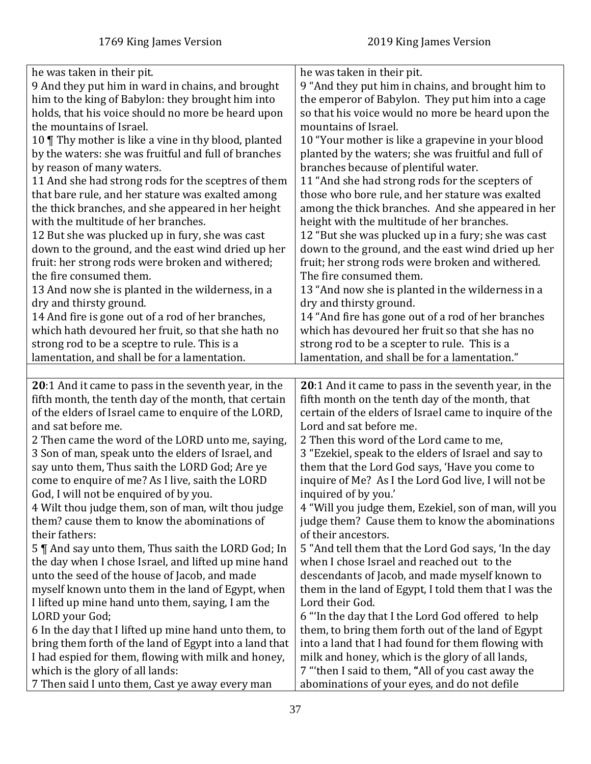| 1769 King James Version | 2019 King James Version |
|---|---|
| he was taken in their pit. | he was taken in their pit. |
| 9 And they put him in ward in chains, and brought him to the king of Babylon: they brought him into holds, that his voice should no more be heard upon the mountains of Israel. | 9 “And they put him in chains, and brought him to the emperor of Babylon. They put him into a cage so that his voice would no more be heard upon the mountains of Israel. |
| 10 ¶ Thy mother is like a vine in thy blood, planted by the waters: she was fruitful and full of branches by reason of many waters. | 10 “Your mother is like a grapevine in your blood planted by the waters; she was fruitful and full of branches because of plentiful water. |
| 11 And she had strong rods for the sceptres of them that bare rule, and her stature was exalted among the thick branches, and she appeared in her height with the multitude of her branches. | 11 “And she had strong rods for the scepters of those who bore rule, and her stature was exalted among the thick branches. And she appeared in her height with the multitude of her branches. |
| 12 But she was plucked up in fury, she was cast down to the ground, and the east wind dried up her fruit: her strong rods were broken and withered; the fire consumed them. | 12 “But she was plucked up in a fury; she was cast down to the ground, and the east wind dried up her fruit; her strong rods were broken and withered. The fire consumed them. |
| 13 And now she is planted in the wilderness, in a dry and thirsty ground. | 13 “And now she is planted in the wilderness in a dry and thirsty ground. |
| 14 And fire is gone out of a rod of her branches, which hath devoured her fruit, so that she hath no strong rod to be a sceptre to rule. This is a lamentation, and shall be for a lamentation. | 14 “And fire has gone out of a rod of her branches which has devoured her fruit so that she has no strong rod to be a scepter to rule. This is a lamentation, and shall be for a lamentation.” |
| | |
| **20**:1 And it came to pass in the seventh year, in the fifth month, the tenth day of the month, that certain of the elders of Israel came to enquire of the LORD, and sat before me. | **20**:1 And it came to pass in the seventh year, in the fifth month on the tenth day of the month, that certain of the elders of Israel came to inquire of the Lord and sat before me. |
| 2 Then came the word of the LORD unto me, saying, | 2 Then this word of the Lord came to me, |
| 3 Son of man, speak unto the elders of Israel, and say unto them, Thus saith the LORD God; Are ye come to enquire of me? As I live, saith the LORD God, I will not be enquired of by you. | 3 “Ezekiel, speak to the elders of Israel and say to them that the Lord God says, ‘Have you come to inquire of Me? As I the Lord God live, I will not be inquired of by you.’ |
| 4 Wilt thou judge them, son of man, wilt thou judge them? cause them to know the abominations of their fathers: | 4 “Will you judge them, Ezekiel, son of man, will you judge them? Cause them to know the abominations of their ancestors. |
| 5 ¶ And say unto them, Thus saith the LORD God; In the day when I chose Israel, and lifted up mine hand unto the seed of the house of Jacob, and made myself known unto them in the land of Egypt, when I lifted up mine hand unto them, saying, I am the LORD your God; | 5 "And tell them that the Lord God says, ‘In the day when I chose Israel and reached out to the descendants of Jacob, and made myself known to them in the land of Egypt, I told them that I was the Lord their God. |
| 6 In the day that I lifted up mine hand unto them, to bring them forth of the land of Egypt into a land that I had espied for them, flowing with milk and honey, which is the glory of all lands: | 6 “‘In the day that I the Lord God offered to help them, to bring them forth out of the land of Egypt into a land that I had found for them flowing with milk and honey, which is the glory of all lands, |
| 7 Then said I unto them, Cast ye away every man | 7 “‘then I said to them, **“**All of you cast away the abominations of your eyes, and do not defile |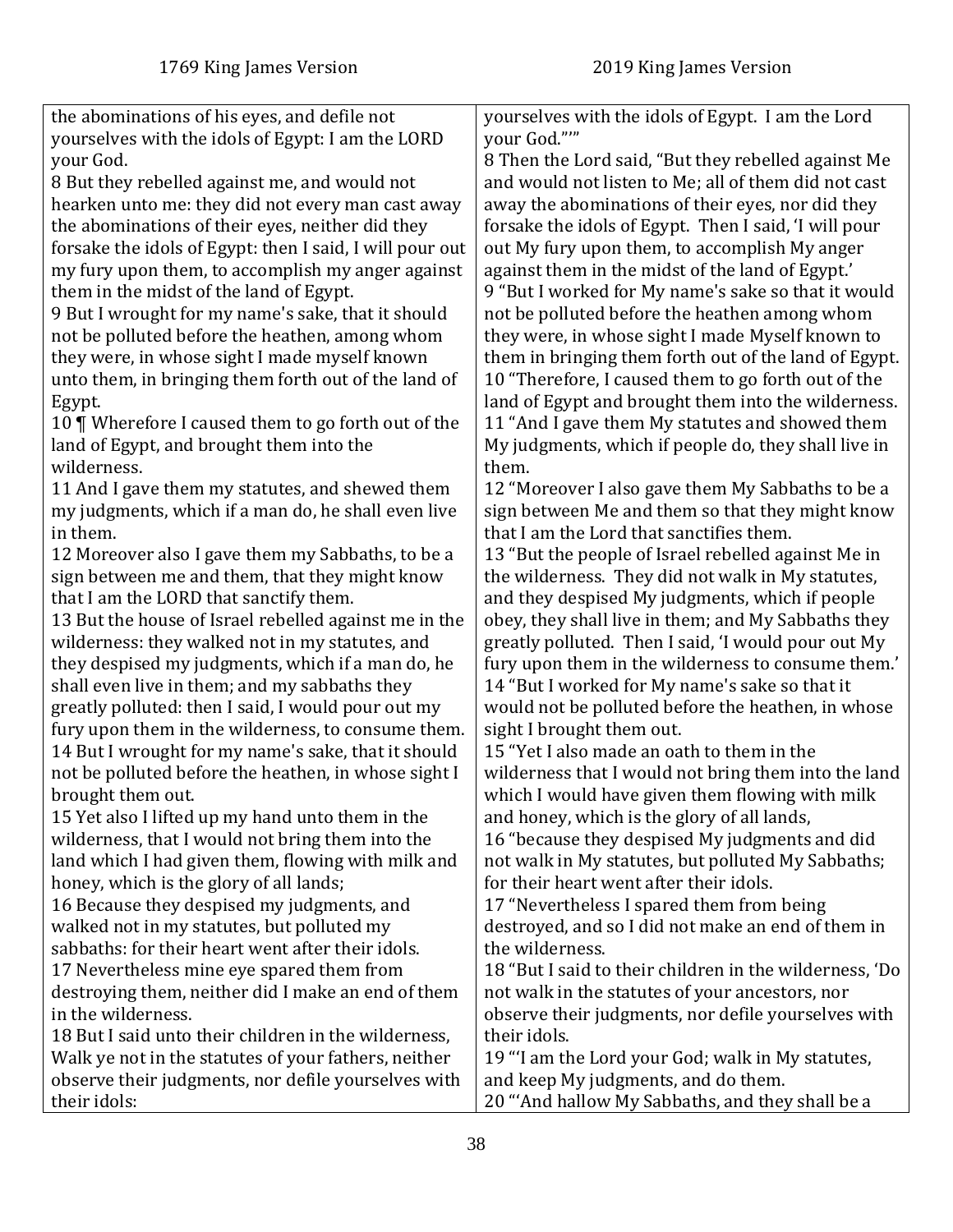| 1769 King James Version | 2019 King James Version |
| --- | --- |
| the abominations of his eyes, and defile not yourselves with the idols of Egypt: I am the LORD your God.<br>8 But they rebelled against me, and would not hearken unto me: they did not every man cast away the abominations of their eyes, neither did they forsake the idols of Egypt: then I said, I will pour out my fury upon them, to accomplish my anger against them in the midst of the land of Egypt.<br>9 But I wrought for my name's sake, that it should not be polluted before the heathen, among whom they were, in whose sight I made myself known unto them, in bringing them forth out of the land of Egypt.<br>10 ¶ Wherefore I caused them to go forth out of the land of Egypt, and brought them into the wilderness.<br>11 And I gave them my statutes, and shewed them my judgments, which if a man do, he shall even live in them.<br>12 Moreover also I gave them my Sabbaths, to be a sign between me and them, that they might know that I am the LORD that sanctify them.<br>13 But the house of Israel rebelled against me in the wilderness: they walked not in my statutes, and they despised my judgments, which if a man do, he shall even live in them; and my sabbaths they greatly polluted: then I said, I would pour out my fury upon them in the wilderness, to consume them.<br>14 But I wrought for my name's sake, that it should not be polluted before the heathen, in whose sight I brought them out.<br>15 Yet also I lifted up my hand unto them in the wilderness, that I would not bring them into the land which I had given them, flowing with milk and honey, which is the glory of all lands;<br>16 Because they despised my judgments, and walked not in my statutes, but polluted my sabbaths: for their heart went after their idols.<br>17 Nevertheless mine eye spared them from destroying them, neither did I make an end of them in the wilderness.<br>18 But I said unto their children in the wilderness, Walk ye not in the statutes of your fathers, neither observe their judgments, nor defile yourselves with their idols: | yourselves with the idols of Egypt. I am the Lord your God.”'”<br>8 Then the Lord said, “But they rebelled against Me and would not listen to Me; all of them did not cast away the abominations of their eyes, nor did they forsake the idols of Egypt. Then I said, 'I will pour out My fury upon them, to accomplish My anger against them in the midst of the land of Egypt.'<br>9 “But I worked for My name's sake so that it would not be polluted before the heathen among whom they were, in whose sight I made Myself known to them in bringing them forth out of the land of Egypt.<br>10 “Therefore, I caused them to go forth out of the land of Egypt and brought them into the wilderness.<br>11 “And I gave them My statutes and showed them My judgments, which if people do, they shall live in them.<br>12 “Moreover I also gave them My Sabbaths to be a sign between Me and them so that they might know that I am the Lord that sanctifies them.<br>13 “But the people of Israel rebelled against Me in the wilderness. They did not walk in My statutes, and they despised My judgments, which if people obey, they shall live in them; and My Sabbaths they greatly polluted. Then I said, 'I would pour out My fury upon them in the wilderness to consume them.'<br>14 “But I worked for My name's sake so that it would not be polluted before the heathen, in whose sight I brought them out.<br>15 “Yet I also made an oath to them in the wilderness that I would not bring them into the land which I would have given them flowing with milk and honey, which is the glory of all lands,<br>16 “because they despised My judgments and did not walk in My statutes, but polluted My Sabbaths; for their heart went after their idols.<br>17 “Nevertheless I spared them from being destroyed, and so I did not make an end of them in the wilderness.<br>18 “But I said to their children in the wilderness, 'Do not walk in the statutes of your ancestors, nor observe their judgments, nor defile yourselves with their idols.<br>19 “'I am the Lord your God; walk in My statutes, and keep My judgments, and do them.<br>20 “'And hallow My Sabbaths, and they shall be a |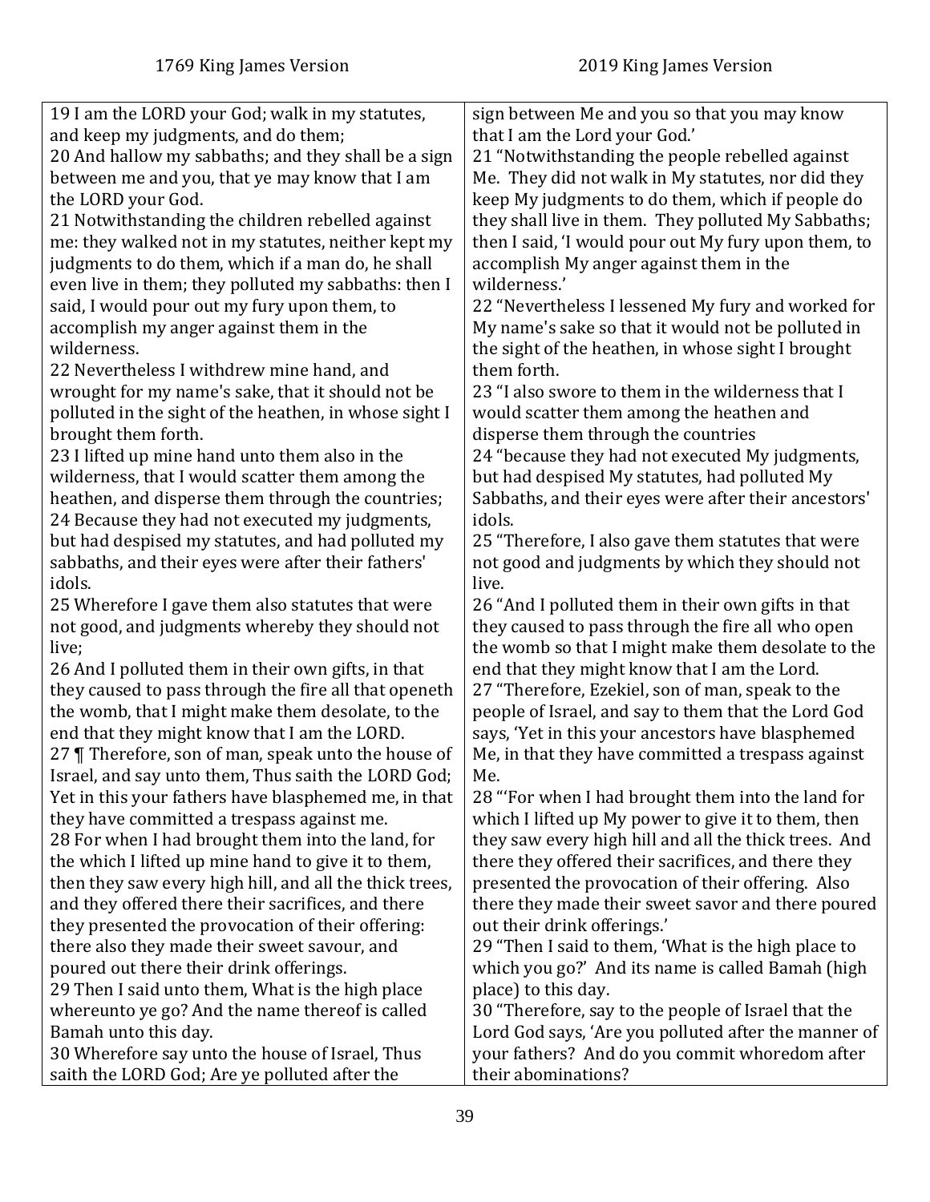| 1769 King James Version | 2019 King James Version |
|---|---|
| 19 I am the LORD your God; walk in my statutes, and keep my judgments, and do them; 20 And hallow my sabbaths; and they shall be a sign between me and you, that ye may know that I am the LORD your God. 21 Notwithstanding the children rebelled against me: they walked not in my statutes, neither kept my judgments to do them, which if a man do, he shall even live in them; they polluted my sabbaths: then I said, I would pour out my fury upon them, to accomplish my anger against them in the wilderness. 22 Nevertheless I withdrew mine hand, and wrought for my name's sake, that it should not be polluted in the sight of the heathen, in whose sight I brought them forth. 23 I lifted up mine hand unto them also in the wilderness, that I would scatter them among the heathen, and disperse them through the countries; 24 Because they had not executed my judgments, but had despised my statutes, and had polluted my sabbaths, and their eyes were after their fathers' idols. 25 Wherefore I gave them also statutes that were not good, and judgments whereby they should not live; 26 And I polluted them in their own gifts, in that they caused to pass through the fire all that openeth the womb, that I might make them desolate, to the end that they might know that I am the LORD. 27 ¶ Therefore, son of man, speak unto the house of Israel, and say unto them, Thus saith the LORD God; Yet in this your fathers have blasphemed me, in that they have committed a trespass against me. 28 For when I had brought them into the land, for the which I lifted up mine hand to give it to them, then they saw every high hill, and all the thick trees, and they offered there their sacrifices, and there they presented the provocation of their offering: there also they made their sweet savour, and poured out there their drink offerings. 29 Then I said unto them, What is the high place whereunto ye go? And the name thereof is called Bamah unto this day. 30 Wherefore say unto the house of Israel, Thus saith the LORD God; Are ye polluted after the | sign between Me and you so that you may know that I am the Lord your God.' 21 "Notwithstanding the people rebelled against Me. They did not walk in My statutes, nor did they keep My judgments to do them, which if people do they shall live in them. They polluted My Sabbaths; then I said, 'I would pour out My fury upon them, to accomplish My anger against them in the wilderness.' 22 "Nevertheless I lessened My fury and worked for My name's sake so that it would not be polluted in the sight of the heathen, in whose sight I brought them forth. 23 "I also swore to them in the wilderness that I would scatter them among the heathen and disperse them through the countries 24 "because they had not executed My judgments, but had despised My statutes, had polluted My Sabbaths, and their eyes were after their ancestors' idols. 25 "Therefore, I also gave them statutes that were not good and judgments by which they should not live. 26 "And I polluted them in their own gifts in that they caused to pass through the fire all who open the womb so that I might make them desolate to the end that they might know that I am the Lord. 27 "Therefore, Ezekiel, son of man, speak to the people of Israel, and say to them that the Lord God says, 'Yet in this your ancestors have blasphemed Me, in that they have committed a trespass against Me. 28 "'For when I had brought them into the land for which I lifted up My power to give it to them, then they saw every high hill and all the thick trees. And there they offered their sacrifices, and there they presented the provocation of their offering. Also there they made their sweet savor and there poured out their drink offerings.' 29 "Then I said to them, 'What is the high place to which you go?' And its name is called Bamah (high place) to this day. 30 "Therefore, say to the people of Israel that the Lord God says, 'Are you polluted after the manner of your fathers? And do you commit whoredom after their abominations? |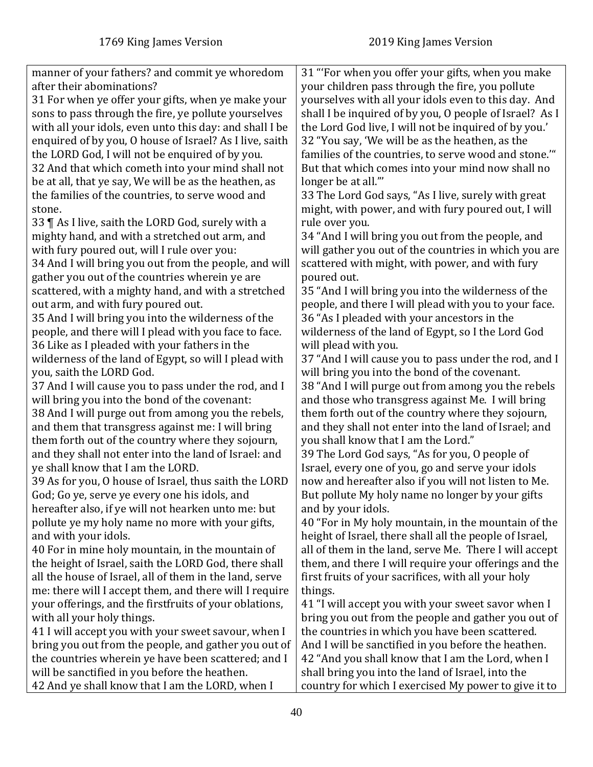| 1769 King James Version | 2019 King James Version |
| --- | --- |
| manner of your fathers? and commit ye whoredom after their abominations? | 31 "'For when you offer your gifts, when you make your children pass through the fire, you pollute yourselves with all your idols even to this day. And shall I be inquired of by you, O people of Israel? As I the Lord God live, I will not be inquired of by you.' |
| 31 For when ye offer your gifts, when ye make your sons to pass through the fire, ye pollute yourselves with all your idols, even unto this day: and shall I be enquired of by you, O house of Israel? As I live, saith the LORD God, I will not be enquired of by you. | 32 "You say, 'We will be as the heathen, as the families of the countries, to serve wood and stone.'" But that which comes into your mind now shall no longer be at all."' |
| 32 And that which cometh into your mind shall not be at all, that ye say, We will be as the heathen, as the families of the countries, to serve wood and stone. | 33 The Lord God says, "As I live, surely with great might, with power, and with fury poured out, I will rule over you. |
| 33 ¶ As I live, saith the LORD God, surely with a mighty hand, and with a stretched out arm, and with fury poured out, will I rule over you: | 34 "And I will bring you out from the people, and will gather you out of the countries in which you are scattered with might, with power, and with fury poured out. |
| 34 And I will bring you out from the people, and will gather you out of the countries wherein ye are scattered, with a mighty hand, and with a stretched out arm, and with fury poured out. | 35 "And I will bring you into the wilderness of the people, and there I will plead with you to your face. |
| 35 And I will bring you into the wilderness of the people, and there will I plead with you face to face. | 36 "As I pleaded with your ancestors in the wilderness of the land of Egypt, so I the Lord God will plead with you. |
| 36 Like as I pleaded with your fathers in the wilderness of the land of Egypt, so will I plead with you, saith the LORD God. | 37 "And I will cause you to pass under the rod, and I will bring you into the bond of the covenant. |
| 37 And I will cause you to pass under the rod, and I will bring you into the bond of the covenant: | 38 "And I will purge out from among you the rebels and those who transgress against Me. I will bring them forth out of the country where they sojourn, and they shall not enter into the land of Israel; and you shall know that I am the Lord." |
| 38 And I will purge out from among you the rebels, and them that transgress against me: I will bring them forth out of the country where they sojourn, and they shall not enter into the land of Israel: and ye shall know that I am the LORD. | 39 The Lord God says, "As for you, O people of Israel, every one of you, go and serve your idols now and hereafter also if you will not listen to Me. But pollute My holy name no longer by your gifts and by your idols. |
| 39 As for you, O house of Israel, thus saith the LORD God; Go ye, serve ye every one his idols, and hereafter also, if ye will not hearken unto me: but pollute ye my holy name no more with your gifts, and with your idols. | 40 "For in My holy mountain, in the mountain of the height of Israel, there shall all the people of Israel, all of them in the land, serve Me. There I will accept them, and there I will require your offerings and the first fruits of your sacrifices, with all your holy things. |
| 40 For in mine holy mountain, in the mountain of the height of Israel, saith the LORD God, there shall all the house of Israel, all of them in the land, serve me: there will I accept them, and there will I require your offerings, and the firstfruits of your oblations, with all your holy things. | 41 "I will accept you with your sweet savor when I bring you out from the people and gather you out of the countries in which you have been scattered. And I will be sanctified in you before the heathen. |
| 41 I will accept you with your sweet savour, when I bring you out from the people, and gather you out of the countries wherein ye have been scattered; and I will be sanctified in you before the heathen. | 42 "And you shall know that I am the Lord, when I shall bring you into the land of Israel, into the country for which I exercised My power to give it to |
| 42 And ye shall know that I am the LORD, when I | |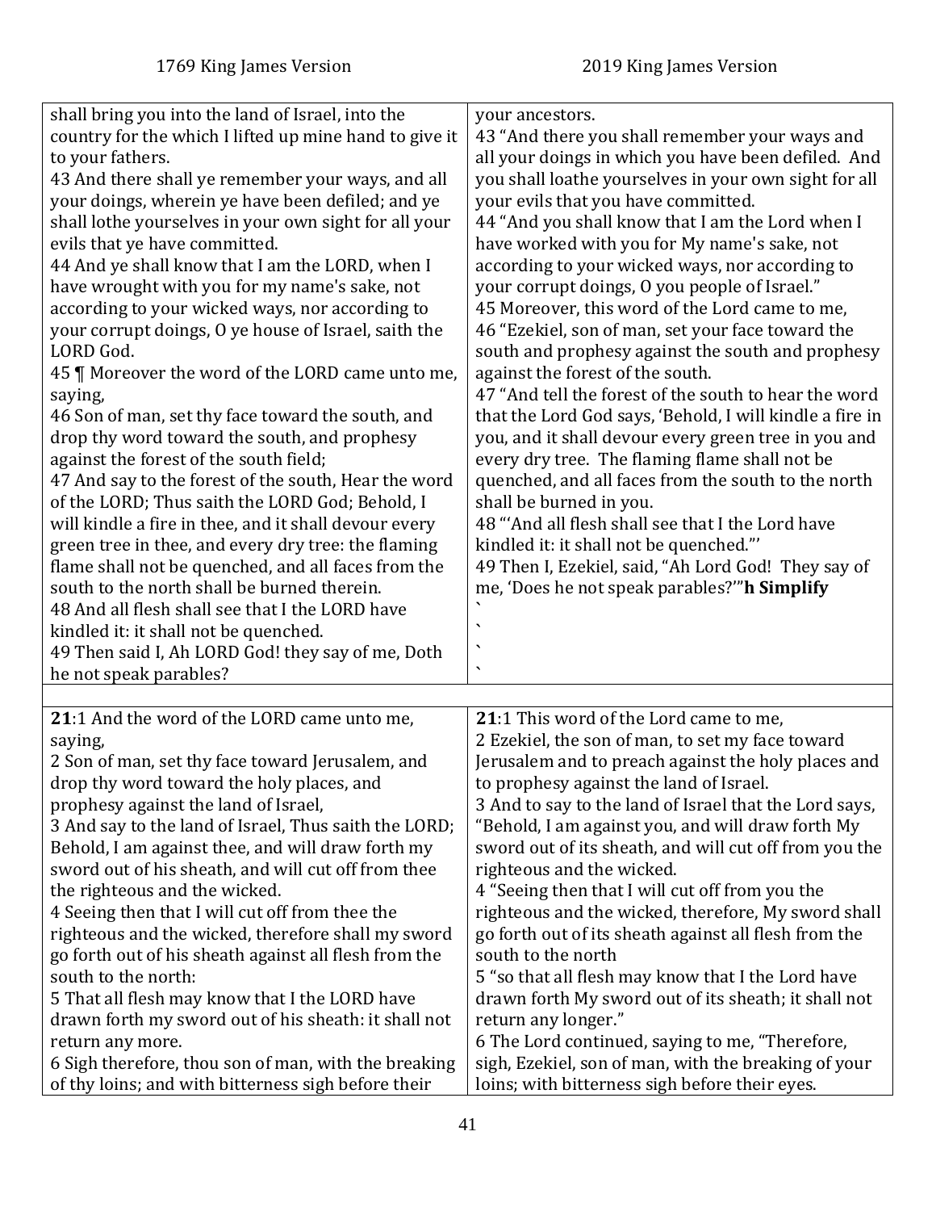| 1769 King James Version | 2019 King James Version |
|---|---|
| shall bring you into the land of Israel, into the country for the which I lifted up mine hand to give it to your fathers.<br>43 And there shall ye remember your ways, and all your doings, wherein ye have been defiled; and ye shall lothe yourselves in your own sight for all your evils that ye have committed.<br>44 And ye shall know that I am the LORD, when I have wrought with you for my name's sake, not according to your wicked ways, nor according to your corrupt doings, O ye house of Israel, saith the LORD God.<br>45 ¶ Moreover the word of the LORD came unto me, saying,<br>46 Son of man, set thy face toward the south, and drop thy word toward the south, and prophesy against the forest of the south field;<br>47 And say to the forest of the south, Hear the word of the LORD; Thus saith the LORD God; Behold, I will kindle a fire in thee, and it shall devour every green tree in thee, and every dry tree: the flaming flame shall not be quenched, and all faces from the south to the north shall be burned therein.<br>48 And all flesh shall see that I the LORD have kindled it: it shall not be quenched.<br>49 Then said I, Ah LORD God! they say of me, Doth he not speak parables? | your ancestors.<br>43 "And there you shall remember your ways and all your doings in which you have been defiled. And you shall loathe yourselves in your own sight for all your evils that you have committed.<br>44 "And you shall know that I am the Lord when I have worked with you for My name's sake, not according to your wicked ways, nor according to your corrupt doings, O you people of Israel."<br>45 Moreover, this word of the Lord came to me,<br>46 "Ezekiel, son of man, set your face toward the south and prophesy against the south and prophesy against the forest of the south.<br>47 "And tell the forest of the south to hear the word that the Lord God says, 'Behold, I will kindle a fire in you, and it shall devour every green tree in you and every dry tree. The flaming flame shall not be quenched, and all faces from the south to the north shall be burned in you.<br>48 "'And all flesh shall see that I the Lord have kindled it: it shall not be quenched."'<br>49 Then I, Ezekiel, said, "Ah Lord God! They say of me, 'Does he not speak parables?'"**h Simplify**<br>`<br>`<br>`<br>` |
| | |
| **21**:1 And the word of the LORD came unto me, saying,<br>2 Son of man, set thy face toward Jerusalem, and drop thy word toward the holy places, and prophesy against the land of Israel,<br>3 And say to the land of Israel, Thus saith the LORD; Behold, I am against thee, and will draw forth my sword out of his sheath, and will cut off from thee the righteous and the wicked.<br>4 Seeing then that I will cut off from thee the righteous and the wicked, therefore shall my sword go forth out of his sheath against all flesh from the south to the north:<br>5 That all flesh may know that I the LORD have drawn forth my sword out of his sheath: it shall not return any more.<br>6 Sigh therefore, thou son of man, with the breaking of thy loins; and with bitterness sigh before their | **21**:1 This word of the Lord came to me,<br>2 Ezekiel, the son of man, to set my face toward Jerusalem and to preach against the holy places and to prophesy against the land of Israel.<br>3 And to say to the land of Israel that the Lord says, "Behold, I am against you, and will draw forth My sword out of its sheath, and will cut off from you the righteous and the wicked.<br>4 "Seeing then that I will cut off from you the righteous and the wicked, therefore, My sword shall go forth out of its sheath against all flesh from the south to the north<br>5 "so that all flesh may know that I the Lord have drawn forth My sword out of its sheath; it shall not return any longer."<br>6 The Lord continued, saying to me, "Therefore, sigh, Ezekiel, son of man, with the breaking of your loins; with bitterness sigh before their eyes. |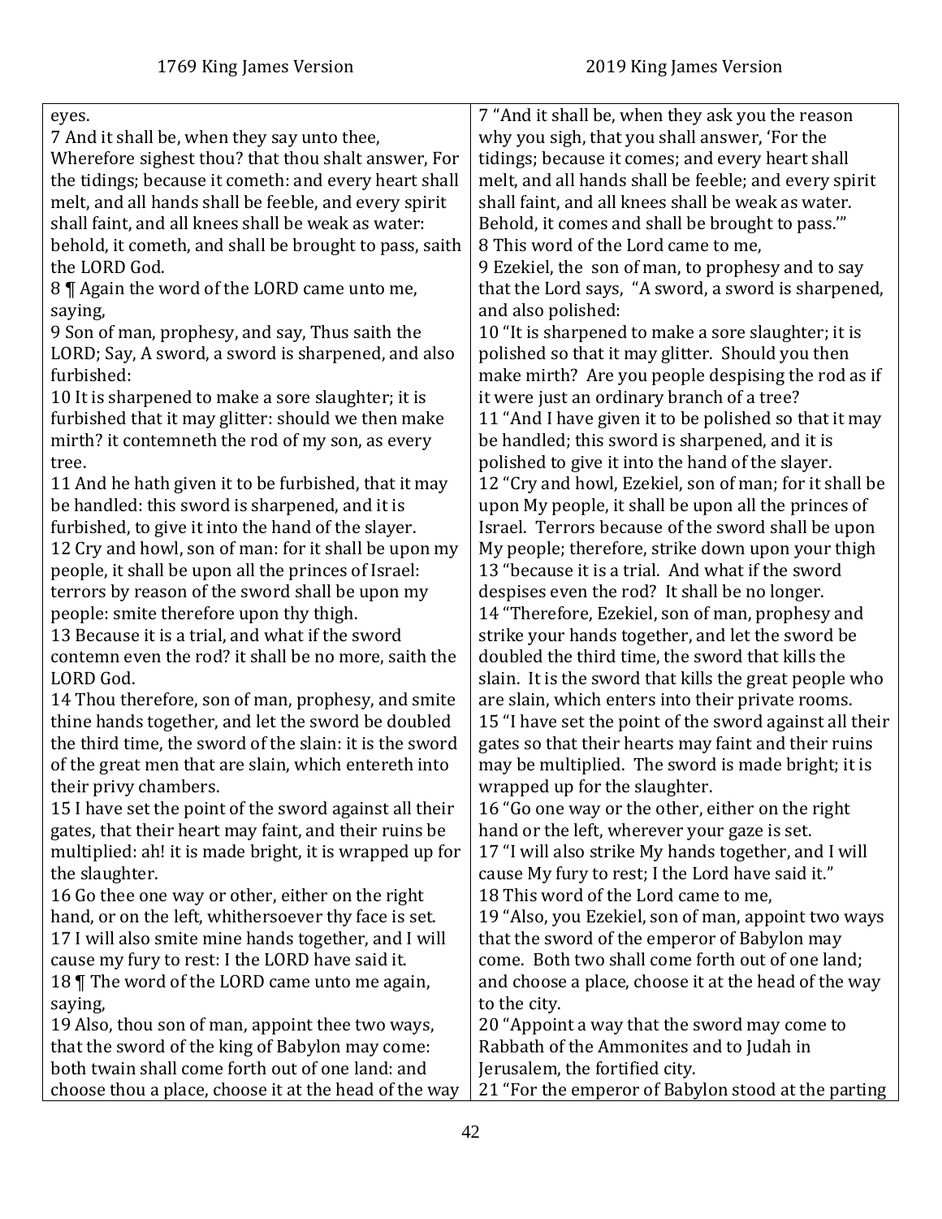| 1769 King James Version | 2019 King James Version |
|---|---|
| eyes.<br>7 And it shall be, when they say unto thee, Wherefore sighest thou? that thou shalt answer, For the tidings; because it cometh: and every heart shall melt, and all hands shall be feeble, and every spirit shall faint, and all knees shall be weak as water: behold, it cometh, and shall be brought to pass, saith the LORD God.<br>8 ¶ Again the word of the LORD came unto me, saying,<br>9 Son of man, prophesy, and say, Thus saith the LORD; Say, A sword, a sword is sharpened, and also furbished:<br>10 It is sharpened to make a sore slaughter; it is furbished that it may glitter: should we then make mirth? it contemneth the rod of my son, as every tree.<br>11 And he hath given it to be furbished, that it may be handled: this sword is sharpened, and it is furbished, to give it into the hand of the slayer.<br>12 Cry and howl, son of man: for it shall be upon my people, it shall be upon all the princes of Israel: terrors by reason of the sword shall be upon my people: smite therefore upon thy thigh.<br>13 Because it is a trial, and what if the sword contemn even the rod? it shall be no more, saith the LORD God.<br>14 Thou therefore, son of man, prophesy, and smite thine hands together, and let the sword be doubled the third time, the sword of the slain: it is the sword of the great men that are slain, which entereth into their privy chambers.<br>15 I have set the point of the sword against all their gates, that their heart may faint, and their ruins be multiplied: ah! it is made bright, it is wrapped up for the slaughter.<br>16 Go thee one way or other, either on the right hand, or on the left, whithersoever thy face is set.<br>17 I will also smite mine hands together, and I will cause my fury to rest: I the LORD have said it.<br>18 ¶ The word of the LORD came unto me again, saying,<br>19 Also, thou son of man, appoint thee two ways, that the sword of the king of Babylon may come: both twain shall come forth out of one land: and choose thou a place, choose it at the head of the way | 7 "And it shall be, when they ask you the reason why you sigh, that you shall answer, 'For the tidings; because it comes; and every heart shall melt, and all hands shall be feeble; and every spirit shall faint, and all knees shall be weak as water. Behold, it comes and shall be brought to pass.'"<br>8 This word of the Lord came to me,<br>9 Ezekiel, the son of man, to prophesy and to say that the Lord says, "A sword, a sword is sharpened, and also polished:<br>10 "It is sharpened to make a sore slaughter; it is polished so that it may glitter. Should you then make mirth? Are you people despising the rod as if it were just an ordinary branch of a tree?<br>11 "And I have given it to be polished so that it may be handled; this sword is sharpened, and it is polished to give it into the hand of the slayer.<br>12 "Cry and howl, Ezekiel, son of man; for it shall be upon My people, it shall be upon all the princes of Israel. Terrors because of the sword shall be upon My people; therefore, strike down upon your thigh<br>13 "because it is a trial. And what if the sword despises even the rod? It shall be no longer.<br>14 "Therefore, Ezekiel, son of man, prophesy and strike your hands together, and let the sword be doubled the third time, the sword that kills the slain. It is the sword that kills the great people who are slain, which enters into their private rooms.<br>15 "I have set the point of the sword against all their gates so that their hearts may faint and their ruins may be multiplied. The sword is made bright; it is wrapped up for the slaughter.<br>16 "Go one way or the other, either on the right hand or the left, wherever your gaze is set.<br>17 "I will also strike My hands together, and I will cause My fury to rest; I the Lord have said it."<br>18 This word of the Lord came to me,<br>19 "Also, you Ezekiel, son of man, appoint two ways that the sword of the emperor of Babylon may come. Both two shall come forth out of one land; and choose a place, choose it at the head of the way to the city.<br>20 "Appoint a way that the sword may come to Rabbath of the Ammonites and to Judah in Jerusalem, the fortified city.<br>21 "For the emperor of Babylon stood at the parting |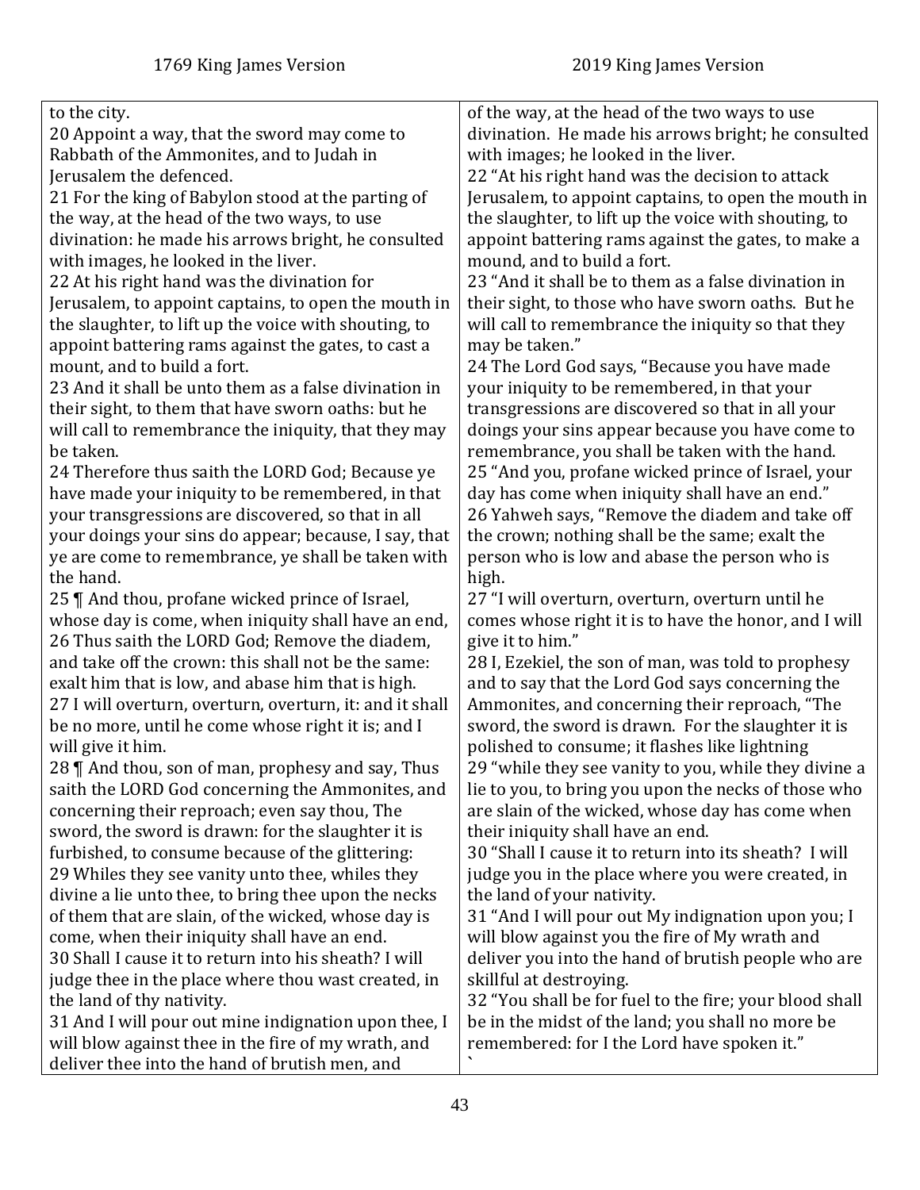| 1769 King James Version | 2019 King James Version |
| --- | --- |
| to the city.<br>20 Appoint a way, that the sword may come to Rabbath of the Ammonites, and to Judah in Jerusalem the defenced.<br>21 For the king of Babylon stood at the parting of the way, at the head of the two ways, to use divination: he made his arrows bright, he consulted with images, he looked in the liver.<br>22 At his right hand was the divination for Jerusalem, to appoint captains, to open the mouth in the slaughter, to lift up the voice with shouting, to appoint battering rams against the gates, to cast a mount, and to build a fort.<br>23 And it shall be unto them as a false divination in their sight, to them that have sworn oaths: but he will call to remembrance the iniquity, that they may be taken.<br>24 Therefore thus saith the LORD God; Because ye have made your iniquity to be remembered, in that your transgressions are discovered, so that in all your doings your sins do appear; because, I say, that ye are come to remembrance, ye shall be taken with the hand.<br>25 ¶ And thou, profane wicked prince of Israel, whose day is come, when iniquity shall have an end,<br>26 Thus saith the LORD God; Remove the diadem, and take off the crown: this shall not be the same: exalt him that is low, and abase him that is high.<br>27 I will overturn, overturn, overturn, it: and it shall be no more, until he come whose right it is; and I will give it him.<br>28 ¶ And thou, son of man, prophesy and say, Thus saith the LORD God concerning the Ammonites, and concerning their reproach; even say thou, The sword, the sword is drawn: for the slaughter it is furbished, to consume because of the glittering:<br>29 Whiles they see vanity unto thee, whiles they divine a lie unto thee, to bring thee upon the necks of them that are slain, of the wicked, whose day is come, when their iniquity shall have an end.<br>30 Shall I cause it to return into his sheath? I will judge thee in the place where thou wast created, in the land of thy nativity.<br>31 And I will pour out mine indignation upon thee, I will blow against thee in the fire of my wrath, and deliver thee into the hand of brutish men, and | of the way, at the head of the two ways to use divination. He made his arrows bright; he consulted with images; he looked in the liver.<br>22 "At his right hand was the decision to attack Jerusalem, to appoint captains, to open the mouth in the slaughter, to lift up the voice with shouting, to appoint battering rams against the gates, to make a mound, and to build a fort.<br>23 "And it shall be to them as a false divination in their sight, to those who have sworn oaths. But he will call to remembrance the iniquity so that they may be taken."<br>24 The Lord God says, "Because you have made your iniquity to be remembered, in that your transgressions are discovered so that in all your doings your sins appear because you have come to remembrance, you shall be taken with the hand.<br>25 "And you, profane wicked prince of Israel, your day has come when iniquity shall have an end."<br>26 Yahweh says, "Remove the diadem and take off the crown; nothing shall be the same; exalt the person who is low and abase the person who is high.<br>27 "I will overturn, overturn, overturn until he comes whose right it is to have the honor, and I will give it to him."<br>28 I, Ezekiel, the son of man, was told to prophesy and to say that the Lord God says concerning the Ammonites, and concerning their reproach, "The sword, the sword is drawn. For the slaughter it is polished to consume; it flashes like lightning<br>29 "while they see vanity to you, while they divine a lie to you, to bring you upon the necks of those who are slain of the wicked, whose day has come when their iniquity shall have an end.<br>30 "Shall I cause it to return into its sheath? I will judge you in the place where you were created, in the land of your nativity.<br>31 "And I will pour out My indignation upon you; I will blow against you the fire of My wrath and deliver you into the hand of brutish people who are skillful at destroying.<br>32 "You shall be for fuel to the fire; your blood shall be in the midst of the land; you shall no more be remembered: for I the Lord have spoken it."<br>` |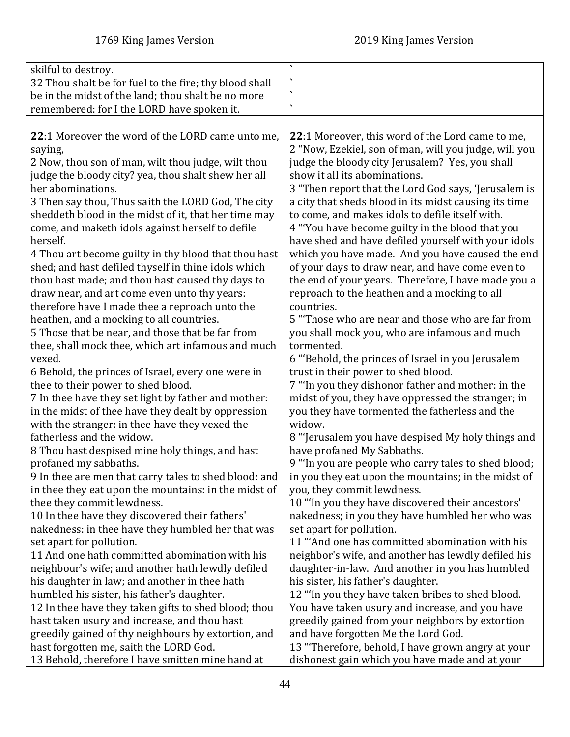| 1769 King James Version | 2019 King James Version |
|---|---|
| skilful to destroy.<br>32 Thou shalt be for fuel to the fire; thy blood shall be in the midst of the land; thou shalt be no more remembered: for I the LORD have spoken it. | \`<br>\`<br>\`<br>\` |
| | |
| **22**:1 Moreover the word of the LORD came unto me, saying,<br>2 Now, thou son of man, wilt thou judge, wilt thou judge the bloody city? yea, thou shalt shew her all her abominations.<br>3 Then say thou, Thus saith the LORD God, The city sheddeth blood in the midst of it, that her time may come, and maketh idols against herself to defile herself.<br>4 Thou art become guilty in thy blood that thou hast shed; and hast defiled thyself in thine idols which thou hast made; and thou hast caused thy days to draw near, and art come even unto thy years: therefore have I made thee a reproach unto the heathen, and a mocking to all countries.<br>5 Those that be near, and those that be far from thee, shall mock thee, which art infamous and much vexed.<br>6 Behold, the princes of Israel, every one were in thee to their power to shed blood.<br>7 In thee have they set light by father and mother: in the midst of thee have they dealt by oppression with the stranger: in thee have they vexed the fatherless and the widow.<br>8 Thou hast despised mine holy things, and hast profaned my sabbaths.<br>9 In thee are men that carry tales to shed blood: and in thee they eat upon the mountains: in the midst of thee they commit lewdness.<br>10 In thee have they discovered their fathers' nakedness: in thee have they humbled her that was set apart for pollution.<br>11 And one hath committed abomination with his neighbour's wife; and another hath lewdly defiled his daughter in law; and another in thee hath humbled his sister, his father's daughter.<br>12 In thee have they taken gifts to shed blood; thou hast taken usury and increase, and thou hast greedily gained of thy neighbours by extortion, and hast forgotten me, saith the LORD God.<br>13 Behold, therefore I have smitten mine hand at | **22**:1 Moreover, this word of the Lord came to me,<br>2 "Now, Ezekiel, son of man, will you judge, will you judge the bloody city Jerusalem? Yes, you shall show it all its abominations.<br>3 "Then report that the Lord God says, 'Jerusalem is a city that sheds blood in its midst causing its time to come, and makes idols to defile itself with.<br>4 "'You have become guilty in the blood that you have shed and have defiled yourself with your idols which you have made. And you have caused the end of your days to draw near, and have come even to the end of your years. Therefore, I have made you a reproach to the heathen and a mocking to all countries.<br>5 "'Those who are near and those who are far from you shall mock you, who are infamous and much tormented.<br>6 "'Behold, the princes of Israel in you Jerusalem trust in their power to shed blood.<br>7 "'In you they dishonor father and mother: in the midst of you, they have oppressed the stranger; in you they have tormented the fatherless and the widow.<br>8 "'Jerusalem you have despised My holy things and have profaned My Sabbaths.<br>9 "'In you are people who carry tales to shed blood; in you they eat upon the mountains; in the midst of you, they commit lewdness.<br>10 "'In you they have discovered their ancestors' nakedness; in you they have humbled her who was set apart for pollution.<br>11 "'And one has committed abomination with his neighbor's wife, and another has lewdly defiled his daughter-in-law. And another in you has humbled his sister, his father's daughter.<br>12 "'In you they have taken bribes to shed blood. You have taken usury and increase, and you have greedily gained from your neighbors by extortion and have forgotten Me the Lord God.<br>13 "'Therefore, behold, I have grown angry at your dishonest gain which you have made and at your |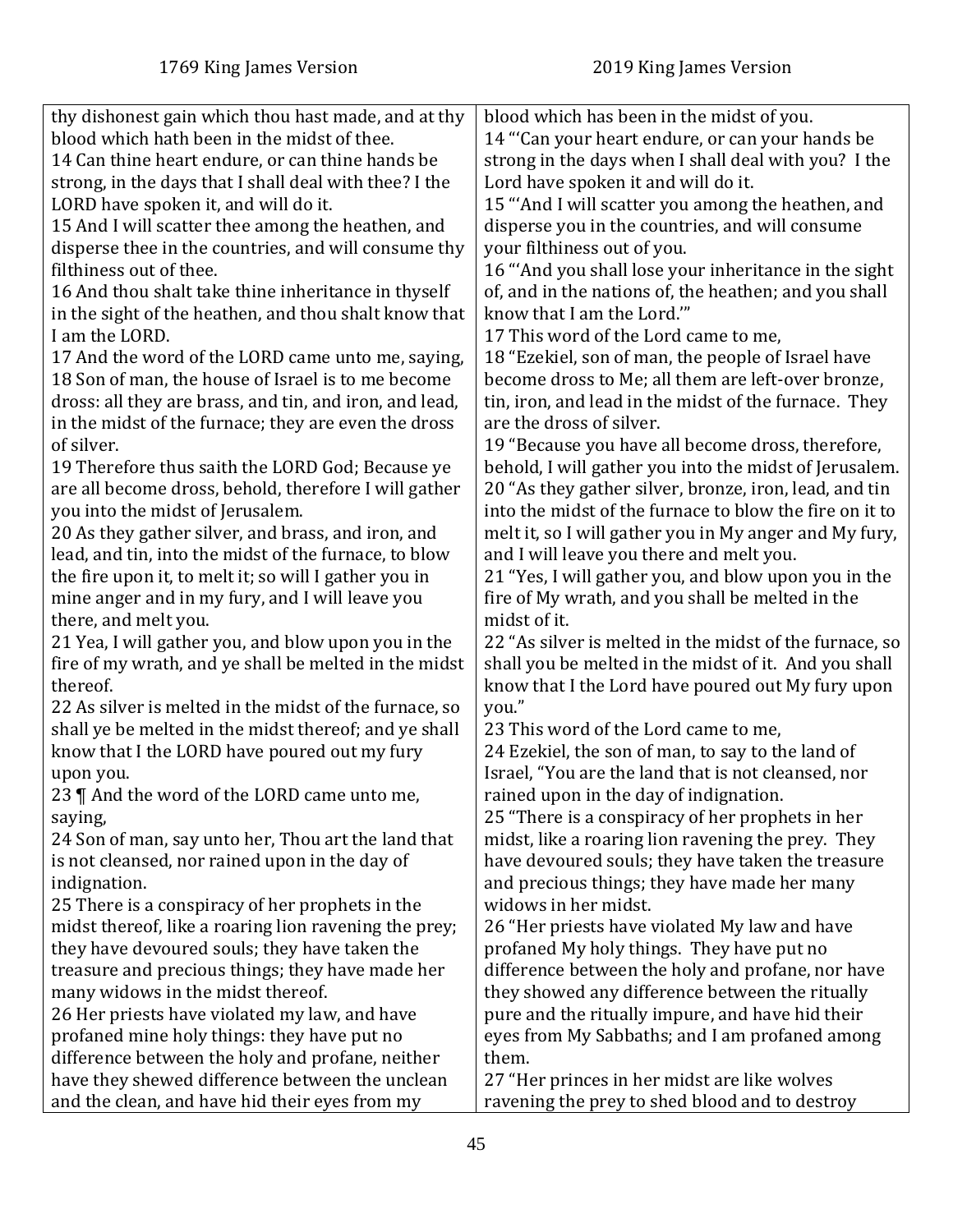| 1769 King James Version | 2019 King James Version |
| --- | --- |
| thy dishonest gain which thou hast made, and at thy blood which hath been in the midst of thee. | blood which has been in the midst of you. |
| 14 Can thine heart endure, or can thine hands be strong, in the days that I shall deal with thee? I the LORD have spoken it, and will do it. | 14 "'Can your heart endure, or can your hands be strong in the days when I shall deal with you? I the Lord have spoken it and will do it. |
| 15 And I will scatter thee among the heathen, and disperse thee in the countries, and will consume thy filthiness out of thee. | 15 "'And I will scatter you among the heathen, and disperse you in the countries, and will consume your filthiness out of you. |
| 16 And thou shalt take thine inheritance in thyself in the sight of the heathen, and thou shalt know that I am the LORD. | 16 "'And you shall lose your inheritance in the sight of, and in the nations of, the heathen; and you shall know that I am the Lord.'" |
| 17 And the word of the LORD came unto me, saying, | 17 This word of the Lord came to me, |
| 18 Son of man, the house of Israel is to me become dross: all they are brass, and tin, and iron, and lead, in the midst of the furnace; they are even the dross of silver. | 18 "Ezekiel, son of man, the people of Israel have become dross to Me; all them are left-over bronze, tin, iron, and lead in the midst of the furnace. They are the dross of silver. |
| 19 Therefore thus saith the LORD God; Because ye are all become dross, behold, therefore I will gather you into the midst of Jerusalem. | 19 "Because you have all become dross, therefore, behold, I will gather you into the midst of Jerusalem. |
| 20 As they gather silver, and brass, and iron, and lead, and tin, into the midst of the furnace, to blow the fire upon it, to melt it; so will I gather you in mine anger and in my fury, and I will leave you there, and melt you. | 20 "As they gather silver, bronze, iron, lead, and tin into the midst of the furnace to blow the fire on it to melt it, so I will gather you in My anger and My fury, and I will leave you there and melt you. |
| 21 Yea, I will gather you, and blow upon you in the fire of my wrath, and ye shall be melted in the midst thereof. | 21 "Yes, I will gather you, and blow upon you in the fire of My wrath, and you shall be melted in the midst of it. |
| 22 As silver is melted in the midst of the furnace, so shall ye be melted in the midst thereof; and ye shall know that I the LORD have poured out my fury upon you. | 22 "As silver is melted in the midst of the furnace, so shall you be melted in the midst of it. And you shall know that I the Lord have poured out My fury upon you." |
| 23 ¶ And the word of the LORD came unto me, saying, | 23 This word of the Lord came to me, |
| 24 Son of man, say unto her, Thou art the land that is not cleansed, nor rained upon in the day of indignation. | 24 Ezekiel, the son of man, to say to the land of Israel, "You are the land that is not cleansed, nor rained upon in the day of indignation. |
| 25 There is a conspiracy of her prophets in the midst thereof, like a roaring lion ravening the prey; they have devoured souls; they have taken the treasure and precious things; they have made her many widows in the midst thereof. | 25 "There is a conspiracy of her prophets in her midst, like a roaring lion ravening the prey. They have devoured souls; they have taken the treasure and precious things; they have made her many widows in her midst. |
| 26 Her priests have violated my law, and have profaned mine holy things: they have put no difference between the holy and profane, neither have they shewed difference between the unclean and the clean, and have hid their eyes from my | 26 "Her priests have violated My law and have profaned My holy things. They have put no difference between the holy and profane, nor have they showed any difference between the ritually pure and the ritually impure, and have hid their eyes from My Sabbaths; and I am profaned among them. |
| | 27 "Her princes in her midst are like wolves ravening the prey to shed blood and to destroy |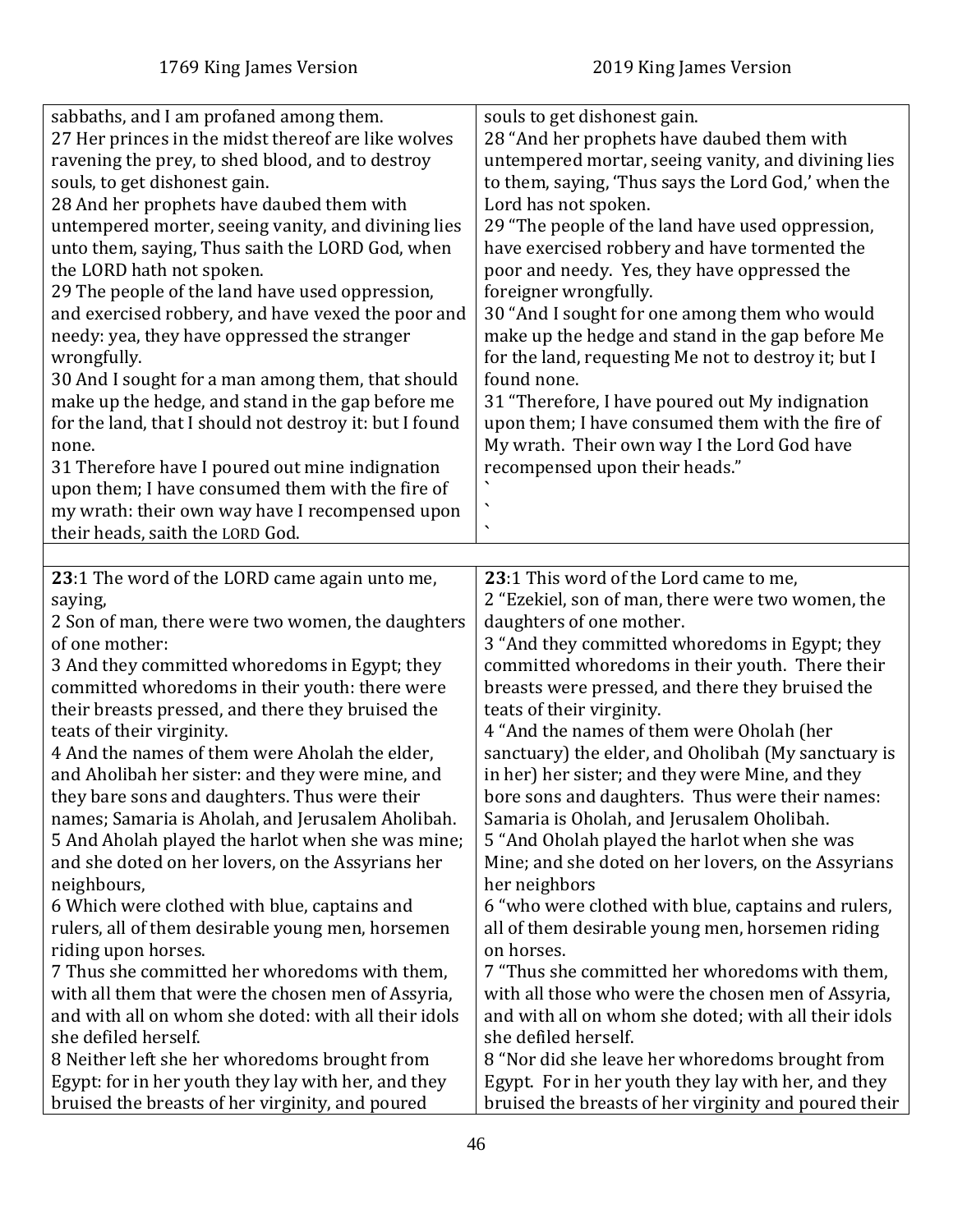| 1769 King James Version | 2019 King James Version |
| --- | --- |
| sabbaths, and I am profaned among them.<br>27 Her princes in the midst thereof are like wolves ravening the prey, to shed blood, and to destroy souls, to get dishonest gain.<br>28 And her prophets have daubed them with untempered morter, seeing vanity, and divining lies unto them, saying, Thus saith the LORD God, when the LORD hath not spoken.<br>29 The people of the land have used oppression, and exercised robbery, and have vexed the poor and needy: yea, they have oppressed the stranger wrongfully.<br>30 And I sought for a man among them, that should make up the hedge, and stand in the gap before me for the land, that I should not destroy it: but I found none.<br>31 Therefore have I poured out mine indignation upon them; I have consumed them with the fire of my wrath: their own way have I recompensed upon their heads, saith the LORD God. | souls to get dishonest gain.<br>28 "And her prophets have daubed them with untempered mortar, seeing vanity, and divining lies to them, saying, 'Thus says the Lord God,' when the Lord has not spoken.<br>29 "The people of the land have used oppression, have exercised robbery and have tormented the poor and needy. Yes, they have oppressed the foreigner wrongfully.<br>30 "And I sought for one among them who would make up the hedge and stand in the gap before Me for the land, requesting Me not to destroy it; but I found none.<br>31 "Therefore, I have poured out My indignation upon them; I have consumed them with the fire of My wrath. Their own way I the Lord God have recompensed upon their heads."<br>`<br>`<br>` |
| | |
| **23**:1 The word of the LORD came again unto me, saying,<br>2 Son of man, there were two women, the daughters of one mother:<br>3 And they committed whoredoms in Egypt; they committed whoredoms in their youth: there were their breasts pressed, and there they bruised the teats of their virginity.<br>4 And the names of them were Aholah the elder, and Aholibah her sister: and they were mine, and they bare sons and daughters. Thus were their names; Samaria is Aholah, and Jerusalem Aholibah.<br>5 And Aholah played the harlot when she was mine; and she doted on her lovers, on the Assyrians her neighbours,<br>6 Which were clothed with blue, captains and rulers, all of them desirable young men, horsemen riding upon horses.<br>7 Thus she committed her whoredoms with them, with all them that were the chosen men of Assyria, and with all on whom she doted: with all their idols she defiled herself.<br>8 Neither left she her whoredoms brought from Egypt: for in her youth they lay with her, and they bruised the breasts of her virginity, and poured | **23**:1 This word of the Lord came to me,<br>2 "Ezekiel, son of man, there were two women, the daughters of one mother.<br>3 "And they committed whoredoms in Egypt; they committed whoredoms in their youth. There their breasts were pressed, and there they bruised the teats of their virginity.<br>4 "And the names of them were Oholah (her sanctuary) the elder, and Oholibah (My sanctuary is in her) her sister; and they were Mine, and they bore sons and daughters. Thus were their names: Samaria is Oholah, and Jerusalem Oholibah.<br>5 "And Oholah played the harlot when she was Mine; and she doted on her lovers, on the Assyrians her neighbors<br>6 "who were clothed with blue, captains and rulers, all of them desirable young men, horsemen riding on horses.<br>7 "Thus she committed her whoredoms with them, with all those who were the chosen men of Assyria, and with all on whom she doted; with all their idols she defiled herself.<br>8 "Nor did she leave her whoredoms brought from Egypt. For in her youth they lay with her, and they bruised the breasts of her virginity and poured their |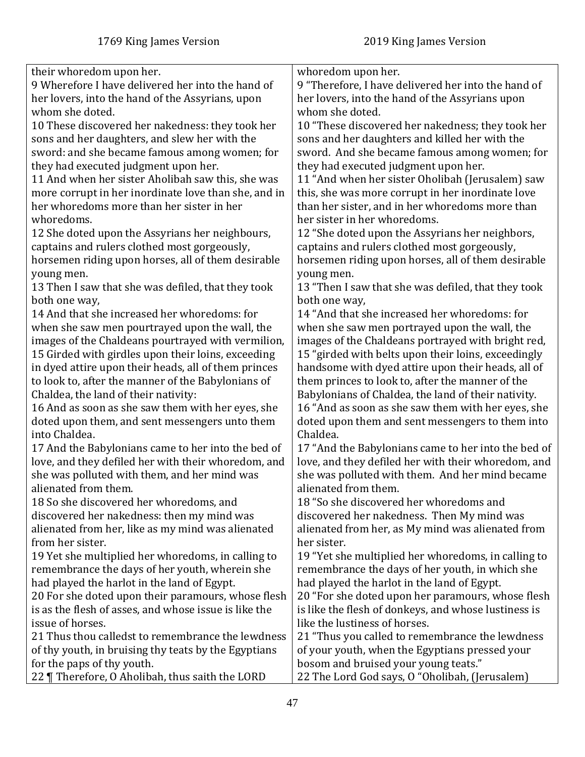| 1769 King James Version | 2019 King James Version |
| --- | --- |
| their whoredom upon her. | whoredom upon her. |
| 9 Wherefore I have delivered her into the hand of her lovers, into the hand of the Assyrians, upon whom she doted. | 9 “Therefore, I have delivered her into the hand of her lovers, into the hand of the Assyrians upon whom she doted. |
| 10 These discovered her nakedness: they took her sons and her daughters, and slew her with the sword: and she became famous among women; for they had executed judgment upon her. | 10 “These discovered her nakedness; they took her sons and her daughters and killed her with the sword. And she became famous among women; for they had executed judgment upon her. |
| 11 And when her sister Aholibah saw this, she was more corrupt in her inordinate love than she, and in her whoredoms more than her sister in her whoredoms. | 11 “And when her sister Oholibah (Jerusalem) saw this, she was more corrupt in her inordinate love than her sister, and in her whoredoms more than her sister in her whoredoms. |
| 12 She doted upon the Assyrians her neighbours, captains and rulers clothed most gorgeously, horsemen riding upon horses, all of them desirable young men. | 12 “She doted upon the Assyrians her neighbors, captains and rulers clothed most gorgeously, horsemen riding upon horses, all of them desirable young men. |
| 13 Then I saw that she was defiled, that they took both one way, | 13 “Then I saw that she was defiled, that they took both one way, |
| 14 And that she increased her whoredoms: for when she saw men pourtrayed upon the wall, the images of the Chaldeans pourtrayed with vermilion, | 14 “And that she increased her whoredoms: for when she saw men portrayed upon the wall, the images of the Chaldeans portrayed with bright red, |
| 15 Girded with girdles upon their loins, exceeding in dyed attire upon their heads, all of them princes to look to, after the manner of the Babylonians of Chaldea, the land of their nativity: | 15 “girded with belts upon their loins, exceedingly handsome with dyed attire upon their heads, all of them princes to look to, after the manner of the Babylonians of Chaldea, the land of their nativity. |
| 16 And as soon as she saw them with her eyes, she doted upon them, and sent messengers unto them into Chaldea. | 16 “And as soon as she saw them with her eyes, she doted upon them and sent messengers to them into Chaldea. |
| 17 And the Babylonians came to her into the bed of love, and they defiled her with their whoredom, and she was polluted with them, and her mind was alienated from them. | 17 “And the Babylonians came to her into the bed of love, and they defiled her with their whoredom, and she was polluted with them. And her mind became alienated from them. |
| 18 So she discovered her whoredoms, and discovered her nakedness: then my mind was alienated from her, like as my mind was alienated from her sister. | 18 “So she discovered her whoredoms and discovered her nakedness. Then My mind was alienated from her, as My mind was alienated from her sister. |
| 19 Yet she multiplied her whoredoms, in calling to remembrance the days of her youth, wherein she had played the harlot in the land of Egypt. | 19 “Yet she multiplied her whoredoms, in calling to remembrance the days of her youth, in which she had played the harlot in the land of Egypt. |
| 20 For she doted upon their paramours, whose flesh is as the flesh of asses, and whose issue is like the issue of horses. | 20 “For she doted upon her paramours, whose flesh is like the flesh of donkeys, and whose lustiness is like the lustiness of horses. |
| 21 Thus thou calledst to remembrance the lewdness of thy youth, in bruising thy teats by the Egyptians for the paps of thy youth. | 21 “Thus you called to remembrance the lewdness of your youth, when the Egyptians pressed your bosom and bruised your young teats.” |
| 22 ¶ Therefore, O Aholibah, thus saith the LORD | 22 The Lord God says, O “Oholibah, (Jerusalem) |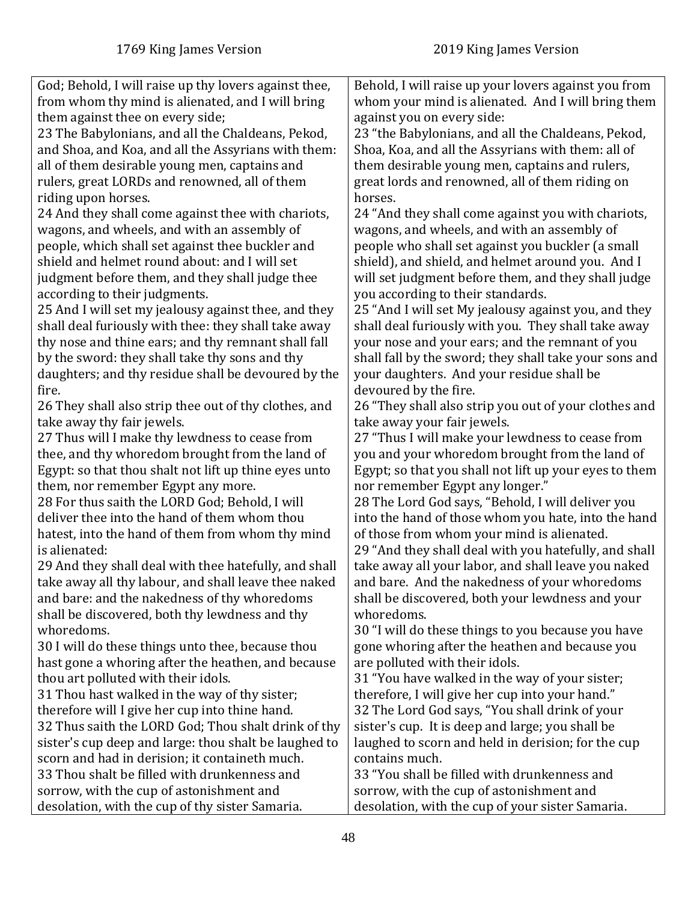| 1769 King James Version | 2019 King James Version |
| --- | --- |
| God; Behold, I will raise up thy lovers against thee, from whom thy mind is alienated, and I will bring them against thee on every side; | Behold, I will raise up your lovers against you from whom your mind is alienated. And I will bring them against you on every side: |
| 23 The Babylonians, and all the Chaldeans, Pekod, and Shoa, and Koa, and all the Assyrians with them: all of them desirable young men, captains and rulers, great LORDs and renowned, all of them riding upon horses. | 23 "the Babylonians, and all the Chaldeans, Pekod, Shoa, Koa, and all the Assyrians with them: all of them desirable young men, captains and rulers, great lords and renowned, all of them riding on horses. |
| 24 And they shall come against thee with chariots, wagons, and wheels, and with an assembly of people, which shall set against thee buckler and shield and helmet round about: and I will set judgment before them, and they shall judge thee according to their judgments. | 24 "And they shall come against you with chariots, wagons, and wheels, and with an assembly of people who shall set against you buckler (a small shield), and shield, and helmet around you. And I will set judgment before them, and they shall judge you according to their standards. |
| 25 And I will set my jealousy against thee, and they shall deal furiously with thee: they shall take away thy nose and thine ears; and thy remnant shall fall by the sword: they shall take thy sons and thy daughters; and thy residue shall be devoured by the fire. | 25 "And I will set My jealousy against you, and they shall deal furiously with you. They shall take away your nose and your ears; and the remnant of you shall fall by the sword; they shall take your sons and your daughters. And your residue shall be devoured by the fire. |
| 26 They shall also strip thee out of thy clothes, and take away thy fair jewels. | 26 "They shall also strip you out of your clothes and take away your fair jewels. |
| 27 Thus will I make thy lewdness to cease from thee, and thy whoredom brought from the land of Egypt: so that thou shalt not lift up thine eyes unto them, nor remember Egypt any more. | 27 "Thus I will make your lewdness to cease from you and your whoredom brought from the land of Egypt; so that you shall not lift up your eyes to them nor remember Egypt any longer." |
| 28 For thus saith the LORD God; Behold, I will deliver thee into the hand of them whom thou hatest, into the hand of them from whom thy mind is alienated: | 28 The Lord God says, "Behold, I will deliver you into the hand of those whom you hate, into the hand of those from whom your mind is alienated. |
| 29 And they shall deal with thee hatefully, and shall take away all thy labour, and shall leave thee naked and bare: and the nakedness of thy whoredoms shall be discovered, both thy lewdness and thy whoredoms. | 29 "And they shall deal with you hatefully, and shall take away all your labor, and shall leave you naked and bare. And the nakedness of your whoredoms shall be discovered, both your lewdness and your whoredoms. |
| 30 I will do these things unto thee, because thou hast gone a whoring after the heathen, and because thou art polluted with their idols. | 30 "I will do these things to you because you have gone whoring after the heathen and because you are polluted with their idols. |
| 31 Thou hast walked in the way of thy sister; therefore will I give her cup into thine hand. | 31 "You have walked in the way of your sister; therefore, I will give her cup into your hand." |
| 32 Thus saith the LORD God; Thou shalt drink of thy sister's cup deep and large: thou shalt be laughed to scorn and had in derision; it containeth much. | 32 The Lord God says, "You shall drink of your sister's cup. It is deep and large; you shall be laughed to scorn and held in derision; for the cup contains much. |
| 33 Thou shalt be filled with drunkenness and sorrow, with the cup of astonishment and desolation, with the cup of thy sister Samaria. | 33 "You shall be filled with drunkenness and sorrow, with the cup of astonishment and desolation, with the cup of your sister Samaria. |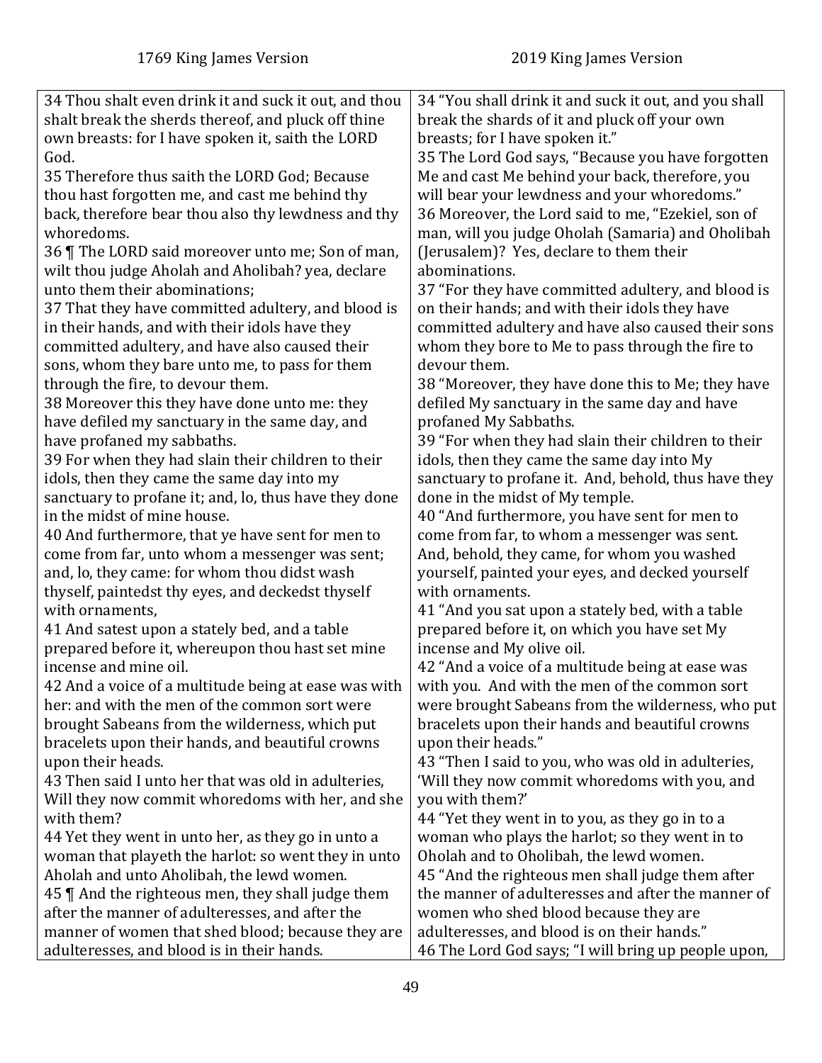| 1769 King James Version | 2019 King James Version |
|---|---|
| 34 Thou shalt even drink it and suck it out, and thou shalt break the sherds thereof, and pluck off thine own breasts: for I have spoken it, saith the LORD God. | 34 "You shall drink it and suck it out, and you shall break the shards of it and pluck off your own breasts; for I have spoken it." |
| 35 Therefore thus saith the LORD God; Because thou hast forgotten me, and cast me behind thy back, therefore bear thou also thy lewdness and thy whoredoms. | 35 The Lord God says, "Because you have forgotten Me and cast Me behind your back, therefore, you will bear your lewdness and your whoredoms." |
| 36 ¶ The LORD said moreover unto me; Son of man, wilt thou judge Aholah and Aholibah? yea, declare unto them their abominations; | 36 Moreover, the Lord said to me, "Ezekiel, son of man, will you judge Oholah (Samaria) and Oholibah (Jerusalem)? Yes, declare to them their abominations. |
| 37 That they have committed adultery, and blood is in their hands, and with their idols have they committed adultery, and have also caused their sons, whom they bare unto me, to pass for them through the fire, to devour them. | 37 "For they have committed adultery, and blood is on their hands; and with their idols they have committed adultery and have also caused their sons whom they bore to Me to pass through the fire to devour them. |
| 38 Moreover this they have done unto me: they have defiled my sanctuary in the same day, and have profaned my sabbaths. | 38 "Moreover, they have done this to Me; they have defiled My sanctuary in the same day and have profaned My Sabbaths. |
| 39 For when they had slain their children to their idols, then they came the same day into my sanctuary to profane it; and, lo, thus have they done in the midst of mine house. | 39 "For when they had slain their children to their idols, then they came the same day into My sanctuary to profane it. And, behold, thus have they done in the midst of My temple. |
| 40 And furthermore, that ye have sent for men to come from far, unto whom a messenger was sent; and, lo, they came: for whom thou didst wash thyself, paintedst thy eyes, and deckedst thyself with ornaments, | 40 "And furthermore, you have sent for men to come from far, to whom a messenger was sent. And, behold, they came, for whom you washed yourself, painted your eyes, and decked yourself with ornaments. |
| 41 And satest upon a stately bed, and a table prepared before it, whereupon thou hast set mine incense and mine oil. | 41 "And you sat upon a stately bed, with a table prepared before it, on which you have set My incense and My olive oil. |
| 42 And a voice of a multitude being at ease was with her: and with the men of the common sort were brought Sabeans from the wilderness, which put bracelets upon their hands, and beautiful crowns upon their heads. | 42 "And a voice of a multitude being at ease was with you. And with the men of the common sort were brought Sabeans from the wilderness, who put bracelets upon their hands and beautiful crowns upon their heads." |
| 43 Then said I unto her that was old in adulteries, Will they now commit whoredoms with her, and she with them? | 43 "Then I said to you, who was old in adulteries, 'Will they now commit whoredoms with you, and you with them?' |
| 44 Yet they went in unto her, as they go in unto a woman that playeth the harlot: so went they in unto Aholah and unto Aholibah, the lewd women. | 44 "Yet they went in to you, as they go in to a woman who plays the harlot; so they went in to Oholah and to Oholibah, the lewd women. |
| 45 ¶ And the righteous men, they shall judge them after the manner of adulteresses, and after the manner of women that shed blood; because they are adulteresses, and blood is in their hands. | 45 "And the righteous men shall judge them after the manner of adulteresses and after the manner of women who shed blood because they are adulteresses, and blood is on their hands." |
| | 46 The Lord God says; "I will bring up people upon, |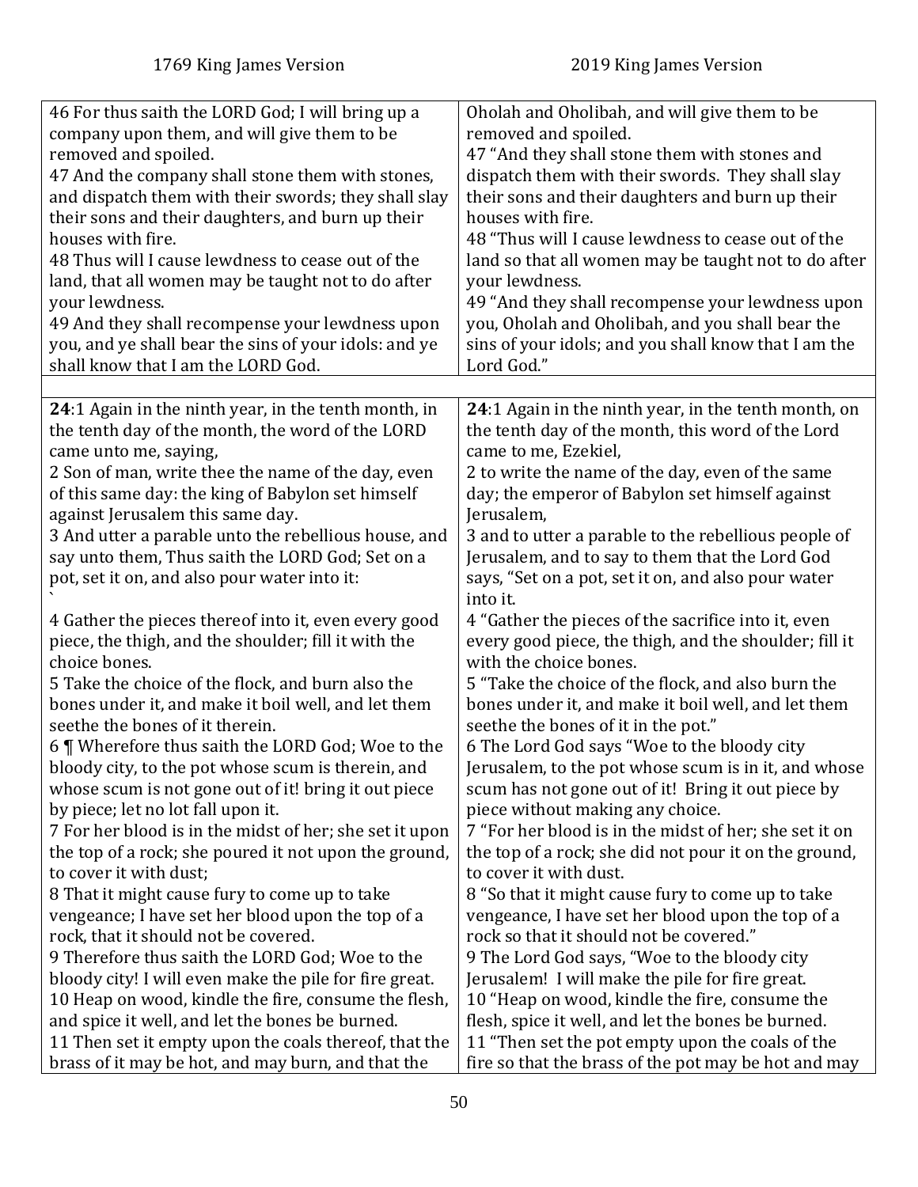| 1769 King James Version | 2019 King James Version |
| --- | --- |
| 46 For thus saith the LORD God; I will bring up a company upon them, and will give them to be removed and spoiled.<br>47 And the company shall stone them with stones, and dispatch them with their swords; they shall slay their sons and their daughters, and burn up their houses with fire.<br>48 Thus will I cause lewdness to cease out of the land, that all women may be taught not to do after your lewdness.<br>49 And they shall recompense your lewdness upon you, and ye shall bear the sins of your idols: and ye shall know that I am the LORD God. | Oholah and Oholibah, and will give them to be removed and spoiled.<br>47 "And they shall stone them with stones and dispatch them with their swords. They shall slay their sons and their daughters and burn up their houses with fire.<br>48 "Thus will I cause lewdness to cease out of the land so that all women may be taught not to do after your lewdness.<br>49 "And they shall recompense your lewdness upon you, Oholah and Oholibah, and you shall bear the sins of your idols; and you shall know that I am the Lord God." |
| | |
| **24**:1 Again in the ninth year, in the tenth month, in the tenth day of the month, the word of the LORD came unto me, saying,<br>2 Son of man, write thee the name of the day, even of this same day: the king of Babylon set himself against Jerusalem this same day.<br>3 And utter a parable unto the rebellious house, and say unto them, Thus saith the LORD God; Set on a pot, set it on, and also pour water into it:<br>`<br>4 Gather the pieces thereof into it, even every good piece, the thigh, and the shoulder; fill it with the choice bones.<br>5 Take the choice of the flock, and burn also the bones under it, and make it boil well, and let them seethe the bones of it therein.<br>6 ¶ Wherefore thus saith the LORD God; Woe to the bloody city, to the pot whose scum is therein, and whose scum is not gone out of it! bring it out piece by piece; let no lot fall upon it.<br>7 For her blood is in the midst of her; she set it upon the top of a rock; she poured it not upon the ground, to cover it with dust;<br>8 That it might cause fury to come up to take vengeance; I have set her blood upon the top of a rock, that it should not be covered.<br>9 Therefore thus saith the LORD God; Woe to the bloody city! I will even make the pile for fire great.<br>10 Heap on wood, kindle the fire, consume the flesh, and spice it well, and let the bones be burned.<br>11 Then set it empty upon the coals thereof, that the brass of it may be hot, and may burn, and that the | **24**:1 Again in the ninth year, in the tenth month, on the tenth day of the month, this word of the Lord came to me, Ezekiel,<br>2 to write the name of the day, even of the same day; the emperor of Babylon set himself against Jerusalem,<br>3 and to utter a parable to the rebellious people of Jerusalem, and to say to them that the Lord God says, "Set on a pot, set it on, and also pour water into it.<br>4 "Gather the pieces of the sacrifice into it, even every good piece, the thigh, and the shoulder; fill it with the choice bones.<br>5 "Take the choice of the flock, and also burn the bones under it, and make it boil well, and let them seethe the bones of it in the pot."<br>6 The Lord God says "Woe to the bloody city Jerusalem, to the pot whose scum is in it, and whose scum has not gone out of it! Bring it out piece by piece without making any choice.<br>7 "For her blood is in the midst of her; she set it on the top of a rock; she did not pour it on the ground, to cover it with dust.<br>8 "So that it might cause fury to come up to take vengeance, I have set her blood upon the top of a rock so that it should not be covered."<br>9 The Lord God says, "Woe to the bloody city Jerusalem! I will make the pile for fire great.<br>10 "Heap on wood, kindle the fire, consume the flesh, spice it well, and let the bones be burned.<br>11 "Then set the pot empty upon the coals of the fire so that the brass of the pot may be hot and may |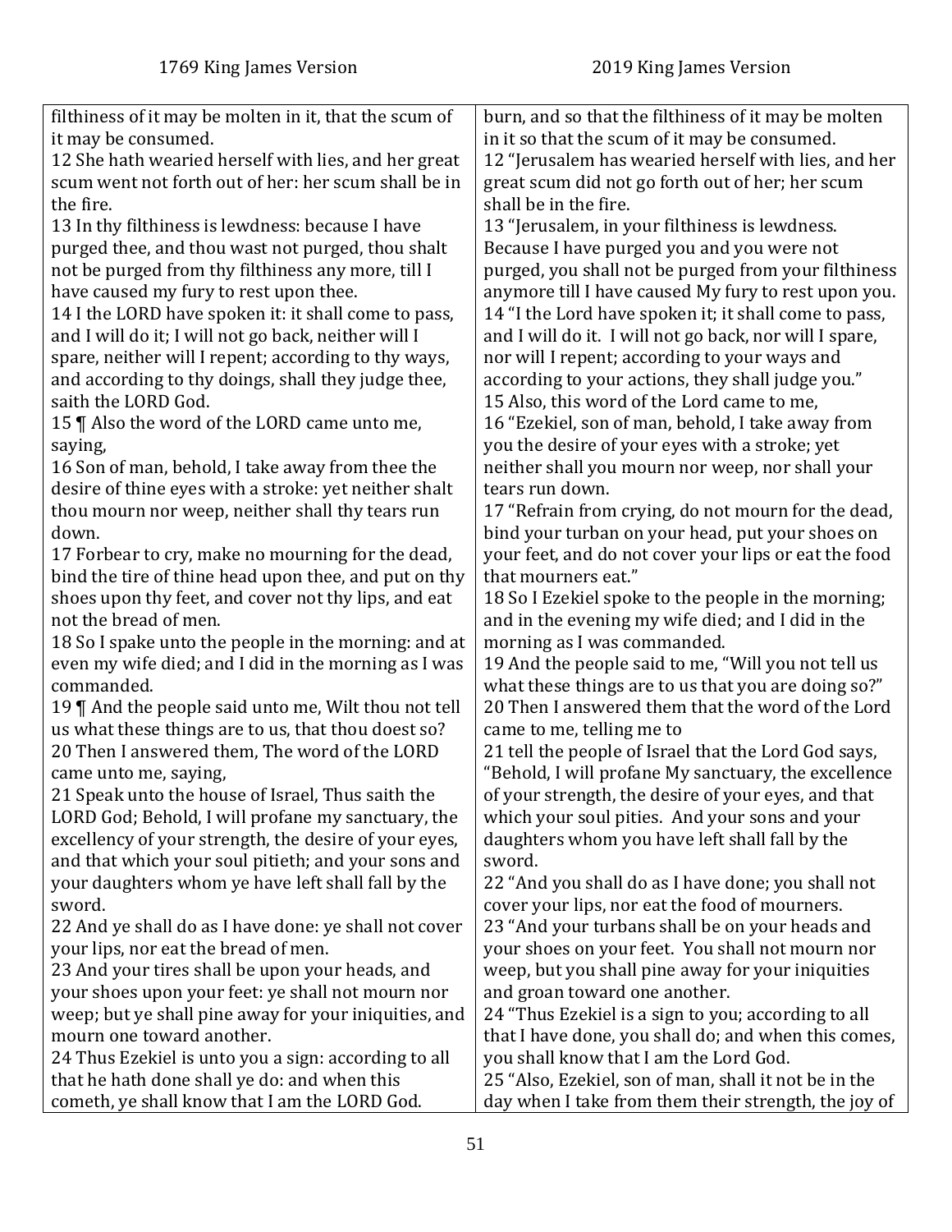| 1769 King James Version | 2019 King James Version |
| --- | --- |
| filthiness of it may be molten in it, that the scum of it may be consumed. | burn, and so that the filthiness of it may be molten in it so that the scum of it may be consumed. |
| 12 She hath wearied herself with lies, and her great scum went not forth out of her: her scum shall be in the fire. | 12 "Jerusalem has wearied herself with lies, and her great scum did not go forth out of her; her scum shall be in the fire. |
| 13 In thy filthiness is lewdness: because I have purged thee, and thou wast not purged, thou shalt not be purged from thy filthiness any more, till I have caused my fury to rest upon thee. | 13 "Jerusalem, in your filthiness is lewdness. Because I have purged you and you were not purged, you shall not be purged from your filthiness anymore till I have caused My fury to rest upon you. |
| 14 I the LORD have spoken it: it shall come to pass, and I will do it; I will not go back, neither will I spare, neither will I repent; according to thy ways, and according to thy doings, shall they judge thee, saith the LORD God. | 14 "I the Lord have spoken it; it shall come to pass, and I will do it. I will not go back, nor will I spare, nor will I repent; according to your ways and according to your actions, they shall judge you." |
| 15 ¶ Also the word of the LORD came unto me, saying, | 15 Also, this word of the Lord came to me, |
| 16 Son of man, behold, I take away from thee the desire of thine eyes with a stroke: yet neither shalt thou mourn nor weep, neither shall thy tears run down. | 16 "Ezekiel, son of man, behold, I take away from you the desire of your eyes with a stroke; yet neither shall you mourn nor weep, nor shall your tears run down. |
| 17 Forbear to cry, make no mourning for the dead, bind the tire of thine head upon thee, and put on thy shoes upon thy feet, and cover not thy lips, and eat not the bread of men. | 17 "Refrain from crying, do not mourn for the dead, bind your turban on your head, put your shoes on your feet, and do not cover your lips or eat the food that mourners eat." |
| 18 So I spake unto the people in the morning: and at even my wife died; and I did in the morning as I was commanded. | 18 So I Ezekiel spoke to the people in the morning; and in the evening my wife died; and I did in the morning as I was commanded. |
| 19 ¶ And the people said unto me, Wilt thou not tell us what these things are to us, that thou doest so? | 19 And the people said to me, "Will you not tell us what these things are to us that you are doing so?" |
| 20 Then I answered them, The word of the LORD came unto me, saying, | 20 Then I answered them that the word of the Lord came to me, telling me to |
| 21 Speak unto the house of Israel, Thus saith the LORD God; Behold, I will profane my sanctuary, the excellency of your strength, the desire of your eyes, and that which your soul pitieth; and your sons and your daughters whom ye have left shall fall by the sword. | 21 tell the people of Israel that the Lord God says, "Behold, I will profane My sanctuary, the excellence of your strength, the desire of your eyes, and that which your soul pities. And your sons and your daughters whom you have left shall fall by the sword. |
| 22 And ye shall do as I have done: ye shall not cover your lips, nor eat the bread of men. | 22 "And you shall do as I have done; you shall not cover your lips, nor eat the food of mourners. |
| 23 And your tires shall be upon your heads, and your shoes upon your feet: ye shall not mourn nor weep; but ye shall pine away for your iniquities, and mourn one toward another. | 23 "And your turbans shall be on your heads and your shoes on your feet. You shall not mourn nor weep, but you shall pine away for your iniquities and groan toward one another. |
| 24 Thus Ezekiel is unto you a sign: according to all that he hath done shall ye do: and when this cometh, ye shall know that I am the LORD God. | 24 "Thus Ezekiel is a sign to you; according to all that I have done, you shall do; and when this comes, you shall know that I am the Lord God. |
| | 25 "Also, Ezekiel, son of man, shall it not be in the day when I take from them their strength, the joy of |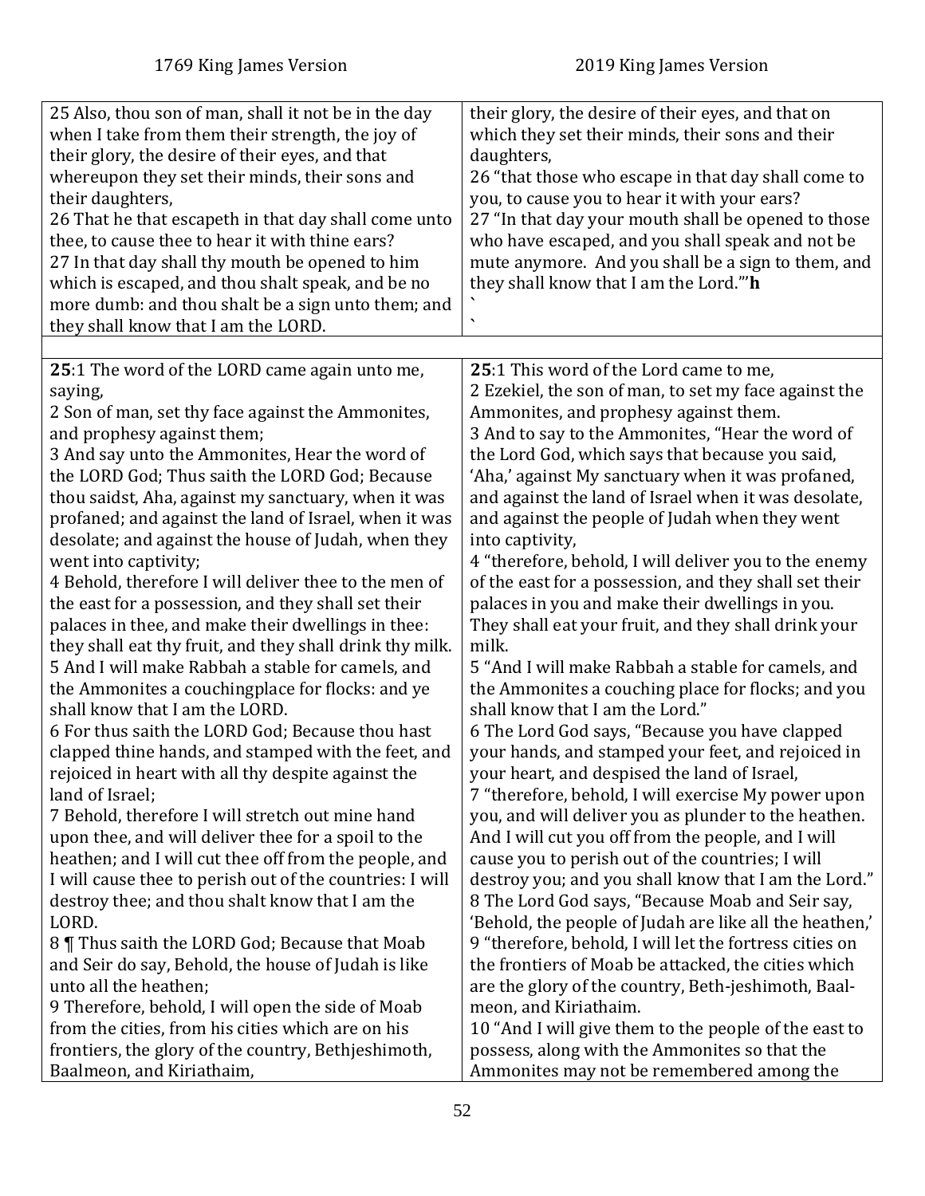| 1769 King James Version | 2019 King James Version |
|---|---|
| 25 Also, thou son of man, shall it not be in the day when I take from them their strength, the joy of their glory, the desire of their eyes, and that whereupon they set their minds, their sons and their daughters,<br>26 That he that escapeth in that day shall come unto thee, to cause thee to hear it with thine ears?<br>27 In that day shall thy mouth be opened to him which is escaped, and thou shalt speak, and be no more dumb: and thou shalt be a sign unto them; and they shall know that I am the LORD. | their glory, the desire of their eyes, and that on which they set their minds, their sons and their daughters,<br>26 "that those who escape in that day shall come to you, to cause you to hear it with your ears?<br>27 "In that day your mouth shall be opened to those who have escaped, and you shall speak and not be mute anymore. And you shall be a sign to them, and they shall know that I am the Lord."'**h**<br>`<br>` |
| | |
| **25**:1 The word of the LORD came again unto me, saying,<br>2 Son of man, set thy face against the Ammonites, and prophesy against them;<br>3 And say unto the Ammonites, Hear the word of the LORD God; Thus saith the LORD God; Because thou saidst, Aha, against my sanctuary, when it was profaned; and against the land of Israel, when it was desolate; and against the house of Judah, when they went into captivity;<br>4 Behold, therefore I will deliver thee to the men of the east for a possession, and they shall set their palaces in thee, and make their dwellings in thee: they shall eat thy fruit, and they shall drink thy milk.<br>5 And I will make Rabbah a stable for camels, and the Ammonites a couchingplace for flocks: and ye shall know that I am the LORD.<br>6 For thus saith the LORD God; Because thou hast clapped thine hands, and stamped with the feet, and rejoiced in heart with all thy despite against the land of Israel;<br>7 Behold, therefore I will stretch out mine hand upon thee, and will deliver thee for a spoil to the heathen; and I will cut thee off from the people, and I will cause thee to perish out of the countries: I will destroy thee; and thou shalt know that I am the LORD.<br>8 ¶ Thus saith the LORD God; Because that Moab and Seir do say, Behold, the house of Judah is like unto all the heathen;<br>9 Therefore, behold, I will open the side of Moab from the cities, from his cities which are on his frontiers, the glory of the country, Bethjeshimoth, Baalmeon, and Kiriathaim, | **25**:1 This word of the Lord came to me,<br>2 Ezekiel, the son of man, to set my face against the Ammonites, and prophesy against them.<br>3 And to say to the Ammonites, "Hear the word of the Lord God, which says that because you said, 'Aha,' against My sanctuary when it was profaned, and against the land of Israel when it was desolate, and against the people of Judah when they went into captivity,<br>4 "therefore, behold, I will deliver you to the enemy of the east for a possession, and they shall set their palaces in you and make their dwellings in you. They shall eat your fruit, and they shall drink your milk.<br>5 "And I will make Rabbah a stable for camels, and the Ammonites a couching place for flocks; and you shall know that I am the Lord."<br>6 The Lord God says, "Because you have clapped your hands, and stamped your feet, and rejoiced in your heart, and despised the land of Israel,<br>7 "therefore, behold, I will exercise My power upon you, and will deliver you as plunder to the heathen. And I will cut you off from the people, and I will cause you to perish out of the countries; I will destroy you; and you shall know that I am the Lord."<br>8 The Lord God says, "Because Moab and Seir say, 'Behold, the people of Judah are like all the heathen,'<br>9 "therefore, behold, I will let the fortress cities on the frontiers of Moab be attacked, the cities which are the glory of the country, Beth-jeshimoth, Baal-meon, and Kiriathaim.<br>10 "And I will give them to the people of the east to possess, along with the Ammonites so that the Ammonites may not be remembered among the |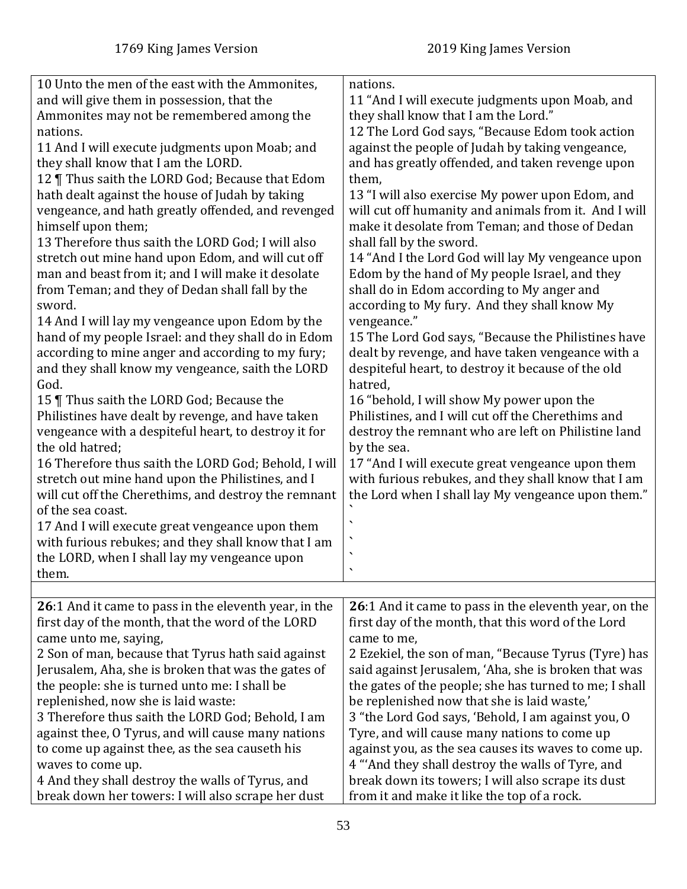| 1769 King James Version | 2019 King James Version |
|---|---|
| 10 Unto the men of the east with the Ammonites, and will give them in possession, that the Ammonites may not be remembered among the nations.<br>11 And I will execute judgments upon Moab; and they shall know that I am the LORD.<br>12 ¶ Thus saith the LORD God; Because that Edom hath dealt against the house of Judah by taking vengeance, and hath greatly offended, and revenged himself upon them;<br>13 Therefore thus saith the LORD God; I will also stretch out mine hand upon Edom, and will cut off man and beast from it; and I will make it desolate from Teman; and they of Dedan shall fall by the sword.<br>14 And I will lay my vengeance upon Edom by the hand of my people Israel: and they shall do in Edom according to mine anger and according to my fury; and they shall know my vengeance, saith the LORD God.<br>15 ¶ Thus saith the LORD God; Because the Philistines have dealt by revenge, and have taken vengeance with a despiteful heart, to destroy it for the old hatred;<br>16 Therefore thus saith the LORD God; Behold, I will stretch out mine hand upon the Philistines, and I will cut off the Cherethims, and destroy the remnant of the sea coast.<br>17 And I will execute great vengeance upon them with furious rebukes; and they shall know that I am the LORD, when I shall lay my vengeance upon them. | nations.<br>11 "And I will execute judgments upon Moab, and they shall know that I am the Lord."<br>12 The Lord God says, "Because Edom took action against the people of Judah by taking vengeance, and has greatly offended, and taken revenge upon them,<br>13 "I will also exercise My power upon Edom, and will cut off humanity and animals from it. And I will make it desolate from Teman; and those of Dedan shall fall by the sword.<br>14 "And I the Lord God will lay My vengeance upon Edom by the hand of My people Israel, and they shall do in Edom according to My anger and according to My fury. And they shall know My vengeance."<br>15 The Lord God says, "Because the Philistines have dealt by revenge, and have taken vengeance with a despiteful heart, to destroy it because of the old hatred,<br>16 "behold, I will show My power upon the Philistines, and I will cut off the Cherethims and destroy the remnant who are left on Philistine land by the sea.<br>17 "And I will execute great vengeance upon them with furious rebukes, and they shall know that I am the Lord when I shall lay My vengeance upon them."<br>`<br>`<br>`<br>`<br>` |
| | |
| **26**:1 And it came to pass in the eleventh year, in the first day of the month, that the word of the LORD came unto me, saying,<br>2 Son of man, because that Tyrus hath said against Jerusalem, Aha, she is broken that was the gates of the people: she is turned unto me: I shall be replenished, now she is laid waste:<br>3 Therefore thus saith the LORD God; Behold, I am against thee, O Tyrus, and will cause many nations to come up against thee, as the sea causeth his waves to come up.<br>4 And they shall destroy the walls of Tyrus, and break down her towers: I will also scrape her dust | **26**:1 And it came to pass in the eleventh year, on the first day of the month, that this word of the Lord came to me,<br>2 Ezekiel, the son of man, "Because Tyrus (Tyre) has said against Jerusalem, 'Aha, she is broken that was the gates of the people; she has turned to me; I shall be replenished now that she is laid waste,'<br>3 "the Lord God says, 'Behold, I am against you, O Tyre, and will cause many nations to come up against you, as the sea causes its waves to come up.<br>4 "'And they shall destroy the walls of Tyre, and break down its towers; I will also scrape its dust from it and make it like the top of a rock. |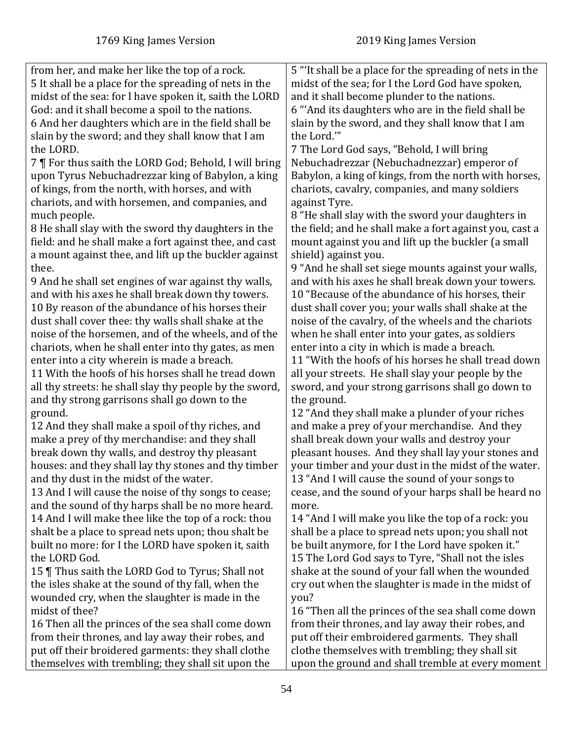| 1769 King James Version | 2019 King James Version |
| --- | --- |
| from her, and make her like the top of a rock. | |
| 5 It shall be a place for the spreading of nets in the midst of the sea: for I have spoken it, saith the LORD God: and it shall become a spoil to the nations. | 5 "'It shall be a place for the spreading of nets in the midst of the sea; for I the Lord God have spoken, and it shall become plunder to the nations. |
| 6 And her daughters which are in the field shall be slain by the sword; and they shall know that I am the LORD. | 6 "'And its daughters who are in the field shall be slain by the sword, and they shall know that I am the Lord.'" |
| 7 ¶ For thus saith the LORD God; Behold, I will bring upon Tyrus Nebuchadrezzar king of Babylon, a king of kings, from the north, with horses, and with chariots, and with horsemen, and companies, and much people. | 7 The Lord God says, "Behold, I will bring Nebuchadrezzar (Nebuchadnezzar) emperor of Babylon, a king of kings, from the north with horses, chariots, cavalry, companies, and many soldiers against Tyre. |
| 8 He shall slay with the sword thy daughters in the field: and he shall make a fort against thee, and cast a mount against thee, and lift up the buckler against thee. | 8 "He shall slay with the sword your daughters in the field; and he shall make a fort against you, cast a mount against you and lift up the buckler (a small shield) against you. |
| 9 And he shall set engines of war against thy walls, and with his axes he shall break down thy towers. | 9 "And he shall set siege mounts against your walls, and with his axes he shall break down your towers. |
| 10 By reason of the abundance of his horses their dust shall cover thee: thy walls shall shake at the noise of the horsemen, and of the wheels, and of the chariots, when he shall enter into thy gates, as men enter into a city wherein is made a breach. | 10 "Because of the abundance of his horses, their dust shall cover you; your walls shall shake at the noise of the cavalry, of the wheels and the chariots when he shall enter into your gates, as soldiers enter into a city in which is made a breach. |
| 11 With the hoofs of his horses shall he tread down all thy streets: he shall slay thy people by the sword, and thy strong garrisons shall go down to the ground. | 11 "With the hoofs of his horses he shall tread down all your streets. He shall slay your people by the sword, and your strong garrisons shall go down to the ground. |
| 12 And they shall make a spoil of thy riches, and make a prey of thy merchandise: and they shall break down thy walls, and destroy thy pleasant houses: and they shall lay thy stones and thy timber and thy dust in the midst of the water. | 12 "And they shall make a plunder of your riches and make a prey of your merchandise. And they shall break down your walls and destroy your pleasant houses. And they shall lay your stones and your timber and your dust in the midst of the water. |
| 13 And I will cause the noise of thy songs to cease; and the sound of thy harps shall be no more heard. | 13 "And I will cause the sound of your songs to cease, and the sound of your harps shall be heard no more. |
| 14 And I will make thee like the top of a rock: thou shalt be a place to spread nets upon; thou shalt be built no more: for I the LORD have spoken it, saith the LORD God. | 14 "And I will make you like the top of a rock: you shall be a place to spread nets upon; you shall not be built anymore, for I the Lord have spoken it." |
| 15 ¶ Thus saith the LORD God to Tyrus; Shall not the isles shake at the sound of thy fall, when the wounded cry, when the slaughter is made in the midst of thee? | 15 The Lord God says to Tyre, "Shall not the isles shake at the sound of your fall when the wounded cry out when the slaughter is made in the midst of you? |
| 16 Then all the princes of the sea shall come down from their thrones, and lay away their robes, and put off their broidered garments: they shall clothe themselves with trembling; they shall sit upon the | 16 "Then all the princes of the sea shall come down from their thrones, and lay away their robes, and put off their embroidered garments. They shall clothe themselves with trembling; they shall sit upon the ground and shall tremble at every moment |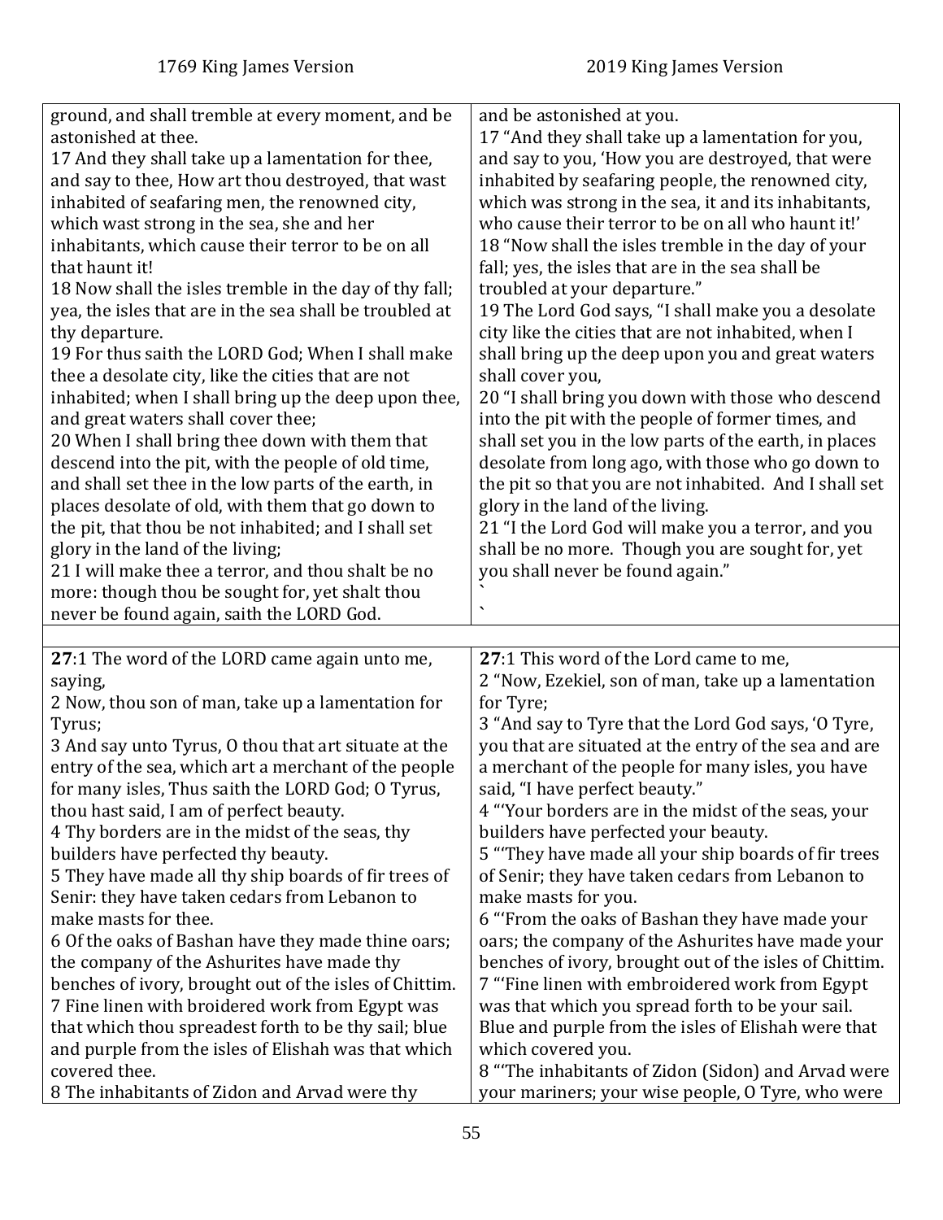| 1769 King James Version | 2019 King James Version |
|---|---|
| ground, and shall tremble at every moment, and be astonished at thee.<br>17 And they shall take up a lamentation for thee, and say to thee, How art thou destroyed, that wast inhabited of seafaring men, the renowned city, which wast strong in the sea, she and her inhabitants, which cause their terror to be on all that haunt it!<br>18 Now shall the isles tremble in the day of thy fall; yea, the isles that are in the sea shall be troubled at thy departure.<br>19 For thus saith the LORD God; When I shall make thee a desolate city, like the cities that are not inhabited; when I shall bring up the deep upon thee, and great waters shall cover thee;<br>20 When I shall bring thee down with them that descend into the pit, with the people of old time, and shall set thee in the low parts of the earth, in places desolate of old, with them that go down to the pit, that thou be not inhabited; and I shall set glory in the land of the living;<br>21 I will make thee a terror, and thou shalt be no more: though thou be sought for, yet shalt thou never be found again, saith the LORD God. | and be astonished at you.<br>17 "And they shall take up a lamentation for you, and say to you, 'How you are destroyed, that were inhabited by seafaring people, the renowned city, which was strong in the sea, it and its inhabitants, who cause their terror to be on all who haunt it!'<br>18 "Now shall the isles tremble in the day of your fall; yes, the isles that are in the sea shall be troubled at your departure."<br>19 The Lord God says, "I shall make you a desolate city like the cities that are not inhabited, when I shall bring up the deep upon you and great waters shall cover you,<br>20 "I shall bring you down with those who descend into the pit with the people of former times, and shall set you in the low parts of the earth, in places desolate from long ago, with those who go down to the pit so that you are not inhabited. And I shall set glory in the land of the living.<br>21 "I the Lord God will make you a terror, and you shall be no more. Though you are sought for, yet you shall never be found again."<br>`<br>` |
| | |
| **27**:1 The word of the LORD came again unto me, saying,<br>2 Now, thou son of man, take up a lamentation for Tyrus;<br>3 And say unto Tyrus, O thou that art situate at the entry of the sea, which art a merchant of the people for many isles, Thus saith the LORD God; O Tyrus, thou hast said, I am of perfect beauty.<br>4 Thy borders are in the midst of the seas, thy builders have perfected thy beauty.<br>5 They have made all thy ship boards of fir trees of Senir: they have taken cedars from Lebanon to make masts for thee.<br>6 Of the oaks of Bashan have they made thine oars; the company of the Ashurites have made thy benches of ivory, brought out of the isles of Chittim.<br>7 Fine linen with broidered work from Egypt was that which thou spreadest forth to be thy sail; blue and purple from the isles of Elishah was that which covered thee.<br>8 The inhabitants of Zidon and Arvad were thy | **27**:1 This word of the Lord came to me,<br>2 "Now, Ezekiel, son of man, take up a lamentation for Tyre;<br>3 "And say to Tyre that the Lord God says, 'O Tyre, you that are situated at the entry of the sea and are a merchant of the people for many isles, you have said, "I have perfect beauty."<br>4 "'Your borders are in the midst of the seas, your builders have perfected your beauty.<br>5 "'They have made all your ship boards of fir trees of Senir; they have taken cedars from Lebanon to make masts for you.<br>6 "'From the oaks of Bashan they have made your oars; the company of the Ashurites have made your benches of ivory, brought out of the isles of Chittim.<br>7 "'Fine linen with embroidered work from Egypt was that which you spread forth to be your sail. Blue and purple from the isles of Elishah were that which covered you.<br>8 "'The inhabitants of Zidon (Sidon) and Arvad were your mariners; your wise people, O Tyre, who were |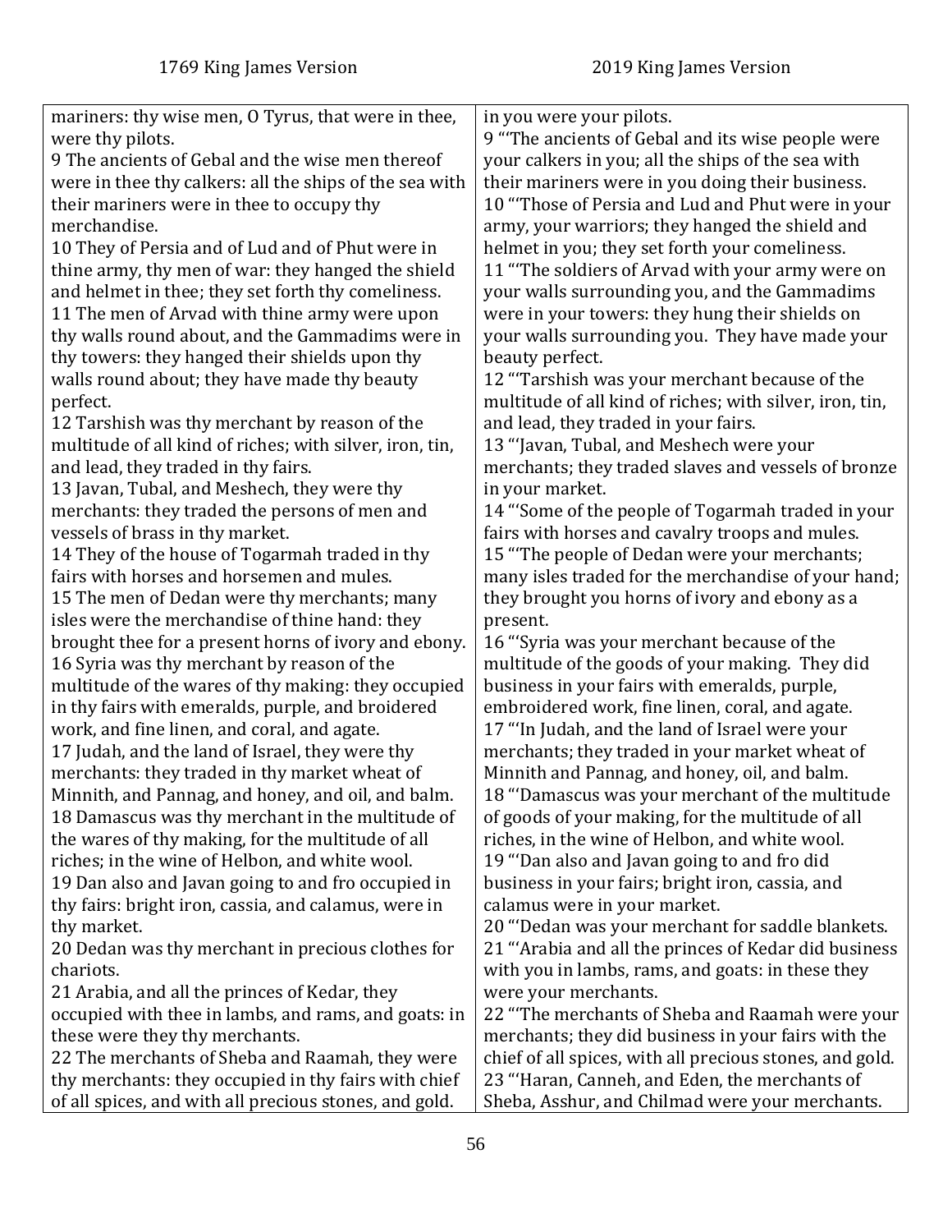| 1769 King James Version | 2019 King James Version |
|---|---|
| mariners: thy wise men, O Tyrus, that were in thee, were thy pilots. | in you were your pilots. |
| 9 The ancients of Gebal and the wise men thereof were in thee thy calkers: all the ships of the sea with their mariners were in thee to occupy thy merchandise. | 9 "'The ancients of Gebal and its wise people were your calkers in you; all the ships of the sea with their mariners were in you doing their business. |
| 10 They of Persia and of Lud and of Phut were in thine army, thy men of war: they hanged the shield and helmet in thee; they set forth thy comeliness. | 10 "'Those of Persia and Lud and Phut were in your army, your warriors; they hanged the shield and helmet in you; they set forth your comeliness. |
| 11 The men of Arvad with thine army were upon thy walls round about, and the Gammadims were in thy towers: they hanged their shields upon thy walls round about; they have made thy beauty perfect. | 11 "'The soldiers of Arvad with your army were on your walls surrounding you, and the Gammadims were in your towers: they hung their shields on your walls surrounding you. They have made your beauty perfect. |
| 12 Tarshish was thy merchant by reason of the multitude of all kind of riches; with silver, iron, tin, and lead, they traded in thy fairs. | 12 "'Tarshish was your merchant because of the multitude of all kind of riches; with silver, iron, tin, and lead, they traded in your fairs. |
| 13 Javan, Tubal, and Meshech, they were thy merchants: they traded the persons of men and vessels of brass in thy market. | 13 "'Javan, Tubal, and Meshech were your merchants; they traded slaves and vessels of bronze in your market. |
| 14 They of the house of Togarmah traded in thy fairs with horses and horsemen and mules. | 14 "'Some of the people of Togarmah traded in your fairs with horses and cavalry troops and mules. |
| 15 The men of Dedan were thy merchants; many isles were the merchandise of thine hand: they brought thee for a present horns of ivory and ebony. | 15 "'The people of Dedan were your merchants; many isles traded for the merchandise of your hand; they brought you horns of ivory and ebony as a present. |
| 16 Syria was thy merchant by reason of the multitude of the wares of thy making: they occupied in thy fairs with emeralds, purple, and broidered work, and fine linen, and coral, and agate. | 16 "'Syria was your merchant because of the multitude of the goods of your making. They did business in your fairs with emeralds, purple, embroidered work, fine linen, coral, and agate. |
| 17 Judah, and the land of Israel, they were thy merchants: they traded in thy market wheat of Minnith, and Pannag, and honey, and oil, and balm. | 17 "'In Judah, and the land of Israel were your merchants; they traded in your market wheat of Minnith and Pannag, and honey, oil, and balm. |
| 18 Damascus was thy merchant in the multitude of the wares of thy making, for the multitude of all riches; in the wine of Helbon, and white wool. | 18 "'Damascus was your merchant of the multitude of goods of your making, for the multitude of all riches, in the wine of Helbon, and white wool. |
| 19 Dan also and Javan going to and fro occupied in thy fairs: bright iron, cassia, and calamus, were in thy market. | 19 "'Dan also and Javan going to and fro did business in your fairs; bright iron, cassia, and calamus were in your market. |
| 20 Dedan was thy merchant in precious clothes for chariots. | 20 "'Dedan was your merchant for saddle blankets. |
| 21 Arabia, and all the princes of Kedar, they occupied with thee in lambs, and rams, and goats: in these were they thy merchants. | 21 "'Arabia and all the princes of Kedar did business with you in lambs, rams, and goats: in these they were your merchants. |
| 22 The merchants of Sheba and Raamah, they were thy merchants: they occupied in thy fairs with chief of all spices, and with all precious stones, and gold. | 22 "'The merchants of Sheba and Raamah were your merchants; they did business in your fairs with the chief of all spices, with all precious stones, and gold. |
| | 23 "'Haran, Canneh, and Eden, the merchants of Sheba, Asshur, and Chilmad were your merchants. |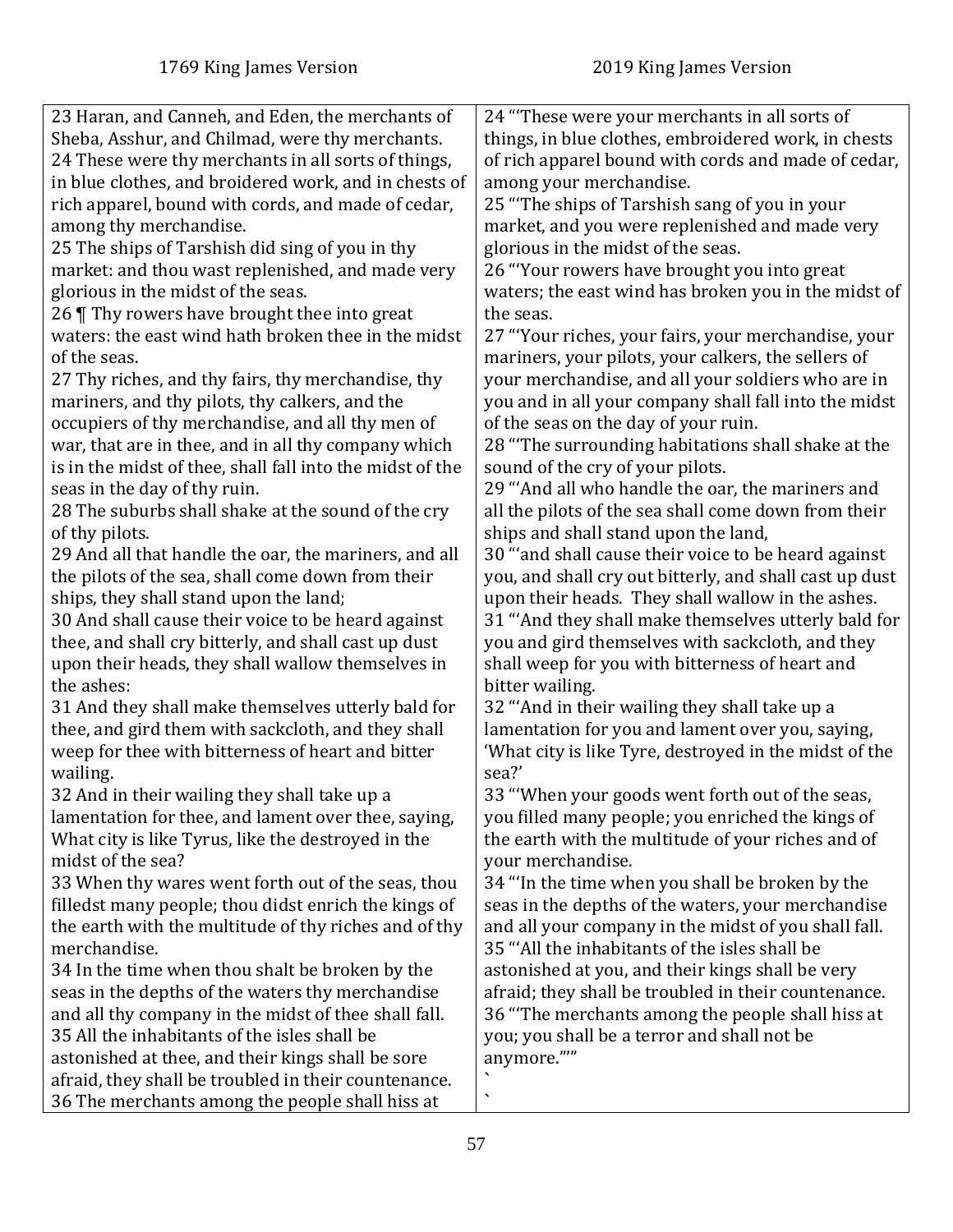| 1769 King James Version | 2019 King James Version |
| --- | --- |
| 23 Haran, and Canneh, and Eden, the merchants of Sheba, Asshur, and Chilmad, were thy merchants.<br>24 These were thy merchants in all sorts of things, in blue clothes, and broidered work, and in chests of rich apparel, bound with cords, and made of cedar, among thy merchandise.<br>25 The ships of Tarshish did sing of you in thy market: and thou wast replenished, and made very glorious in the midst of the seas.<br>26 ¶ Thy rowers have brought thee into great waters: the east wind hath broken thee in the midst of the seas.<br>27 Thy riches, and thy fairs, thy merchandise, thy mariners, and thy pilots, thy calkers, and the occupiers of thy merchandise, and all thy men of war, that are in thee, and in all thy company which is in the midst of thee, shall fall into the midst of the seas in the day of thy ruin.<br>28 The suburbs shall shake at the sound of the cry of thy pilots.<br>29 And all that handle the oar, the mariners, and all the pilots of the sea, shall come down from their ships, they shall stand upon the land;<br>30 And shall cause their voice to be heard against thee, and shall cry bitterly, and shall cast up dust upon their heads, they shall wallow themselves in the ashes:<br>31 And they shall make themselves utterly bald for thee, and gird them with sackcloth, and they shall weep for thee with bitterness of heart and bitter wailing.<br>32 And in their wailing they shall take up a lamentation for thee, and lament over thee, saying, What city is like Tyrus, like the destroyed in the midst of the sea?<br>33 When thy wares went forth out of the seas, thou filledst many people; thou didst enrich the kings of the earth with the multitude of thy riches and of thy merchandise.<br>34 In the time when thou shalt be broken by the seas in the depths of the waters thy merchandise and all thy company in the midst of thee shall fall.<br>35 All the inhabitants of the isles shall be astonished at thee, and their kings shall be sore afraid, they shall be troubled in their countenance.<br>36 The merchants among the people shall hiss at | 24 "'These were your merchants in all sorts of things, in blue clothes, embroidered work, in chests of rich apparel bound with cords and made of cedar, among your merchandise.<br>25 "'The ships of Tarshish sang of you in your market, and you were replenished and made very glorious in the midst of the seas.<br>26 "'Your rowers have brought you into great waters; the east wind has broken you in the midst of the seas.<br>27 "'Your riches, your fairs, your merchandise, your mariners, your pilots, your calkers, the sellers of your merchandise, and all your soldiers who are in you and in all your company shall fall into the midst of the seas on the day of your ruin.<br>28 "'The surrounding habitations shall shake at the sound of the cry of your pilots.<br>29 "'And all who handle the oar, the mariners and all the pilots of the sea shall come down from their ships and shall stand upon the land,<br>30 "'and shall cause their voice to be heard against you, and shall cry out bitterly, and shall cast up dust upon their heads. They shall wallow in the ashes.<br>31 "'And they shall make themselves utterly bald for you and gird themselves with sackcloth, and they shall weep for you with bitterness of heart and bitter wailing.<br>32 "'And in their wailing they shall take up a lamentation for you and lament over you, saying, 'What city is like Tyre, destroyed in the midst of the sea?'<br>33 "'When your goods went forth out of the seas, you filled many people; you enriched the kings of the earth with the multitude of your riches and of your merchandise.<br>34 "'In the time when you shall be broken by the seas in the depths of the waters, your merchandise and all your company in the midst of you shall fall.<br>35 "'All the inhabitants of the isles shall be astonished at you, and their kings shall be very afraid; they shall be troubled in their countenance.<br>36 "'The merchants among the people shall hiss at you; you shall be a terror and shall not be anymore."'"<br>`<br>` |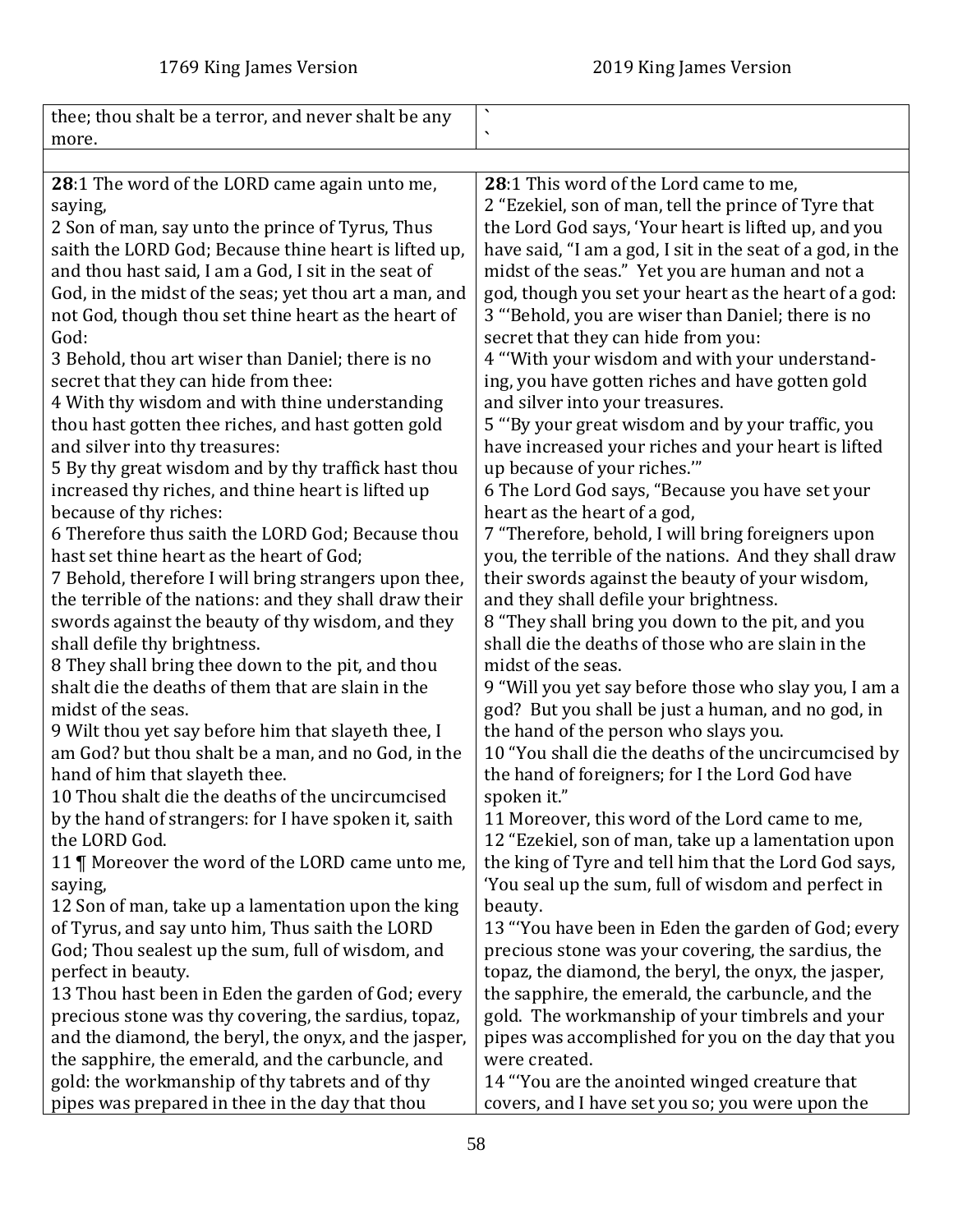| 1769 King James Version | 2019 King James Version |
|---|---|
| thee; thou shalt be a terror, and never shalt be any more. | \`<br>\` |
| | |
| **28**:1 The word of the LORD came again unto me, saying,<br>2 Son of man, say unto the prince of Tyrus, Thus saith the LORD God; Because thine heart is lifted up, and thou hast said, I am a God, I sit in the seat of God, in the midst of the seas; yet thou art a man, and not God, though thou set thine heart as the heart of God:<br>3 Behold, thou art wiser than Daniel; there is no secret that they can hide from thee:<br>4 With thy wisdom and with thine understanding thou hast gotten thee riches, and hast gotten gold and silver into thy treasures:<br>5 By thy great wisdom and by thy traffick hast thou increased thy riches, and thine heart is lifted up because of thy riches:<br>6 Therefore thus saith the LORD God; Because thou hast set thine heart as the heart of God;<br>7 Behold, therefore I will bring strangers upon thee, the terrible of the nations: and they shall draw their swords against the beauty of thy wisdom, and they shall defile thy brightness.<br>8 They shall bring thee down to the pit, and thou shalt die the deaths of them that are slain in the midst of the seas.<br>9 Wilt thou yet say before him that slayeth thee, I am God? but thou shalt be a man, and no God, in the hand of him that slayeth thee.<br>10 Thou shalt die the deaths of the uncircumcised by the hand of strangers: for I have spoken it, saith the LORD God.<br>11 ¶ Moreover the word of the LORD came unto me, saying,<br>12 Son of man, take up a lamentation upon the king of Tyrus, and say unto him, Thus saith the LORD God; Thou sealest up the sum, full of wisdom, and perfect in beauty.<br>13 Thou hast been in Eden the garden of God; every precious stone was thy covering, the sardius, topaz, and the diamond, the beryl, the onyx, and the jasper, the sapphire, the emerald, and the carbuncle, and gold: the workmanship of thy tabrets and of thy pipes was prepared in thee in the day that thou | **28**:1 This word of the Lord came to me,<br>2 "Ezekiel, son of man, tell the prince of Tyre that the Lord God says, 'Your heart is lifted up, and you have said, "I am a god, I sit in the seat of a god, in the midst of the seas." Yet you are human and not a god, though you set your heart as the heart of a god:<br>3 "'Behold, you are wiser than Daniel; there is no secret that they can hide from you:<br>4 "'With your wisdom and with your understanding, you have gotten riches and have gotten gold and silver into your treasures.<br>5 "'By your great wisdom and by your traffic, you have increased your riches and your heart is lifted up because of your riches.'"<br>6 The Lord God says, "Because you have set your heart as the heart of a god,<br>7 "Therefore, behold, I will bring foreigners upon you, the terrible of the nations. And they shall draw their swords against the beauty of your wisdom, and they shall defile your brightness.<br>8 "They shall bring you down to the pit, and you shall die the deaths of those who are slain in the midst of the seas.<br>9 "Will you yet say before those who slay you, I am a god? But you shall be just a human, and no god, in the hand of the person who slays you.<br>10 "You shall die the deaths of the uncircumcised by the hand of foreigners; for I the Lord God have spoken it."<br>11 Moreover, this word of the Lord came to me,<br>12 "Ezekiel, son of man, take up a lamentation upon the king of Tyre and tell him that the Lord God says, 'You seal up the sum, full of wisdom and perfect in beauty.<br>13 "'You have been in Eden the garden of God; every precious stone was your covering, the sardius, the topaz, the diamond, the beryl, the onyx, the jasper, the sapphire, the emerald, the carbuncle, and the gold. The workmanship of your timbrels and your pipes was accomplished for you on the day that you were created.<br>14 "'You are the anointed winged creature that covers, and I have set you so; you were upon the |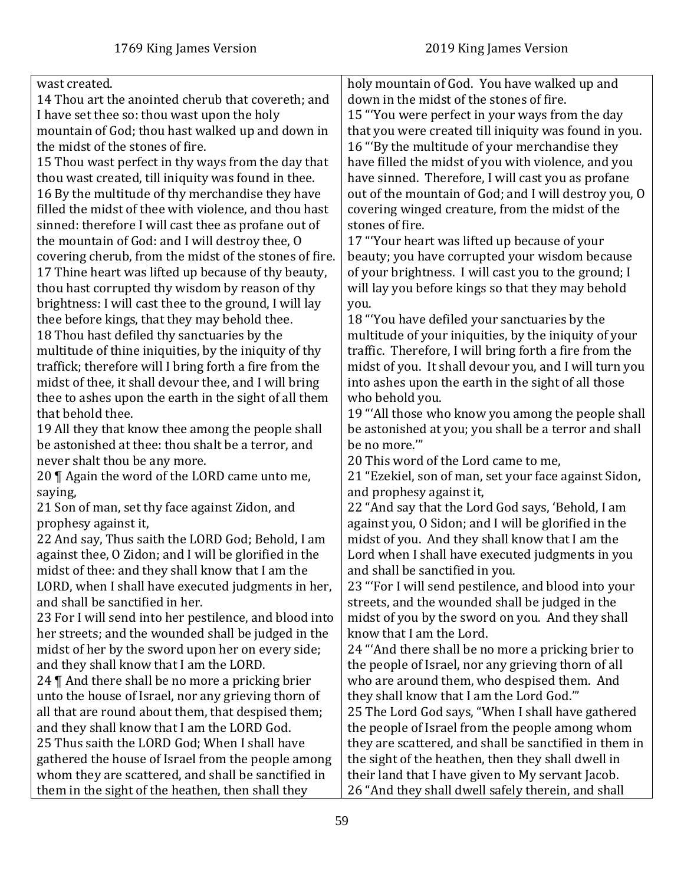| 1769 King James Version | 2019 King James Version |
|---|---|
| wast created.<br>14 Thou art the anointed cherub that covereth; and I have set thee so: thou wast upon the holy mountain of God; thou hast walked up and down in the midst of the stones of fire.<br>15 Thou wast perfect in thy ways from the day that thou wast created, till iniquity was found in thee.<br>16 By the multitude of thy merchandise they have filled the midst of thee with violence, and thou hast sinned: therefore I will cast thee as profane out of the mountain of God: and I will destroy thee, O covering cherub, from the midst of the stones of fire.<br>17 Thine heart was lifted up because of thy beauty, thou hast corrupted thy wisdom by reason of thy brightness: I will cast thee to the ground, I will lay thee before kings, that they may behold thee.<br>18 Thou hast defiled thy sanctuaries by the multitude of thine iniquities, by the iniquity of thy traffick; therefore will I bring forth a fire from the midst of thee, it shall devour thee, and I will bring thee to ashes upon the earth in the sight of all them that behold thee.<br>19 All they that know thee among the people shall be astonished at thee: thou shalt be a terror, and never shalt thou be any more.<br>20 ¶ Again the word of the LORD came unto me, saying,<br>21 Son of man, set thy face against Zidon, and prophesy against it,<br>22 And say, Thus saith the LORD God; Behold, I am against thee, O Zidon; and I will be glorified in the midst of thee: and they shall know that I am the LORD, when I shall have executed judgments in her, and shall be sanctified in her.<br>23 For I will send into her pestilence, and blood into her streets; and the wounded shall be judged in the midst of her by the sword upon her on every side; and they shall know that I am the LORD.<br>24 ¶ And there shall be no more a pricking brier unto the house of Israel, nor any grieving thorn of all that are round about them, that despised them; and they shall know that I am the LORD God.<br>25 Thus saith the LORD God; When I shall have gathered the house of Israel from the people among whom they are scattered, and shall be sanctified in them in the sight of the heathen, then shall they | holy mountain of God. You have walked up and down in the midst of the stones of fire.<br>15 "'You were perfect in your ways from the day that you were created till iniquity was found in you.<br>16 "'By the multitude of your merchandise they have filled the midst of you with violence, and you have sinned. Therefore, I will cast you as profane out of the mountain of God; and I will destroy you, O covering winged creature, from the midst of the stones of fire.<br>17 "'Your heart was lifted up because of your beauty; you have corrupted your wisdom because of your brightness. I will cast you to the ground; I will lay you before kings so that they may behold you.<br>18 "'You have defiled your sanctuaries by the multitude of your iniquities, by the iniquity of your traffic. Therefore, I will bring forth a fire from the midst of you. It shall devour you, and I will turn you into ashes upon the earth in the sight of all those who behold you.<br>19 "'All those who know you among the people shall be astonished at you; you shall be a terror and shall be no more.'"<br>20 This word of the Lord came to me,<br>21 "Ezekiel, son of man, set your face against Sidon, and prophesy against it,<br>22 "And say that the Lord God says, 'Behold, I am against you, O Sidon; and I will be glorified in the midst of you. And they shall know that I am the Lord when I shall have executed judgments in you and shall be sanctified in you.<br>23 "'For I will send pestilence, and blood into your streets, and the wounded shall be judged in the midst of you by the sword on you. And they shall know that I am the Lord.<br>24 "'And there shall be no more a pricking brier to the people of Israel, nor any grieving thorn of all who are around them, who despised them. And they shall know that I am the Lord God.'"<br>25 The Lord God says, "When I shall have gathered the people of Israel from the people among whom they are scattered, and shall be sanctified in them in the sight of the heathen, then they shall dwell in their land that I have given to My servant Jacob.<br>26 "And they shall dwell safely therein, and shall |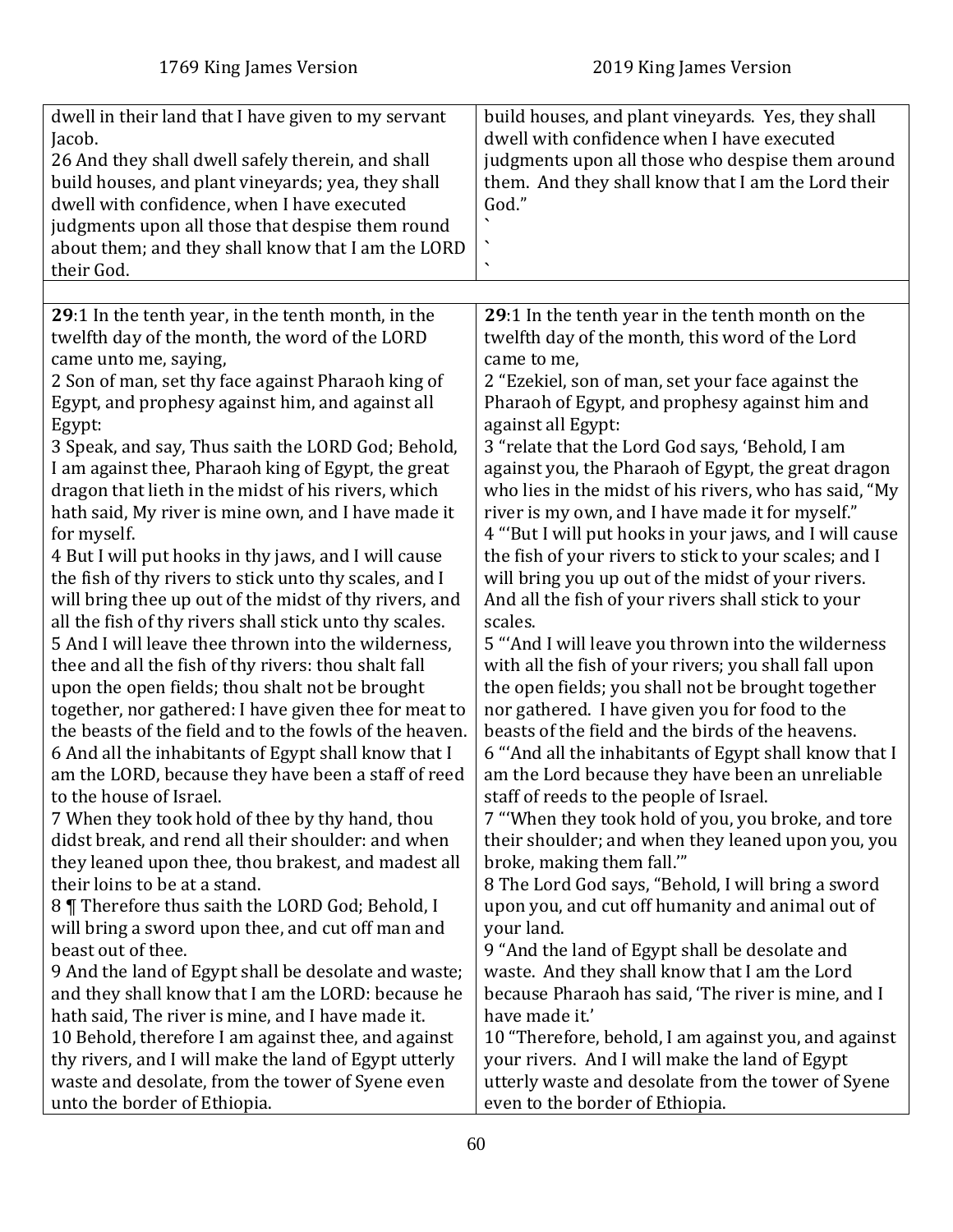| 1769 King James Version | 2019 King James Version |
|---|---|
| dwell in their land that I have given to my servant Jacob.<br>26 And they shall dwell safely therein, and shall build houses, and plant vineyards; yea, they shall dwell with confidence, when I have executed judgments upon all those that despise them round about them; and they shall know that I am the LORD their God. | build houses, and plant vineyards. Yes, they shall dwell with confidence when I have executed judgments upon all those who despise them around them. And they shall know that I am the Lord their God."<br>`<br>`<br>` |
| | |
| **29**:1 In the tenth year, in the tenth month, in the twelfth day of the month, the word of the LORD came unto me, saying,<br>2 Son of man, set thy face against Pharaoh king of Egypt, and prophesy against him, and against all Egypt:<br>3 Speak, and say, Thus saith the LORD God; Behold, I am against thee, Pharaoh king of Egypt, the great dragon that lieth in the midst of his rivers, which hath said, My river is mine own, and I have made it for myself.<br>4 But I will put hooks in thy jaws, and I will cause the fish of thy rivers to stick unto thy scales, and I will bring thee up out of the midst of thy rivers, and all the fish of thy rivers shall stick unto thy scales.<br>5 And I will leave thee thrown into the wilderness, thee and all the fish of thy rivers: thou shalt fall upon the open fields; thou shalt not be brought together, nor gathered: I have given thee for meat to the beasts of the field and to the fowls of the heaven.<br>6 And all the inhabitants of Egypt shall know that I am the LORD, because they have been a staff of reed to the house of Israel.<br>7 When they took hold of thee by thy hand, thou didst break, and rend all their shoulder: and when they leaned upon thee, thou brakest, and madest all their loins to be at a stand.<br>8 ¶ Therefore thus saith the LORD God; Behold, I will bring a sword upon thee, and cut off man and beast out of thee.<br>9 And the land of Egypt shall be desolate and waste; and they shall know that I am the LORD: because he hath said, The river is mine, and I have made it.<br>10 Behold, therefore I am against thee, and against thy rivers, and I will make the land of Egypt utterly waste and desolate, from the tower of Syene even unto the border of Ethiopia. | **29**:1 In the tenth year in the tenth month on the twelfth day of the month, this word of the Lord came to me,<br>2 "Ezekiel, son of man, set your face against the Pharaoh of Egypt, and prophesy against him and against all Egypt:<br>3 "relate that the Lord God says, 'Behold, I am against you, the Pharaoh of Egypt, the great dragon who lies in the midst of his rivers, who has said, "My river is my own, and I have made it for myself."<br>4 "'But I will put hooks in your jaws, and I will cause the fish of your rivers to stick to your scales; and I will bring you up out of the midst of your rivers. And all the fish of your rivers shall stick to your scales.<br>5 "'And I will leave you thrown into the wilderness with all the fish of your rivers; you shall fall upon the open fields; you shall not be brought together nor gathered. I have given you for food to the beasts of the field and the birds of the heavens.<br>6 "'And all the inhabitants of Egypt shall know that I am the Lord because they have been an unreliable staff of reeds to the people of Israel.<br>7 "'When they took hold of you, you broke, and tore their shoulder; and when they leaned upon you, you broke, making them fall.'"<br>8 The Lord God says, "Behold, I will bring a sword upon you, and cut off humanity and animal out of your land.<br>9 "And the land of Egypt shall be desolate and waste. And they shall know that I am the Lord because Pharaoh has said, 'The river is mine, and I have made it.'<br>10 "Therefore, behold, I am against you, and against your rivers. And I will make the land of Egypt utterly waste and desolate from the tower of Syene even to the border of Ethiopia. |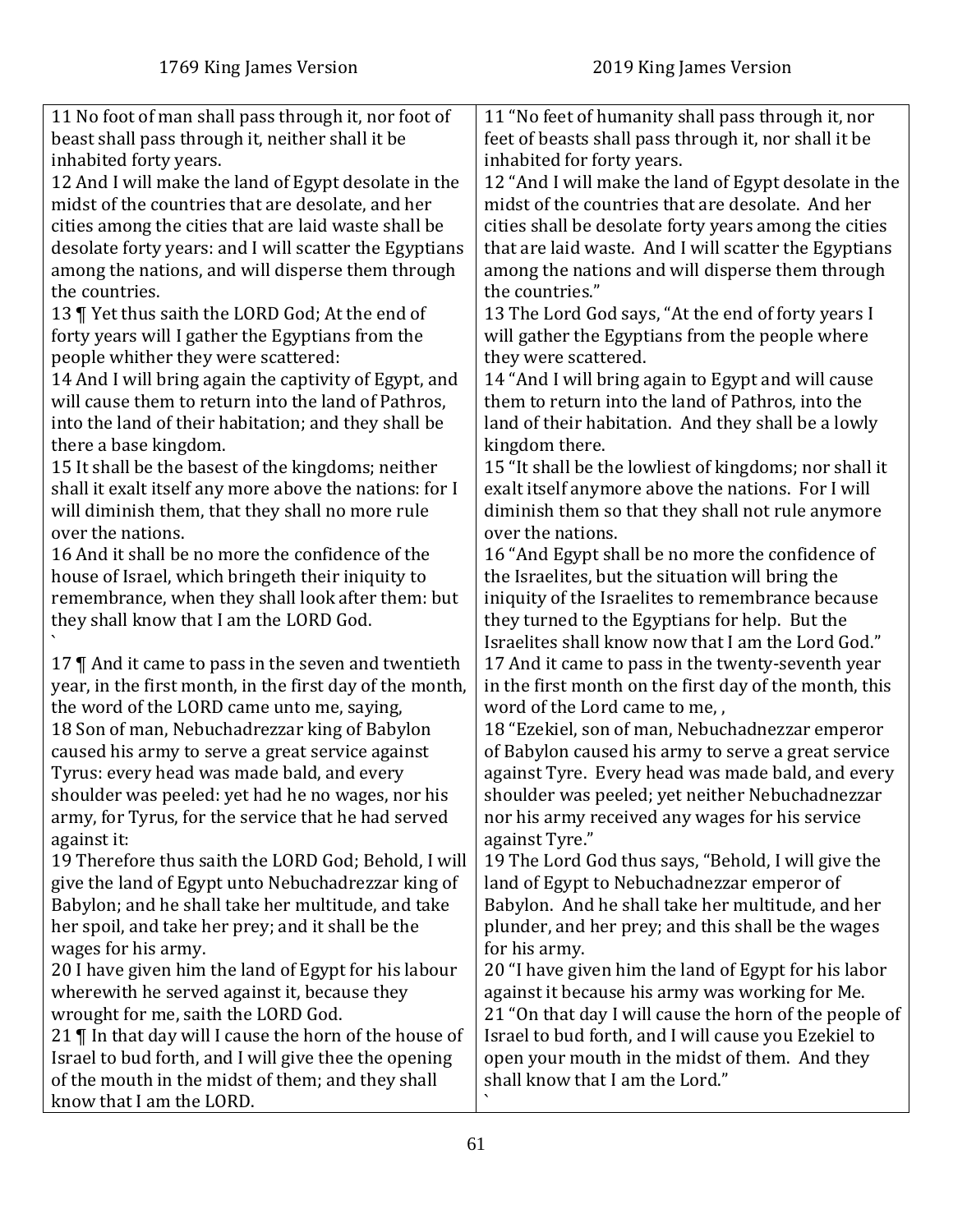| 1769 King James Version | 2019 King James Version |
|---|---|
| 11 No foot of man shall pass through it, nor foot of beast shall pass through it, neither shall it be inhabited forty years. | 11 "No feet of humanity shall pass through it, nor feet of beasts shall pass through it, nor shall it be inhabited for forty years. |
| 12 And I will make the land of Egypt desolate in the midst of the countries that are desolate, and her cities among the cities that are laid waste shall be desolate forty years: and I will scatter the Egyptians among the nations, and will disperse them through the countries. | 12 "And I will make the land of Egypt desolate in the midst of the countries that are desolate. And her cities shall be desolate forty years among the cities that are laid waste. And I will scatter the Egyptians among the nations and will disperse them through the countries." |
| 13 ¶ Yet thus saith the LORD God; At the end of forty years will I gather the Egyptians from the people whither they were scattered: | 13 The Lord God says, "At the end of forty years I will gather the Egyptians from the people where they were scattered. |
| 14 And I will bring again the captivity of Egypt, and will cause them to return into the land of Pathros, into the land of their habitation; and they shall be there a base kingdom. | 14 "And I will bring again to Egypt and will cause them to return into the land of Pathros, into the land of their habitation. And they shall be a lowly kingdom there. |
| 15 It shall be the basest of the kingdoms; neither shall it exalt itself any more above the nations: for I will diminish them, that they shall no more rule over the nations. | 15 "It shall be the lowliest of kingdoms; nor shall it exalt itself anymore above the nations. For I will diminish them so that they shall not rule anymore over the nations. |
| 16 And it shall be no more the confidence of the house of Israel, which bringeth their iniquity to remembrance, when they shall look after them: but they shall know that I am the LORD God. ` | 16 "And Egypt shall be no more the confidence of the Israelites, but the situation will bring the iniquity of the Israelites to remembrance because they turned to the Egyptians for help. But the Israelites shall know now that I am the Lord God." |
| 17 ¶ And it came to pass in the seven and twentieth year, in the first month, in the first day of the month, the word of the LORD came unto me, saying, | 17 And it came to pass in the twenty-seventh year in the first month on the first day of the month, this word of the Lord came to me, , |
| 18 Son of man, Nebuchadrezzar king of Babylon caused his army to serve a great service against Tyrus: every head was made bald, and every shoulder was peeled: yet had he no wages, nor his army, for Tyrus, for the service that he had served against it: | 18 "Ezekiel, son of man, Nebuchadnezzar emperor of Babylon caused his army to serve a great service against Tyre. Every head was made bald, and every shoulder was peeled; yet neither Nebuchadnezzar nor his army received any wages for his service against Tyre." |
| 19 Therefore thus saith the LORD God; Behold, I will give the land of Egypt unto Nebuchadrezzar king of Babylon; and he shall take her multitude, and take her spoil, and take her prey; and it shall be the wages for his army. | 19 The Lord God thus says, "Behold, I will give the land of Egypt to Nebuchadnezzar emperor of Babylon. And he shall take her multitude, and her plunder, and her prey; and this shall be the wages for his army. |
| 20 I have given him the land of Egypt for his labour wherewith he served against it, because they wrought for me, saith the LORD God. | 20 "I have given him the land of Egypt for his labor against it because his army was working for Me. |
| 21 ¶ In that day will I cause the horn of the house of Israel to bud forth, and I will give thee the opening of the mouth in the midst of them; and they shall know that I am the LORD. | 21 "On that day I will cause the horn of the people of Israel to bud forth, and I will cause you Ezekiel to open your mouth in the midst of them. And they shall know that I am the Lord." ` |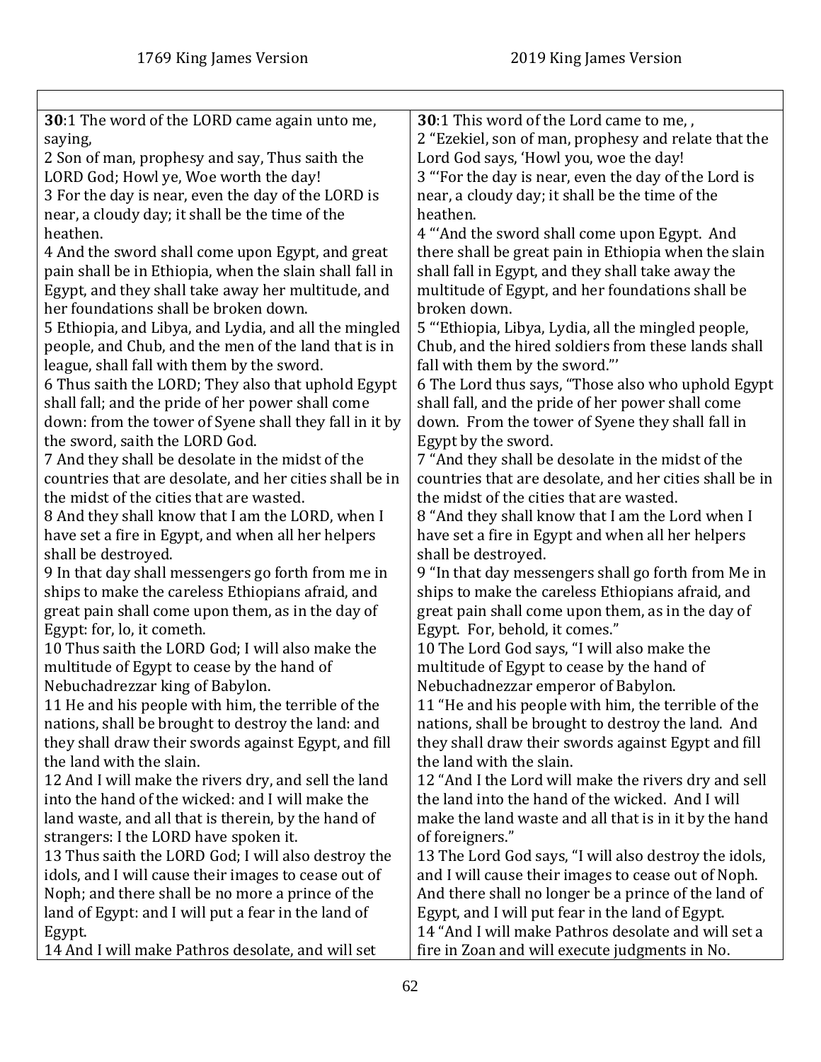| 1769 King James Version | 2019 King James Version |
| --- | --- |
| **30**:1 The word of the LORD came again unto me, saying,<br>2 Son of man, prophesy and say, Thus saith the LORD God; Howl ye, Woe worth the day!<br>3 For the day is near, even the day of the LORD is near, a cloudy day; it shall be the time of the heathen.<br>4 And the sword shall come upon Egypt, and great pain shall be in Ethiopia, when the slain shall fall in Egypt, and they shall take away her multitude, and her foundations shall be broken down.<br>5 Ethiopia, and Libya, and Lydia, and all the mingled people, and Chub, and the men of the land that is in league, shall fall with them by the sword.<br>6 Thus saith the LORD; They also that uphold Egypt shall fall; and the pride of her power shall come down: from the tower of Syene shall they fall in it by the sword, saith the LORD God.<br>7 And they shall be desolate in the midst of the countries that are desolate, and her cities shall be in the midst of the cities that are wasted.<br>8 And they shall know that I am the LORD, when I have set a fire in Egypt, and when all her helpers shall be destroyed.<br>9 In that day shall messengers go forth from me in ships to make the careless Ethiopians afraid, and great pain shall come upon them, as in the day of Egypt: for, lo, it cometh.<br>10 Thus saith the LORD God; I will also make the multitude of Egypt to cease by the hand of Nebuchadrezzar king of Babylon.<br>11 He and his people with him, the terrible of the nations, shall be brought to destroy the land: and they shall draw their swords against Egypt, and fill the land with the slain.<br>12 And I will make the rivers dry, and sell the land into the hand of the wicked: and I will make the land waste, and all that is therein, by the hand of strangers: I the LORD have spoken it.<br>13 Thus saith the LORD God; I will also destroy the idols, and I will cause their images to cease out of Noph; and there shall be no more a prince of the land of Egypt: and I will put a fear in the land of Egypt.<br>14 And I will make Pathros desolate, and will set | **30**:1 This word of the Lord came to me, ,<br>2 "Ezekiel, son of man, prophesy and relate that the Lord God says, 'Howl you, woe the day!<br>3 "'For the day is near, even the day of the Lord is near, a cloudy day; it shall be the time of the heathen.<br>4 "'And the sword shall come upon Egypt. And there shall be great pain in Ethiopia when the slain shall fall in Egypt, and they shall take away the multitude of Egypt, and her foundations shall be broken down.<br>5 "'Ethiopia, Libya, Lydia, all the mingled people, Chub, and the hired soldiers from these lands shall fall with them by the sword."'<br>6 The Lord thus says, "Those also who uphold Egypt shall fall, and the pride of her power shall come down. From the tower of Syene they shall fall in Egypt by the sword.<br>7 "And they shall be desolate in the midst of the countries that are desolate, and her cities shall be in the midst of the cities that are wasted.<br>8 "And they shall know that I am the Lord when I have set a fire in Egypt and when all her helpers shall be destroyed.<br>9 "In that day messengers shall go forth from Me in ships to make the careless Ethiopians afraid, and great pain shall come upon them, as in the day of Egypt. For, behold, it comes."<br>10 The Lord God says, "I will also make the multitude of Egypt to cease by the hand of Nebuchadnezzar emperor of Babylon.<br>11 "He and his people with him, the terrible of the nations, shall be brought to destroy the land. And they shall draw their swords against Egypt and fill the land with the slain.<br>12 "And I the Lord will make the rivers dry and sell the land into the hand of the wicked. And I will make the land waste and all that is in it by the hand of foreigners."<br>13 The Lord God says, "I will also destroy the idols, and I will cause their images to cease out of Noph. And there shall no longer be a prince of the land of Egypt, and I will put fear in the land of Egypt.<br>14 "And I will make Pathros desolate and will set a fire in Zoan and will execute judgments in No. |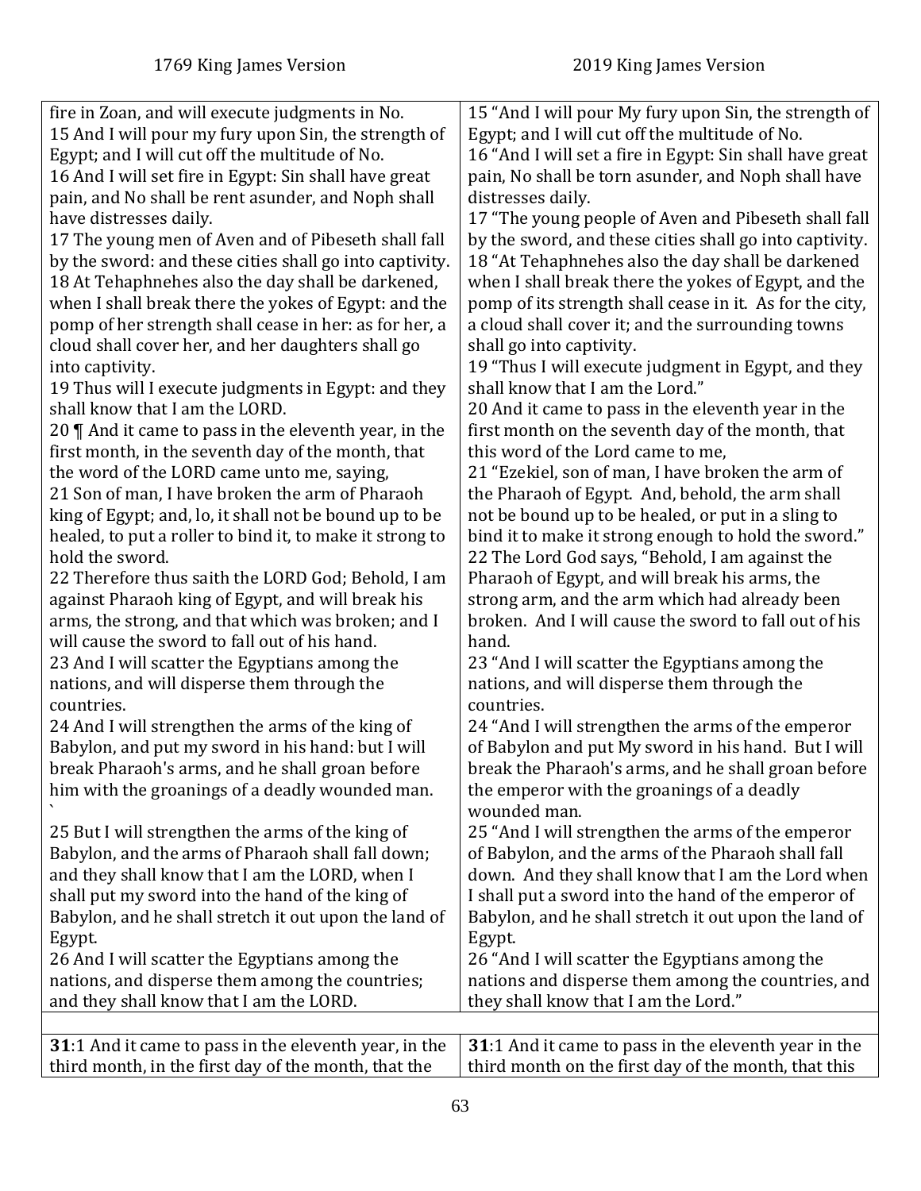| 1769 King James Version | 2019 King James Version |
| --- | --- |
| fire in Zoan, and will execute judgments in No.<br>15 And I will pour my fury upon Sin, the strength of Egypt; and I will cut off the multitude of No.<br>16 And I will set fire in Egypt: Sin shall have great pain, and No shall be rent asunder, and Noph shall have distresses daily.<br>17 The young men of Aven and of Pibeseth shall fall by the sword: and these cities shall go into captivity.<br>18 At Tehaphnehes also the day shall be darkened, when I shall break there the yokes of Egypt: and the pomp of her strength shall cease in her: as for her, a cloud shall cover her, and her daughters shall go into captivity.<br>19 Thus will I execute judgments in Egypt: and they shall know that I am the LORD.<br>20 ¶ And it came to pass in the eleventh year, in the first month, in the seventh day of the month, that the word of the LORD came unto me, saying,<br>21 Son of man, I have broken the arm of Pharaoh king of Egypt; and, lo, it shall not be bound up to be healed, to put a roller to bind it, to make it strong to hold the sword.<br>22 Therefore thus saith the LORD God; Behold, I am against Pharaoh king of Egypt, and will break his arms, the strong, and that which was broken; and I will cause the sword to fall out of his hand.<br>23 And I will scatter the Egyptians among the nations, and will disperse them through the countries.<br>24 And I will strengthen the arms of the king of Babylon, and put my sword in his hand: but I will break Pharaoh's arms, and he shall groan before him with the groanings of a deadly wounded man. `<br>25 But I will strengthen the arms of the king of Babylon, and the arms of Pharaoh shall fall down; and they shall know that I am the LORD, when I shall put my sword into the hand of the king of Babylon, and he shall stretch it out upon the land of Egypt.<br>26 And I will scatter the Egyptians among the nations, and disperse them among the countries; and they shall know that I am the LORD. | 15 "And I will pour My fury upon Sin, the strength of Egypt; and I will cut off the multitude of No.<br>16 "And I will set a fire in Egypt: Sin shall have great pain, No shall be torn asunder, and Noph shall have distresses daily.<br>17 "The young people of Aven and Pibeseth shall fall by the sword, and these cities shall go into captivity.<br>18 "At Tehaphnehes also the day shall be darkened when I shall break there the yokes of Egypt, and the pomp of its strength shall cease in it. As for the city, a cloud shall cover it; and the surrounding towns shall go into captivity.<br>19 "Thus I will execute judgment in Egypt, and they shall know that I am the Lord."<br>20 And it came to pass in the eleventh year in the first month on the seventh day of the month, that this word of the Lord came to me,<br>21 "Ezekiel, son of man, I have broken the arm of the Pharaoh of Egypt. And, behold, the arm shall not be bound up to be healed, or put in a sling to bind it to make it strong enough to hold the sword."<br>22 The Lord God says, "Behold, I am against the Pharaoh of Egypt, and will break his arms, the strong arm, and the arm which had already been broken. And I will cause the sword to fall out of his hand.<br>23 "And I will scatter the Egyptians among the nations, and will disperse them through the countries.<br>24 "And I will strengthen the arms of the emperor of Babylon and put My sword in his hand. But I will break the Pharaoh's arms, and he shall groan before the emperor with the groanings of a deadly wounded man.<br>25 "And I will strengthen the arms of the emperor of Babylon, and the arms of the Pharaoh shall fall down. And they shall know that I am the Lord when I shall put a sword into the hand of the emperor of Babylon, and he shall stretch it out upon the land of Egypt.<br>26 "And I will scatter the Egyptians among the nations and disperse them among the countries, and they shall know that I am the Lord." |
| | |
| **31**:1 And it came to pass in the eleventh year, in the third month, in the first day of the month, that the | **31**:1 And it came to pass in the eleventh year in the third month on the first day of the month, that this |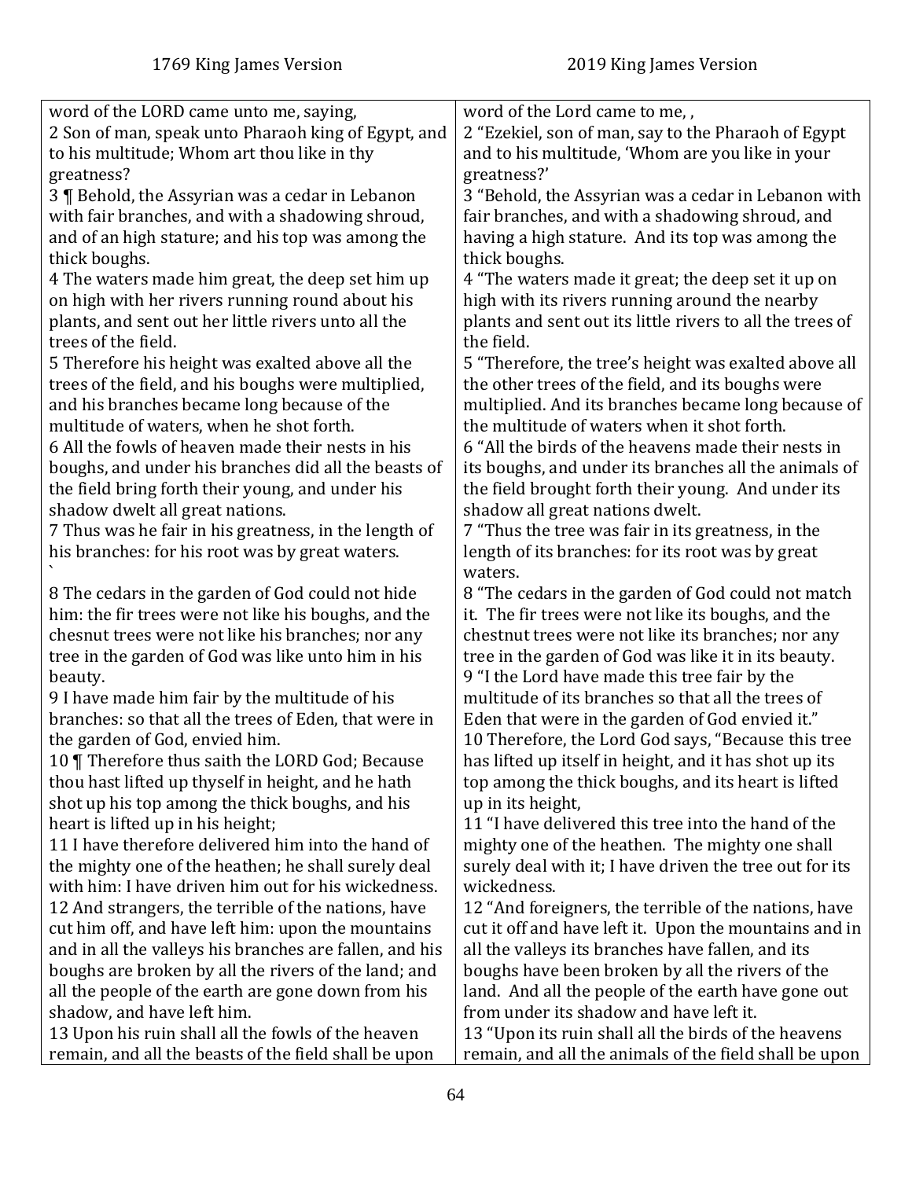| 1769 King James Version | 2019 King James Version |
|---|---|
| word of the LORD came unto me, saying, | word of the Lord came to me, , |
| 2 Son of man, speak unto Pharaoh king of Egypt, and to his multitude; Whom art thou like in thy greatness? | 2 "Ezekiel, son of man, say to the Pharaoh of Egypt and to his multitude, 'Whom are you like in your greatness?' |
| 3 ¶ Behold, the Assyrian was a cedar in Lebanon with fair branches, and with a shadowing shroud, and of an high stature; and his top was among the thick boughs. | 3 "Behold, the Assyrian was a cedar in Lebanon with fair branches, and with a shadowing shroud, and having a high stature. And its top was among the thick boughs. |
| 4 The waters made him great, the deep set him up on high with her rivers running round about his plants, and sent out her little rivers unto all the trees of the field. | 4 "The waters made it great; the deep set it up on high with its rivers running around the nearby plants and sent out its little rivers to all the trees of the field. |
| 5 Therefore his height was exalted above all the trees of the field, and his boughs were multiplied, and his branches became long because of the multitude of waters, when he shot forth. | 5 "Therefore, the tree's height was exalted above all the other trees of the field, and its boughs were multiplied. And its branches became long because of the multitude of waters when it shot forth. |
| 6 All the fowls of heaven made their nests in his boughs, and under his branches did all the beasts of the field bring forth their young, and under his shadow dwelt all great nations. | 6 "All the birds of the heavens made their nests in its boughs, and under its branches all the animals of the field brought forth their young. And under its shadow all great nations dwelt. |
| 7 Thus was he fair in his greatness, in the length of his branches: for his root was by great waters. ` | 7 "Thus the tree was fair in its greatness, in the length of its branches: for its root was by great waters. |
| 8 The cedars in the garden of God could not hide him: the fir trees were not like his boughs, and the chesnut trees were not like his branches; nor any tree in the garden of God was like unto him in his beauty. | 8 "The cedars in the garden of God could not match it. The fir trees were not like its boughs, and the chestnut trees were not like its branches; nor any tree in the garden of God was like it in its beauty. |
| 9 I have made him fair by the multitude of his branches: so that all the trees of Eden, that were in the garden of God, envied him. | 9 "I the Lord have made this tree fair by the multitude of its branches so that all the trees of Eden that were in the garden of God envied it." |
| 10 ¶ Therefore thus saith the LORD God; Because thou hast lifted up thyself in height, and he hath shot up his top among the thick boughs, and his heart is lifted up in his height; | 10 Therefore, the Lord God says, "Because this tree has lifted up itself in height, and it has shot up its top among the thick boughs, and its heart is lifted up in its height, |
| 11 I have therefore delivered him into the hand of the mighty one of the heathen; he shall surely deal with him: I have driven him out for his wickedness. | 11 "I have delivered this tree into the hand of the mighty one of the heathen. The mighty one shall surely deal with it; I have driven the tree out for its wickedness. |
| 12 And strangers, the terrible of the nations, have cut him off, and have left him: upon the mountains and in all the valleys his branches are fallen, and his boughs are broken by all the rivers of the land; and all the people of the earth are gone down from his shadow, and have left him. | 12 "And foreigners, the terrible of the nations, have cut it off and have left it. Upon the mountains and in all the valleys its branches have fallen, and its boughs have been broken by all the rivers of the land. And all the people of the earth have gone out from under its shadow and have left it. |
| 13 Upon his ruin shall all the fowls of the heaven remain, and all the beasts of the field shall be upon | 13 "Upon its ruin shall all the birds of the heavens remain, and all the animals of the field shall be upon |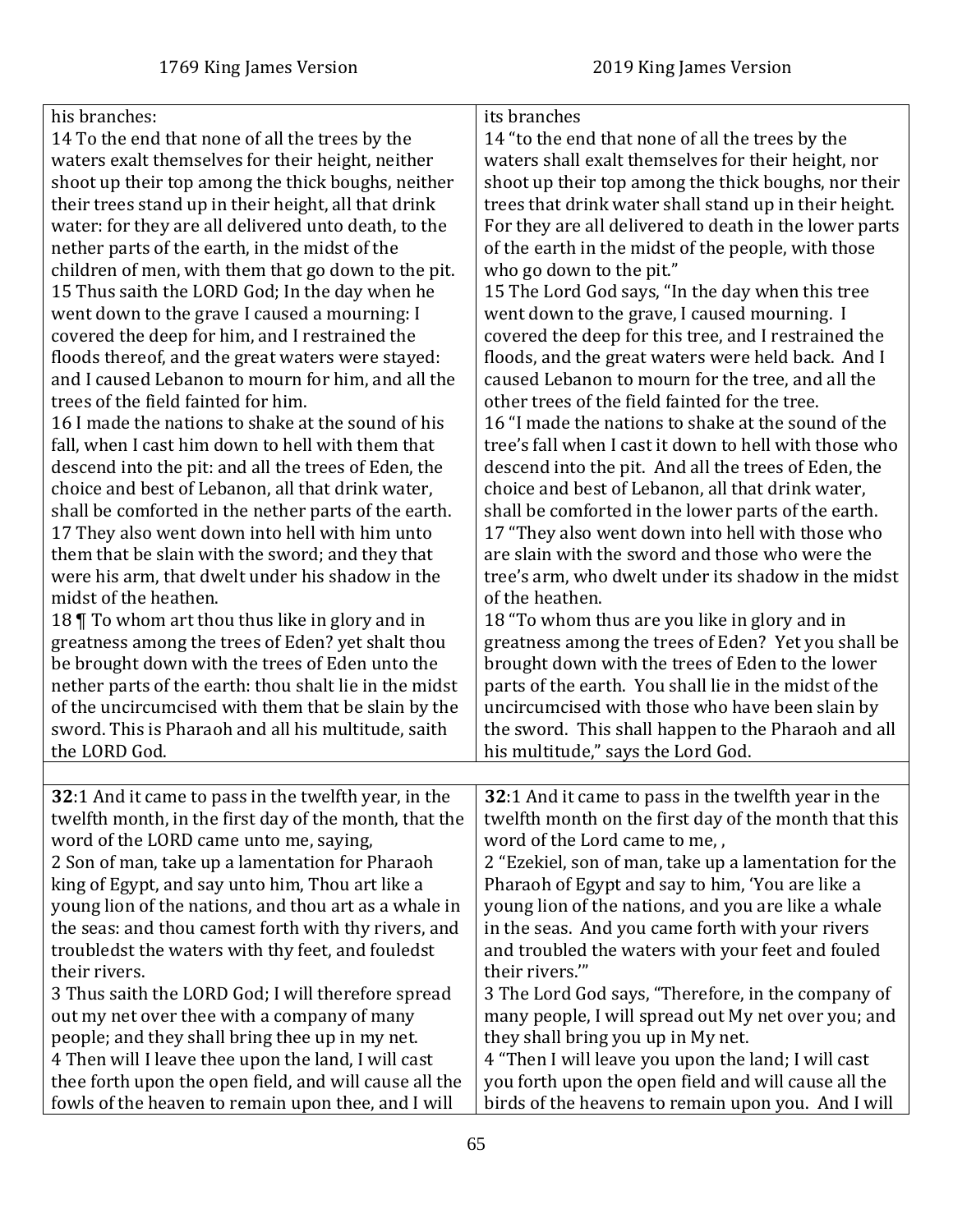| 1769 King James Version | 2019 King James Version |
| --- | --- |
| his branches:<br>14 To the end that none of all the trees by the waters exalt themselves for their height, neither shoot up their top among the thick boughs, neither their trees stand up in their height, all that drink water: for they are all delivered unto death, to the nether parts of the earth, in the midst of the children of men, with them that go down to the pit.<br>15 Thus saith the LORD God; In the day when he went down to the grave I caused a mourning: I covered the deep for him, and I restrained the floods thereof, and the great waters were stayed: and I caused Lebanon to mourn for him, and all the trees of the field fainted for him.<br>16 I made the nations to shake at the sound of his fall, when I cast him down to hell with them that descend into the pit: and all the trees of Eden, the choice and best of Lebanon, all that drink water, shall be comforted in the nether parts of the earth.<br>17 They also went down into hell with him unto them that be slain with the sword; and they that were his arm, that dwelt under his shadow in the midst of the heathen.<br>18 ¶ To whom art thou thus like in glory and in greatness among the trees of Eden? yet shalt thou be brought down with the trees of Eden unto the nether parts of the earth: thou shalt lie in the midst of the uncircumcised with them that be slain by the sword. This is Pharaoh and all his multitude, saith the LORD God. | its branches<br>14 "to the end that none of all the trees by the waters shall exalt themselves for their height, nor shoot up their top among the thick boughs, nor their trees that drink water shall stand up in their height. For they are all delivered to death in the lower parts of the earth in the midst of the people, with those who go down to the pit."<br>15 The Lord God says, "In the day when this tree went down to the grave, I caused mourning. I covered the deep for this tree, and I restrained the floods, and the great waters were held back. And I caused Lebanon to mourn for the tree, and all the other trees of the field fainted for the tree.<br>16 "I made the nations to shake at the sound of the tree's fall when I cast it down to hell with those who descend into the pit. And all the trees of Eden, the choice and best of Lebanon, all that drink water, shall be comforted in the lower parts of the earth.<br>17 "They also went down into hell with those who are slain with the sword and those who were the tree's arm, who dwelt under its shadow in the midst of the heathen.<br>18 "To whom thus are you like in glory and in greatness among the trees of Eden? Yet you shall be brought down with the trees of Eden to the lower parts of the earth. You shall lie in the midst of the uncircumcised with those who have been slain by the sword. This shall happen to the Pharaoh and all his multitude," says the Lord God. |
| | |
| **32**:1 And it came to pass in the twelfth year, in the twelfth month, in the first day of the month, that the word of the LORD came unto me, saying,<br>2 Son of man, take up a lamentation for Pharaoh king of Egypt, and say unto him, Thou art like a young lion of the nations, and thou art as a whale in the seas: and thou camest forth with thy rivers, and troubledst the waters with thy feet, and fouledst their rivers.<br>3 Thus saith the LORD God; I will therefore spread out my net over thee with a company of many people; and they shall bring thee up in my net.<br>4 Then will I leave thee upon the land, I will cast thee forth upon the open field, and will cause all the fowls of the heaven to remain upon thee, and I will | **32**:1 And it came to pass in the twelfth year in the twelfth month on the first day of the month that this word of the Lord came to me, ,<br>2 "Ezekiel, son of man, take up a lamentation for the Pharaoh of Egypt and say to him, 'You are like a young lion of the nations, and you are like a whale in the seas. And you came forth with your rivers and troubled the waters with your feet and fouled their rivers.'"<br>3 The Lord God says, "Therefore, in the company of many people, I will spread out My net over you; and they shall bring you up in My net.<br>4 "Then I will leave you upon the land; I will cast you forth upon the open field and will cause all the birds of the heavens to remain upon you. And I will |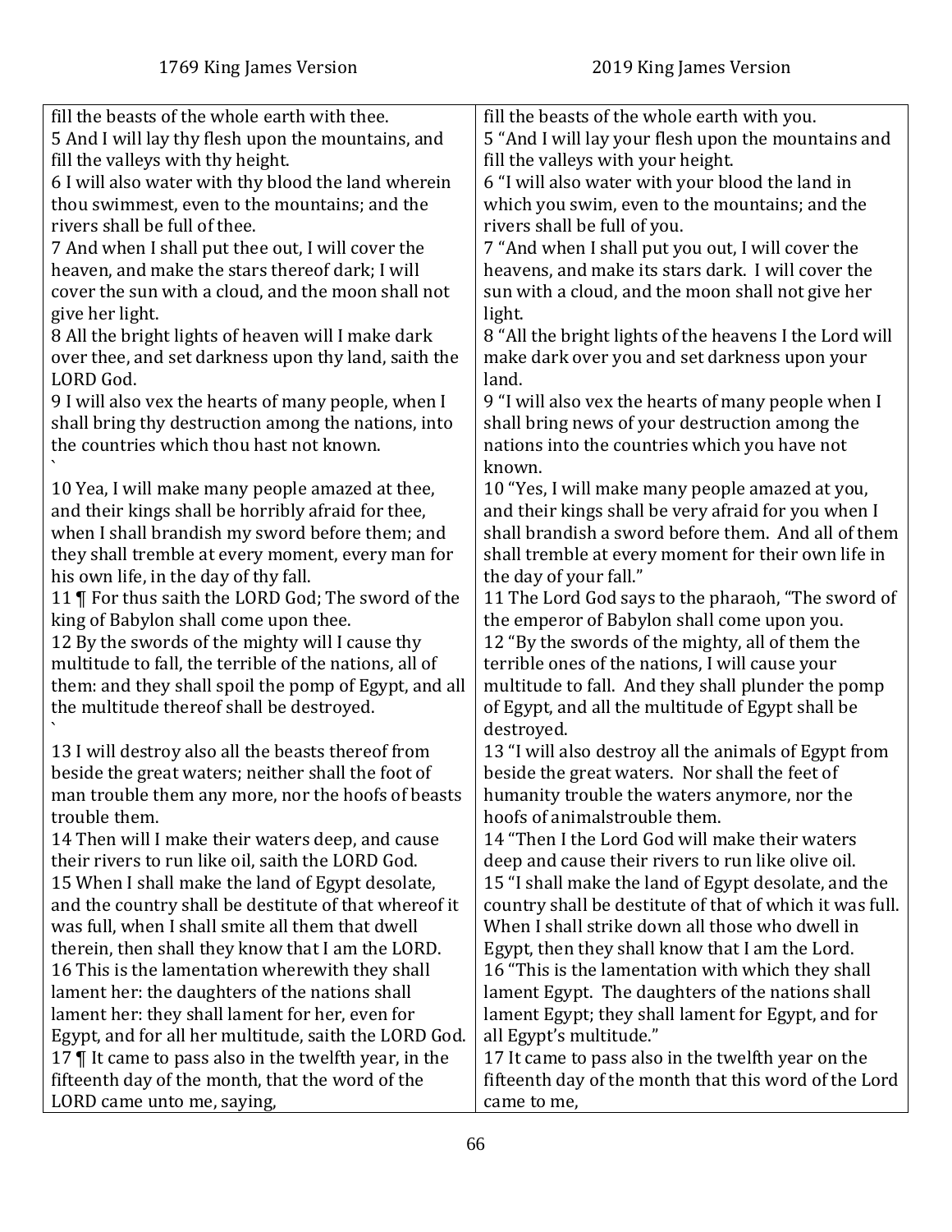| 1769 King James Version | 2019 King James Version |
|---|---|
| fill the beasts of the whole earth with thee. | fill the beasts of the whole earth with you. |
| 5 And I will lay thy flesh upon the mountains, and fill the valleys with thy height. | 5 "And I will lay your flesh upon the mountains and fill the valleys with your height. |
| 6 I will also water with thy blood the land wherein thou swimmest, even to the mountains; and the rivers shall be full of thee. | 6 "I will also water with your blood the land in which you swim, even to the mountains; and the rivers shall be full of you. |
| 7 And when I shall put thee out, I will cover the heaven, and make the stars thereof dark; I will cover the sun with a cloud, and the moon shall not give her light. | 7 "And when I shall put you out, I will cover the heavens, and make its stars dark. I will cover the sun with a cloud, and the moon shall not give her light. |
| 8 All the bright lights of heaven will I make dark over thee, and set darkness upon thy land, saith the LORD God. | 8 "All the bright lights of the heavens I the Lord will make dark over you and set darkness upon your land. |
| 9 I will also vex the hearts of many people, when I shall bring thy destruction among the nations, into the countries which thou hast not known. ` | 9 "I will also vex the hearts of many people when I shall bring news of your destruction among the nations into the countries which you have not known. |
| 10 Yea, I will make many people amazed at thee, and their kings shall be horribly afraid for thee, when I shall brandish my sword before them; and they shall tremble at every moment, every man for his own life, in the day of thy fall. | 10 "Yes, I will make many people amazed at you, and their kings shall be very afraid for you when I shall brandish a sword before them. And all of them shall tremble at every moment for their own life in the day of your fall." |
| 11 ¶ For thus saith the LORD God; The sword of the king of Babylon shall come upon thee. | 11 The Lord God says to the pharaoh, "The sword of the emperor of Babylon shall come upon you. |
| 12 By the swords of the mighty will I cause thy multitude to fall, the terrible of the nations, all of them: and they shall spoil the pomp of Egypt, and all the multitude thereof shall be destroyed. ` | 12 "By the swords of the mighty, all of them the terrible ones of the nations, I will cause your multitude to fall. And they shall plunder the pomp of Egypt, and all the multitude of Egypt shall be destroyed. |
| 13 I will destroy also all the beasts thereof from beside the great waters; neither shall the foot of man trouble them any more, nor the hoofs of beasts trouble them. | 13 "I will also destroy all the animals of Egypt from beside the great waters. Nor shall the feet of humanity trouble the waters anymore, nor the hoofs of animalstrouble them. |
| 14 Then will I make their waters deep, and cause their rivers to run like oil, saith the LORD God. | 14 "Then I the Lord God will make their waters deep and cause their rivers to run like olive oil. |
| 15 When I shall make the land of Egypt desolate, and the country shall be destitute of that whereof it was full, when I shall smite all them that dwell therein, then shall they know that I am the LORD. | 15 "I shall make the land of Egypt desolate, and the country shall be destitute of that of which it was full. When I shall strike down all those who dwell in Egypt, then they shall know that I am the Lord. |
| 16 This is the lamentation wherewith they shall lament her: the daughters of the nations shall lament her: they shall lament for her, even for Egypt, and for all her multitude, saith the LORD God. | 16 "This is the lamentation with which they shall lament Egypt. The daughters of the nations shall lament Egypt; they shall lament for Egypt, and for all Egypt's multitude." |
| 17 ¶ It came to pass also in the twelfth year, in the fifteenth day of the month, that the word of the LORD came unto me, saying, | 17 It came to pass also in the twelfth year on the fifteenth day of the month that this word of the Lord came to me, |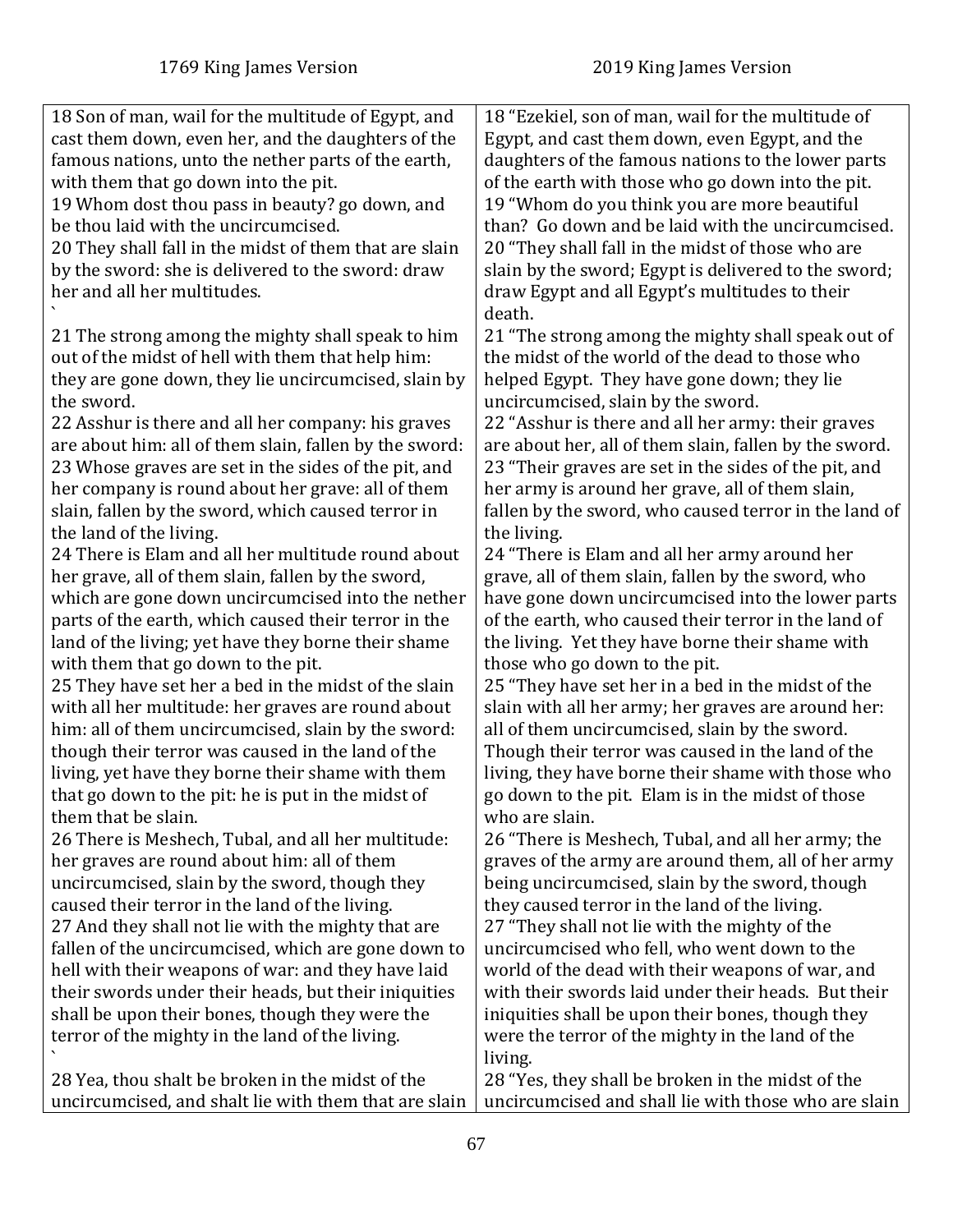| 1769 King James Version | 2019 King James Version |
|---|---|
| 18 Son of man, wail for the multitude of Egypt, and cast them down, even her, and the daughters of the famous nations, unto the nether parts of the earth, with them that go down into the pit. | 18 "Ezekiel, son of man, wail for the multitude of Egypt, and cast them down, even Egypt, and the daughters of the famous nations to the lower parts of the earth with those who go down into the pit. |
| 19 Whom dost thou pass in beauty? go down, and be thou laid with the uncircumcised. | 19 "Whom do you think you are more beautiful than? Go down and be laid with the uncircumcised. |
| 20 They shall fall in the midst of them that are slain by the sword: she is delivered to the sword: draw her and all her multitudes. ` | 20 "They shall fall in the midst of those who are slain by the sword; Egypt is delivered to the sword; draw Egypt and all Egypt's multitudes to their death. |
| 21 The strong among the mighty shall speak to him out of the midst of hell with them that help him: they are gone down, they lie uncircumcised, slain by the sword. | 21 "The strong among the mighty shall speak out of the midst of the world of the dead to those who helped Egypt. They have gone down; they lie uncircumcised, slain by the sword. |
| 22 Asshur is there and all her company: his graves are about him: all of them slain, fallen by the sword: | 22 "Asshur is there and all her army: their graves are about her, all of them slain, fallen by the sword. |
| 23 Whose graves are set in the sides of the pit, and her company is round about her grave: all of them slain, fallen by the sword, which caused terror in the land of the living. | 23 "Their graves are set in the sides of the pit, and her army is around her grave, all of them slain, fallen by the sword, who caused terror in the land of the living. |
| 24 There is Elam and all her multitude round about her grave, all of them slain, fallen by the sword, which are gone down uncircumcised into the nether parts of the earth, which caused their terror in the land of the living; yet have they borne their shame with them that go down to the pit. | 24 "There is Elam and all her army around her grave, all of them slain, fallen by the sword, who have gone down uncircumcised into the lower parts of the earth, who caused their terror in the land of the living. Yet they have borne their shame with those who go down to the pit. |
| 25 They have set her a bed in the midst of the slain with all her multitude: her graves are round about him: all of them uncircumcised, slain by the sword: though their terror was caused in the land of the living, yet have they borne their shame with them that go down to the pit: he is put in the midst of them that be slain. | 25 "They have set her in a bed in the midst of the slain with all her army; her graves are around her: all of them uncircumcised, slain by the sword. Though their terror was caused in the land of the living, they have borne their shame with those who go down to the pit. Elam is in the midst of those who are slain. |
| 26 There is Meshech, Tubal, and all her multitude: her graves are round about him: all of them uncircumcised, slain by the sword, though they caused their terror in the land of the living. | 26 "There is Meshech, Tubal, and all her army; the graves of the army are around them, all of her army being uncircumcised, slain by the sword, though they caused terror in the land of the living. |
| 27 And they shall not lie with the mighty that are fallen of the uncircumcised, which are gone down to hell with their weapons of war: and they have laid their swords under their heads, but their iniquities shall be upon their bones, though they were the terror of the mighty in the land of the living. ` | 27 "They shall not lie with the mighty of the uncircumcised who fell, who went down to the world of the dead with their weapons of war, and with their swords laid under their heads. But their iniquities shall be upon their bones, though they were the terror of the mighty in the land of the living. |
| 28 Yea, thou shalt be broken in the midst of the uncircumcised, and shalt lie with them that are slain | 28 "Yes, they shall be broken in the midst of the uncircumcised and shall lie with those who are slain |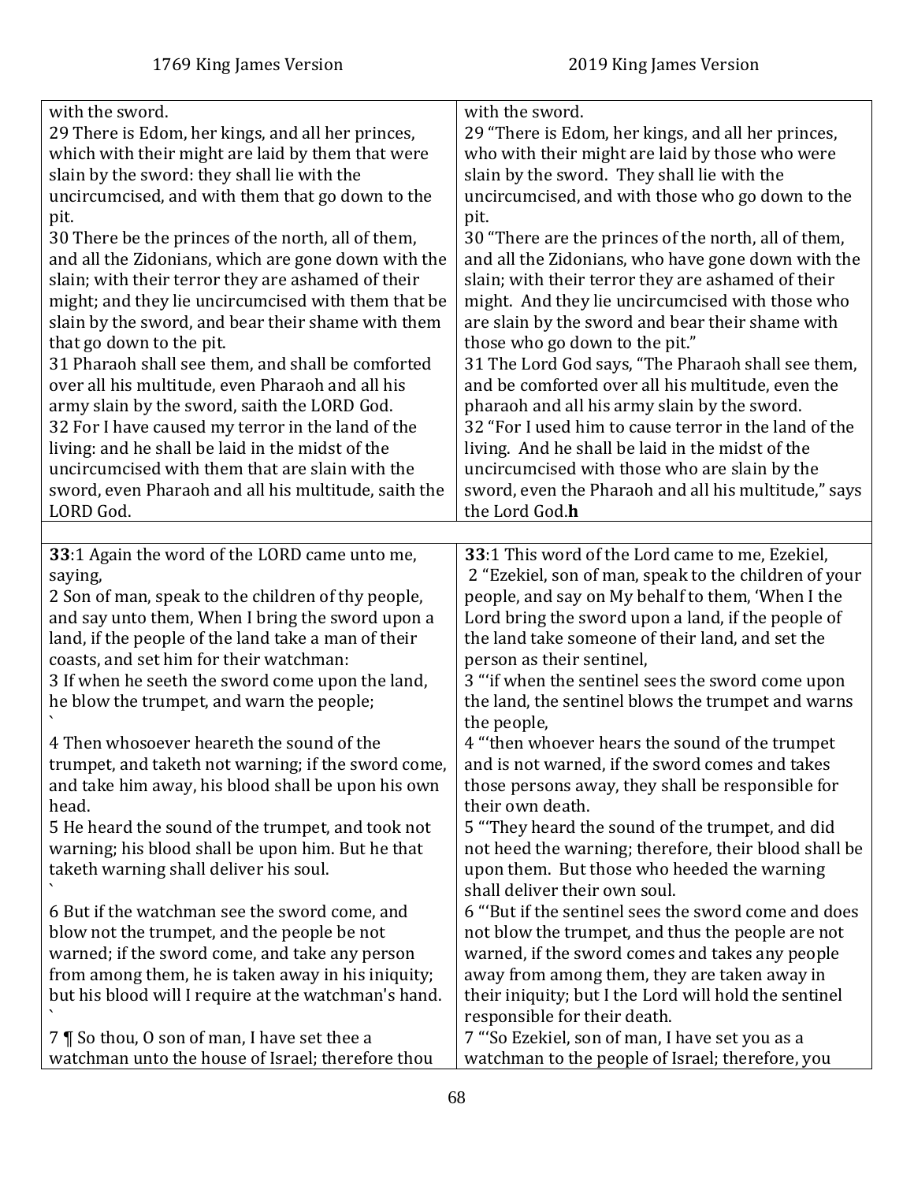| 1769 King James Version | 2019 King James Version |
|---|---|
| with the sword.<br>29 There is Edom, her kings, and all her princes, which with their might are laid by them that were slain by the sword: they shall lie with the uncircumcised, and with them that go down to the pit.<br>30 There be the princes of the north, all of them, and all the Zidonians, which are gone down with the slain; with their terror they are ashamed of their might; and they lie uncircumcised with them that be slain by the sword, and bear their shame with them that go down to the pit.<br>31 Pharaoh shall see them, and shall be comforted over all his multitude, even Pharaoh and all his army slain by the sword, saith the LORD God.<br>32 For I have caused my terror in the land of the living: and he shall be laid in the midst of the uncircumcised with them that are slain with the sword, even Pharaoh and all his multitude, saith the LORD God. | with the sword.<br>29 "There is Edom, her kings, and all her princes, who with their might are laid by those who were slain by the sword. They shall lie with the uncircumcised, and with those who go down to the pit.<br>30 "There are the princes of the north, all of them, and all the Zidonians, who have gone down with the slain; with their terror they are ashamed of their might. And they lie uncircumcised with those who are slain by the sword and bear their shame with those who go down to the pit."<br>31 The Lord God says, "The Pharaoh shall see them, and be comforted over all his multitude, even the pharaoh and all his army slain by the sword.<br>32 "For I used him to cause terror in the land of the living. And he shall be laid in the midst of the uncircumcised with those who are slain by the sword, even the Pharaoh and all his multitude," says the Lord God.**h** |
| | |
| **33**:1 Again the word of the LORD came unto me, saying,<br>2 Son of man, speak to the children of thy people, and say unto them, When I bring the sword upon a land, if the people of the land take a man of their coasts, and set him for their watchman:<br>3 If when he seeth the sword come upon the land, he blow the trumpet, and warn the people;<br>`<br>4 Then whosoever heareth the sound of the trumpet, and taketh not warning; if the sword come, and take him away, his blood shall be upon his own head.<br>5 He heard the sound of the trumpet, and took not warning; his blood shall be upon him. But he that taketh warning shall deliver his soul.<br>`<br>6 But if the watchman see the sword come, and blow not the trumpet, and the people be not warned; if the sword come, and take any person from among them, he is taken away in his iniquity; but his blood will I require at the watchman's hand.<br>`<br>7 ¶ So thou, O son of man, I have set thee a watchman unto the house of Israel; therefore thou | **33**:1 This word of the Lord came to me, Ezekiel,<br>2 "Ezekiel, son of man, speak to the children of your people, and say on My behalf to them, 'When I the Lord bring the sword upon a land, if the people of the land take someone of their land, and set the person as their sentinel,<br>3 "'if when the sentinel sees the sword come upon the land, the sentinel blows the trumpet and warns the people,<br>4 "'then whoever hears the sound of the trumpet and is not warned, if the sword comes and takes those persons away, they shall be responsible for their own death.<br>5 "'They heard the sound of the trumpet, and did not heed the warning; therefore, their blood shall be upon them. But those who heeded the warning shall deliver their own soul.<br>6 "'But if the sentinel sees the sword come and does not blow the trumpet, and thus the people are not warned, if the sword comes and takes any people away from among them, they are taken away in their iniquity; but I the Lord will hold the sentinel responsible for their death.<br>7 "'So Ezekiel, son of man, I have set you as a watchman to the people of Israel; therefore, you |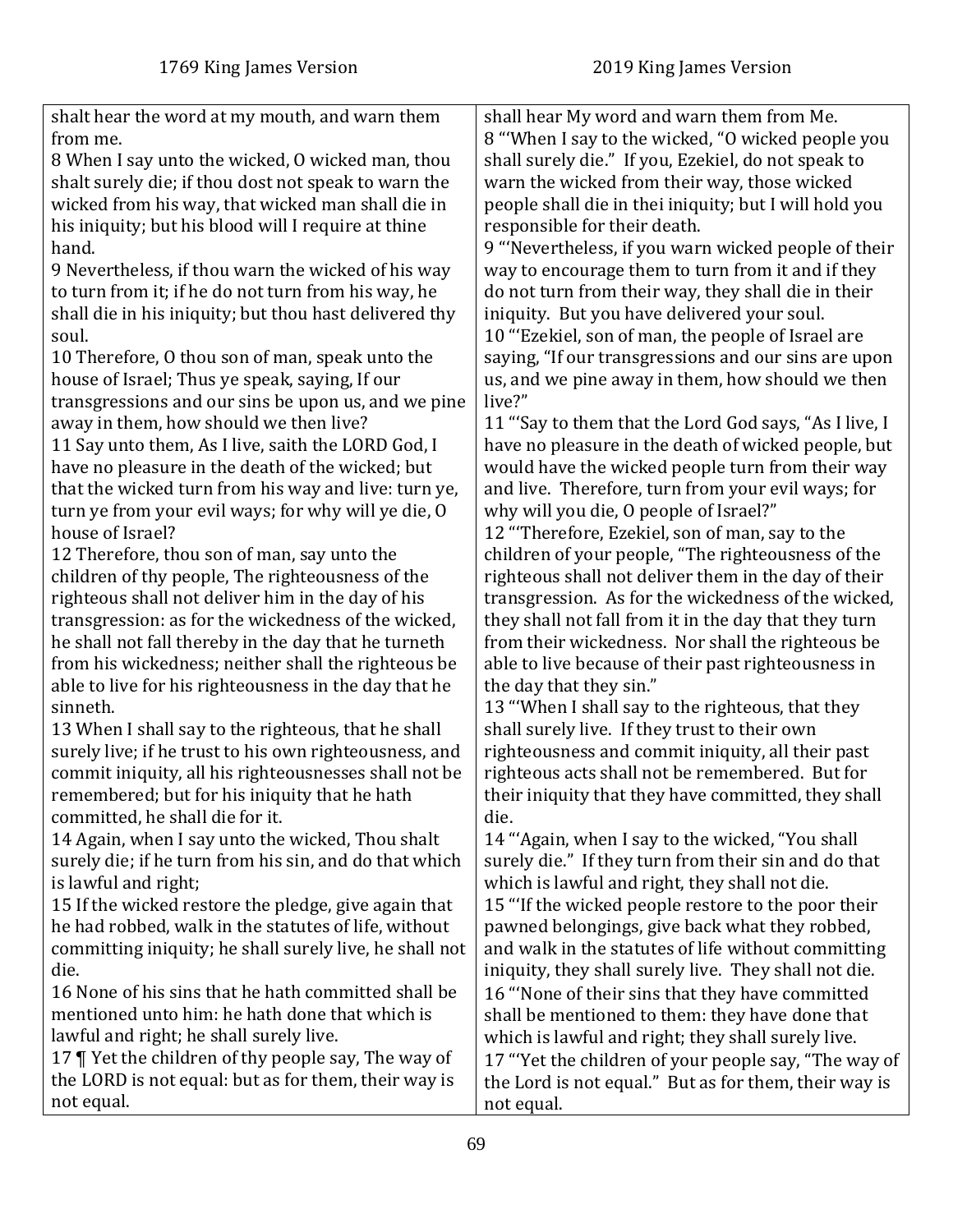| 1769 King James Version | 2019 King James Version |
| --- | --- |
| shalt hear the word at my mouth, and warn them from me. | shall hear My word and warn them from Me. |
| 8 When I say unto the wicked, O wicked man, thou shalt surely die; if thou dost not speak to warn the wicked from his way, that wicked man shall die in his iniquity; but his blood will I require at thine hand. | 8 "'When I say to the wicked, "O wicked people you shall surely die." If you, Ezekiel, do not speak to warn the wicked from their way, those wicked people shall die in thei iniquity; but I will hold you responsible for their death. |
| 9 Nevertheless, if thou warn the wicked of his way to turn from it; if he do not turn from his way, he shall die in his iniquity; but thou hast delivered thy soul. | 9 "'Nevertheless, if you warn wicked people of their way to encourage them to turn from it and if they do not turn from their way, they shall die in their iniquity. But you have delivered your soul. |
| 10 Therefore, O thou son of man, speak unto the house of Israel; Thus ye speak, saying, If our transgressions and our sins be upon us, and we pine away in them, how should we then live? | 10 "'Ezekiel, son of man, the people of Israel are saying, "If our transgressions and our sins are upon us, and we pine away in them, how should we then live?" |
| 11 Say unto them, As I live, saith the LORD God, I have no pleasure in the death of the wicked; but that the wicked turn from his way and live: turn ye, turn ye from your evil ways; for why will ye die, O house of Israel? | 11 "'Say to them that the Lord God says, "As I live, I have no pleasure in the death of wicked people, but would have the wicked people turn from their way and live. Therefore, turn from your evil ways; for why will you die, O people of Israel?" |
| 12 Therefore, thou son of man, say unto the children of thy people, The righteousness of the righteous shall not deliver him in the day of his transgression: as for the wickedness of the wicked, he shall not fall thereby in the day that he turneth from his wickedness; neither shall the righteous be able to live for his righteousness in the day that he sinneth. | 12 "'Therefore, Ezekiel, son of man, say to the children of your people, "The righteousness of the righteous shall not deliver them in the day of their transgression. As for the wickedness of the wicked, they shall not fall from it in the day that they turn from their wickedness. Nor shall the righteous be able to live because of their past righteousness in the day that they sin." |
| 13 When I shall say to the righteous, that he shall surely live; if he trust to his own righteousness, and commit iniquity, all his righteousnesses shall not be remembered; but for his iniquity that he hath committed, he shall die for it. | 13 "'When I shall say to the righteous, that they shall surely live. If they trust to their own righteousness and commit iniquity, all their past righteous acts shall not be remembered. But for their iniquity that they have committed, they shall die. |
| 14 Again, when I say unto the wicked, Thou shalt surely die; if he turn from his sin, and do that which is lawful and right; | 14 "'Again, when I say to the wicked, "You shall surely die." If they turn from their sin and do that which is lawful and right, they shall not die. |
| 15 If the wicked restore the pledge, give again that he had robbed, walk in the statutes of life, without committing iniquity; he shall surely live, he shall not die. | 15 "'If the wicked people restore to the poor their pawned belongings, give back what they robbed, and walk in the statutes of life without committing iniquity, they shall surely live. They shall not die. |
| 16 None of his sins that he hath committed shall be mentioned unto him: he hath done that which is lawful and right; he shall surely live. | 16 "'None of their sins that they have committed shall be mentioned to them: they have done that which is lawful and right; they shall surely live. |
| 17 ¶ Yet the children of thy people say, The way of the LORD is not equal: but as for them, their way is not equal. | 17 "'Yet the children of your people say, "The way of the Lord is not equal." But as for them, their way is not equal. |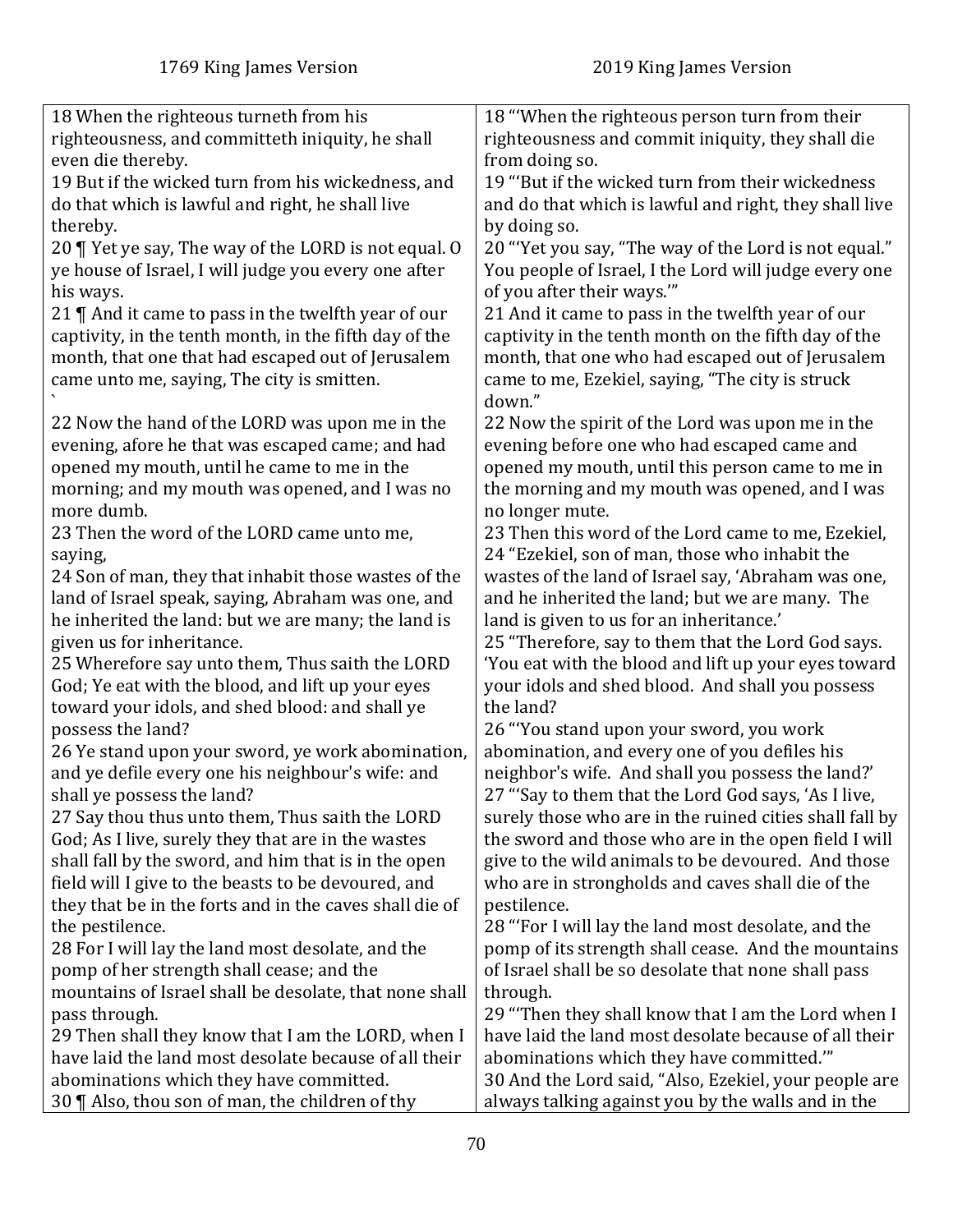| 1769 King James Version | 2019 King James Version |
|---|---|
| 18 When the righteous turneth from his righteousness, and committeth iniquity, he shall even die thereby. | 18 "'When the righteous person turn from their righteousness and commit iniquity, they shall die from doing so. |
| 19 But if the wicked turn from his wickedness, and do that which is lawful and right, he shall live thereby. | 19 "'But if the wicked turn from their wickedness and do that which is lawful and right, they shall live by doing so. |
| 20 ¶ Yet ye say, The way of the LORD is not equal. O ye house of Israel, I will judge you every one after his ways. | 20 "'Yet you say, "The way of the Lord is not equal." You people of Israel, I the Lord will judge every one of you after their ways.'" |
| 21 ¶ And it came to pass in the twelfth year of our captivity, in the tenth month, in the fifth day of the month, that one that had escaped out of Jerusalem came unto me, saying, The city is smitten. ` | 21 And it came to pass in the twelfth year of our captivity in the tenth month on the fifth day of the month, that one who had escaped out of Jerusalem came to me, Ezekiel, saying, "The city is struck down." |
| 22 Now the hand of the LORD was upon me in the evening, afore he that was escaped came; and had opened my mouth, until he came to me in the morning; and my mouth was opened, and I was no more dumb. | 22 Now the spirit of the Lord was upon me in the evening before one who had escaped came and opened my mouth, until this person came to me in the morning and my mouth was opened, and I was no longer mute. |
| 23 Then the word of the LORD came unto me, saying, | 23 Then this word of the Lord came to me, Ezekiel, |
| 24 Son of man, they that inhabit those wastes of the land of Israel speak, saying, Abraham was one, and he inherited the land: but we are many; the land is given us for inheritance. | 24 "Ezekiel, son of man, those who inhabit the wastes of the land of Israel say, 'Abraham was one, and he inherited the land; but we are many. The land is given to us for an inheritance.' |
| 25 Wherefore say unto them, Thus saith the LORD God; Ye eat with the blood, and lift up your eyes toward your idols, and shed blood: and shall ye possess the land? | 25 "Therefore, say to them that the Lord God says. 'You eat with the blood and lift up your eyes toward your idols and shed blood. And shall you possess the land? |
| 26 Ye stand upon your sword, ye work abomination, and ye defile every one his neighbour's wife: and shall ye possess the land? | 26 "'You stand upon your sword, you work abomination, and every one of you defiles his neighbor's wife. And shall you possess the land?' |
| 27 Say thou thus unto them, Thus saith the LORD God; As I live, surely they that are in the wastes shall fall by the sword, and him that is in the open field will I give to the beasts to be devoured, and they that be in the forts and in the caves shall die of the pestilence. | 27 "'Say to them that the Lord God says, 'As I live, surely those who are in the ruined cities shall fall by the sword and those who are in the open field I will give to the wild animals to be devoured. And those who are in strongholds and caves shall die of the pestilence. |
| 28 For I will lay the land most desolate, and the pomp of her strength shall cease; and the mountains of Israel shall be desolate, that none shall pass through. | 28 "'For I will lay the land most desolate, and the pomp of its strength shall cease. And the mountains of Israel shall be so desolate that none shall pass through. |
| 29 Then shall they know that I am the LORD, when I have laid the land most desolate because of all their abominations which they have committed. | 29 "'Then they shall know that I am the Lord when I have laid the land most desolate because of all their abominations which they have committed.'" |
| 30 ¶ Also, thou son of man, the children of thy | 30 And the Lord said, "Also, Ezekiel, your people are always talking against you by the walls and in the |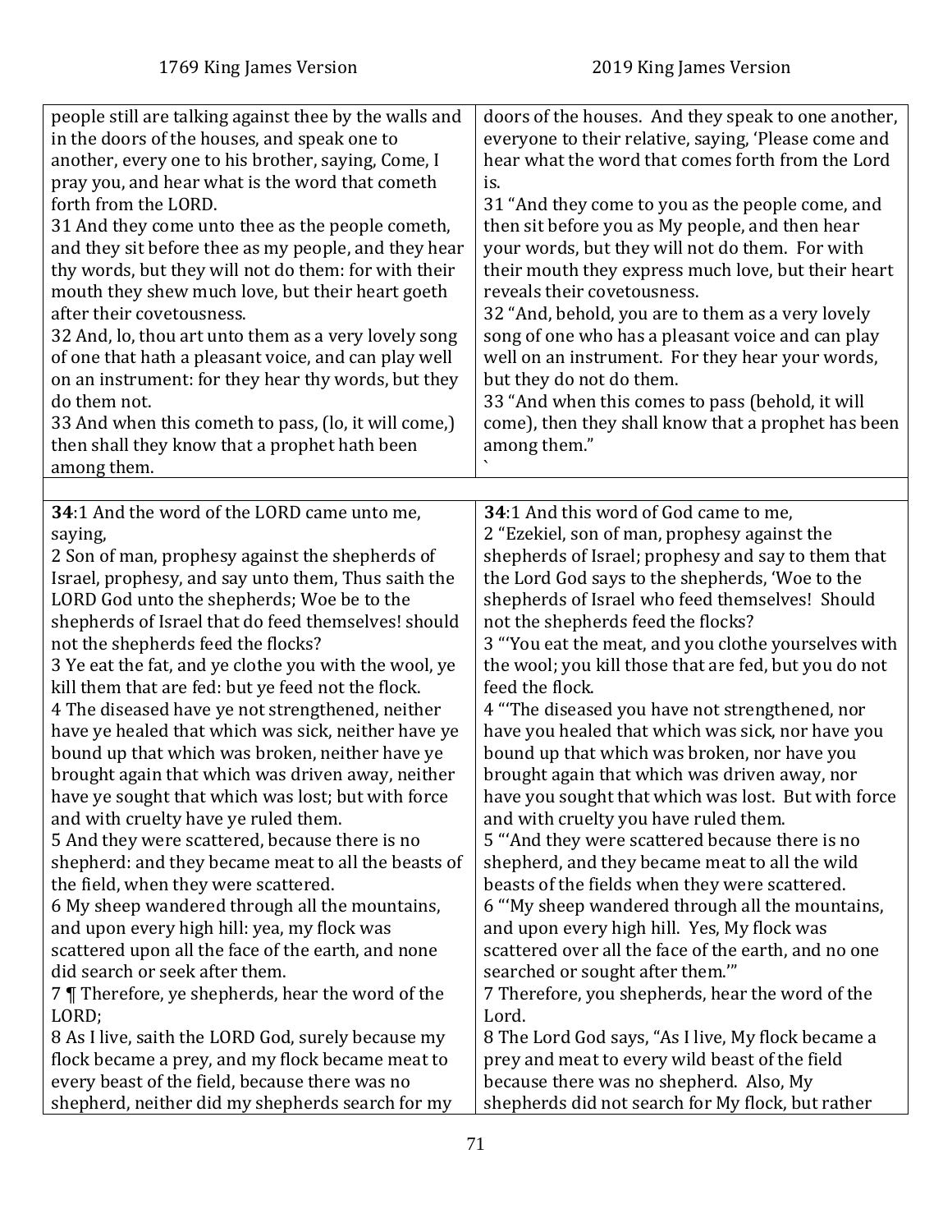| 1769 King James Version | 2019 King James Version |
|---|---|
| people still are talking against thee by the walls and in the doors of the houses, and speak one to another, every one to his brother, saying, Come, I pray you, and hear what is the word that cometh forth from the LORD.<br>31 And they come unto thee as the people cometh, and they sit before thee as my people, and they hear thy words, but they will not do them: for with their mouth they shew much love, but their heart goeth after their covetousness.<br>32 And, lo, thou art unto them as a very lovely song of one that hath a pleasant voice, and can play well on an instrument: for they hear thy words, but they do them not.<br>33 And when this cometh to pass, (lo, it will come,) then shall they know that a prophet hath been among them. | doors of the houses. And they speak to one another, everyone to their relative, saying, 'Please come and hear what the word that comes forth from the Lord is.<br>31 "And they come to you as the people come, and then sit before you as My people, and then hear your words, but they will not do them. For with their mouth they express much love, but their heart reveals their covetousness.<br>32 "And, behold, you are to them as a very lovely song of one who has a pleasant voice and can play well on an instrument. For they hear your words, but they do not do them.<br>33 "And when this comes to pass (behold, it will come), then they shall know that a prophet has been among them."<br>` |
| | |
| **34**:1 And the word of the LORD came unto me, saying,<br>2 Son of man, prophesy against the shepherds of Israel, prophesy, and say unto them, Thus saith the LORD God unto the shepherds; Woe be to the shepherds of Israel that do feed themselves! should not the shepherds feed the flocks?<br>3 Ye eat the fat, and ye clothe you with the wool, ye kill them that are fed: but ye feed not the flock.<br>4 The diseased have ye not strengthened, neither have ye healed that which was sick, neither have ye bound up that which was broken, neither have ye brought again that which was driven away, neither have ye sought that which was lost; but with force and with cruelty have ye ruled them.<br>5 And they were scattered, because there is no shepherd: and they became meat to all the beasts of the field, when they were scattered.<br>6 My sheep wandered through all the mountains, and upon every high hill: yea, my flock was scattered upon all the face of the earth, and none did search or seek after them.<br>7 ¶ Therefore, ye shepherds, hear the word of the LORD;<br>8 As I live, saith the LORD God, surely because my flock became a prey, and my flock became meat to every beast of the field, because there was no shepherd, neither did my shepherds search for my | **34**:1 And this word of God came to me,<br>2 "Ezekiel, son of man, prophesy against the shepherds of Israel; prophesy and say to them that the Lord God says to the shepherds, 'Woe to the shepherds of Israel who feed themselves! Should not the shepherds feed the flocks?<br>3 "'You eat the meat, and you clothe yourselves with the wool; you kill those that are fed, but you do not feed the flock.<br>4 "'The diseased you have not strengthened, nor have you healed that which was sick, nor have you bound up that which was broken, nor have you brought again that which was driven away, nor have you sought that which was lost. But with force and with cruelty you have ruled them.<br>5 "'And they were scattered because there is no shepherd, and they became meat to all the wild beasts of the fields when they were scattered.<br>6 "'My sheep wandered through all the mountains, and upon every high hill. Yes, My flock was scattered over all the face of the earth, and no one searched or sought after them.'"<br>7 Therefore, you shepherds, hear the word of the Lord.<br>8 The Lord God says, "As I live, My flock became a prey and meat to every wild beast of the field because there was no shepherd. Also, My shepherds did not search for My flock, but rather |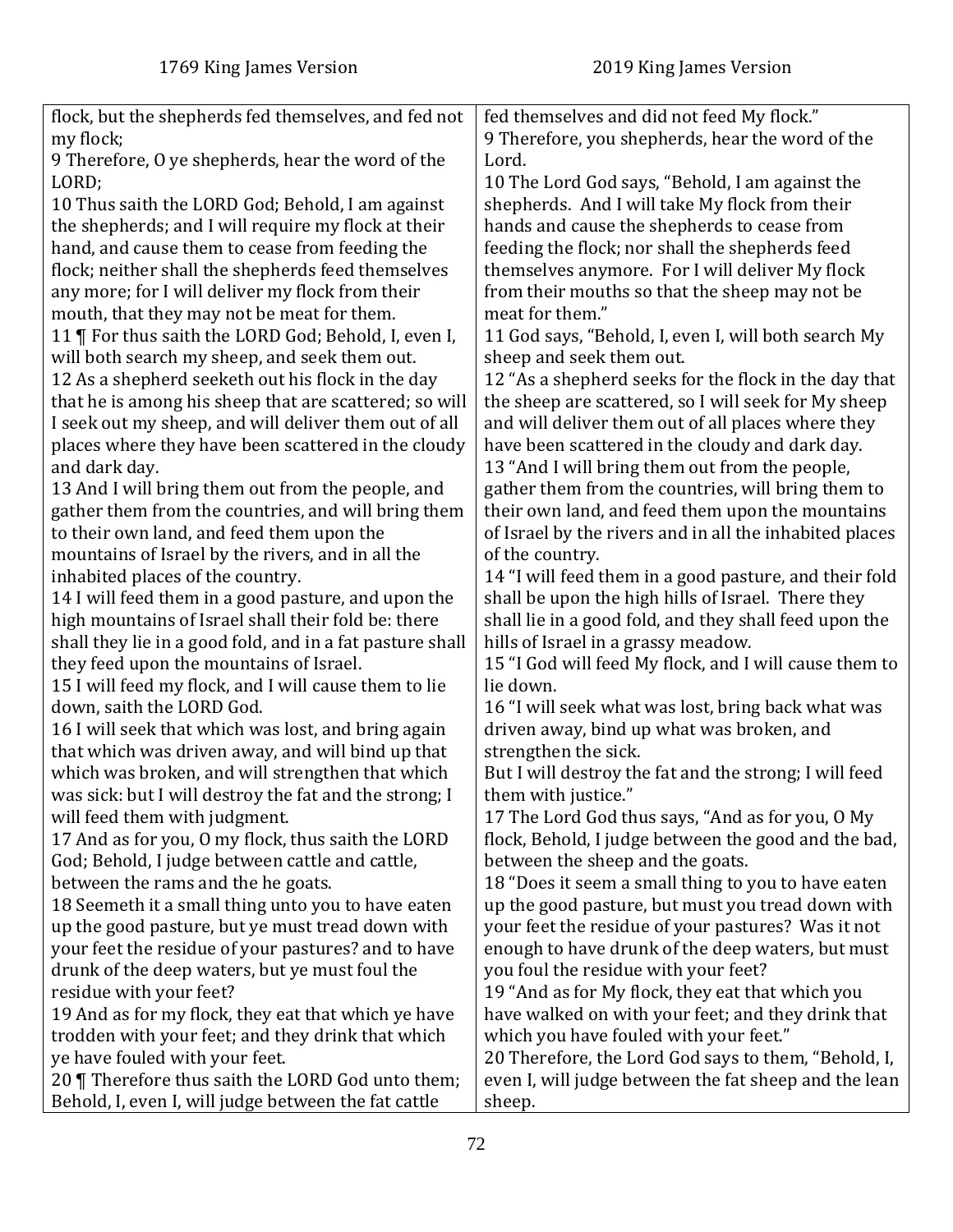| 1769 King James Version | 2019 King James Version |
|---|---|
| flock, but the shepherds fed themselves, and fed not my flock; | fed themselves and did not feed My flock." |
| 9 Therefore, O ye shepherds, hear the word of the LORD; | 9 Therefore, you shepherds, hear the word of the Lord. |
| 10 Thus saith the LORD God; Behold, I am against the shepherds; and I will require my flock at their hand, and cause them to cease from feeding the flock; neither shall the shepherds feed themselves any more; for I will deliver my flock from their mouth, that they may not be meat for them. | 10 The Lord God says, "Behold, I am against the shepherds. And I will take My flock from their hands and cause the shepherds to cease from feeding the flock; nor shall the shepherds feed themselves anymore. For I will deliver My flock from their mouths so that the sheep may not be meat for them." |
| 11 ¶ For thus saith the LORD God; Behold, I, even I, will both search my sheep, and seek them out. | 11 God says, "Behold, I, even I, will both search My sheep and seek them out. |
| 12 As a shepherd seeketh out his flock in the day that he is among his sheep that are scattered; so will I seek out my sheep, and will deliver them out of all places where they have been scattered in the cloudy and dark day. | 12 "As a shepherd seeks for the flock in the day that the sheep are scattered, so I will seek for My sheep and will deliver them out of all places where they have been scattered in the cloudy and dark day. |
| 13 And I will bring them out from the people, and gather them from the countries, and will bring them to their own land, and feed them upon the mountains of Israel by the rivers, and in all the inhabited places of the country. | 13 "And I will bring them out from the people, gather them from the countries, will bring them to their own land, and feed them upon the mountains of Israel by the rivers and in all the inhabited places of the country. |
| 14 I will feed them in a good pasture, and upon the high mountains of Israel shall their fold be: there shall they lie in a good fold, and in a fat pasture shall they feed upon the mountains of Israel. | 14 "I will feed them in a good pasture, and their fold shall be upon the high hills of Israel. There they shall lie in a good fold, and they shall feed upon the hills of Israel in a grassy meadow. |
| 15 I will feed my flock, and I will cause them to lie down, saith the LORD God. | 15 "I God will feed My flock, and I will cause them to lie down. |
| 16 I will seek that which was lost, and bring again that which was driven away, and will bind up that which was broken, and will strengthen that which was sick: but I will destroy the fat and the strong; I will feed them with judgment. | 16 "I will seek what was lost, bring back what was driven away, bind up what was broken, and strengthen the sick.<br>But I will destroy the fat and the strong; I will feed them with justice." |
| 17 And as for you, O my flock, thus saith the LORD God; Behold, I judge between cattle and cattle, between the rams and the he goats. | 17 The Lord God thus says, "And as for you, O My flock, Behold, I judge between the good and the bad, between the sheep and the goats. |
| 18 Seemeth it a small thing unto you to have eaten up the good pasture, but ye must tread down with your feet the residue of your pastures? and to have drunk of the deep waters, but ye must foul the residue with your feet? | 18 "Does it seem a small thing to you to have eaten up the good pasture, but must you tread down with your feet the residue of your pastures? Was it not enough to have drunk of the deep waters, but must you foul the residue with your feet? |
| 19 And as for my flock, they eat that which ye have trodden with your feet; and they drink that which ye have fouled with your feet. | 19 "And as for My flock, they eat that which you have walked on with your feet; and they drink that which you have fouled with your feet." |
| 20 ¶ Therefore thus saith the LORD God unto them; Behold, I, even I, will judge between the fat cattle | 20 Therefore, the Lord God says to them, "Behold, I, even I, will judge between the fat sheep and the lean sheep. |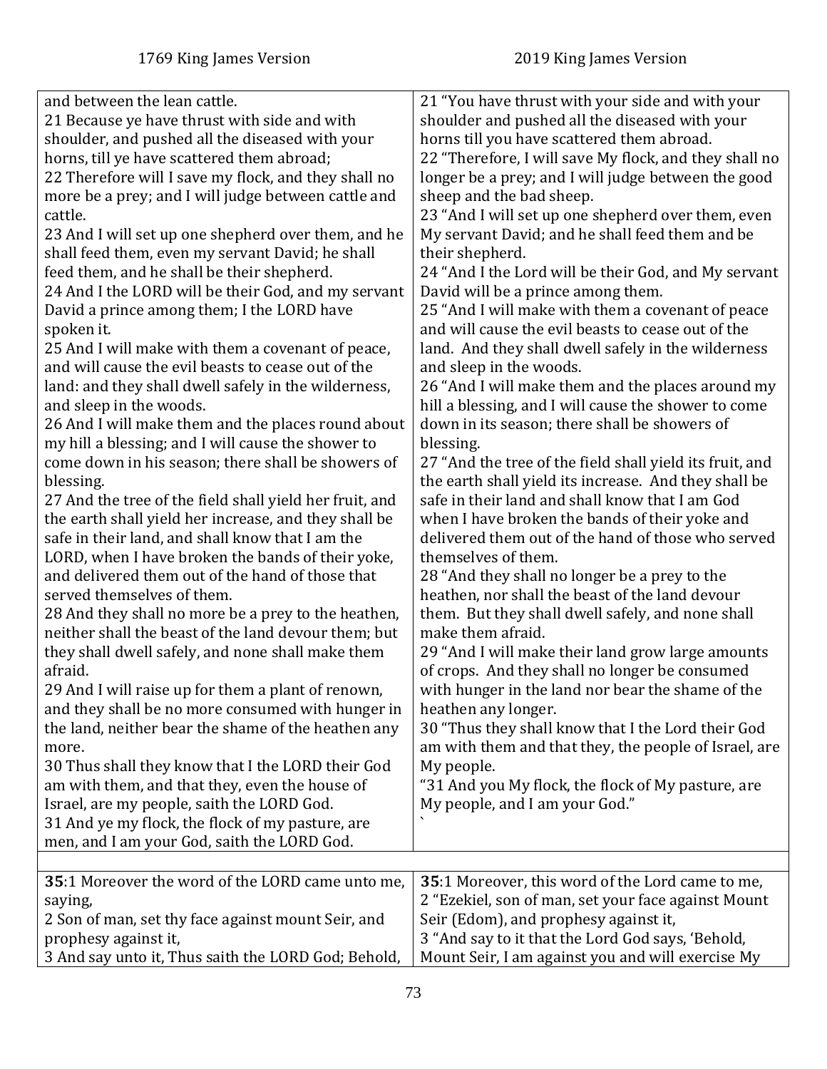| 1769 King James Version | 2019 King James Version |
| --- | --- |
| and between the lean cattle.<br>21 Because ye have thrust with side and with shoulder, and pushed all the diseased with your horns, till ye have scattered them abroad;<br>22 Therefore will I save my flock, and they shall no more be a prey; and I will judge between cattle and cattle.<br>23 And I will set up one shepherd over them, and he shall feed them, even my servant David; he shall feed them, and he shall be their shepherd.<br>24 And I the LORD will be their God, and my servant David a prince among them; I the LORD have spoken it.<br>25 And I will make with them a covenant of peace, and will cause the evil beasts to cease out of the land: and they shall dwell safely in the wilderness, and sleep in the woods.<br>26 And I will make them and the places round about my hill a blessing; and I will cause the shower to come down in his season; there shall be showers of blessing.<br>27 And the tree of the field shall yield her fruit, and the earth shall yield her increase, and they shall be safe in their land, and shall know that I am the LORD, when I have broken the bands of their yoke, and delivered them out of the hand of those that served themselves of them.<br>28 And they shall no more be a prey to the heathen, neither shall the beast of the land devour them; but they shall dwell safely, and none shall make them afraid.<br>29 And I will raise up for them a plant of renown, and they shall be no more consumed with hunger in the land, neither bear the shame of the heathen any more.<br>30 Thus shall they know that I the LORD their God am with them, and that they, even the house of Israel, are my people, saith the LORD God.<br>31 And ye my flock, the flock of my pasture, are men, and I am your God, saith the LORD God. | 21 "You have thrust with your side and with your shoulder and pushed all the diseased with your horns till you have scattered them abroad.<br>22 "Therefore, I will save My flock, and they shall no longer be a prey; and I will judge between the good sheep and the bad sheep.<br>23 "And I will set up one shepherd over them, even My servant David; and he shall feed them and be their shepherd.<br>24 "And I the Lord will be their God, and My servant David will be a prince among them.<br>25 "And I will make with them a covenant of peace and will cause the evil beasts to cease out of the land. And they shall dwell safely in the wilderness and sleep in the woods.<br>26 "And I will make them and the places around my hill a blessing, and I will cause the shower to come down in its season; there shall be showers of blessing.<br>27 "And the tree of the field shall yield its fruit, and the earth shall yield its increase. And they shall be safe in their land and shall know that I am God when I have broken the bands of their yoke and delivered them out of the hand of those who served themselves of them.<br>28 "And they shall no longer be a prey to the heathen, nor shall the beast of the land devour them. But they shall dwell safely, and none shall make them afraid.<br>29 "And I will make their land grow large amounts of crops. And they shall no longer be consumed with hunger in the land nor bear the shame of the heathen any longer.<br>30 "Thus they shall know that I the Lord their God am with them and that they, the people of Israel, are My people.<br>"31 And you My flock, the flock of My pasture, are My people, and I am your God."<br>` |
| | |
| **35**:1 Moreover the word of the LORD came unto me, saying,<br>2 Son of man, set thy face against mount Seir, and prophesy against it,<br>3 And say unto it, Thus saith the LORD God; Behold, | **35**:1 Moreover, this word of the Lord came to me,<br>2 "Ezekiel, son of man, set your face against Mount Seir (Edom), and prophesy against it,<br>3 "And say to it that the Lord God says, 'Behold, Mount Seir, I am against you and will exercise My |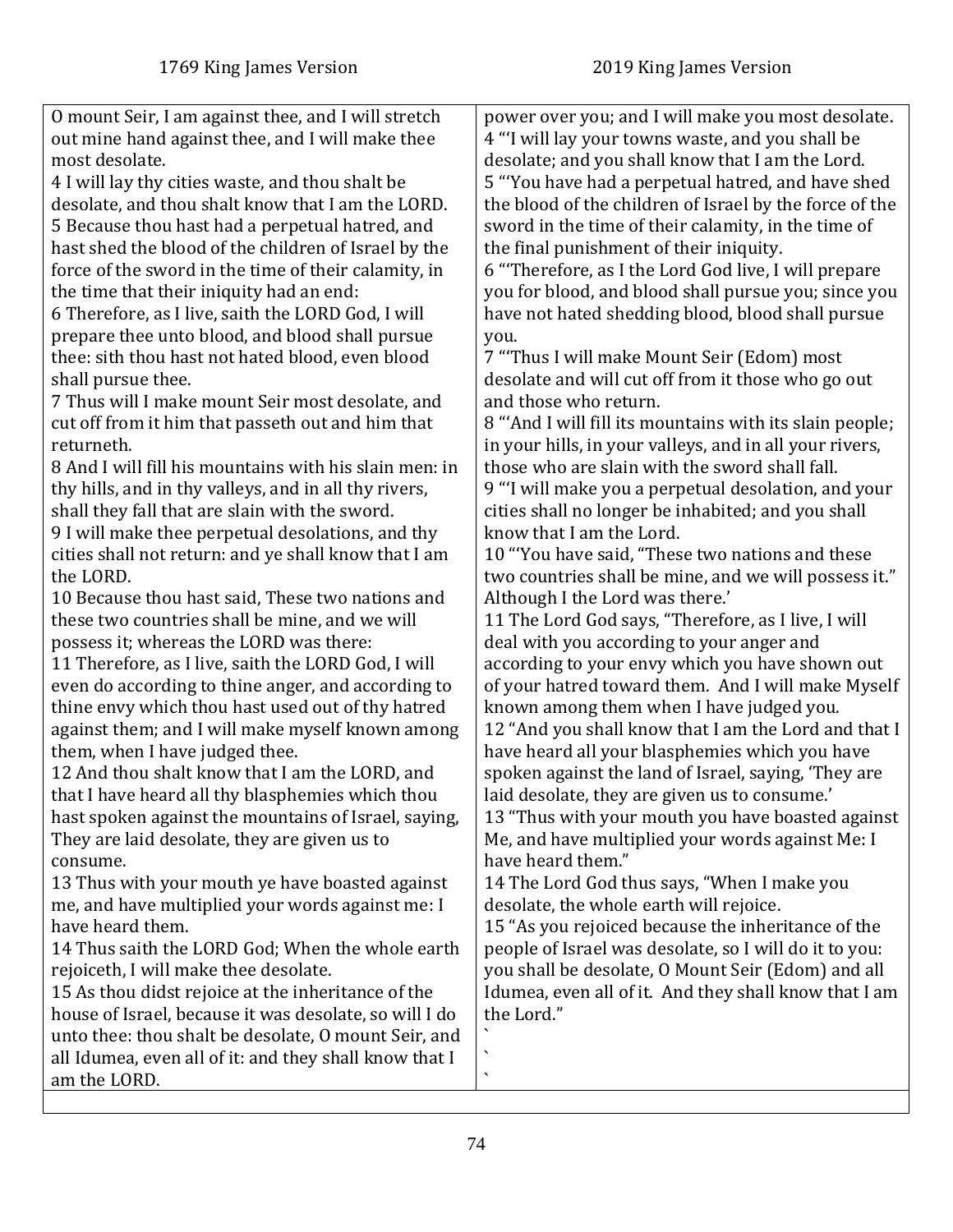| 1769 King James Version | 2019 King James Version |
|---|---|
| O mount Seir, I am against thee, and I will stretch out mine hand against thee, and I will make thee most desolate.<br>4 I will lay thy cities waste, and thou shalt be desolate, and thou shalt know that I am the LORD.<br>5 Because thou hast had a perpetual hatred, and hast shed the blood of the children of Israel by the force of the sword in the time of their calamity, in the time that their iniquity had an end:<br>6 Therefore, as I live, saith the LORD God, I will prepare thee unto blood, and blood shall pursue thee: sith thou hast not hated blood, even blood shall pursue thee.<br>7 Thus will I make mount Seir most desolate, and cut off from it him that passeth out and him that returneth.<br>8 And I will fill his mountains with his slain men: in thy hills, and in thy valleys, and in all thy rivers, shall they fall that are slain with the sword.<br>9 I will make thee perpetual desolations, and thy cities shall not return: and ye shall know that I am the LORD.<br>10 Because thou hast said, These two nations and these two countries shall be mine, and we will possess it; whereas the LORD was there:<br>11 Therefore, as I live, saith the LORD God, I will even do according to thine anger, and according to thine envy which thou hast used out of thy hatred against them; and I will make myself known among them, when I have judged thee.<br>12 And thou shalt know that I am the LORD, and that I have heard all thy blasphemies which thou hast spoken against the mountains of Israel, saying, They are laid desolate, they are given us to consume.<br>13 Thus with your mouth ye have boasted against me, and have multiplied your words against me: I have heard them.<br>14 Thus saith the LORD God; When the whole earth rejoiceth, I will make thee desolate.<br>15 As thou didst rejoice at the inheritance of the house of Israel, because it was desolate, so will I do unto thee: thou shalt be desolate, O mount Seir, and all Idumea, even all of it: and they shall know that I am the LORD. | power over you; and I will make you most desolate.<br>4 "'I will lay your towns waste, and you shall be desolate; and you shall know that I am the Lord.<br>5 "'You have had a perpetual hatred, and have shed the blood of the children of Israel by the force of the sword in the time of their calamity, in the time of the final punishment of their iniquity.<br>6 "'Therefore, as I the Lord God live, I will prepare you for blood, and blood shall pursue you; since you have not hated shedding blood, blood shall pursue you.<br>7 "'Thus I will make Mount Seir (Edom) most desolate and will cut off from it those who go out and those who return.<br>8 "'And I will fill its mountains with its slain people; in your hills, in your valleys, and in all your rivers, those who are slain with the sword shall fall.<br>9 "'I will make you a perpetual desolation, and your cities shall no longer be inhabited; and you shall know that I am the Lord.<br>10 "'You have said, "These two nations and these two countries shall be mine, and we will possess it." Although I the Lord was there.'<br>11 The Lord God says, "Therefore, as I live, I will deal with you according to your anger and according to your envy which you have shown out of your hatred toward them. And I will make Myself known among them when I have judged you.<br>12 "And you shall know that I am the Lord and that I have heard all your blasphemies which you have spoken against the land of Israel, saying, 'They are laid desolate, they are given us to consume.'<br>13 "Thus with your mouth you have boasted against Me, and have multiplied your words against Me: I have heard them."<br>14 The Lord God thus says, "When I make you desolate, the whole earth will rejoice.<br>15 "As you rejoiced because the inheritance of the people of Israel was desolate, so I will do it to you: you shall be desolate, O Mount Seir (Edom) and all Idumea, even all of it. And they shall know that I am the Lord."<br>`<br>`<br>` |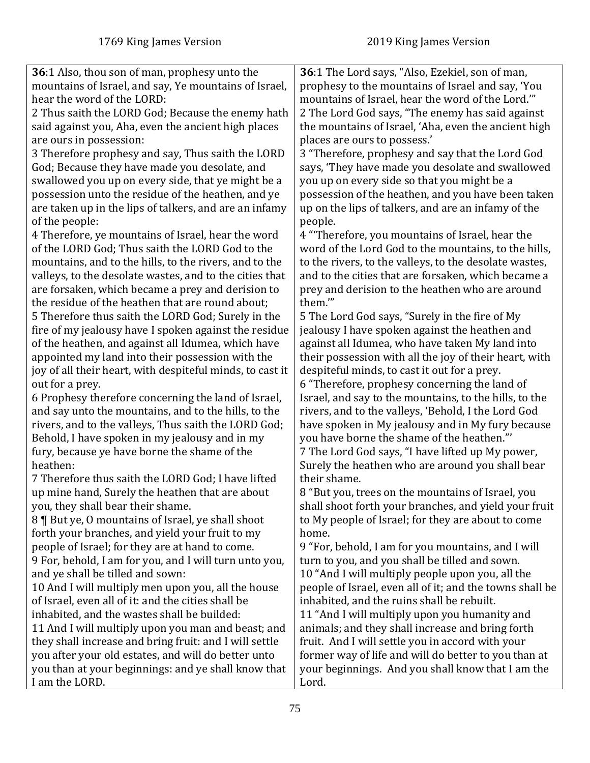| 1769 King James Version | 2019 King James Version |
|---|---|
| **36**:1 Also, thou son of man, prophesy unto the mountains of Israel, and say, Ye mountains of Israel, hear the word of the LORD:<br>2 Thus saith the LORD God; Because the enemy hath said against you, Aha, even the ancient high places are ours in possession:<br>3 Therefore prophesy and say, Thus saith the LORD God; Because they have made you desolate, and swallowed you up on every side, that ye might be a possession unto the residue of the heathen, and ye are taken up in the lips of talkers, and are an infamy of the people:<br>4 Therefore, ye mountains of Israel, hear the word of the LORD God; Thus saith the LORD God to the mountains, and to the hills, to the rivers, and to the valleys, to the desolate wastes, and to the cities that are forsaken, which became a prey and derision to the residue of the heathen that are round about;<br>5 Therefore thus saith the LORD God; Surely in the fire of my jealousy have I spoken against the residue of the heathen, and against all Idumea, which have appointed my land into their possession with the joy of all their heart, with despiteful minds, to cast it out for a prey.<br>6 Prophesy therefore concerning the land of Israel, and say unto the mountains, and to the hills, to the rivers, and to the valleys, Thus saith the LORD God; Behold, I have spoken in my jealousy and in my fury, because ye have borne the shame of the heathen:<br>7 Therefore thus saith the LORD God; I have lifted up mine hand, Surely the heathen that are about you, they shall bear their shame.<br>8 ¶ But ye, O mountains of Israel, ye shall shoot forth your branches, and yield your fruit to my people of Israel; for they are at hand to come.<br>9 For, behold, I am for you, and I will turn unto you, and ye shall be tilled and sown:<br>10 And I will multiply men upon you, all the house of Israel, even all of it: and the cities shall be inhabited, and the wastes shall be builded:<br>11 And I will multiply upon you man and beast; and they shall increase and bring fruit: and I will settle you after your old estates, and will do better unto you than at your beginnings: and ye shall know that I am the LORD. | **36**:1 The Lord says, "Also, Ezekiel, son of man, prophesy to the mountains of Israel and say, 'You mountains of Israel, hear the word of the Lord.'"<br>2 The Lord God says, "The enemy has said against the mountains of Israel, 'Aha, even the ancient high places are ours to possess.'<br>3 "Therefore, prophesy and say that the Lord God says, 'They have made you desolate and swallowed you up on every side so that you might be a possession of the heathen, and you have been taken up on the lips of talkers, and are an infamy of the people.<br>4 "'Therefore, you mountains of Israel, hear the word of the Lord God to the mountains, to the hills, to the rivers, to the valleys, to the desolate wastes, and to the cities that are forsaken, which became a prey and derision to the heathen who are around them.'"<br>5 The Lord God says, "Surely in the fire of My jealousy I have spoken against the heathen and against all Idumea, who have taken My land into their possession with all the joy of their heart, with despiteful minds, to cast it out for a prey.<br>6 "Therefore, prophesy concerning the land of Israel, and say to the mountains, to the hills, to the rivers, and to the valleys, 'Behold, I the Lord God have spoken in My jealousy and in My fury because you have borne the shame of the heathen."'<br>7 The Lord God says, "I have lifted up My power, Surely the heathen who are around you shall bear their shame.<br>8 "But you, trees on the mountains of Israel, you shall shoot forth your branches, and yield your fruit to My people of Israel; for they are about to come home.<br>9 "For, behold, I am for you mountains, and I will turn to you, and you shall be tilled and sown.<br>10 "And I will multiply people upon you, all the people of Israel, even all of it; and the towns shall be inhabited, and the ruins shall be rebuilt.<br>11 "And I will multiply upon you humanity and animals; and they shall increase and bring forth fruit. And I will settle you in accord with your former way of life and will do better to you than at your beginnings. And you shall know that I am the Lord. |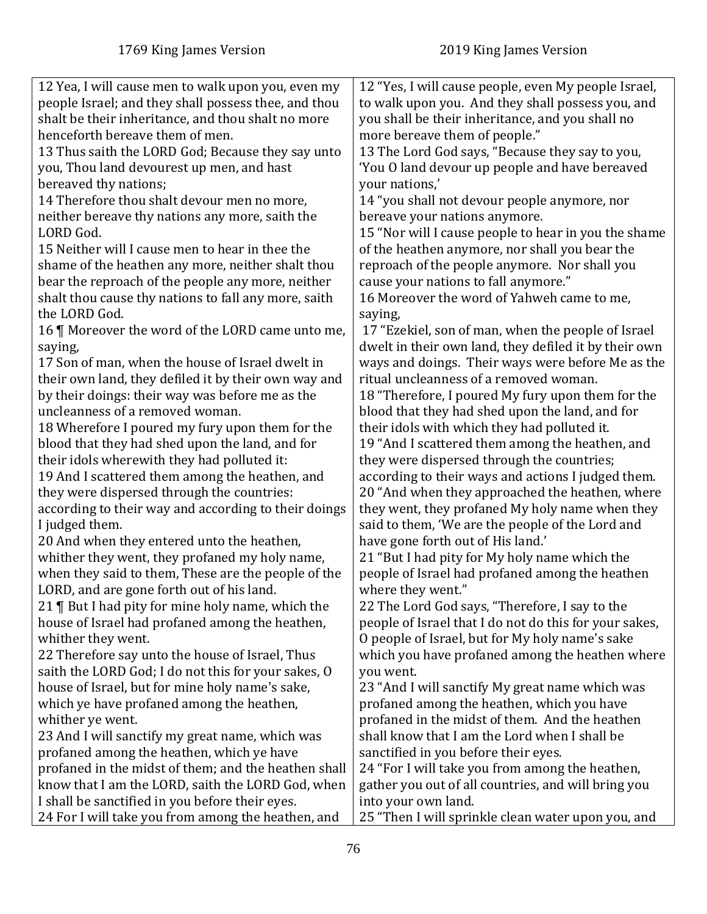| 1769 King James Version | 2019 King James Version |
|---|---|
| 12 Yea, I will cause men to walk upon you, even my people Israel; and they shall possess thee, and thou shalt be their inheritance, and thou shalt no more henceforth bereave them of men. | 12 "Yes, I will cause people, even My people Israel, to walk upon you. And they shall possess you, and you shall be their inheritance, and you shall no more bereave them of people." |
| 13 Thus saith the LORD God; Because they say unto you, Thou land devourest up men, and hast bereaved thy nations; | 13 The Lord God says, "Because they say to you, 'You O land devour up people and have bereaved your nations,' |
| 14 Therefore thou shalt devour men no more, neither bereave thy nations any more, saith the LORD God. | 14 "you shall not devour people anymore, nor bereave your nations anymore. |
| 15 Neither will I cause men to hear in thee the shame of the heathen any more, neither shalt thou bear the reproach of the people any more, neither shalt thou cause thy nations to fall any more, saith the LORD God. | 15 "Nor will I cause people to hear in you the shame of the heathen anymore, nor shall you bear the reproach of the people anymore. Nor shall you cause your nations to fall anymore." |
| 16 ¶ Moreover the word of the LORD came unto me, saying, | 16 Moreover the word of Yahweh came to me, saying, |
| 17 Son of man, when the house of Israel dwelt in their own land, they defiled it by their own way and by their doings: their way was before me as the uncleanness of a removed woman. | 17 "Ezekiel, son of man, when the people of Israel dwelt in their own land, they defiled it by their own ways and doings. Their ways were before Me as the ritual uncleanness of a removed woman. |
| 18 Wherefore I poured my fury upon them for the blood that they had shed upon the land, and for their idols wherewith they had polluted it: | 18 "Therefore, I poured My fury upon them for the blood that they had shed upon the land, and for their idols with which they had polluted it. |
| 19 And I scattered them among the heathen, and they were dispersed through the countries: according to their way and according to their doings I judged them. | 19 "And I scattered them among the heathen, and they were dispersed through the countries; according to their ways and actions I judged them. |
| 20 And when they entered unto the heathen, whither they went, they profaned my holy name, when they said to them, These are the people of the LORD, and are gone forth out of his land. | 20 "And when they approached the heathen, where they went, they profaned My holy name when they said to them, 'We are the people of the Lord and have gone forth out of His land.' |
| 21 ¶ But I had pity for mine holy name, which the house of Israel had profaned among the heathen, whither they went. | 21 "But I had pity for My holy name which the people of Israel had profaned among the heathen where they went." |
| 22 Therefore say unto the house of Israel, Thus saith the LORD God; I do not this for your sakes, O house of Israel, but for mine holy name's sake, which ye have profaned among the heathen, whither ye went. | 22 The Lord God says, "Therefore, I say to the people of Israel that I do not do this for your sakes, O people of Israel, but for My holy name's sake which you have profaned among the heathen where you went. |
| 23 And I will sanctify my great name, which was profaned among the heathen, which ye have profaned in the midst of them; and the heathen shall know that I am the LORD, saith the LORD God, when I shall be sanctified in you before their eyes. | 23 "And I will sanctify My great name which was profaned among the heathen, which you have profaned in the midst of them. And the heathen shall know that I am the Lord when I shall be sanctified in you before their eyes. |
| 24 For I will take you from among the heathen, and | 24 "For I will take you from among the heathen, gather you out of all countries, and will bring you into your own land. |
| | 25 "Then I will sprinkle clean water upon you, and |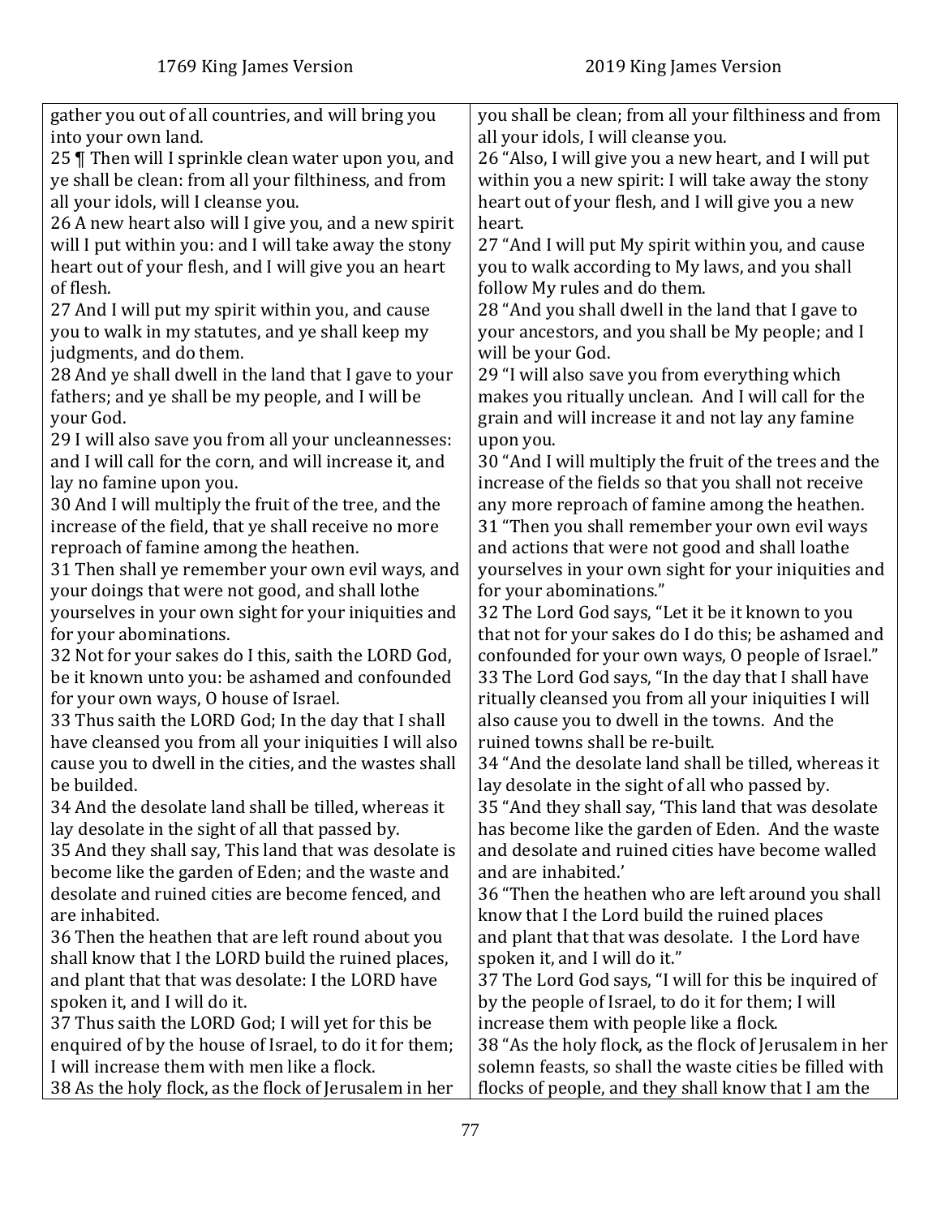| 1769 King James Version | 2019 King James Version |
|---|---|
| gather you out of all countries, and will bring you into your own land.<br>25 ¶ Then will I sprinkle clean water upon you, and ye shall be clean: from all your filthiness, and from all your idols, will I cleanse you.<br>26 A new heart also will I give you, and a new spirit will I put within you: and I will take away the stony heart out of your flesh, and I will give you an heart of flesh.<br>27 And I will put my spirit within you, and cause you to walk in my statutes, and ye shall keep my judgments, and do them.<br>28 And ye shall dwell in the land that I gave to your fathers; and ye shall be my people, and I will be your God.<br>29 I will also save you from all your uncleannesses: and I will call for the corn, and will increase it, and lay no famine upon you.<br>30 And I will multiply the fruit of the tree, and the increase of the field, that ye shall receive no more reproach of famine among the heathen.<br>31 Then shall ye remember your own evil ways, and your doings that were not good, and shall lothe yourselves in your own sight for your iniquities and for your abominations.<br>32 Not for your sakes do I this, saith the LORD God, be it known unto you: be ashamed and confounded for your own ways, O house of Israel.<br>33 Thus saith the LORD God; In the day that I shall have cleansed you from all your iniquities I will also cause you to dwell in the cities, and the wastes shall be builded.<br>34 And the desolate land shall be tilled, whereas it lay desolate in the sight of all that passed by.<br>35 And they shall say, This land that was desolate is become like the garden of Eden; and the waste and desolate and ruined cities are become fenced, and are inhabited.<br>36 Then the heathen that are left round about you shall know that I the LORD build the ruined places, and plant that that was desolate: I the LORD have spoken it, and I will do it.<br>37 Thus saith the LORD God; I will yet for this be enquired of by the house of Israel, to do it for them; I will increase them with men like a flock.<br>38 As the holy flock, as the flock of Jerusalem in her | you shall be clean; from all your filthiness and from all your idols, I will cleanse you.<br>26 "Also, I will give you a new heart, and I will put within you a new spirit: I will take away the stony heart out of your flesh, and I will give you a new heart.<br>27 "And I will put My spirit within you, and cause you to walk according to My laws, and you shall follow My rules and do them.<br>28 "And you shall dwell in the land that I gave to your ancestors, and you shall be My people; and I will be your God.<br>29 "I will also save you from everything which makes you ritually unclean. And I will call for the grain and will increase it and not lay any famine upon you.<br>30 "And I will multiply the fruit of the trees and the increase of the fields so that you shall not receive any more reproach of famine among the heathen.<br>31 "Then you shall remember your own evil ways and actions that were not good and shall loathe yourselves in your own sight for your iniquities and for your abominations."<br>32 The Lord God says, "Let it be it known to you that not for your sakes do I do this; be ashamed and confounded for your own ways, O people of Israel."<br>33 The Lord God says, "In the day that I shall have ritually cleansed you from all your iniquities I will also cause you to dwell in the towns. And the ruined towns shall be re-built.<br>34 "And the desolate land shall be tilled, whereas it lay desolate in the sight of all who passed by.<br>35 "And they shall say, 'This land that was desolate has become like the garden of Eden. And the waste and desolate and ruined cities have become walled and are inhabited.'<br>36 "Then the heathen who are left around you shall know that I the Lord build the ruined places and plant that that was desolate. I the Lord have spoken it, and I will do it."<br>37 The Lord God says, "I will for this be inquired of by the people of Israel, to do it for them; I will increase them with people like a flock.<br>38 "As the holy flock, as the flock of Jerusalem in her solemn feasts, so shall the waste cities be filled with flocks of people, and they shall know that I am the |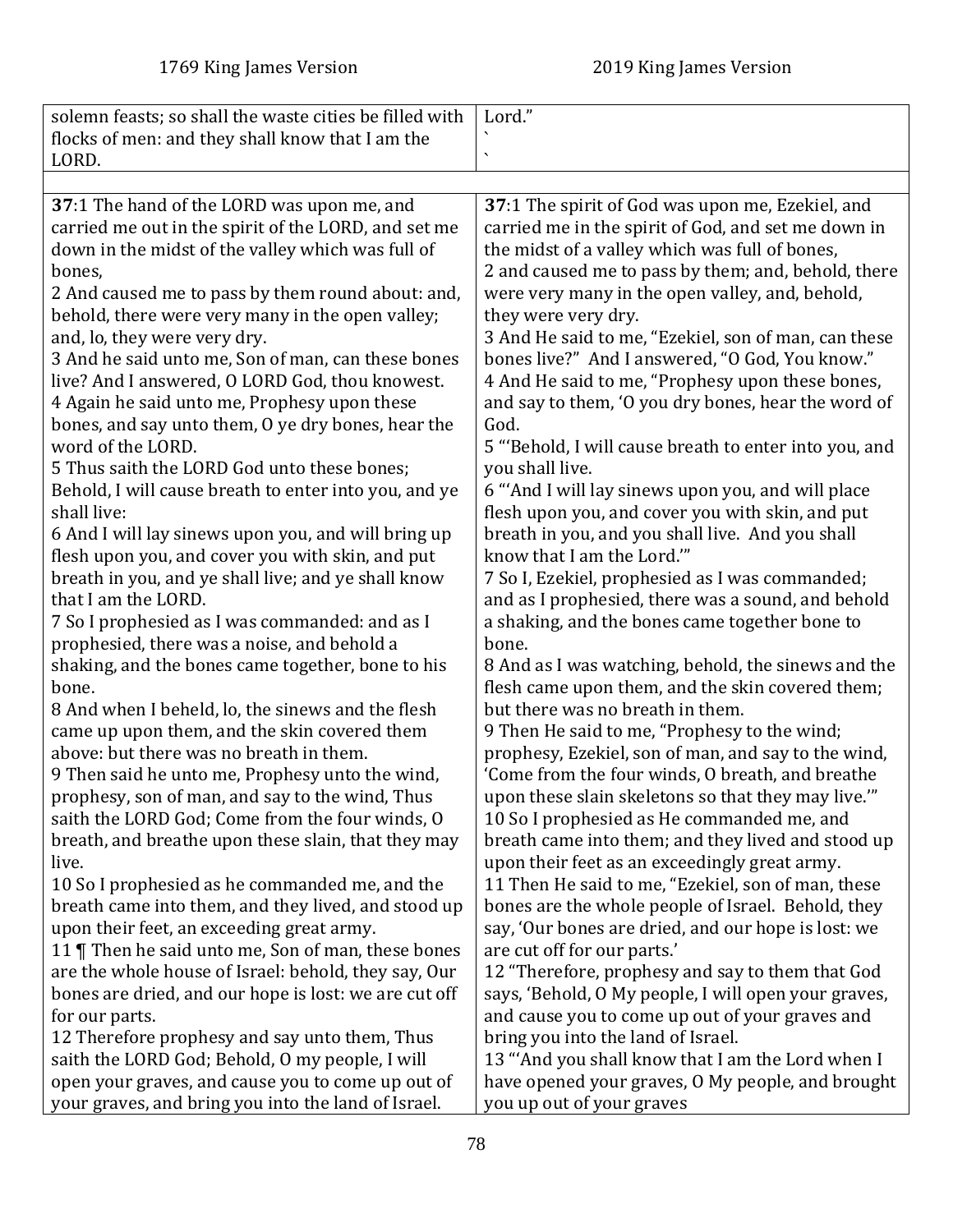| 1769 King James Version | 2019 King James Version |
|---|---|
| solemn feasts; so shall the waste cities be filled with flocks of men: and they shall know that I am the LORD. | Lord." ` ` |
| | |
| **37**:1 The hand of the LORD was upon me, and carried me out in the spirit of the LORD, and set me down in the midst of the valley which was full of bones, 2 And caused me to pass by them round about: and, behold, there were very many in the open valley; and, lo, they were very dry. 3 And he said unto me, Son of man, can these bones live? And I answered, O LORD God, thou knowest. 4 Again he said unto me, Prophesy upon these bones, and say unto them, O ye dry bones, hear the word of the LORD. 5 Thus saith the LORD God unto these bones; Behold, I will cause breath to enter into you, and ye shall live: 6 And I will lay sinews upon you, and will bring up flesh upon you, and cover you with skin, and put breath in you, and ye shall live; and ye shall know that I am the LORD. 7 So I prophesied as I was commanded: and as I prophesied, there was a noise, and behold a shaking, and the bones came together, bone to his bone. 8 And when I beheld, lo, the sinews and the flesh came up upon them, and the skin covered them above: but there was no breath in them. 9 Then said he unto me, Prophesy unto the wind, prophesy, son of man, and say to the wind, Thus saith the LORD God; Come from the four winds, O breath, and breathe upon these slain, that they may live. 10 So I prophesied as he commanded me, and the breath came into them, and they lived, and stood up upon their feet, an exceeding great army. 11 ¶ Then he said unto me, Son of man, these bones are the whole house of Israel: behold, they say, Our bones are dried, and our hope is lost: we are cut off for our parts. 12 Therefore prophesy and say unto them, Thus saith the LORD God; Behold, O my people, I will open your graves, and cause you to come up out of your graves, and bring you into the land of Israel. | **37**:1 The spirit of God was upon me, Ezekiel, and carried me in the spirit of God, and set me down in the midst of a valley which was full of bones, 2 and caused me to pass by them; and, behold, there were very many in the open valley, and, behold, they were very dry. 3 And He said to me, "Ezekiel, son of man, can these bones live?" And I answered, "O God, You know." 4 And He said to me, "Prophesy upon these bones, and say to them, 'O you dry bones, hear the word of God. 5 "'Behold, I will cause breath to enter into you, and you shall live. 6 "'And I will lay sinews upon you, and will place flesh upon you, and cover you with skin, and put breath in you, and you shall live. And you shall know that I am the Lord.'" 7 So I, Ezekiel, prophesied as I was commanded; and as I prophesied, there was a sound, and behold a shaking, and the bones came together bone to bone. 8 And as I was watching, behold, the sinews and the flesh came upon them, and the skin covered them; but there was no breath in them. 9 Then He said to me, "Prophesy to the wind; prophesy, Ezekiel, son of man, and say to the wind, 'Come from the four winds, O breath, and breathe upon these slain skeletons so that they may live.'" 10 So I prophesied as He commanded me, and breath came into them; and they lived and stood up upon their feet as an exceedingly great army. 11 Then He said to me, "Ezekiel, son of man, these bones are the whole people of Israel. Behold, they say, 'Our bones are dried, and our hope is lost: we are cut off for our parts.' 12 "Therefore, prophesy and say to them that God says, 'Behold, O My people, I will open your graves, and cause you to come up out of your graves and bring you into the land of Israel. 13 "'And you shall know that I am the Lord when I have opened your graves, O My people, and brought you up out of your graves |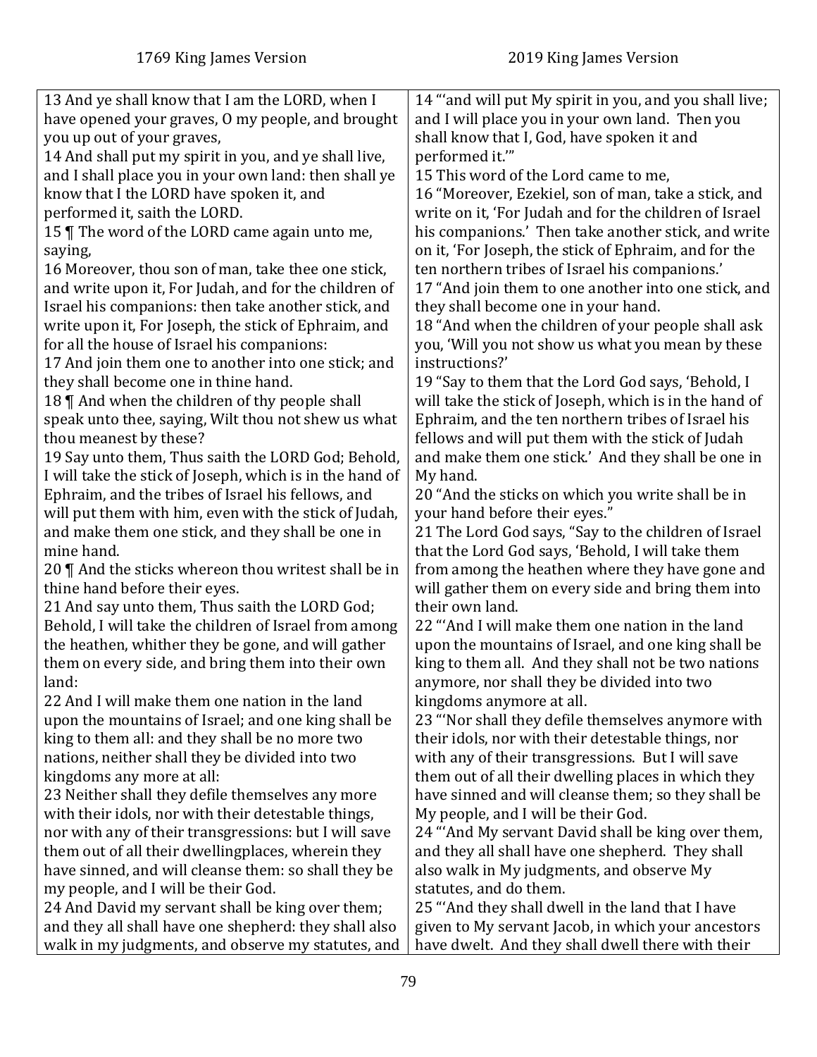| 1769 King James Version | 2019 King James Version |
|---|---|
| 13 And ye shall know that I am the LORD, when I have opened your graves, O my people, and brought you up out of your graves,<br>14 And shall put my spirit in you, and ye shall live, and I shall place you in your own land: then shall ye know that I the LORD have spoken it, and performed it, saith the LORD.<br>15 ¶ The word of the LORD came again unto me, saying,<br>16 Moreover, thou son of man, take thee one stick, and write upon it, For Judah, and for the children of Israel his companions: then take another stick, and write upon it, For Joseph, the stick of Ephraim, and for all the house of Israel his companions:<br>17 And join them one to another into one stick; and they shall become one in thine hand.<br>18 ¶ And when the children of thy people shall speak unto thee, saying, Wilt thou not shew us what thou meanest by these?<br>19 Say unto them, Thus saith the LORD God; Behold, I will take the stick of Joseph, which is in the hand of Ephraim, and the tribes of Israel his fellows, and will put them with him, even with the stick of Judah, and make them one stick, and they shall be one in mine hand.<br>20 ¶ And the sticks whereon thou writest shall be in thine hand before their eyes.<br>21 And say unto them, Thus saith the LORD God; Behold, I will take the children of Israel from among the heathen, whither they be gone, and will gather them on every side, and bring them into their own land:<br>22 And I will make them one nation in the land upon the mountains of Israel; and one king shall be king to them all: and they shall be no more two nations, neither shall they be divided into two kingdoms any more at all:<br>23 Neither shall they defile themselves any more with their idols, nor with their detestable things, nor with any of their transgressions: but I will save them out of all their dwellingplaces, wherein they have sinned, and will cleanse them: so shall they be my people, and I will be their God.<br>24 And David my servant shall be king over them; and they all shall have one shepherd: they shall also walk in my judgments, and observe my statutes, and | 14 "'and will put My spirit in you, and you shall live; and I will place you in your own land. Then you shall know that I, God, have spoken it and performed it.'"<br>15 This word of the Lord came to me,<br>16 "Moreover, Ezekiel, son of man, take a stick, and write on it, 'For Judah and for the children of Israel his companions.' Then take another stick, and write on it, 'For Joseph, the stick of Ephraim, and for the ten northern tribes of Israel his companions.'<br>17 "And join them to one another into one stick, and they shall become one in your hand.<br>18 "And when the children of your people shall ask you, 'Will you not show us what you mean by these instructions?'<br>19 "Say to them that the Lord God says, 'Behold, I will take the stick of Joseph, which is in the hand of Ephraim, and the ten northern tribes of Israel his fellows and will put them with the stick of Judah and make them one stick.' And they shall be one in My hand.<br>20 "And the sticks on which you write shall be in your hand before their eyes."<br>21 The Lord God says, "Say to the children of Israel that the Lord God says, 'Behold, I will take them from among the heathen where they have gone and will gather them on every side and bring them into their own land.<br>22 "'And I will make them one nation in the land upon the mountains of Israel, and one king shall be king to them all. And they shall not be two nations anymore, nor shall they be divided into two kingdoms anymore at all.<br>23 "'Nor shall they defile themselves anymore with their idols, nor with their detestable things, nor with any of their transgressions. But I will save them out of all their dwelling places in which they have sinned and will cleanse them; so they shall be My people, and I will be their God.<br>24 "'And My servant David shall be king over them, and they all shall have one shepherd. They shall also walk in My judgments, and observe My statutes, and do them.<br>25 "'And they shall dwell in the land that I have given to My servant Jacob, in which your ancestors have dwelt. And they shall dwell there with their |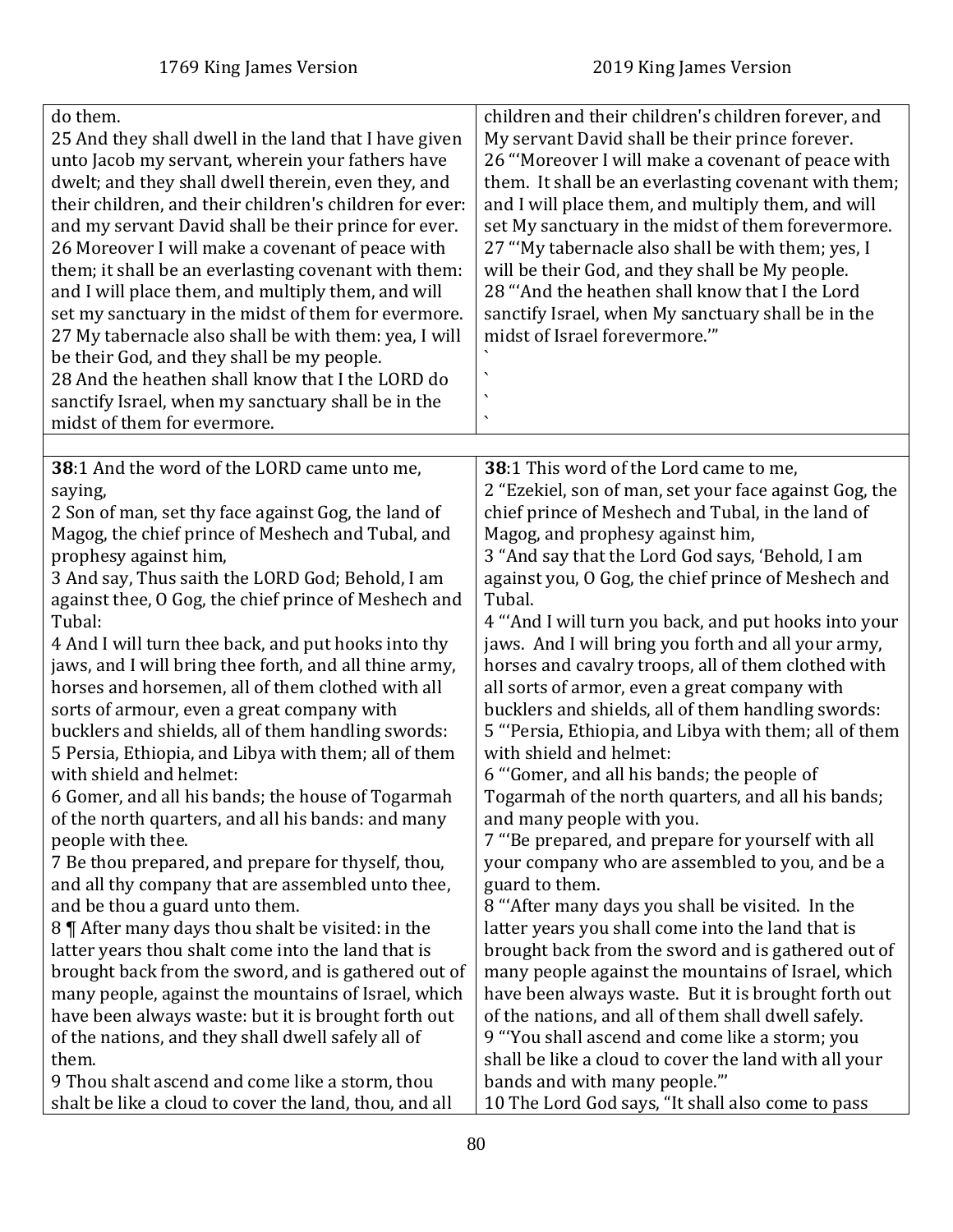| 1769 King James Version | 2019 King James Version |
|---|---|
| do them.<br>25 And they shall dwell in the land that I have given unto Jacob my servant, wherein your fathers have dwelt; and they shall dwell therein, even they, and their children, and their children's children for ever: and my servant David shall be their prince for ever.<br>26 Moreover I will make a covenant of peace with them; it shall be an everlasting covenant with them: and I will place them, and multiply them, and will set my sanctuary in the midst of them for evermore.<br>27 My tabernacle also shall be with them: yea, I will be their God, and they shall be my people.<br>28 And the heathen shall know that I the LORD do sanctify Israel, when my sanctuary shall be in the midst of them for evermore. | children and their children's children forever, and My servant David shall be their prince forever.<br>26 "'Moreover I will make a covenant of peace with them. It shall be an everlasting covenant with them; and I will place them, and multiply them, and will set My sanctuary in the midst of them forevermore.<br>27 "'My tabernacle also shall be with them; yes, I will be their God, and they shall be My people.<br>28 "'And the heathen shall know that I the Lord sanctify Israel, when My sanctuary shall be in the midst of Israel forevermore.'"<br>`<br>`<br>`<br>` |
| | |
| **38**:1 And the word of the LORD came unto me, saying,<br>2 Son of man, set thy face against Gog, the land of Magog, the chief prince of Meshech and Tubal, and prophesy against him,<br>3 And say, Thus saith the LORD God; Behold, I am against thee, O Gog, the chief prince of Meshech and Tubal:<br>4 And I will turn thee back, and put hooks into thy jaws, and I will bring thee forth, and all thine army, horses and horsemen, all of them clothed with all sorts of armour, even a great company with bucklers and shields, all of them handling swords:<br>5 Persia, Ethiopia, and Libya with them; all of them with shield and helmet:<br>6 Gomer, and all his bands; the house of Togarmah of the north quarters, and all his bands: and many people with thee.<br>7 Be thou prepared, and prepare for thyself, thou, and all thy company that are assembled unto thee, and be thou a guard unto them.<br>8 ¶ After many days thou shalt be visited: in the latter years thou shalt come into the land that is brought back from the sword, and is gathered out of many people, against the mountains of Israel, which have been always waste: but it is brought forth out of the nations, and they shall dwell safely all of them.<br>9 Thou shalt ascend and come like a storm, thou shalt be like a cloud to cover the land, thou, and all | **38**:1 This word of the Lord came to me,<br>2 "Ezekiel, son of man, set your face against Gog, the chief prince of Meshech and Tubal, in the land of Magog, and prophesy against him,<br>3 "And say that the Lord God says, 'Behold, I am against you, O Gog, the chief prince of Meshech and Tubal.<br>4 "'And I will turn you back, and put hooks into your jaws. And I will bring you forth and all your army, horses and cavalry troops, all of them clothed with all sorts of armor, even a great company with bucklers and shields, all of them handling swords:<br>5 "'Persia, Ethiopia, and Libya with them; all of them with shield and helmet:<br>6 "'Gomer, and all his bands; the people of Togarmah of the north quarters, and all his bands; and many people with you.<br>7 "'Be prepared, and prepare for yourself with all your company who are assembled to you, and be a guard to them.<br>8 "'After many days you shall be visited. In the latter years you shall come into the land that is brought back from the sword and is gathered out of many people against the mountains of Israel, which have been always waste. But it is brought forth out of the nations, and all of them shall dwell safely.<br>9 "'You shall ascend and come like a storm; you shall be like a cloud to cover the land with all your bands and with many people.'"<br>10 The Lord God says, "It shall also come to pass |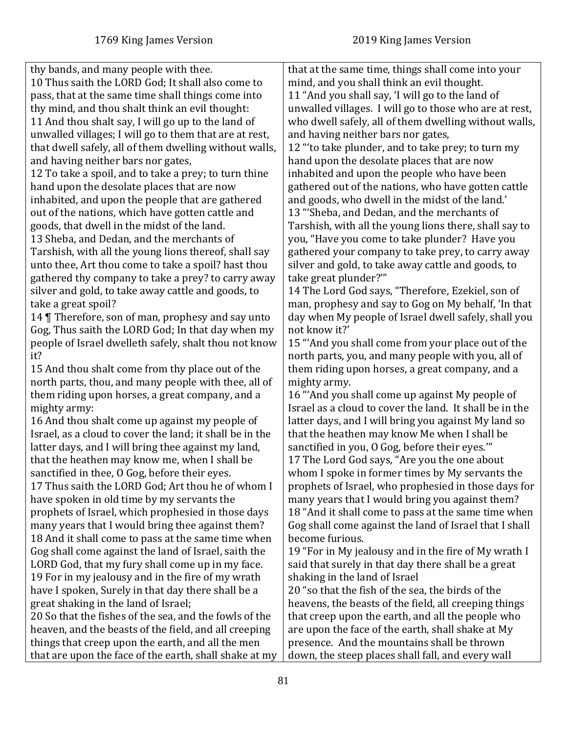| 1769 King James Version | 2019 King James Version |
| --- | --- |
| thy bands, and many people with thee.<br>10 Thus saith the LORD God; It shall also come to pass, that at the same time shall things come into thy mind, and thou shalt think an evil thought:<br>11 And thou shalt say, I will go up to the land of unwalled villages; I will go to them that are at rest, that dwell safely, all of them dwelling without walls, and having neither bars nor gates,<br>12 To take a spoil, and to take a prey; to turn thine hand upon the desolate places that are now inhabited, and upon the people that are gathered out of the nations, which have gotten cattle and goods, that dwell in the midst of the land.<br>13 Sheba, and Dedan, and the merchants of Tarshish, with all the young lions thereof, shall say unto thee, Art thou come to take a spoil? hast thou gathered thy company to take a prey? to carry away silver and gold, to take away cattle and goods, to take a great spoil?<br>14 ¶ Therefore, son of man, prophesy and say unto Gog, Thus saith the LORD God; In that day when my people of Israel dwelleth safely, shalt thou not know it?<br>15 And thou shalt come from thy place out of the north parts, thou, and many people with thee, all of them riding upon horses, a great company, and a mighty army:<br>16 And thou shalt come up against my people of Israel, as a cloud to cover the land; it shall be in the latter days, and I will bring thee against my land, that the heathen may know me, when I shall be sanctified in thee, O Gog, before their eyes.<br>17 Thus saith the LORD God; Art thou he of whom I have spoken in old time by my servants the prophets of Israel, which prophesied in those days many years that I would bring thee against them?<br>18 And it shall come to pass at the same time when Gog shall come against the land of Israel, saith the LORD God, that my fury shall come up in my face.<br>19 For in my jealousy and in the fire of my wrath have I spoken, Surely in that day there shall be a great shaking in the land of Israel;<br>20 So that the fishes of the sea, and the fowls of the heaven, and the beasts of the field, and all creeping things that creep upon the earth, and all the men that are upon the face of the earth, shall shake at my | that at the same time, things shall come into your mind, and you shall think an evil thought.<br>11 "And you shall say, 'I will go to the land of unwalled villages. I will go to those who are at rest, who dwell safely, all of them dwelling without walls, and having neither bars nor gates,<br>12 "'to take plunder, and to take prey; to turn my hand upon the desolate places that are now inhabited and upon the people who have been gathered out of the nations, who have gotten cattle and goods, who dwell in the midst of the land.'<br>13 "'Sheba, and Dedan, and the merchants of Tarshish, with all the young lions there, shall say to you, "Have you come to take plunder? Have you gathered your company to take prey, to carry away silver and gold, to take away cattle and goods, to take great plunder?"'<br>14 The Lord God says, "Therefore, Ezekiel, son of man, prophesy and say to Gog on My behalf, 'In that day when My people of Israel dwell safely, shall you not know it?'<br>15 "'And you shall come from your place out of the north parts, you, and many people with you, all of them riding upon horses, a great company, and a mighty army.<br>16 "'And you shall come up against My people of Israel as a cloud to cover the land. It shall be in the latter days, and I will bring you against My land so that the heathen may know Me when I shall be sanctified in you, O Gog, before their eyes.'"<br>17 The Lord God says, "Are you the one about whom I spoke in former times by My servants the prophets of Israel, who prophesied in those days for many years that I would bring you against them?<br>18 "And it shall come to pass at the same time when Gog shall come against the land of Israel that I shall become furious.<br>19 "For in My jealousy and in the fire of My wrath I said that surely in that day there shall be a great shaking in the land of Israel<br>20 "so that the fish of the sea, the birds of the heavens, the beasts of the field, all creeping things that creep upon the earth, and all the people who are upon the face of the earth, shall shake at My presence. And the mountains shall be thrown down, the steep places shall fall, and every wall |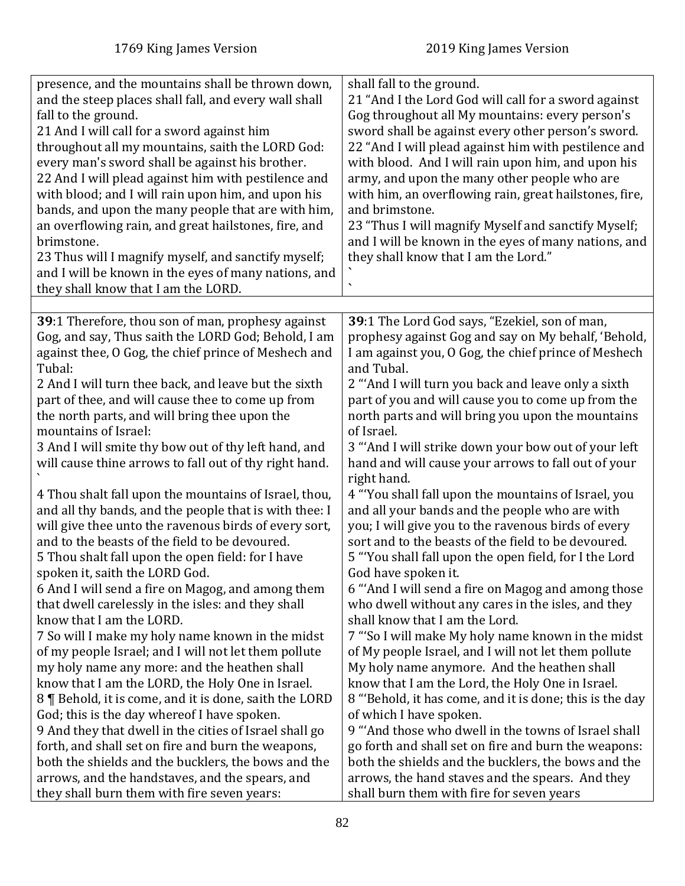| 1769 King James Version | 2019 King James Version |
|---|---|
| presence, and the mountains shall be thrown down, and the steep places shall fall, and every wall shall fall to the ground.<br>21 And I will call for a sword against him throughout all my mountains, saith the LORD God: every man's sword shall be against his brother.<br>22 And I will plead against him with pestilence and with blood; and I will rain upon him, and upon his bands, and upon the many people that are with him, an overflowing rain, and great hailstones, fire, and brimstone.<br>23 Thus will I magnify myself, and sanctify myself; and I will be known in the eyes of many nations, and they shall know that I am the LORD. | shall fall to the ground.<br>21 "And I the Lord God will call for a sword against Gog throughout all My mountains: every person's sword shall be against every other person's sword.<br>22 "And I will plead against him with pestilence and with blood. And I will rain upon him, and upon his army, and upon the many other people who are with him, an overflowing rain, great hailstones, fire, and brimstone.<br>23 "Thus I will magnify Myself and sanctify Myself; and I will be known in the eyes of many nations, and they shall know that I am the Lord."<br>`<br>` |
| | |
| **39**:1 Therefore, thou son of man, prophesy against Gog, and say, Thus saith the LORD God; Behold, I am against thee, O Gog, the chief prince of Meshech and Tubal:<br>2 And I will turn thee back, and leave but the sixth part of thee, and will cause thee to come up from the north parts, and will bring thee upon the mountains of Israel:<br>3 And I will smite thy bow out of thy left hand, and will cause thine arrows to fall out of thy right hand.<br>`<br>4 Thou shalt fall upon the mountains of Israel, thou, and all thy bands, and the people that is with thee: I will give thee unto the ravenous birds of every sort, and to the beasts of the field to be devoured.<br>5 Thou shalt fall upon the open field: for I have spoken it, saith the LORD God.<br>6 And I will send a fire on Magog, and among them that dwell carelessly in the isles: and they shall know that I am the LORD.<br>7 So will I make my holy name known in the midst of my people Israel; and I will not let them pollute my holy name any more: and the heathen shall know that I am the LORD, the Holy One in Israel.<br>8 ¶ Behold, it is come, and it is done, saith the LORD God; this is the day whereof I have spoken.<br>9 And they that dwell in the cities of Israel shall go forth, and shall set on fire and burn the weapons, both the shields and the bucklers, the bows and the arrows, and the handstaves, and the spears, and they shall burn them with fire seven years: | **39**:1 The Lord God says, "Ezekiel, son of man, prophesy against Gog and say on My behalf, 'Behold, I am against you, O Gog, the chief prince of Meshech and Tubal.<br>2 "'And I will turn you back and leave only a sixth part of you and will cause you to come up from the north parts and will bring you upon the mountains of Israel.<br>3 "'And I will strike down your bow out of your left hand and will cause your arrows to fall out of your right hand.<br>4 "'You shall fall upon the mountains of Israel, you and all your bands and the people who are with you; I will give you to the ravenous birds of every sort and to the beasts of the field to be devoured.<br>5 "'You shall fall upon the open field, for I the Lord God have spoken it.<br>6 "'And I will send a fire on Magog and among those who dwell without any cares in the isles, and they shall know that I am the Lord.<br>7 "'So I will make My holy name known in the midst of My people Israel, and I will not let them pollute My holy name anymore. And the heathen shall know that I am the Lord, the Holy One in Israel.<br>8 "'Behold, it has come, and it is done; this is the day of which I have spoken.<br>9 "'And those who dwell in the towns of Israel shall go forth and shall set on fire and burn the weapons: both the shields and the bucklers, the bows and the arrows, the hand staves and the spears. And they shall burn them with fire for seven years |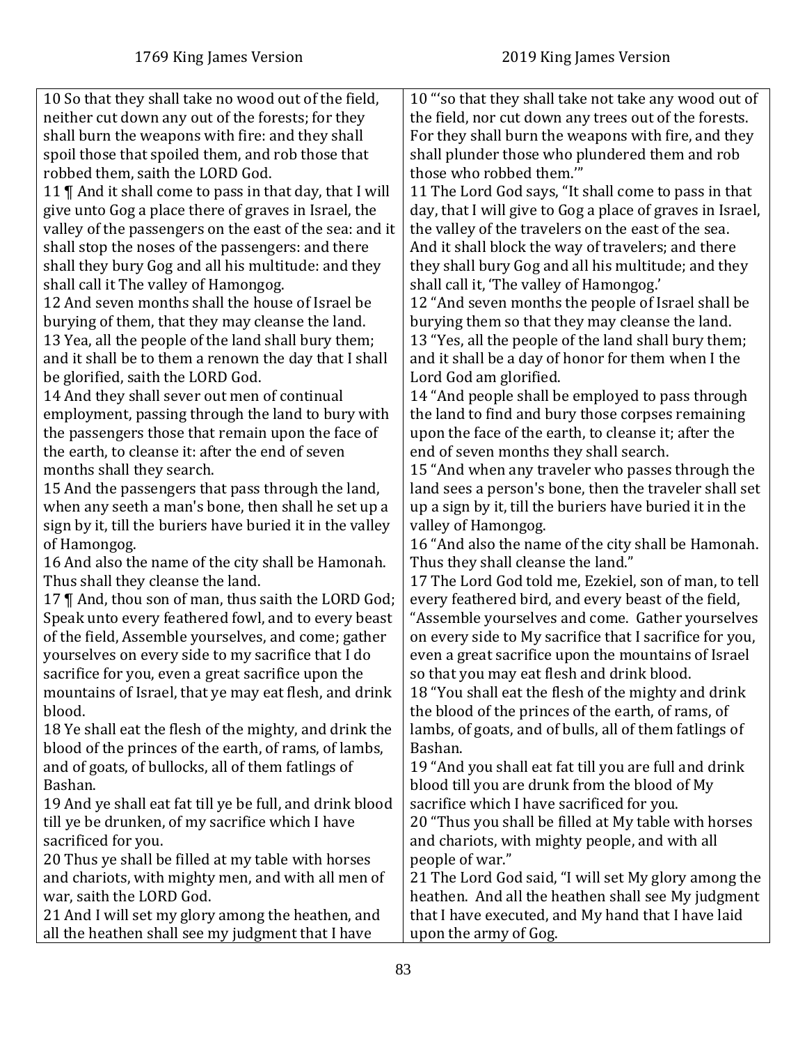| 1769 King James Version | 2019 King James Version |
|---|---|
| 10 So that they shall take no wood out of the field, neither cut down any out of the forests; for they shall burn the weapons with fire: and they shall spoil those that spoiled them, and rob those that robbed them, saith the LORD God. | 10 "'so that they shall take not take any wood out of the field, nor cut down any trees out of the forests. For they shall burn the weapons with fire, and they shall plunder those who plundered them and rob those who robbed them.'" |
| 11 ¶ And it shall come to pass in that day, that I will give unto Gog a place there of graves in Israel, the valley of the passengers on the east of the sea: and it shall stop the noses of the passengers: and there shall they bury Gog and all his multitude: and they shall call it The valley of Hamongog. | 11 The Lord God says, "It shall come to pass in that day, that I will give to Gog a place of graves in Israel, the valley of the travelers on the east of the sea. And it shall block the way of travelers; and there they shall bury Gog and all his multitude; and they shall call it, 'The valley of Hamongog.' |
| 12 And seven months shall the house of Israel be burying of them, that they may cleanse the land. | 12 "And seven months the people of Israel shall be burying them so that they may cleanse the land. |
| 13 Yea, all the people of the land shall bury them; and it shall be to them a renown the day that I shall be glorified, saith the LORD God. | 13 "Yes, all the people of the land shall bury them; and it shall be a day of honor for them when I the Lord God am glorified. |
| 14 And they shall sever out men of continual employment, passing through the land to bury with the passengers those that remain upon the face of the earth, to cleanse it: after the end of seven months shall they search. | 14 "And people shall be employed to pass through the land to find and bury those corpses remaining upon the face of the earth, to cleanse it; after the end of seven months they shall search. |
| 15 And the passengers that pass through the land, when any seeth a man's bone, then shall he set up a sign by it, till the buriers have buried it in the valley of Hamongog. | 15 "And when any traveler who passes through the land sees a person's bone, then the traveler shall set up a sign by it, till the buriers have buried it in the valley of Hamongog. |
| 16 And also the name of the city shall be Hamonah. Thus shall they cleanse the land. | 16 "And also the name of the city shall be Hamonah. Thus they shall cleanse the land." |
| 17 ¶ And, thou son of man, thus saith the LORD God; Speak unto every feathered fowl, and to every beast of the field, Assemble yourselves, and come; gather yourselves on every side to my sacrifice that I do sacrifice for you, even a great sacrifice upon the mountains of Israel, that ye may eat flesh, and drink blood. | 17 The Lord God told me, Ezekiel, son of man, to tell every feathered bird, and every beast of the field, "Assemble yourselves and come. Gather yourselves on every side to My sacrifice that I sacrifice for you, even a great sacrifice upon the mountains of Israel so that you may eat flesh and drink blood. |
| 18 Ye shall eat the flesh of the mighty, and drink the blood of the princes of the earth, of rams, of lambs, and of goats, of bullocks, all of them fatlings of Bashan. | 18 "You shall eat the flesh of the mighty and drink the blood of the princes of the earth, of rams, of lambs, of goats, and of bulls, all of them fatlings of Bashan. |
| 19 And ye shall eat fat till ye be full, and drink blood till ye be drunken, of my sacrifice which I have sacrificed for you. | 19 "And you shall eat fat till you are full and drink blood till you are drunk from the blood of My sacrifice which I have sacrificed for you. |
| 20 Thus ye shall be filled at my table with horses and chariots, with mighty men, and with all men of war, saith the LORD God. | 20 "Thus you shall be filled at My table with horses and chariots, with mighty people, and with all people of war." |
| 21 And I will set my glory among the heathen, and all the heathen shall see my judgment that I have | 21 The Lord God said, "I will set My glory among the heathen. And all the heathen shall see My judgment that I have executed, and My hand that I have laid upon the army of Gog. |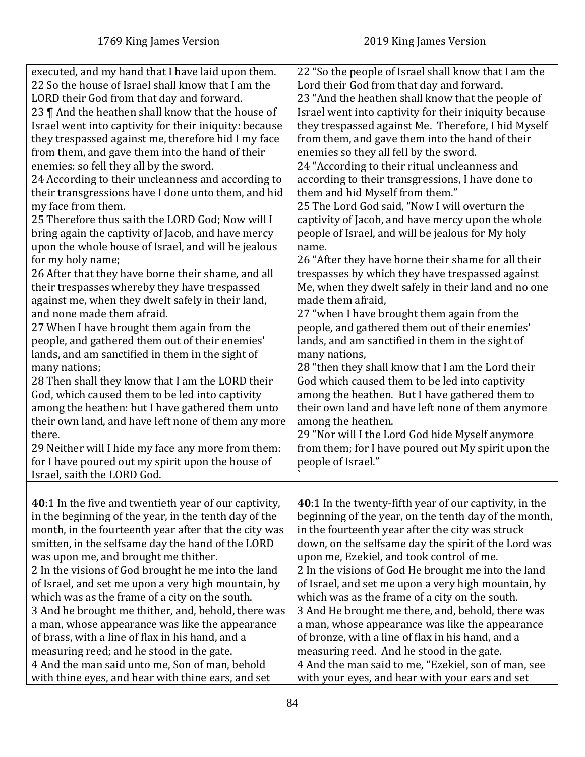| 1769 King James Version | 2019 King James Version |
|---|---|
| executed, and my hand that I have laid upon them.<br>22 So the house of Israel shall know that I am the LORD their God from that day and forward.<br>23 ¶ And the heathen shall know that the house of Israel went into captivity for their iniquity: because they trespassed against me, therefore hid I my face from them, and gave them into the hand of their enemies: so fell they all by the sword.<br>24 According to their uncleanness and according to their transgressions have I done unto them, and hid my face from them.<br>25 Therefore thus saith the LORD God; Now will I bring again the captivity of Jacob, and have mercy upon the whole house of Israel, and will be jealous for my holy name;<br>26 After that they have borne their shame, and all their trespasses whereby they have trespassed against me, when they dwelt safely in their land, and none made them afraid.<br>27 When I have brought them again from the people, and gathered them out of their enemies' lands, and am sanctified in them in the sight of many nations;<br>28 Then shall they know that I am the LORD their God, which caused them to be led into captivity among the heathen: but I have gathered them unto their own land, and have left none of them any more there.<br>29 Neither will I hide my face any more from them: for I have poured out my spirit upon the house of Israel, saith the LORD God. | 22 "So the people of Israel shall know that I am the Lord their God from that day and forward.<br>23 "And the heathen shall know that the people of Israel went into captivity for their iniquity because they trespassed against Me. Therefore, I hid Myself from them, and gave them into the hand of their enemies so they all fell by the sword.<br>24 "According to their ritual uncleanness and according to their transgressions, I have done to them and hid Myself from them."<br>25 The Lord God said, "Now I will overturn the captivity of Jacob, and have mercy upon the whole people of Israel, and will be jealous for My holy name.<br>26 "After they have borne their shame for all their trespasses by which they have trespassed against Me, when they dwelt safely in their land and no one made them afraid,<br>27 "when I have brought them again from the people, and gathered them out of their enemies' lands, and am sanctified in them in the sight of many nations,<br>28 "then they shall know that I am the Lord their God which caused them to be led into captivity among the heathen. But I have gathered them to their own land and have left none of them anymore among the heathen.<br>29 "Nor will I the Lord God hide Myself anymore from them; for I have poured out My spirit upon the people of Israel."<br>` |
| | |
| **40**:1 In the five and twentieth year of our captivity, in the beginning of the year, in the tenth day of the month, in the fourteenth year after that the city was smitten, in the selfsame day the hand of the LORD was upon me, and brought me thither.<br>2 In the visions of God brought he me into the land of Israel, and set me upon a very high mountain, by which was as the frame of a city on the south.<br>3 And he brought me thither, and, behold, there was a man, whose appearance was like the appearance of brass, with a line of flax in his hand, and a measuring reed; and he stood in the gate.<br>4 And the man said unto me, Son of man, behold with thine eyes, and hear with thine ears, and set | **40**:1 In the twenty-fifth year of our captivity, in the beginning of the year, on the tenth day of the month, in the fourteenth year after the city was struck down, on the selfsame day the spirit of the Lord was upon me, Ezekiel, and took control of me.<br>2 In the visions of God He brought me into the land of Israel, and set me upon a very high mountain, by which was as the frame of a city on the south.<br>3 And He brought me there, and, behold, there was a man, whose appearance was like the appearance of bronze, with a line of flax in his hand, and a measuring reed. And he stood in the gate.<br>4 And the man said to me, "Ezekiel, son of man, see with your eyes, and hear with your ears and set |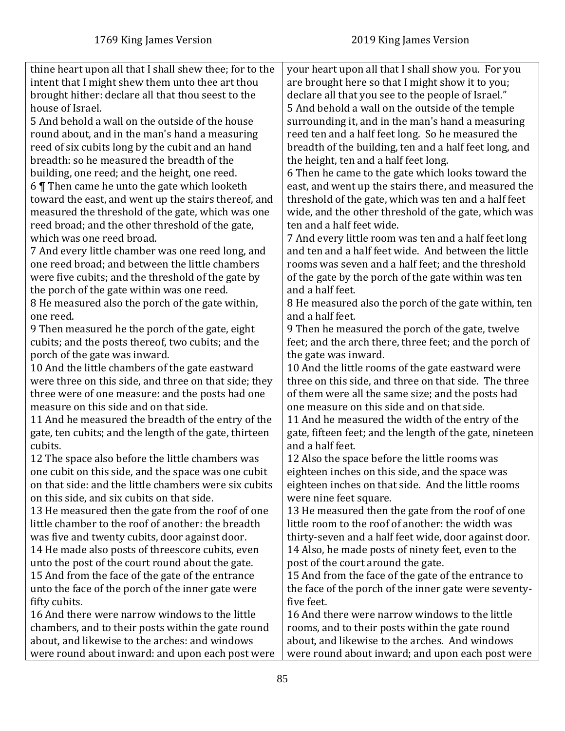| 1769 King James Version | 2019 King James Version |
| --- | --- |
| thine heart upon all that I shall shew thee; for to the intent that I might shew them unto thee art thou brought hither: declare all that thou seest to the house of Israel. | your heart upon all that I shall show you. For you are brought here so that I might show it to you; declare all that you see to the people of Israel." |
| 5 And behold a wall on the outside of the house round about, and in the man's hand a measuring reed of six cubits long by the cubit and an hand breadth: so he measured the breadth of the building, one reed; and the height, one reed. | 5 And behold a wall on the outside of the temple surrounding it, and in the man's hand a measuring reed ten and a half feet long. So he measured the breadth of the building, ten and a half feet long, and the height, ten and a half feet long. |
| 6 ¶ Then came he unto the gate which looketh toward the east, and went up the stairs thereof, and measured the threshold of the gate, which was one reed broad; and the other threshold of the gate, which was one reed broad. | 6 Then he came to the gate which looks toward the east, and went up the stairs there, and measured the threshold of the gate, which was ten and a half feet wide, and the other threshold of the gate, which was ten and a half feet wide. |
| 7 And every little chamber was one reed long, and one reed broad; and between the little chambers were five cubits; and the threshold of the gate by the porch of the gate within was one reed. | 7 And every little room was ten and a half feet long and ten and a half feet wide. And between the little rooms was seven and a half feet; and the threshold of the gate by the porch of the gate within was ten and a half feet. |
| 8 He measured also the porch of the gate within, one reed. | 8 He measured also the porch of the gate within, ten and a half feet. |
| 9 Then measured he the porch of the gate, eight cubits; and the posts thereof, two cubits; and the porch of the gate was inward. | 9 Then he measured the porch of the gate, twelve feet; and the arch there, three feet; and the porch of the gate was inward. |
| 10 And the little chambers of the gate eastward were three on this side, and three on that side; they three were of one measure: and the posts had one measure on this side and on that side. | 10 And the little rooms of the gate eastward were three on this side, and three on that side. The three of them were all the same size; and the posts had one measure on this side and on that side. |
| 11 And he measured the breadth of the entry of the gate, ten cubits; and the length of the gate, thirteen cubits. | 11 And he measured the width of the entry of the gate, fifteen feet; and the length of the gate, nineteen and a half feet. |
| 12 The space also before the little chambers was one cubit on this side, and the space was one cubit on that side: and the little chambers were six cubits on this side, and six cubits on that side. | 12 Also the space before the little rooms was eighteen inches on this side, and the space was eighteen inches on that side. And the little rooms were nine feet square. |
| 13 He measured then the gate from the roof of one little chamber to the roof of another: the breadth was five and twenty cubits, door against door. | 13 He measured then the gate from the roof of one little room to the roof of another: the width was thirty-seven and a half feet wide, door against door. |
| 14 He made also posts of threescore cubits, even unto the post of the court round about the gate. | 14 Also, he made posts of ninety feet, even to the post of the court around the gate. |
| 15 And from the face of the gate of the entrance unto the face of the porch of the inner gate were fifty cubits. | 15 And from the face of the gate of the entrance to the face of the porch of the inner gate were seventy-five feet. |
| 16 And there were narrow windows to the little chambers, and to their posts within the gate round about, and likewise to the arches: and windows were round about inward: and upon each post were | 16 And there were narrow windows to the little rooms, and to their posts within the gate round about, and likewise to the arches. And windows were round about inward; and upon each post were |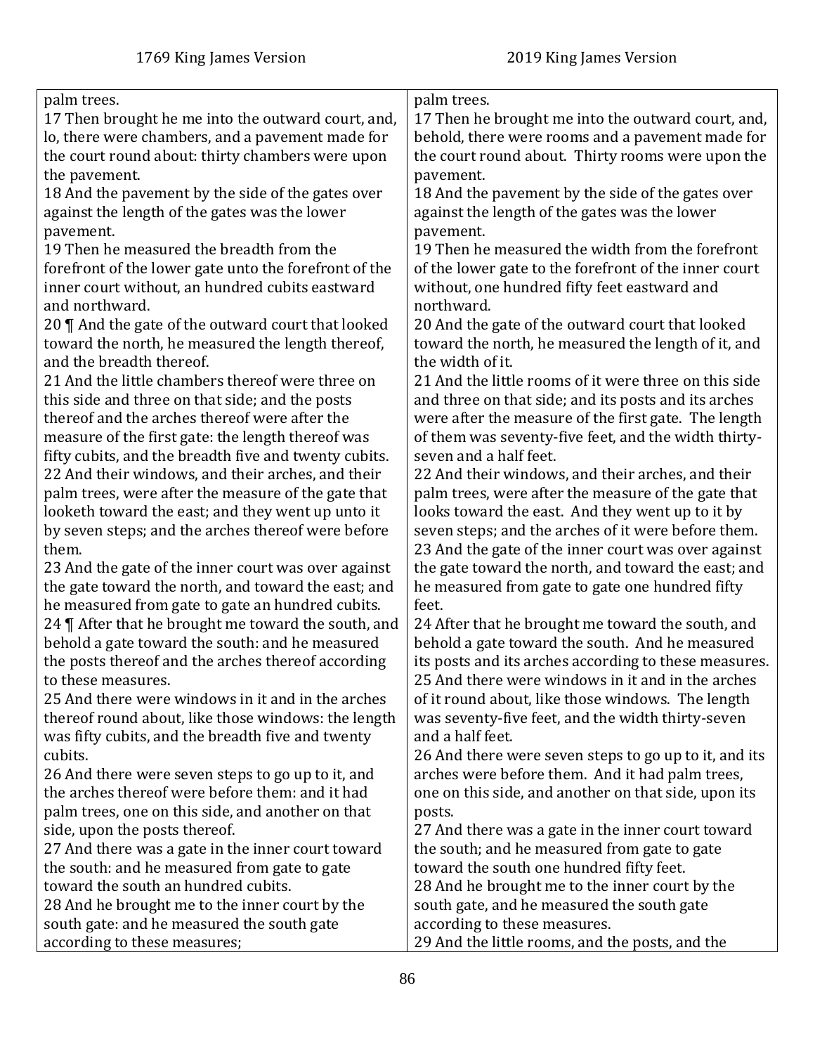| 1769 King James Version | 2019 King James Version |
|---|---|
| palm trees. | palm trees. |
| 17 Then brought he me into the outward court, and, lo, there were chambers, and a pavement made for the court round about: thirty chambers were upon the pavement. | 17 Then he brought me into the outward court, and, behold, there were rooms and a pavement made for the court round about. Thirty rooms were upon the pavement. |
| 18 And the pavement by the side of the gates over against the length of the gates was the lower pavement. | 18 And the pavement by the side of the gates over against the length of the gates was the lower pavement. |
| 19 Then he measured the breadth from the forefront of the lower gate unto the forefront of the inner court without, an hundred cubits eastward and northward. | 19 Then he measured the width from the forefront of the lower gate to the forefront of the inner court without, one hundred fifty feet eastward and northward. |
| 20 ¶ And the gate of the outward court that looked toward the north, he measured the length thereof, and the breadth thereof. | 20 And the gate of the outward court that looked toward the north, he measured the length of it, and the width of it. |
| 21 And the little chambers thereof were three on this side and three on that side; and the posts thereof and the arches thereof were after the measure of the first gate: the length thereof was fifty cubits, and the breadth five and twenty cubits. | 21 And the little rooms of it were three on this side and three on that side; and its posts and its arches were after the measure of the first gate. The length of them was seventy-five feet, and the width thirty-seven and a half feet. |
| 22 And their windows, and their arches, and their palm trees, were after the measure of the gate that looketh toward the east; and they went up unto it by seven steps; and the arches thereof were before them. | 22 And their windows, and their arches, and their palm trees, were after the measure of the gate that looks toward the east. And they went up to it by seven steps; and the arches of it were before them. |
| 23 And the gate of the inner court was over against the gate toward the north, and toward the east; and he measured from gate to gate an hundred cubits. | 23 And the gate of the inner court was over against the gate toward the north, and toward the east; and he measured from gate to gate one hundred fifty feet. |
| 24 ¶ After that he brought me toward the south, and behold a gate toward the south: and he measured the posts thereof and the arches thereof according to these measures. | 24 After that he brought me toward the south, and behold a gate toward the south. And he measured its posts and its arches according to these measures. |
| 25 And there were windows in it and in the arches thereof round about, like those windows: the length was fifty cubits, and the breadth five and twenty cubits. | 25 And there were windows in it and in the arches of it round about, like those windows. The length was seventy-five feet, and the width thirty-seven and a half feet. |
| 26 And there were seven steps to go up to it, and the arches thereof were before them: and it had palm trees, one on this side, and another on that side, upon the posts thereof. | 26 And there were seven steps to go up to it, and its arches were before them. And it had palm trees, one on this side, and another on that side, upon its posts. |
| 27 And there was a gate in the inner court toward the south: and he measured from gate to gate toward the south an hundred cubits. | 27 And there was a gate in the inner court toward the south; and he measured from gate to gate toward the south one hundred fifty feet. |
| 28 And he brought me to the inner court by the south gate: and he measured the south gate according to these measures; | 28 And he brought me to the inner court by the south gate, and he measured the south gate according to these measures. |
| | 29 And the little rooms, and the posts, and the |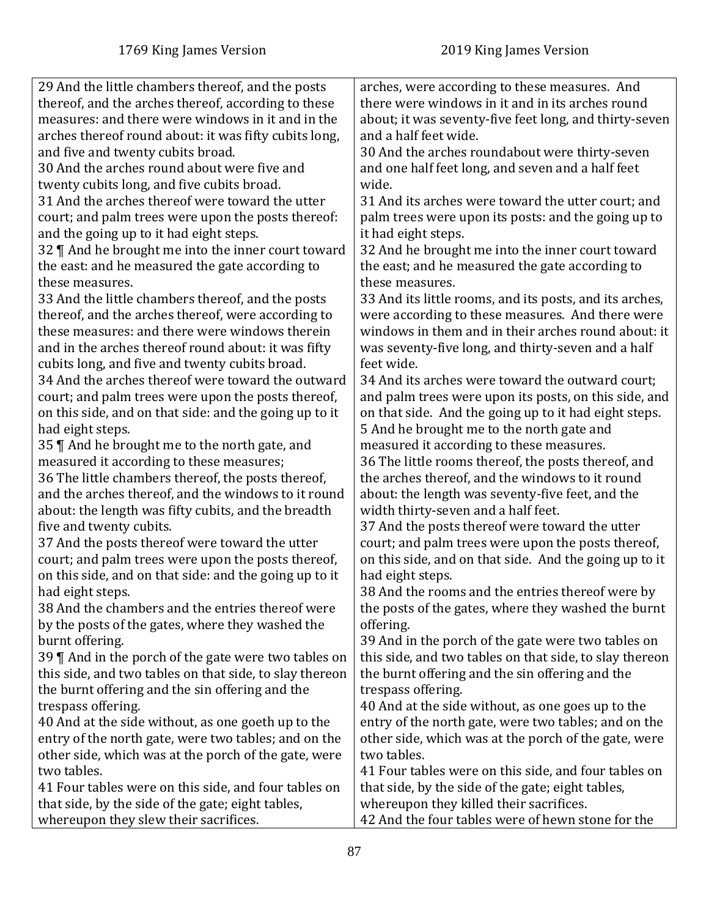| 1769 King James Version | 2019 King James Version |
|---|---|
| 29 And the little chambers thereof, and the posts thereof, and the arches thereof, according to these measures: and there were windows in it and in the arches thereof round about: it was fifty cubits long, and five and twenty cubits broad.<br>30 And the arches round about were five and twenty cubits long, and five cubits broad.<br>31 And the arches thereof were toward the utter court; and palm trees were upon the posts thereof: and the going up to it had eight steps.<br>32 ¶ And he brought me into the inner court toward the east: and he measured the gate according to these measures.<br>33 And the little chambers thereof, and the posts thereof, and the arches thereof, were according to these measures: and there were windows therein and in the arches thereof round about: it was fifty cubits long, and five and twenty cubits broad.<br>34 And the arches thereof were toward the outward court; and palm trees were upon the posts thereof, on this side, and on that side: and the going up to it had eight steps.<br>35 ¶ And he brought me to the north gate, and measured it according to these measures;<br>36 The little chambers thereof, the posts thereof, and the arches thereof, and the windows to it round about: the length was fifty cubits, and the breadth five and twenty cubits.<br>37 And the posts thereof were toward the utter court; and palm trees were upon the posts thereof, on this side, and on that side: and the going up to it had eight steps.<br>38 And the chambers and the entries thereof were by the posts of the gates, where they washed the burnt offering.<br>39 ¶ And in the porch of the gate were two tables on this side, and two tables on that side, to slay thereon the burnt offering and the sin offering and the trespass offering.<br>40 And at the side without, as one goeth up to the entry of the north gate, were two tables; and on the other side, which was at the porch of the gate, were two tables.<br>41 Four tables were on this side, and four tables on that side, by the side of the gate; eight tables, whereupon they slew their sacrifices. | arches, were according to these measures. And there were windows in it and in its arches round about; it was seventy-five feet long, and thirty-seven and a half feet wide.<br>30 And the arches roundabout were thirty-seven and one half feet long, and seven and a half feet wide.<br>31 And its arches were toward the utter court; and palm trees were upon its posts: and the going up to it had eight steps.<br>32 And he brought me into the inner court toward the east; and he measured the gate according to these measures.<br>33 And its little rooms, and its posts, and its arches, were according to these measures. And there were windows in them and in their arches round about: it was seventy-five long, and thirty-seven and a half feet wide.<br>34 And its arches were toward the outward court; and palm trees were upon its posts, on this side, and on that side. And the going up to it had eight steps.<br>5 And he brought me to the north gate and measured it according to these measures.<br>36 The little rooms thereof, the posts thereof, and the arches thereof, and the windows to it round about: the length was seventy-five feet, and the width thirty-seven and a half feet.<br>37 And the posts thereof were toward the utter court; and palm trees were upon the posts thereof, on this side, and on that side. And the going up to it had eight steps.<br>38 And the rooms and the entries thereof were by the posts of the gates, where they washed the burnt offering.<br>39 And in the porch of the gate were two tables on this side, and two tables on that side, to slay thereon the burnt offering and the sin offering and the trespass offering.<br>40 And at the side without, as one goes up to the entry of the north gate, were two tables; and on the other side, which was at the porch of the gate, were two tables.<br>41 Four tables were on this side, and four tables on that side, by the side of the gate; eight tables, whereupon they killed their sacrifices.<br>42 And the four tables were of hewn stone for the |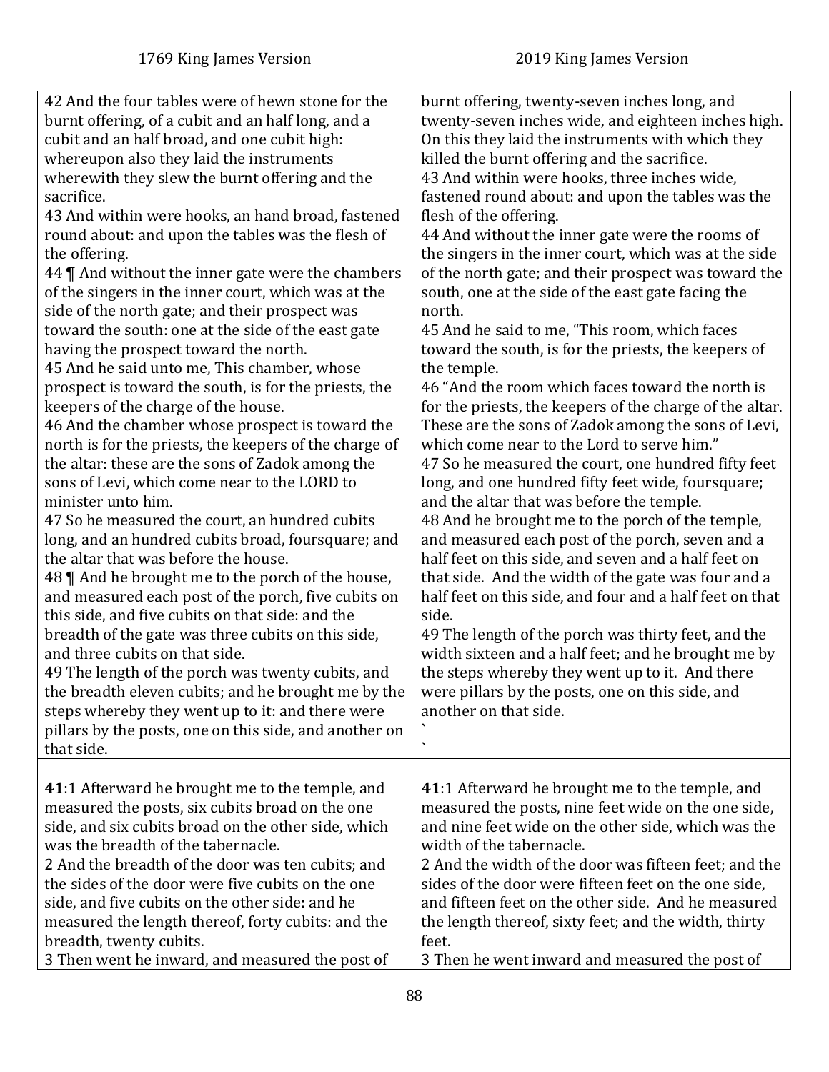| 1769 King James Version | 2019 King James Version |
|---|---|
| 42 And the four tables were of hewn stone for the burnt offering, of a cubit and an half long, and a cubit and an half broad, and one cubit high: whereupon also they laid the instruments wherewith they slew the burnt offering and the sacrifice.<br>43 And within were hooks, an hand broad, fastened round about: and upon the tables was the flesh of the offering.<br>44 ¶ And without the inner gate were the chambers of the singers in the inner court, which was at the side of the north gate; and their prospect was toward the south: one at the side of the east gate having the prospect toward the north.<br>45 And he said unto me, This chamber, whose prospect is toward the south, is for the priests, the keepers of the charge of the house.<br>46 And the chamber whose prospect is toward the north is for the priests, the keepers of the charge of the altar: these are the sons of Zadok among the sons of Levi, which come near to the LORD to minister unto him.<br>47 So he measured the court, an hundred cubits long, and an hundred cubits broad, foursquare; and the altar that was before the house.<br>48 ¶ And he brought me to the porch of the house, and measured each post of the porch, five cubits on this side, and five cubits on that side: and the breadth of the gate was three cubits on this side, and three cubits on that side.<br>49 The length of the porch was twenty cubits, and the breadth eleven cubits; and he brought me by the steps whereby they went up to it: and there were pillars by the posts, one on this side, and another on that side. | burnt offering, twenty-seven inches long, and twenty-seven inches wide, and eighteen inches high. On this they laid the instruments with which they killed the burnt offering and the sacrifice.<br>43 And within were hooks, three inches wide, fastened round about: and upon the tables was the flesh of the offering.<br>44 And without the inner gate were the rooms of the singers in the inner court, which was at the side of the north gate; and their prospect was toward the south, one at the side of the east gate facing the north.<br>45 And he said to me, "This room, which faces toward the south, is for the priests, the keepers of the temple.<br>46 "And the room which faces toward the north is for the priests, the keepers of the charge of the altar. These are the sons of Zadok among the sons of Levi, which come near to the Lord to serve him."<br>47 So he measured the court, one hundred fifty feet long, and one hundred fifty feet wide, foursquare; and the altar that was before the temple.<br>48 And he brought me to the porch of the temple, and measured each post of the porch, seven and a half feet on this side, and seven and a half feet on that side. And the width of the gate was four and a half feet on this side, and four and a half feet on that side.<br>49 The length of the porch was thirty feet, and the width sixteen and a half feet; and he brought me by the steps whereby they went up to it. And there were pillars by the posts, one on this side, and another on that side.<br>`<br>` |
| | |
| **41**:1 Afterward he brought me to the temple, and measured the posts, six cubits broad on the one side, and six cubits broad on the other side, which was the breadth of the tabernacle.<br>2 And the breadth of the door was ten cubits; and the sides of the door were five cubits on the one side, and five cubits on the other side: and he measured the length thereof, forty cubits: and the breadth, twenty cubits.<br>3 Then went he inward, and measured the post of | **41**:1 Afterward he brought me to the temple, and measured the posts, nine feet wide on the one side, and nine feet wide on the other side, which was the width of the tabernacle.<br>2 And the width of the door was fifteen feet; and the sides of the door were fifteen feet on the one side, and fifteen feet on the other side. And he measured the length thereof, sixty feet; and the width, thirty feet.<br>3 Then he went inward and measured the post of |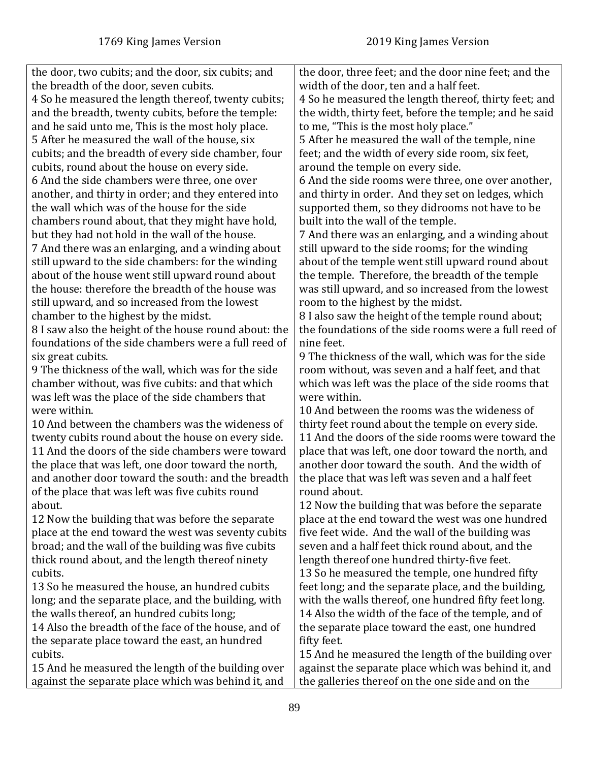| 1769 King James Version | 2019 King James Version |
| --- | --- |
| the door, two cubits; and the door, six cubits; and the breadth of the door, seven cubits. | the door, three feet; and the door nine feet; and the width of the door, ten and a half feet. |
| 4 So he measured the length thereof, twenty cubits; and the breadth, twenty cubits, before the temple: and he said unto me, This is the most holy place. | 4 So he measured the length thereof, thirty feet; and the width, thirty feet, before the temple; and he said to me, "This is the most holy place." |
| 5 After he measured the wall of the house, six cubits; and the breadth of every side chamber, four cubits, round about the house on every side. | 5 After he measured the wall of the temple, nine feet; and the width of every side room, six feet, around the temple on every side. |
| 6 And the side chambers were three, one over another, and thirty in order; and they entered into the wall which was of the house for the side chambers round about, that they might have hold, but they had not hold in the wall of the house. | 6 And the side rooms were three, one over another, and thirty in order. And they set on ledges, which supported them, so they didrooms not have to be built into the wall of the temple. |
| 7 And there was an enlarging, and a winding about still upward to the side chambers: for the winding about of the house went still upward round about the house: therefore the breadth of the house was still upward, and so increased from the lowest chamber to the highest by the midst. | 7 And there was an enlarging, and a winding about still upward to the side rooms; for the winding about of the temple went still upward round about the temple. Therefore, the breadth of the temple was still upward, and so increased from the lowest room to the highest by the midst. |
| 8 I saw also the height of the house round about: the foundations of the side chambers were a full reed of six great cubits. | 8 I also saw the height of the temple round about; the foundations of the side rooms were a full reed of nine feet. |
| 9 The thickness of the wall, which was for the side chamber without, was five cubits: and that which was left was the place of the side chambers that were within. | 9 The thickness of the wall, which was for the side room without, was seven and a half feet, and that which was left was the place of the side rooms that were within. |
| 10 And between the chambers was the wideness of twenty cubits round about the house on every side. | 10 And between the rooms was the wideness of thirty feet round about the temple on every side. |
| 11 And the doors of the side chambers were toward the place that was left, one door toward the north, and another door toward the south: and the breadth of the place that was left was five cubits round about. | 11 And the doors of the side rooms were toward the place that was left, one door toward the north, and another door toward the south. And the width of the place that was left was seven and a half feet round about. |
| 12 Now the building that was before the separate place at the end toward the west was seventy cubits broad; and the wall of the building was five cubits thick round about, and the length thereof ninety cubits. | 12 Now the building that was before the separate place at the end toward the west was one hundred five feet wide. And the wall of the building was seven and a half feet thick round about, and the length thereof one hundred thirty-five feet. |
| 13 So he measured the house, an hundred cubits long; and the separate place, and the building, with the walls thereof, an hundred cubits long; | 13 So he measured the temple, one hundred fifty feet long; and the separate place, and the building, with the walls thereof, one hundred fifty feet long. |
| 14 Also the breadth of the face of the house, and of the separate place toward the east, an hundred cubits. | 14 Also the width of the face of the temple, and of the separate place toward the east, one hundred fifty feet. |
| 15 And he measured the length of the building over against the separate place which was behind it, and | 15 And he measured the length of the building over against the separate place which was behind it, and the galleries thereof on the one side and on the |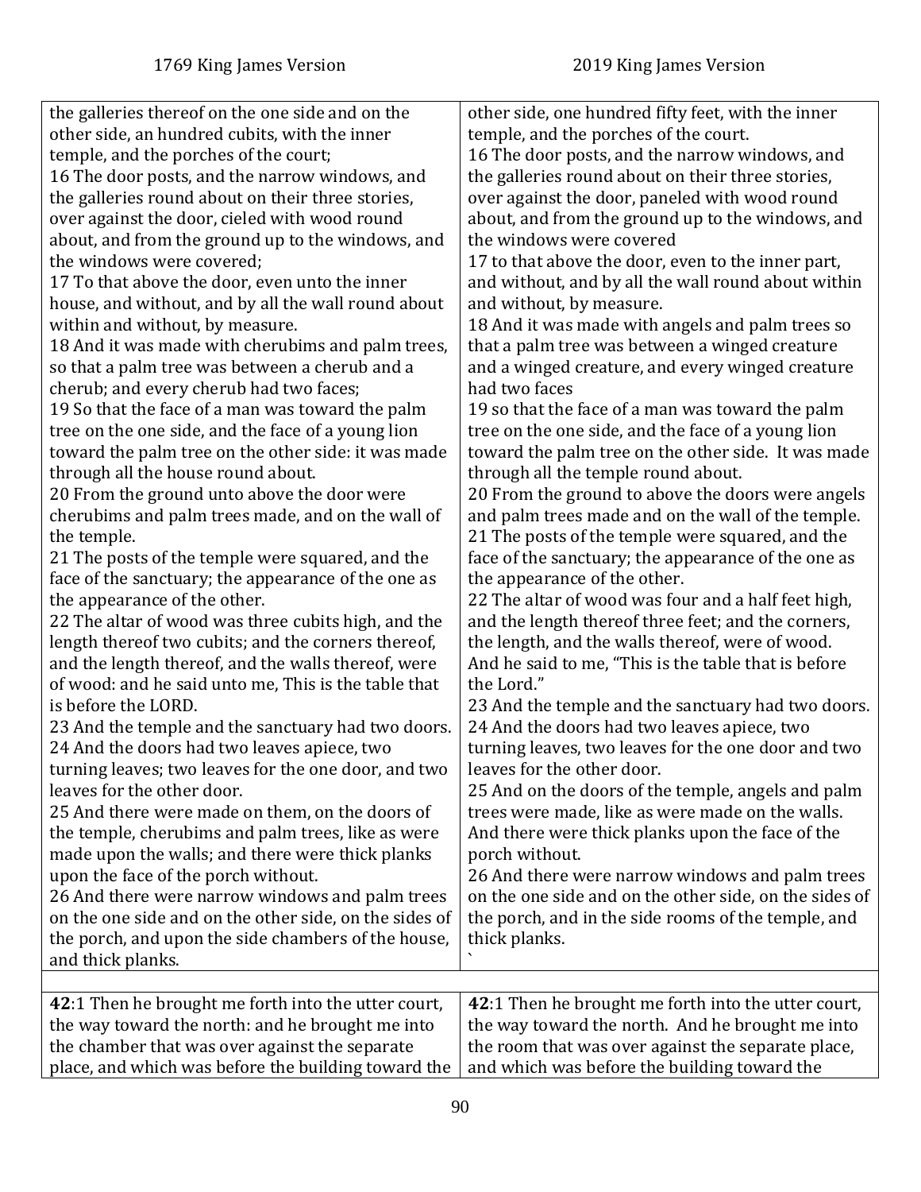| 1769 King James Version | 2019 King James Version |
|---|---|
| the galleries thereof on the one side and on the other side, an hundred cubits, with the inner temple, and the porches of the court;<br>16 The door posts, and the narrow windows, and the galleries round about on their three stories, over against the door, cieled with wood round about, and from the ground up to the windows, and the windows were covered;<br>17 To that above the door, even unto the inner house, and without, and by all the wall round about within and without, by measure.<br>18 And it was made with cherubims and palm trees, so that a palm tree was between a cherub and a cherub; and every cherub had two faces;<br>19 So that the face of a man was toward the palm tree on the one side, and the face of a young lion toward the palm tree on the other side: it was made through all the house round about.<br>20 From the ground unto above the door were cherubims and palm trees made, and on the wall of the temple.<br>21 The posts of the temple were squared, and the face of the sanctuary; the appearance of the one as the appearance of the other.<br>22 The altar of wood was three cubits high, and the length thereof two cubits; and the corners thereof, and the length thereof, and the walls thereof, were of wood: and he said unto me, This is the table that is before the LORD.<br>23 And the temple and the sanctuary had two doors.<br>24 And the doors had two leaves apiece, two turning leaves; two leaves for the one door, and two leaves for the other door.<br>25 And there were made on them, on the doors of the temple, cherubims and palm trees, like as were made upon the walls; and there were thick planks upon the face of the porch without.<br>26 And there were narrow windows and palm trees on the one side and on the other side, on the sides of the porch, and upon the side chambers of the house, and thick planks. | other side, one hundred fifty feet, with the inner temple, and the porches of the court.<br>16 The door posts, and the narrow windows, and the galleries round about on their three stories, over against the door, paneled with wood round about, and from the ground up to the windows, and the windows were covered<br>17 to that above the door, even to the inner part, and without, and by all the wall round about within and without, by measure.<br>18 And it was made with angels and palm trees so that a palm tree was between a winged creature and a winged creature, and every winged creature had two faces<br>19 so that the face of a man was toward the palm tree on the one side, and the face of a young lion toward the palm tree on the other side. It was made through all the temple round about.<br>20 From the ground to above the doors were angels and palm trees made and on the wall of the temple.<br>21 The posts of the temple were squared, and the face of the sanctuary; the appearance of the one as the appearance of the other.<br>22 The altar of wood was four and a half feet high, and the length thereof three feet; and the corners, the length, and the walls thereof, were of wood. And he said to me, "This is the table that is before the Lord."<br>23 And the temple and the sanctuary had two doors.<br>24 And the doors had two leaves apiece, two turning leaves, two leaves for the one door and two leaves for the other door.<br>25 And on the doors of the temple, angels and palm trees were made, like as were made on the walls. And there were thick planks upon the face of the porch without.<br>26 And there were narrow windows and palm trees on the one side and on the other side, on the sides of the porch, and in the side rooms of the temple, and thick planks.<br>` |
| | |
| **42**:1 Then he brought me forth into the utter court, the way toward the north: and he brought me into the chamber that was over against the separate place, and which was before the building toward the | **42**:1 Then he brought me forth into the utter court, the way toward the north. And he brought me into the room that was over against the separate place, and which was before the building toward the |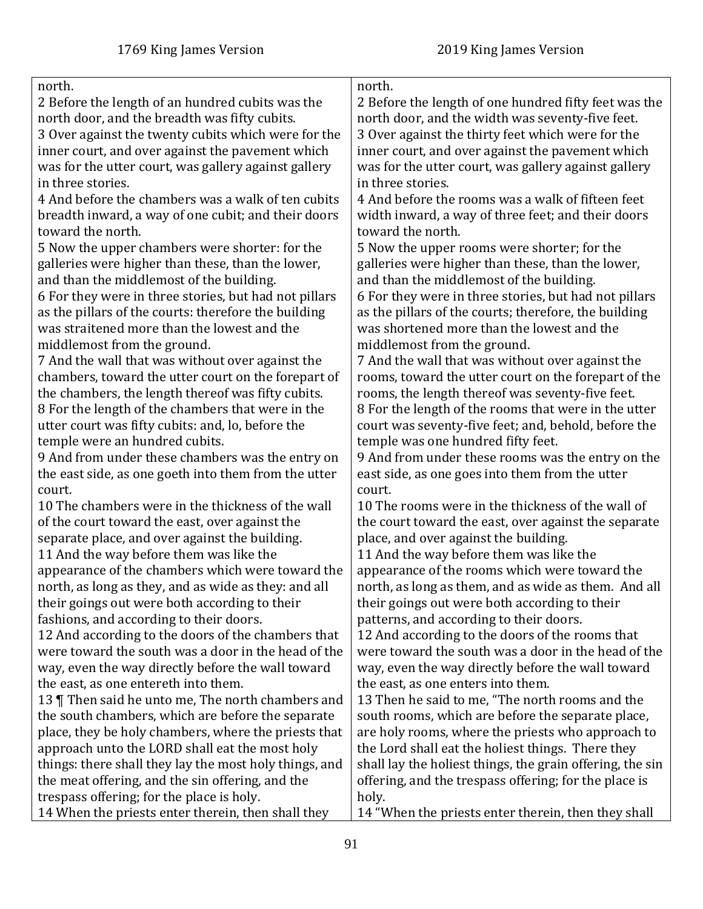| 1769 King James Version | 2019 King James Version |
|---|---|
| north. | north. |
| 2 Before the length of an hundred cubits was the north door, and the breadth was fifty cubits. | 2 Before the length of one hundred fifty feet was the north door, and the width was seventy-five feet. |
| 3 Over against the twenty cubits which were for the inner court, and over against the pavement which was for the utter court, was gallery against gallery in three stories. | 3 Over against the thirty feet which were for the inner court, and over against the pavement which was for the utter court, was gallery against gallery in three stories. |
| 4 And before the chambers was a walk of ten cubits breadth inward, a way of one cubit; and their doors toward the north. | 4 And before the rooms was a walk of fifteen feet width inward, a way of three feet; and their doors toward the north. |
| 5 Now the upper chambers were shorter: for the galleries were higher than these, than the lower, and than the middlemost of the building. | 5 Now the upper rooms were shorter; for the galleries were higher than these, than the lower, and than the middlemost of the building. |
| 6 For they were in three stories, but had not pillars as the pillars of the courts: therefore the building was straitened more than the lowest and the middlemost from the ground. | 6 For they were in three stories, but had not pillars as the pillars of the courts; therefore, the building was shortened more than the lowest and the middlemost from the ground. |
| 7 And the wall that was without over against the chambers, toward the utter court on the forepart of the chambers, the length thereof was fifty cubits. | 7 And the wall that was without over against the rooms, toward the utter court on the forepart of the rooms, the length thereof was seventy-five feet. |
| 8 For the length of the chambers that were in the utter court was fifty cubits: and, lo, before the temple were an hundred cubits. | 8 For the length of the rooms that were in the utter court was seventy-five feet; and, behold, before the temple was one hundred fifty feet. |
| 9 And from under these chambers was the entry on the east side, as one goeth into them from the utter court. | 9 And from under these rooms was the entry on the east side, as one goes into them from the utter court. |
| 10 The chambers were in the thickness of the wall of the court toward the east, over against the separate place, and over against the building. | 10 The rooms were in the thickness of the wall of the court toward the east, over against the separate place, and over against the building. |
| 11 And the way before them was like the appearance of the chambers which were toward the north, as long as they, and as wide as they: and all their goings out were both according to their fashions, and according to their doors. | 11 And the way before them was like the appearance of the rooms which were toward the north, as long as them, and as wide as them. And all their goings out were both according to their patterns, and according to their doors. |
| 12 And according to the doors of the chambers that were toward the south was a door in the head of the way, even the way directly before the wall toward the east, as one entereth into them. | 12 And according to the doors of the rooms that were toward the south was a door in the head of the way, even the way directly before the wall toward the east, as one enters into them. |
| 13 ¶ Then said he unto me, The north chambers and the south chambers, which are before the separate place, they be holy chambers, where the priests that approach unto the LORD shall eat the most holy things: there shall they lay the most holy things, and the meat offering, and the sin offering, and the trespass offering; for the place is holy. | 13 Then he said to me, "The north rooms and the south rooms, which are before the separate place, are holy rooms, where the priests who approach to the Lord shall eat the holiest things. There they shall lay the holiest things, the grain offering, the sin offering, and the trespass offering; for the place is holy. |
| 14 When the priests enter therein, then shall they | 14 "When the priests enter therein, then they shall |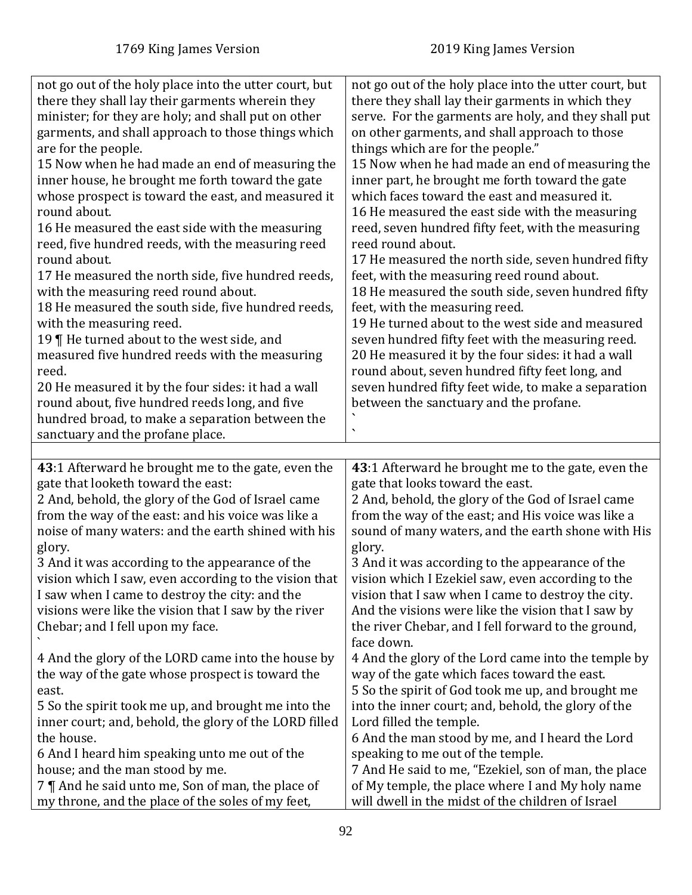| 1769 King James Version | 2019 King James Version |
|---|---|
| not go out of the holy place into the utter court, but there they shall lay their garments wherein they minister; for they are holy; and shall put on other garments, and shall approach to those things which are for the people.<br>15 Now when he had made an end of measuring the inner house, he brought me forth toward the gate whose prospect is toward the east, and measured it round about.<br>16 He measured the east side with the measuring reed, five hundred reeds, with the measuring reed round about.<br>17 He measured the north side, five hundred reeds, with the measuring reed round about.<br>18 He measured the south side, five hundred reeds, with the measuring reed.<br>19 ¶ He turned about to the west side, and measured five hundred reeds with the measuring reed.<br>20 He measured it by the four sides: it had a wall round about, five hundred reeds long, and five hundred broad, to make a separation between the sanctuary and the profane place. | not go out of the holy place into the utter court, but there they shall lay their garments in which they serve. For the garments are holy, and they shall put on other garments, and shall approach to those things which are for the people."<br>15 Now when he had made an end of measuring the inner part, he brought me forth toward the gate which faces toward the east and measured it.<br>16 He measured the east side with the measuring reed, seven hundred fifty feet, with the measuring reed round about.<br>17 He measured the north side, seven hundred fifty feet, with the measuring reed round about.<br>18 He measured the south side, seven hundred fifty feet, with the measuring reed.<br>19 He turned about to the west side and measured seven hundred fifty feet with the measuring reed.<br>20 He measured it by the four sides: it had a wall round about, seven hundred fifty feet long, and seven hundred fifty feet wide, to make a separation between the sanctuary and the profane.<br>`<br>` |
| | |
| **43**:1 Afterward he brought me to the gate, even the gate that looketh toward the east:<br>2 And, behold, the glory of the God of Israel came from the way of the east: and his voice was like a noise of many waters: and the earth shined with his glory.<br>3 And it was according to the appearance of the vision which I saw, even according to the vision that I saw when I came to destroy the city: and the visions were like the vision that I saw by the river Chebar; and I fell upon my face.<br>`<br>4 And the glory of the LORD came into the house by the way of the gate whose prospect is toward the east.<br>5 So the spirit took me up, and brought me into the inner court; and, behold, the glory of the LORD filled the house.<br>6 And I heard him speaking unto me out of the house; and the man stood by me.<br>7 ¶ And he said unto me, Son of man, the place of my throne, and the place of the soles of my feet, | **43**:1 Afterward he brought me to the gate, even the gate that looks toward the east.<br>2 And, behold, the glory of the God of Israel came from the way of the east; and His voice was like a sound of many waters, and the earth shone with His glory.<br>3 And it was according to the appearance of the vision which I Ezekiel saw, even according to the vision that I saw when I came to destroy the city. And the visions were like the vision that I saw by the river Chebar, and I fell forward to the ground, face down.<br>4 And the glory of the Lord came into the temple by way of the gate which faces toward the east.<br>5 So the spirit of God took me up, and brought me into the inner court; and, behold, the glory of the Lord filled the temple.<br>6 And the man stood by me, and I heard the Lord speaking to me out of the temple.<br>7 And He said to me, "Ezekiel, son of man, the place of My temple, the place where I and My holy name will dwell in the midst of the children of Israel |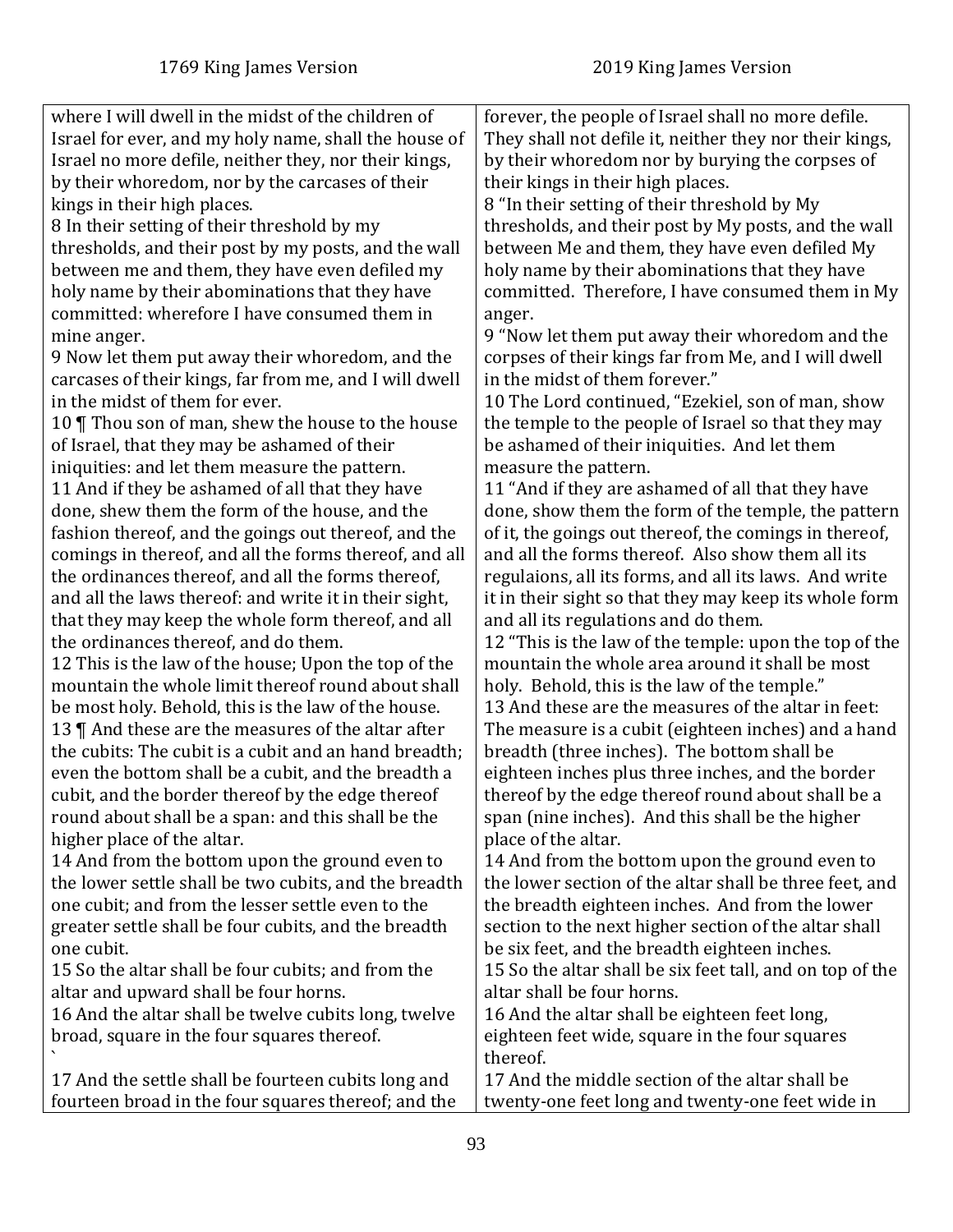| 1769 King James Version | 2019 King James Version |
|---|---|
| where I will dwell in the midst of the children of Israel for ever, and my holy name, shall the house of Israel no more defile, neither they, nor their kings, by their whoredom, nor by the carcases of their kings in their high places. | forever, the people of Israel shall no more defile. They shall not defile it, neither they nor their kings, by their whoredom nor by burying the corpses of their kings in their high places. |
| 8 In their setting of their threshold by my thresholds, and their post by my posts, and the wall between me and them, they have even defiled my holy name by their abominations that they have committed: wherefore I have consumed them in mine anger. | 8 "In their setting of their threshold by My thresholds, and their post by My posts, and the wall between Me and them, they have even defiled My holy name by their abominations that they have committed. Therefore, I have consumed them in My anger. |
| 9 Now let them put away their whoredom, and the carcases of their kings, far from me, and I will dwell in the midst of them for ever. | 9 "Now let them put away their whoredom and the corpses of their kings far from Me, and I will dwell in the midst of them forever." |
| 10 ¶ Thou son of man, shew the house to the house of Israel, that they may be ashamed of their iniquities: and let them measure the pattern. | 10 The Lord continued, "Ezekiel, son of man, show the temple to the people of Israel so that they may be ashamed of their iniquities. And let them measure the pattern. |
| 11 And if they be ashamed of all that they have done, shew them the form of the house, and the fashion thereof, and the goings out thereof, and the comings in thereof, and all the forms thereof, and all the ordinances thereof, and all the forms thereof, and all the laws thereof: and write it in their sight, that they may keep the whole form thereof, and all the ordinances thereof, and do them. | 11 "And if they are ashamed of all that they have done, show them the form of the temple, the pattern of it, the goings out thereof, the comings in thereof, and all the forms thereof. Also show them all its regulaions, all its forms, and all its laws. And write it in their sight so that they may keep its whole form and all its regulations and do them. |
| 12 This is the law of the house; Upon the top of the mountain the whole limit thereof round about shall be most holy. Behold, this is the law of the house. | 12 "This is the law of the temple: upon the top of the mountain the whole area around it shall be most holy. Behold, this is the law of the temple." |
| 13 ¶ And these are the measures of the altar after the cubits: The cubit is a cubit and an hand breadth; even the bottom shall be a cubit, and the breadth a cubit, and the border thereof by the edge thereof round about shall be a span: and this shall be the higher place of the altar. | 13 And these are the measures of the altar in feet: The measure is a cubit (eighteen inches) and a hand breadth (three inches). The bottom shall be eighteen inches plus three inches, and the border thereof by the edge thereof round about shall be a span (nine inches). And this shall be the higher place of the altar. |
| 14 And from the bottom upon the ground even to the lower settle shall be two cubits, and the breadth one cubit; and from the lesser settle even to the greater settle shall be four cubits, and the breadth one cubit. | 14 And from the bottom upon the ground even to the lower section of the altar shall be three feet, and the breadth eighteen inches. And from the lower section to the next higher section of the altar shall be six feet, and the breadth eighteen inches. |
| 15 So the altar shall be four cubits; and from the altar and upward shall be four horns. | 15 So the altar shall be six feet tall, and on top of the altar shall be four horns. |
| 16 And the altar shall be twelve cubits long, twelve broad, square in the four squares thereof. ` | 16 And the altar shall be eighteen feet long, eighteen feet wide, square in the four squares thereof. |
| 17 And the settle shall be fourteen cubits long and fourteen broad in the four squares thereof; and the | 17 And the middle section of the altar shall be twenty-one feet long and twenty-one feet wide in |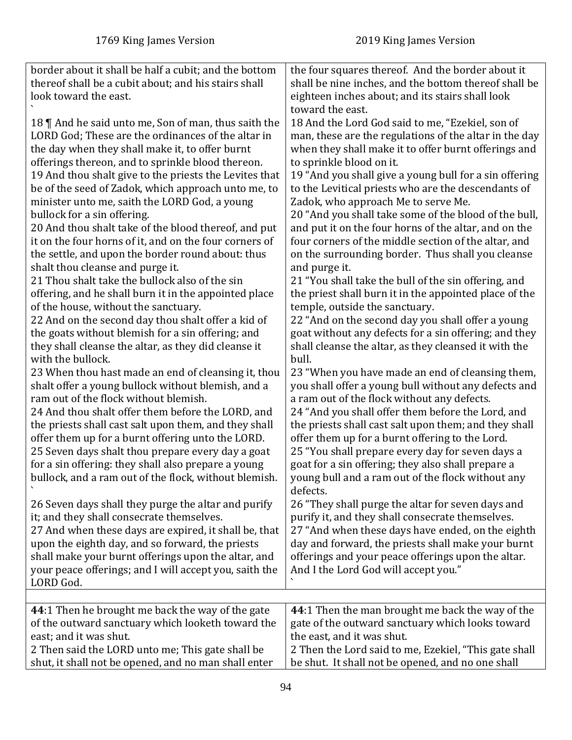| 1769 King James Version | 2019 King James Version |
|---|---|
| border about it shall be half a cubit; and the bottom thereof shall be a cubit about; and his stairs shall look toward the east. | the four squares thereof. And the border about it shall be nine inches, and the bottom thereof shall be eighteen inches about; and its stairs shall look toward the east. |
| 18 ¶ And he said unto me, Son of man, thus saith the LORD God; These are the ordinances of the altar in the day when they shall make it, to offer burnt offerings thereon, and to sprinkle blood thereon. | 18 And the Lord God said to me, "Ezekiel, son of man, these are the regulations of the altar in the day when they shall make it to offer burnt offerings and to sprinkle blood on it. |
| 19 And thou shalt give to the priests the Levites that be of the seed of Zadok, which approach unto me, to minister unto me, saith the LORD God, a young bullock for a sin offering. | 19 "And you shall give a young bull for a sin offering to the Levitical priests who are the descendants of Zadok, who approach Me to serve Me. |
| 20 And thou shalt take of the blood thereof, and put it on the four horns of it, and on the four corners of the settle, and upon the border round about: thus shalt thou cleanse and purge it. | 20 "And you shall take some of the blood of the bull, and put it on the four horns of the altar, and on the four corners of the middle section of the altar, and on the surrounding border. Thus shall you cleanse and purge it. |
| 21 Thou shalt take the bullock also of the sin offering, and he shall burn it in the appointed place of the house, without the sanctuary. | 21 "You shall take the bull of the sin offering, and the priest shall burn it in the appointed place of the temple, outside the sanctuary. |
| 22 And on the second day thou shalt offer a kid of the goats without blemish for a sin offering; and they shall cleanse the altar, as they did cleanse it with the bullock. | 22 "And on the second day you shall offer a young goat without any defects for a sin offering; and they shall cleanse the altar, as they cleansed it with the bull. |
| 23 When thou hast made an end of cleansing it, thou shalt offer a young bullock without blemish, and a ram out of the flock without blemish. | 23 "When you have made an end of cleansing them, you shall offer a young bull without any defects and a ram out of the flock without any defects. |
| 24 And thou shalt offer them before the LORD, and the priests shall cast salt upon them, and they shall offer them up for a burnt offering unto the LORD. | 24 "And you shall offer them before the Lord, and the priests shall cast salt upon them; and they shall offer them up for a burnt offering to the Lord. |
| 25 Seven days shalt thou prepare every day a goat for a sin offering: they shall also prepare a young bullock, and a ram out of the flock, without blemish. | 25 "You shall prepare every day for seven days a goat for a sin offering; they also shall prepare a young bull and a ram out of the flock without any defects. |
| 26 Seven days shall they purge the altar and purify it; and they shall consecrate themselves. | 26 "They shall purge the altar for seven days and purify it, and they shall consecrate themselves. |
| 27 And when these days are expired, it shall be, that upon the eighth day, and so forward, the priests shall make your burnt offerings upon the altar, and your peace offerings; and I will accept you, saith the LORD God. | 27 "And when these days have ended, on the eighth day and forward, the priests shall make your burnt offerings and your peace offerings upon the altar. And I the Lord God will accept you." |
| | |
| **44**:1 Then he brought me back the way of the gate of the outward sanctuary which looketh toward the east; and it was shut. | **44**:1 Then the man brought me back the way of the gate of the outward sanctuary which looks toward the east, and it was shut. |
| 2 Then said the LORD unto me; This gate shall be shut, it shall not be opened, and no man shall enter | 2 Then the Lord said to me, Ezekiel, "This gate shall be shut. It shall not be opened, and no one shall |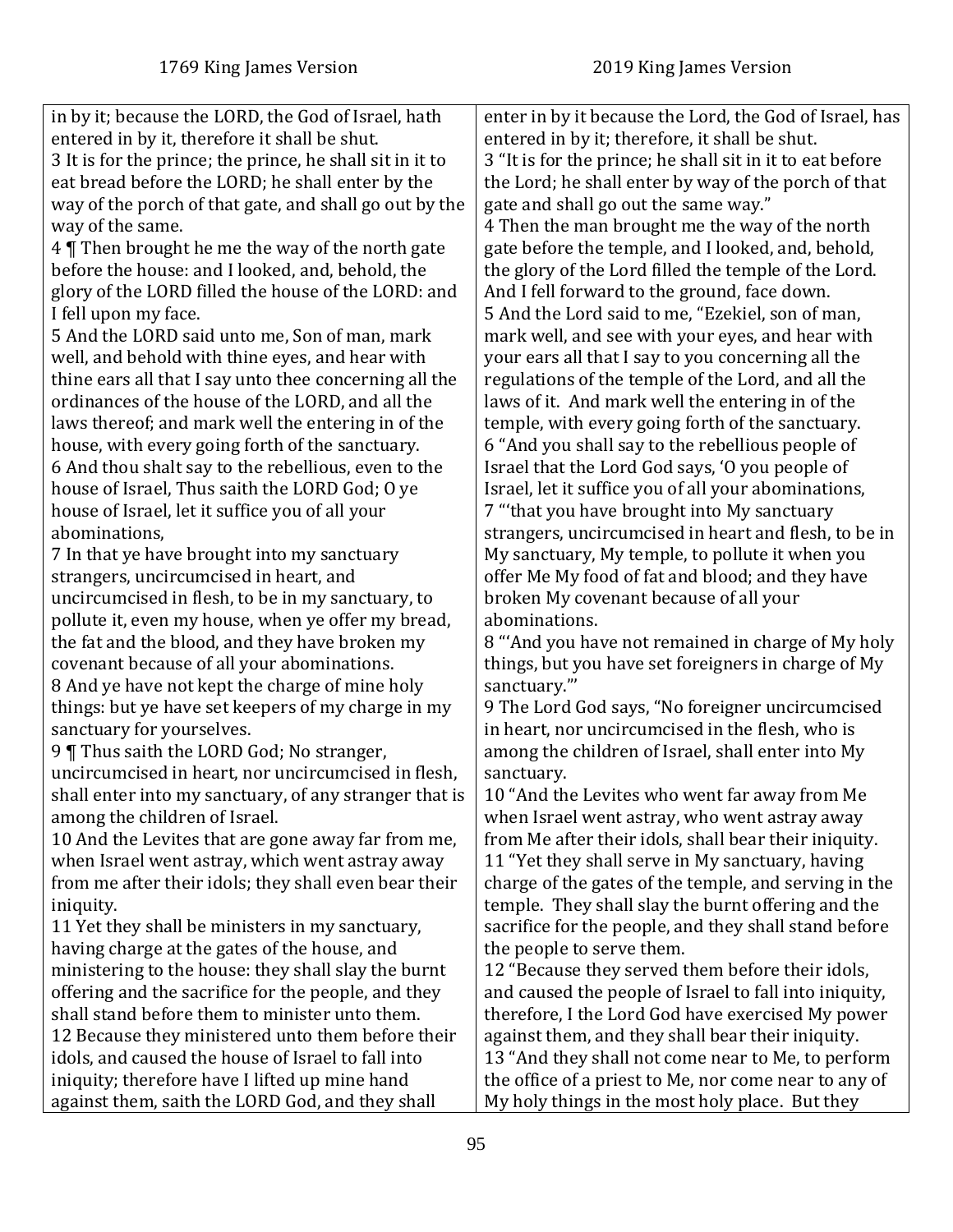| 1769 King James Version | 2019 King James Version |
| --- | --- |
| in by it; because the LORD, the God of Israel, hath entered in by it, therefore it shall be shut. | enter in by it because the Lord, the God of Israel, has entered in by it; therefore, it shall be shut. |
| 3 It is for the prince; the prince, he shall sit in it to eat bread before the LORD; he shall enter by the way of the porch of that gate, and shall go out by the way of the same. | 3 "It is for the prince; he shall sit in it to eat before the Lord; he shall enter by way of the porch of that gate and shall go out the same way." |
| 4 ¶ Then brought he me the way of the north gate before the house: and I looked, and, behold, the glory of the LORD filled the house of the LORD: and I fell upon my face. | 4 Then the man brought me the way of the north gate before the temple, and I looked, and, behold, the glory of the Lord filled the temple of the Lord. And I fell forward to the ground, face down. |
| 5 And the LORD said unto me, Son of man, mark well, and behold with thine eyes, and hear with thine ears all that I say unto thee concerning all the ordinances of the house of the LORD, and all the laws thereof; and mark well the entering in of the house, with every going forth of the sanctuary. | 5 And the Lord said to me, "Ezekiel, son of man, mark well, and see with your eyes, and hear with your ears all that I say to you concerning all the regulations of the temple of the Lord, and all the laws of it. And mark well the entering in of the temple, with every going forth of the sanctuary. |
| 6 And thou shalt say to the rebellious, even to the house of Israel, Thus saith the LORD God; O ye house of Israel, let it suffice you of all your abominations, | 6 "And you shall say to the rebellious people of Israel that the Lord God says, 'O you people of Israel, let it suffice you of all your abominations, |
| 7 In that ye have brought into my sanctuary strangers, uncircumcised in heart, and uncircumcised in flesh, to be in my sanctuary, to pollute it, even my house, when ye offer my bread, the fat and the blood, and they have broken my covenant because of all your abominations. | 7 "'that you have brought into My sanctuary strangers, uncircumcised in heart and flesh, to be in My sanctuary, My temple, to pollute it when you offer Me My food of fat and blood; and they have broken My covenant because of all your abominations. |
| 8 And ye have not kept the charge of mine holy things: but ye have set keepers of my charge in my sanctuary for yourselves. | 8 "'And you have not remained in charge of My holy things, but you have set foreigners in charge of My sanctuary.'" |
| 9 ¶ Thus saith the LORD God; No stranger, uncircumcised in heart, nor uncircumcised in flesh, shall enter into my sanctuary, of any stranger that is among the children of Israel. | 9 The Lord God says, "No foreigner uncircumcised in heart, nor uncircumcised in the flesh, who is among the children of Israel, shall enter into My sanctuary. |
| 10 And the Levites that are gone away far from me, when Israel went astray, which went astray away from me after their idols; they shall even bear their iniquity. | 10 "And the Levites who went far away from Me when Israel went astray, who went astray away from Me after their idols, shall bear their iniquity. |
| 11 Yet they shall be ministers in my sanctuary, having charge at the gates of the house, and ministering to the house: they shall slay the burnt offering and the sacrifice for the people, and they shall stand before them to minister unto them. | 11 "Yet they shall serve in My sanctuary, having charge of the gates of the temple, and serving in the temple. They shall slay the burnt offering and the sacrifice for the people, and they shall stand before the people to serve them. |
| 12 Because they ministered unto them before their idols, and caused the house of Israel to fall into iniquity; therefore have I lifted up mine hand against them, saith the LORD God, and they shall | 12 "Because they served them before their idols, and caused the people of Israel to fall into iniquity, therefore, I the Lord God have exercised My power against them, and they shall bear their iniquity. |
| | 13 "And they shall not come near to Me, to perform the office of a priest to Me, nor come near to any of My holy things in the most holy place. But they |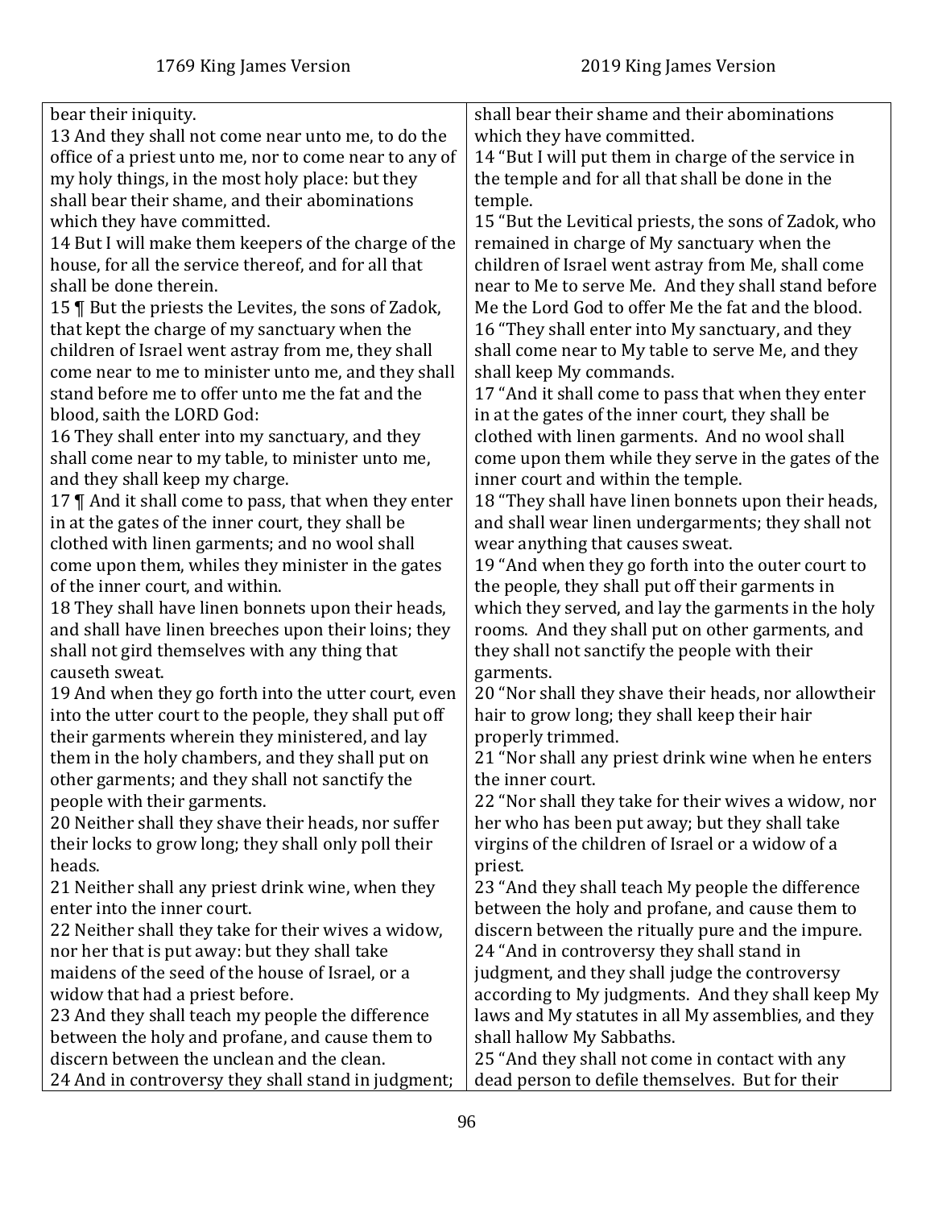| 1769 King James Version | 2019 King James Version |
| --- | --- |
| bear their iniquity.<br>13 And they shall not come near unto me, to do the office of a priest unto me, nor to come near to any of my holy things, in the most holy place: but they shall bear their shame, and their abominations which they have committed.<br>14 But I will make them keepers of the charge of the house, for all the service thereof, and for all that shall be done therein.<br>15 ¶ But the priests the Levites, the sons of Zadok, that kept the charge of my sanctuary when the children of Israel went astray from me, they shall come near to me to minister unto me, and they shall stand before me to offer unto me the fat and the blood, saith the LORD God:<br>16 They shall enter into my sanctuary, and they shall come near to my table, to minister unto me, and they shall keep my charge.<br>17 ¶ And it shall come to pass, that when they enter in at the gates of the inner court, they shall be clothed with linen garments; and no wool shall come upon them, whiles they minister in the gates of the inner court, and within.<br>18 They shall have linen bonnets upon their heads, and shall have linen breeches upon their loins; they shall not gird themselves with any thing that causeth sweat.<br>19 And when they go forth into the utter court, even into the utter court to the people, they shall put off their garments wherein they ministered, and lay them in the holy chambers, and they shall put on other garments; and they shall not sanctify the people with their garments.<br>20 Neither shall they shave their heads, nor suffer their locks to grow long; they shall only poll their heads.<br>21 Neither shall any priest drink wine, when they enter into the inner court.<br>22 Neither shall they take for their wives a widow, nor her that is put away: but they shall take maidens of the seed of the house of Israel, or a widow that had a priest before.<br>23 And they shall teach my people the difference between the holy and profane, and cause them to discern between the unclean and the clean.<br>24 And in controversy they shall stand in judgment; | shall bear their shame and their abominations which they have committed.<br>14 "But I will put them in charge of the service in the temple and for all that shall be done in the temple.<br>15 "But the Levitical priests, the sons of Zadok, who remained in charge of My sanctuary when the children of Israel went astray from Me, shall come near to Me to serve Me. And they shall stand before Me the Lord God to offer Me the fat and the blood.<br>16 "They shall enter into My sanctuary, and they shall come near to My table to serve Me, and they shall keep My commands.<br>17 "And it shall come to pass that when they enter in at the gates of the inner court, they shall be clothed with linen garments. And no wool shall come upon them while they serve in the gates of the inner court and within the temple.<br>18 "They shall have linen bonnets upon their heads, and shall wear linen undergarments; they shall not wear anything that causes sweat.<br>19 "And when they go forth into the outer court to the people, they shall put off their garments in which they served, and lay the garments in the holy rooms. And they shall put on other garments, and they shall not sanctify the people with their garments.<br>20 "Nor shall they shave their heads, nor allowtheir hair to grow long; they shall keep their hair properly trimmed.<br>21 "Nor shall any priest drink wine when he enters the inner court.<br>22 "Nor shall they take for their wives a widow, nor her who has been put away; but they shall take virgins of the children of Israel or a widow of a priest.<br>23 "And they shall teach My people the difference between the holy and profane, and cause them to discern between the ritually pure and the impure.<br>24 "And in controversy they shall stand in judgment, and they shall judge the controversy according to My judgments. And they shall keep My laws and My statutes in all My assemblies, and they shall hallow My Sabbaths.<br>25 "And they shall not come in contact with any dead person to defile themselves. But for their |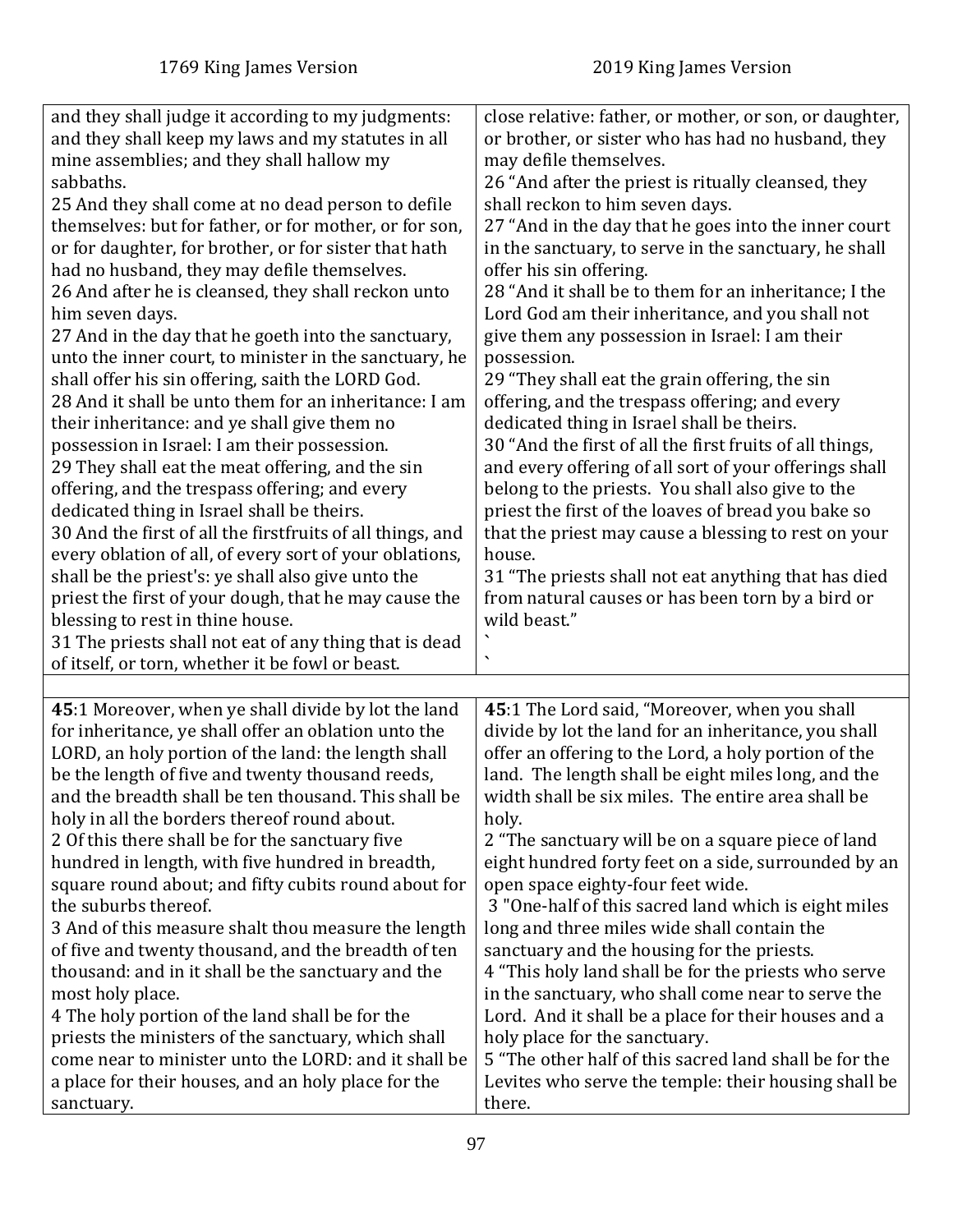| 1769 King James Version | 2019 King James Version |
|---|---|
| and they shall judge it according to my judgments: and they shall keep my laws and my statutes in all mine assemblies; and they shall hallow my sabbaths.<br>25 And they shall come at no dead person to defile themselves: but for father, or for mother, or for son, or for daughter, for brother, or for sister that hath had no husband, they may defile themselves.<br>26 And after he is cleansed, they shall reckon unto him seven days.<br>27 And in the day that he goeth into the sanctuary, unto the inner court, to minister in the sanctuary, he shall offer his sin offering, saith the LORD God.<br>28 And it shall be unto them for an inheritance: I am their inheritance: and ye shall give them no possession in Israel: I am their possession.<br>29 They shall eat the meat offering, and the sin offering, and the trespass offering; and every dedicated thing in Israel shall be theirs.<br>30 And the first of all the firstfruits of all things, and every oblation of all, of every sort of your oblations, shall be the priest's: ye shall also give unto the priest the first of your dough, that he may cause the blessing to rest in thine house.<br>31 The priests shall not eat of any thing that is dead of itself, or torn, whether it be fowl or beast. | close relative: father, or mother, or son, or daughter, or brother, or sister who has had no husband, they may defile themselves.<br>26 "And after the priest is ritually cleansed, they shall reckon to him seven days.<br>27 "And in the day that he goes into the inner court in the sanctuary, to serve in the sanctuary, he shall offer his sin offering.<br>28 "And it shall be to them for an inheritance; I the Lord God am their inheritance, and you shall not give them any possession in Israel: I am their possession.<br>29 "They shall eat the grain offering, the sin offering, and the trespass offering; and every dedicated thing in Israel shall be theirs.<br>30 "And the first of all the first fruits of all things, and every offering of all sort of your offerings shall belong to the priests. You shall also give to the priest the first of the loaves of bread you bake so that the priest may cause a blessing to rest on your house.<br>31 "The priests shall not eat anything that has died from natural causes or has been torn by a bird or wild beast."<br>`<br>` |
| | |
| **45**:1 Moreover, when ye shall divide by lot the land for inheritance, ye shall offer an oblation unto the LORD, an holy portion of the land: the length shall be the length of five and twenty thousand reeds, and the breadth shall be ten thousand. This shall be holy in all the borders thereof round about.<br>2 Of this there shall be for the sanctuary five hundred in length, with five hundred in breadth, square round about; and fifty cubits round about for the suburbs thereof.<br>3 And of this measure shalt thou measure the length of five and twenty thousand, and the breadth of ten thousand: and in it shall be the sanctuary and the most holy place.<br>4 The holy portion of the land shall be for the priests the ministers of the sanctuary, which shall come near to minister unto the LORD: and it shall be a place for their houses, and an holy place for the sanctuary. | **45**:1 The Lord said, "Moreover, when you shall divide by lot the land for an inheritance, you shall offer an offering to the Lord, a holy portion of the land. The length shall be eight miles long, and the width shall be six miles. The entire area shall be holy.<br>2 "The sanctuary will be on a square piece of land eight hundred forty feet on a side, surrounded by an open space eighty-four feet wide.<br>3 "One-half of this sacred land which is eight miles long and three miles wide shall contain the sanctuary and the housing for the priests.<br>4 "This holy land shall be for the priests who serve in the sanctuary, who shall come near to serve the Lord. And it shall be a place for their houses and a holy place for the sanctuary.<br>5 "The other half of this sacred land shall be for the Levites who serve the temple: their housing shall be there. |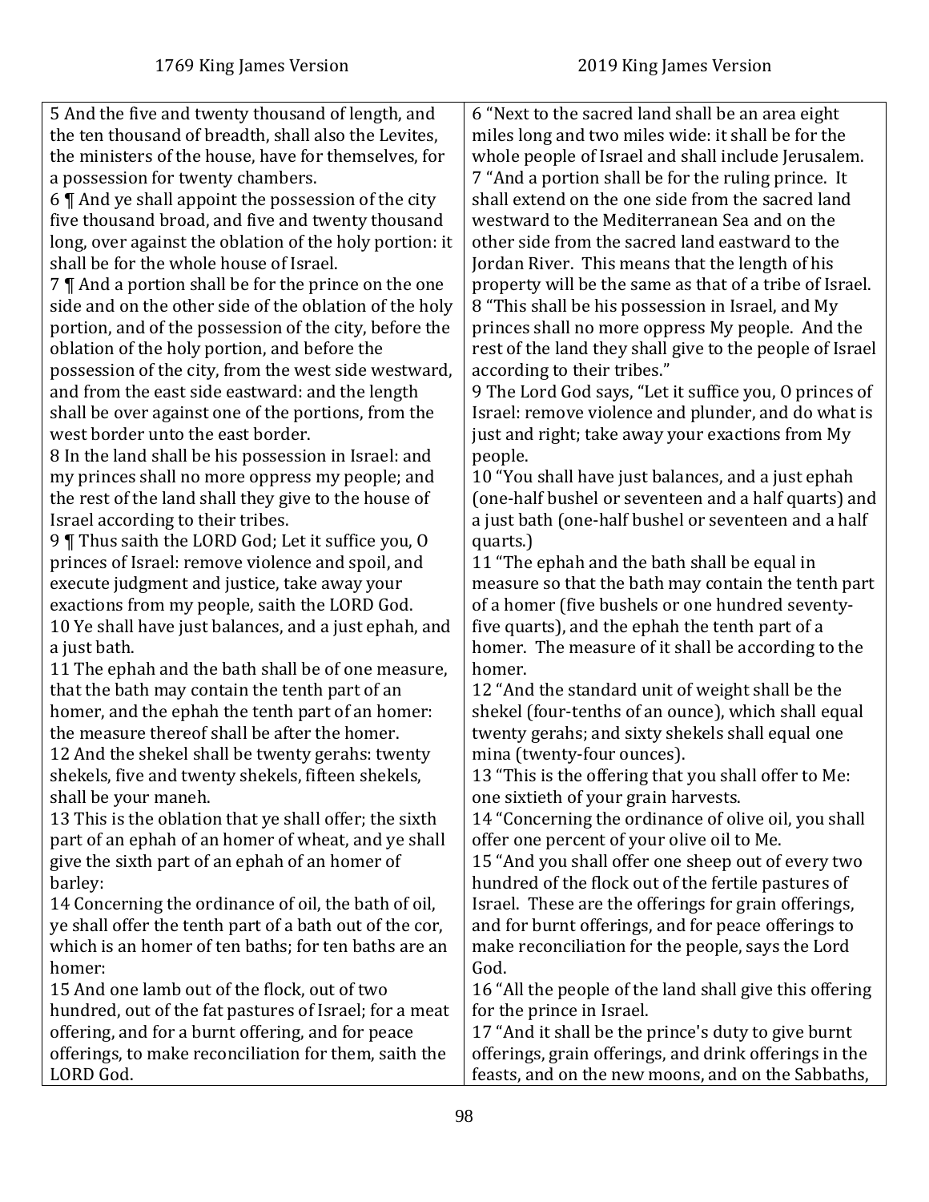| 1769 King James Version | 2019 King James Version |
|---|---|
| 5 And the five and twenty thousand of length, and the ten thousand of breadth, shall also the Levites, the ministers of the house, have for themselves, for a possession for twenty chambers.<br>6 ¶ And ye shall appoint the possession of the city five thousand broad, and five and twenty thousand long, over against the oblation of the holy portion: it shall be for the whole house of Israel.<br>7 ¶ And a portion shall be for the prince on the one side and on the other side of the oblation of the holy portion, and of the possession of the city, before the oblation of the holy portion, and before the possession of the city, from the west side westward, and from the east side eastward: and the length shall be over against one of the portions, from the west border unto the east border.<br>8 In the land shall be his possession in Israel: and my princes shall no more oppress my people; and the rest of the land shall they give to the house of Israel according to their tribes.<br>9 ¶ Thus saith the LORD God; Let it suffice you, O princes of Israel: remove violence and spoil, and execute judgment and justice, take away your exactions from my people, saith the LORD God.<br>10 Ye shall have just balances, and a just ephah, and a just bath.<br>11 The ephah and the bath shall be of one measure, that the bath may contain the tenth part of an homer, and the ephah the tenth part of an homer: the measure thereof shall be after the homer.<br>12 And the shekel shall be twenty gerahs: twenty shekels, five and twenty shekels, fifteen shekels, shall be your maneh.<br>13 This is the oblation that ye shall offer; the sixth part of an ephah of an homer of wheat, and ye shall give the sixth part of an ephah of an homer of barley:<br>14 Concerning the ordinance of oil, the bath of oil, ye shall offer the tenth part of a bath out of the cor, which is an homer of ten baths; for ten baths are an homer:<br>15 And one lamb out of the flock, out of two hundred, out of the fat pastures of Israel; for a meat offering, and for a burnt offering, and for peace offerings, to make reconciliation for them, saith the LORD God. | 6 "Next to the sacred land shall be an area eight miles long and two miles wide: it shall be for the whole people of Israel and shall include Jerusalem.<br>7 "And a portion shall be for the ruling prince. It shall extend on the one side from the sacred land westward to the Mediterranean Sea and on the other side from the sacred land eastward to the Jordan River. This means that the length of his property will be the same as that of a tribe of Israel.<br>8 "This shall be his possession in Israel, and My princes shall no more oppress My people. And the rest of the land they shall give to the people of Israel according to their tribes."<br>9 The Lord God says, "Let it suffice you, O princes of Israel: remove violence and plunder, and do what is just and right; take away your exactions from My people.<br>10 "You shall have just balances, and a just ephah (one-half bushel or seventeen and a half quarts) and a just bath (one-half bushel or seventeen and a half quarts.)<br>11 "The ephah and the bath shall be equal in measure so that the bath may contain the tenth part of a homer (five bushels or one hundred seventy-five quarts), and the ephah the tenth part of a homer. The measure of it shall be according to the homer.<br>12 "And the standard unit of weight shall be the shekel (four-tenths of an ounce), which shall equal twenty gerahs; and sixty shekels shall equal one mina (twenty-four ounces).<br>13 "This is the offering that you shall offer to Me: one sixtieth of your grain harvests.<br>14 "Concerning the ordinance of olive oil, you shall offer one percent of your olive oil to Me.<br>15 "And you shall offer one sheep out of every two hundred of the flock out of the fertile pastures of Israel. These are the offerings for grain offerings, and for burnt offerings, and for peace offerings to make reconciliation for the people, says the Lord God.<br>16 "All the people of the land shall give this offering for the prince in Israel.<br>17 "And it shall be the prince's duty to give burnt offerings, grain offerings, and drink offerings in the feasts, and on the new moons, and on the Sabbaths, |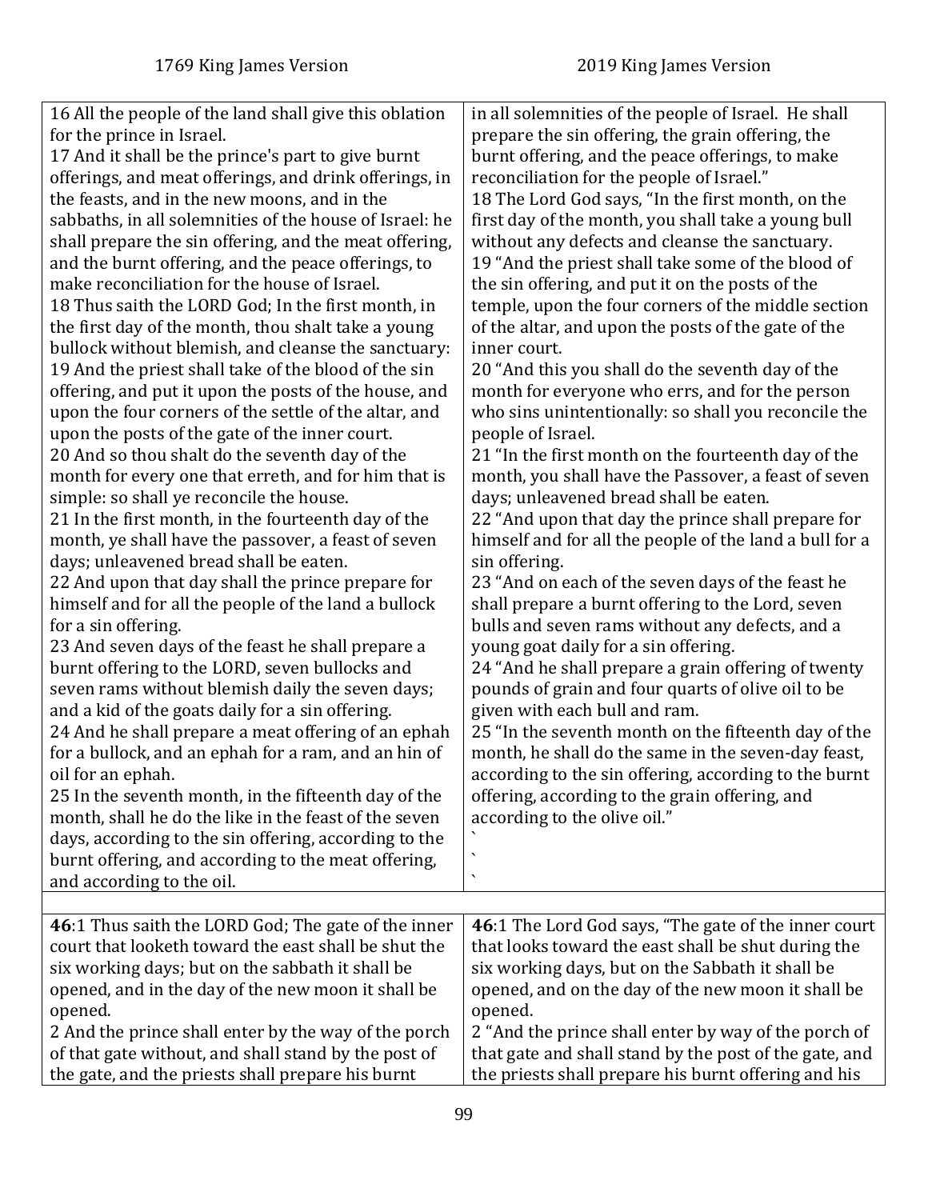| 1769 King James Version | 2019 King James Version |
|---|---|
| 16 All the people of the land shall give this oblation for the prince in Israel.<br>17 And it shall be the prince's part to give burnt offerings, and meat offerings, and drink offerings, in the feasts, and in the new moons, and in the sabbaths, in all solemnities of the house of Israel: he shall prepare the sin offering, and the meat offering, and the burnt offering, and the peace offerings, to make reconciliation for the house of Israel.<br>18 Thus saith the LORD God; In the first month, in the first day of the month, thou shalt take a young bullock without blemish, and cleanse the sanctuary:<br>19 And the priest shall take of the blood of the sin offering, and put it upon the posts of the house, and upon the four corners of the settle of the altar, and upon the posts of the gate of the inner court.<br>20 And so thou shalt do the seventh day of the month for every one that erreth, and for him that is simple: so shall ye reconcile the house.<br>21 In the first month, in the fourteenth day of the month, ye shall have the passover, a feast of seven days; unleavened bread shall be eaten.<br>22 And upon that day shall the prince prepare for himself and for all the people of the land a bullock for a sin offering.<br>23 And seven days of the feast he shall prepare a burnt offering to the LORD, seven bullocks and seven rams without blemish daily the seven days; and a kid of the goats daily for a sin offering.<br>24 And he shall prepare a meat offering of an ephah for a bullock, and an ephah for a ram, and an hin of oil for an ephah.<br>25 In the seventh month, in the fifteenth day of the month, shall he do the like in the feast of the seven days, according to the sin offering, according to the burnt offering, and according to the meat offering, and according to the oil. | in all solemnities of the people of Israel. He shall prepare the sin offering, the grain offering, the burnt offering, and the peace offerings, to make reconciliation for the people of Israel."<br>18 The Lord God says, "In the first month, on the first day of the month, you shall take a young bull without any defects and cleanse the sanctuary.<br>19 "And the priest shall take some of the blood of the sin offering, and put it on the posts of the temple, upon the four corners of the middle section of the altar, and upon the posts of the gate of the inner court.<br>20 "And this you shall do the seventh day of the month for everyone who errs, and for the person who sins unintentionally: so shall you reconcile the people of Israel.<br>21 "In the first month on the fourteenth day of the month, you shall have the Passover, a feast of seven days; unleavened bread shall be eaten.<br>22 "And upon that day the prince shall prepare for himself and for all the people of the land a bull for a sin offering.<br>23 "And on each of the seven days of the feast he shall prepare a burnt offering to the Lord, seven bulls and seven rams without any defects, and a young goat daily for a sin offering.<br>24 "And he shall prepare a grain offering of twenty pounds of grain and four quarts of olive oil to be given with each bull and ram.<br>25 "In the seventh month on the fifteenth day of the month, he shall do the same in the seven-day feast, according to the sin offering, according to the burnt offering, according to the grain offering, and according to the olive oil."<br>`<br>`<br>` |
| | |
| **46**:1 Thus saith the LORD God; The gate of the inner court that looketh toward the east shall be shut the six working days; but on the sabbath it shall be opened, and in the day of the new moon it shall be opened.<br>2 And the prince shall enter by the way of the porch of that gate without, and shall stand by the post of the gate, and the priests shall prepare his burnt | **46**:1 The Lord God says, "The gate of the inner court that looks toward the east shall be shut during the six working days, but on the Sabbath it shall be opened, and on the day of the new moon it shall be opened.<br>2 "And the prince shall enter by way of the porch of that gate and shall stand by the post of the gate, and the priests shall prepare his burnt offering and his |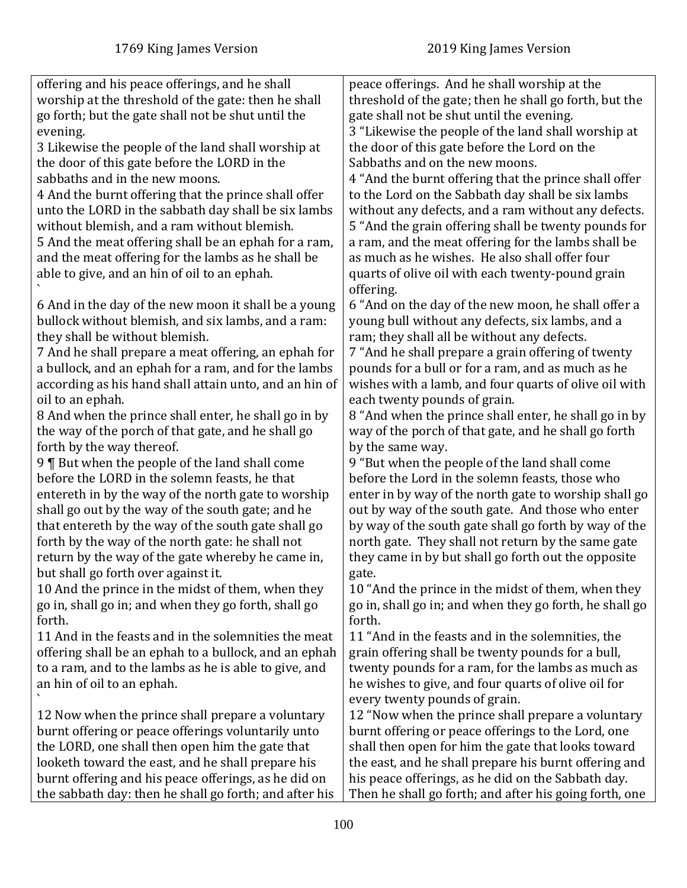| 1769 King James Version | 2019 King James Version |
| --- | --- |
| offering and his peace offerings, and he shall worship at the threshold of the gate: then he shall go forth; but the gate shall not be shut until the evening.<br>3 Likewise the people of the land shall worship at the door of this gate before the LORD in the sabbaths and in the new moons.<br>4 And the burnt offering that the prince shall offer unto the LORD in the sabbath day shall be six lambs without blemish, and a ram without blemish.<br>5 And the meat offering shall be an ephah for a ram, and the meat offering for the lambs as he shall be able to give, and an hin of oil to an ephah.<br>`<br>6 And in the day of the new moon it shall be a young bullock without blemish, and six lambs, and a ram: they shall be without blemish.<br>7 And he shall prepare a meat offering, an ephah for a bullock, and an ephah for a ram, and for the lambs according as his hand shall attain unto, and an hin of oil to an ephah.<br>8 And when the prince shall enter, he shall go in by the way of the porch of that gate, and he shall go forth by the way thereof.<br>9 ¶ But when the people of the land shall come before the LORD in the solemn feasts, he that entereth in by the way of the north gate to worship shall go out by the way of the south gate; and he that entereth by the way of the south gate shall go forth by the way of the north gate: he shall not return by the way of the gate whereby he came in, but shall go forth over against it.<br>10 And the prince in the midst of them, when they go in, shall go in; and when they go forth, shall go forth.<br>11 And in the feasts and in the solemnities the meat offering shall be an ephah to a bullock, and an ephah to a ram, and to the lambs as he is able to give, and an hin of oil to an ephah.<br>`<br>12 Now when the prince shall prepare a voluntary burnt offering or peace offerings voluntarily unto the LORD, one shall then open him the gate that looketh toward the east, and he shall prepare his burnt offering and his peace offerings, as he did on the sabbath day: then he shall go forth; and after his | peace offerings. And he shall worship at the threshold of the gate; then he shall go forth, but the gate shall not be shut until the evening.<br>3 "Likewise the people of the land shall worship at the door of this gate before the Lord on the Sabbaths and on the new moons.<br>4 "And the burnt offering that the prince shall offer to the Lord on the Sabbath day shall be six lambs without any defects, and a ram without any defects.<br>5 "And the grain offering shall be twenty pounds for a ram, and the meat offering for the lambs shall be as much as he wishes. He also shall offer four quarts of olive oil with each twenty-pound grain offering.<br>6 "And on the day of the new moon, he shall offer a young bull without any defects, six lambs, and a ram; they shall all be without any defects.<br>7 "And he shall prepare a grain offering of twenty pounds for a bull or for a ram, and as much as he wishes with a lamb, and four quarts of olive oil with each twenty pounds of grain.<br>8 "And when the prince shall enter, he shall go in by way of the porch of that gate, and he shall go forth by the same way.<br>9 "But when the people of the land shall come before the Lord in the solemn feasts, those who enter in by way of the north gate to worship shall go out by way of the south gate. And those who enter by way of the south gate shall go forth by way of the north gate. They shall not return by the same gate they came in by but shall go forth out the opposite gate.<br>10 "And the prince in the midst of them, when they go in, shall go in; and when they go forth, he shall go forth.<br>11 "And in the feasts and in the solemnities, the grain offering shall be twenty pounds for a bull, twenty pounds for a ram, for the lambs as much as he wishes to give, and four quarts of olive oil for every twenty pounds of grain.<br>12 "Now when the prince shall prepare a voluntary burnt offering or peace offerings to the Lord, one shall then open for him the gate that looks toward the east, and he shall prepare his burnt offering and his peace offerings, as he did on the Sabbath day. Then he shall go forth; and after his going forth, one |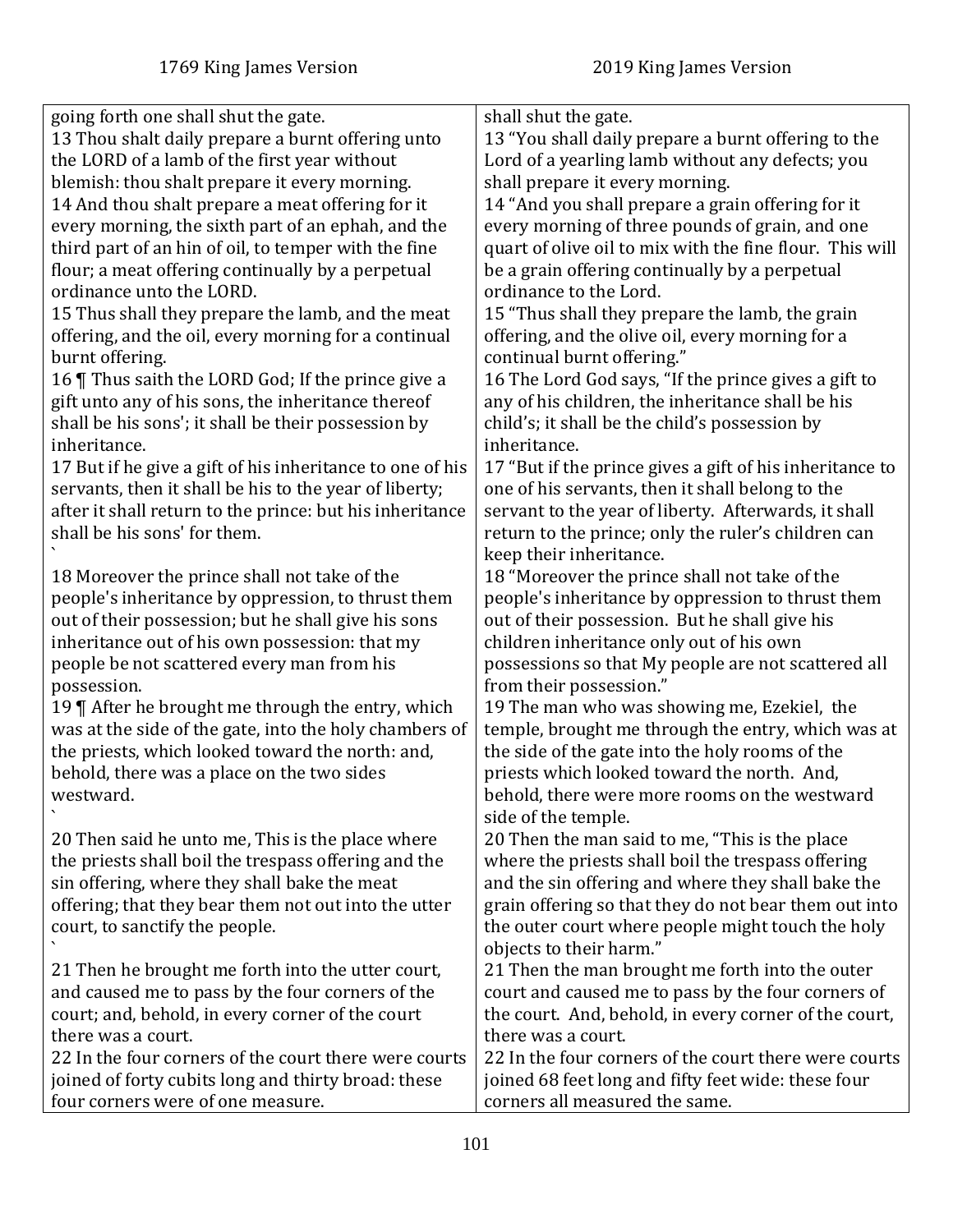| 1769 King James Version | 2019 King James Version |
|---|---|
| going forth one shall shut the gate. | shall shut the gate. |
| 13 Thou shalt daily prepare a burnt offering unto the LORD of a lamb of the first year without blemish: thou shalt prepare it every morning. | 13 "You shall daily prepare a burnt offering to the Lord of a yearling lamb without any defects; you shall prepare it every morning. |
| 14 And thou shalt prepare a meat offering for it every morning, the sixth part of an ephah, and the third part of an hin of oil, to temper with the fine flour; a meat offering continually by a perpetual ordinance unto the LORD. | 14 "And you shall prepare a grain offering for it every morning of three pounds of grain, and one quart of olive oil to mix with the fine flour. This will be a grain offering continually by a perpetual ordinance to the Lord. |
| 15 Thus shall they prepare the lamb, and the meat offering, and the oil, every morning for a continual burnt offering. | 15 "Thus shall they prepare the lamb, the grain offering, and the olive oil, every morning for a continual burnt offering." |
| 16 ¶ Thus saith the LORD God; If the prince give a gift unto any of his sons, the inheritance thereof shall be his sons'; it shall be their possession by inheritance. | 16 The Lord God says, "If the prince gives a gift to any of his children, the inheritance shall be his child's; it shall be the child's possession by inheritance. |
| 17 But if he give a gift of his inheritance to one of his servants, then it shall be his to the year of liberty; after it shall return to the prince: but his inheritance shall be his sons' for them. | 17 "But if the prince gives a gift of his inheritance to one of his servants, then it shall belong to the servant to the year of liberty. Afterwards, it shall return to the prince; only the ruler's children can keep their inheritance. |
| 18 Moreover the prince shall not take of the people's inheritance by oppression, to thrust them out of their possession; but he shall give his sons inheritance out of his own possession: that my people be not scattered every man from his possession. | 18 "Moreover the prince shall not take of the people's inheritance by oppression to thrust them out of their possession. But he shall give his children inheritance only out of his own possessions so that My people are not scattered all from their possession." |
| 19 ¶ After he brought me through the entry, which was at the side of the gate, into the holy chambers of the priests, which looked toward the north: and, behold, there was a place on the two sides westward. | 19 The man who was showing me, Ezekiel, the temple, brought me through the entry, which was at the side of the gate into the holy rooms of the priests which looked toward the north. And, behold, there were more rooms on the westward side of the temple. |
| 20 Then said he unto me, This is the place where the priests shall boil the trespass offering and the sin offering, where they shall bake the meat offering; that they bear them not out into the utter court, to sanctify the people. | 20 Then the man said to me, "This is the place where the priests shall boil the trespass offering and the sin offering and where they shall bake the grain offering so that they do not bear them out into the outer court where people might touch the holy objects to their harm." |
| 21 Then he brought me forth into the utter court, and caused me to pass by the four corners of the court; and, behold, in every corner of the court there was a court. | 21 Then the man brought me forth into the outer court and caused me to pass by the four corners of the court. And, behold, in every corner of the court, there was a court. |
| 22 In the four corners of the court there were courts joined of forty cubits long and thirty broad: these four corners were of one measure. | 22 In the four corners of the court there were courts joined 68 feet long and fifty feet wide: these four corners all measured the same. |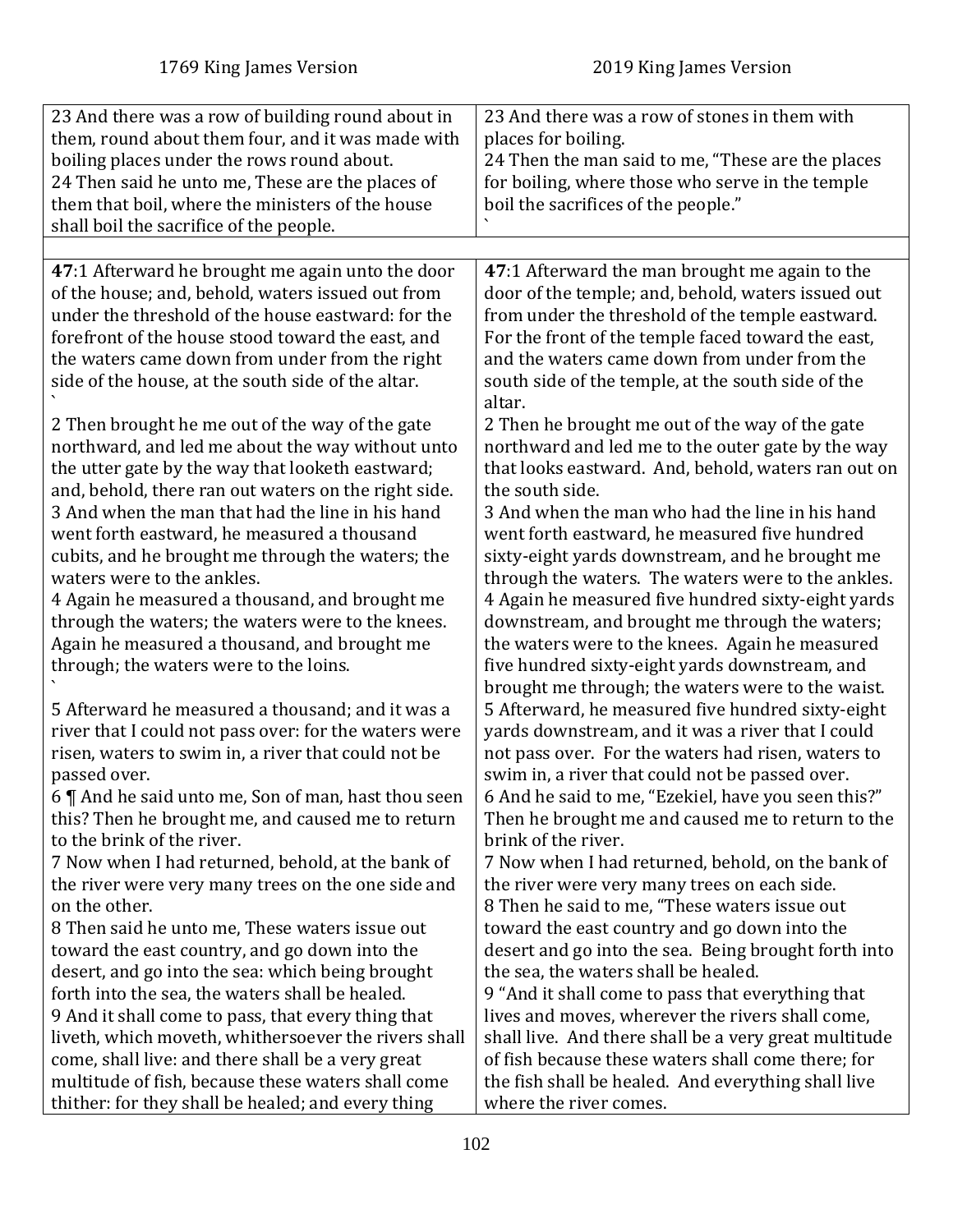| 1769 King James Version | 2019 King James Version |
|---|---|
| 23 And there was a row of building round about in them, round about them four, and it was made with boiling places under the rows round about.<br>24 Then said he unto me, These are the places of them that boil, where the ministers of the house shall boil the sacrifice of the people. | 23 And there was a row of stones in them with places for boiling.<br>24 Then the man said to me, "These are the places for boiling, where those who serve in the temple boil the sacrifices of the people."<br>` |
| | |
| **47**:1 Afterward he brought me again unto the door of the house; and, behold, waters issued out from under the threshold of the house eastward: for the forefront of the house stood toward the east, and the waters came down from under from the right side of the house, at the south side of the altar.<br>`<br>2 Then brought he me out of the way of the gate northward, and led me about the way without unto the utter gate by the way that looketh eastward; and, behold, there ran out waters on the right side.<br>3 And when the man that had the line in his hand went forth eastward, he measured a thousand cubits, and he brought me through the waters; the waters were to the ankles.<br>4 Again he measured a thousand, and brought me through the waters; the waters were to the knees. Again he measured a thousand, and brought me through; the waters were to the loins.<br>`<br>5 Afterward he measured a thousand; and it was a river that I could not pass over: for the waters were risen, waters to swim in, a river that could not be passed over.<br>6 ¶ And he said unto me, Son of man, hast thou seen this? Then he brought me, and caused me to return to the brink of the river.<br>7 Now when I had returned, behold, at the bank of the river were very many trees on the one side and on the other.<br>8 Then said he unto me, These waters issue out toward the east country, and go down into the desert, and go into the sea: which being brought forth into the sea, the waters shall be healed.<br>9 And it shall come to pass, that every thing that liveth, which moveth, whithersoever the rivers shall come, shall live: and there shall be a very great multitude of fish, because these waters shall come thither: for they shall be healed; and every thing | **47**:1 Afterward the man brought me again to the door of the temple; and, behold, waters issued out from under the threshold of the temple eastward. For the front of the temple faced toward the east, and the waters came down from under from the south side of the temple, at the south side of the altar.<br>2 Then he brought me out of the way of the gate northward and led me to the outer gate by the way that looks eastward. And, behold, waters ran out on the south side.<br>3 And when the man who had the line in his hand went forth eastward, he measured five hundred sixty-eight yards downstream, and he brought me through the waters. The waters were to the ankles.<br>4 Again he measured five hundred sixty-eight yards downstream, and brought me through the waters; the waters were to the knees. Again he measured five hundred sixty-eight yards downstream, and brought me through; the waters were to the waist.<br>5 Afterward, he measured five hundred sixty-eight yards downstream, and it was a river that I could not pass over. For the waters had risen, waters to swim in, a river that could not be passed over.<br>6 And he said to me, "Ezekiel, have you seen this?" Then he brought me and caused me to return to the brink of the river.<br>7 Now when I had returned, behold, on the bank of the river were very many trees on each side.<br>8 Then he said to me, "These waters issue out toward the east country and go down into the desert and go into the sea. Being brought forth into the sea, the waters shall be healed.<br>9 "And it shall come to pass that everything that lives and moves, wherever the rivers shall come, shall live. And there shall be a very great multitude of fish because these waters shall come there; for the fish shall be healed. And everything shall live where the river comes. |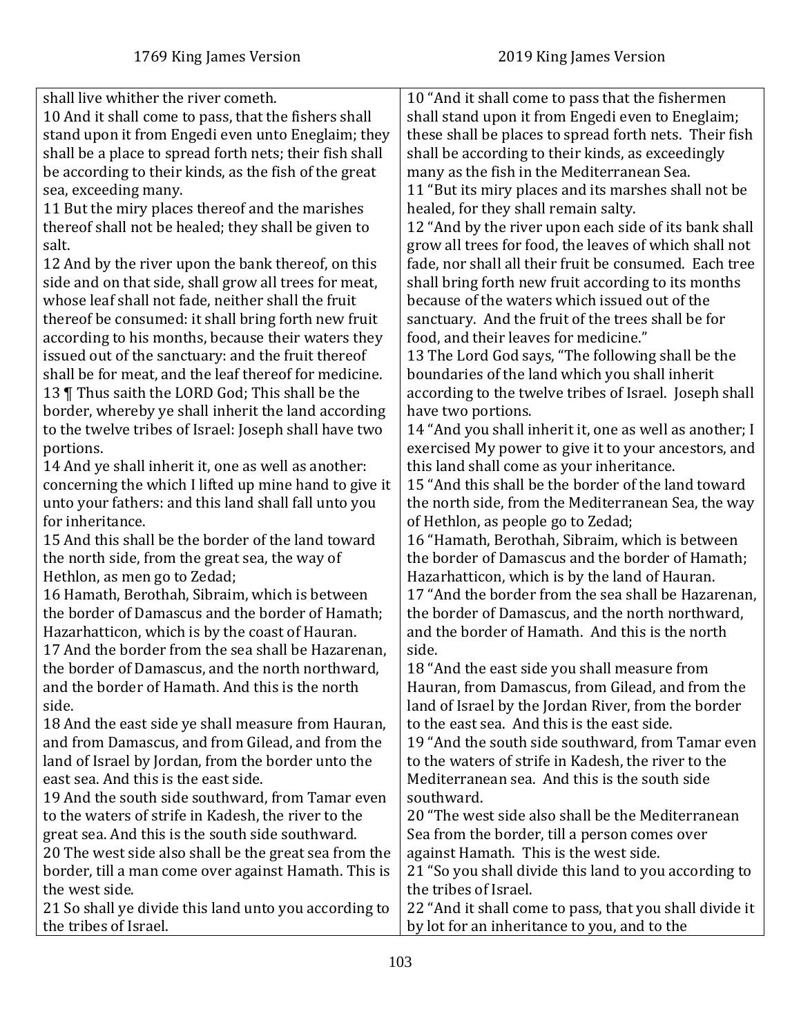| 1769 King James Version | 2019 King James Version |
| --- | --- |
| shall live whither the river cometh.<br>10 And it shall come to pass, that the fishers shall stand upon it from Engedi even unto Eneglaim; they shall be a place to spread forth nets; their fish shall be according to their kinds, as the fish of the great sea, exceeding many.<br>11 But the miry places thereof and the marishes thereof shall not be healed; they shall be given to salt.<br>12 And by the river upon the bank thereof, on this side and on that side, shall grow all trees for meat, whose leaf shall not fade, neither shall the fruit thereof be consumed: it shall bring forth new fruit according to his months, because their waters they issued out of the sanctuary: and the fruit thereof shall be for meat, and the leaf thereof for medicine.<br>13 ¶ Thus saith the LORD God; This shall be the border, whereby ye shall inherit the land according to the twelve tribes of Israel: Joseph shall have two portions.<br>14 And ye shall inherit it, one as well as another: concerning the which I lifted up mine hand to give it unto your fathers: and this land shall fall unto you for inheritance.<br>15 And this shall be the border of the land toward the north side, from the great sea, the way of Hethlon, as men go to Zedad;<br>16 Hamath, Berothah, Sibraim, which is between the border of Damascus and the border of Hamath; Hazarhatticon, which is by the coast of Hauran.<br>17 And the border from the sea shall be Hazarenan, the border of Damascus, and the north northward, and the border of Hamath. And this is the north side.<br>18 And the east side ye shall measure from Hauran, and from Damascus, and from Gilead, and from the land of Israel by Jordan, from the border unto the east sea. And this is the east side.<br>19 And the south side southward, from Tamar even to the waters of strife in Kadesh, the river to the great sea. And this is the south side southward.<br>20 The west side also shall be the great sea from the border, till a man come over against Hamath. This is the west side.<br>21 So shall ye divide this land unto you according to the tribes of Israel. | 10 "And it shall come to pass that the fishermen shall stand upon it from Engedi even to Eneglaim; these shall be places to spread forth nets. Their fish shall be according to their kinds, as exceedingly many as the fish in the Mediterranean Sea.<br>11 "But its miry places and its marshes shall not be healed, for they shall remain salty.<br>12 "And by the river upon each side of its bank shall grow all trees for food, the leaves of which shall not fade, nor shall all their fruit be consumed. Each tree shall bring forth new fruit according to its months because of the waters which issued out of the sanctuary. And the fruit of the trees shall be for food, and their leaves for medicine."<br>13 The Lord God says, "The following shall be the boundaries of the land which you shall inherit according to the twelve tribes of Israel. Joseph shall have two portions.<br>14 "And you shall inherit it, one as well as another; I exercised My power to give it to your ancestors, and this land shall come as your inheritance.<br>15 "And this shall be the border of the land toward the north side, from the Mediterranean Sea, the way of Hethlon, as people go to Zedad;<br>16 "Hamath, Berothah, Sibraim, which is between the border of Damascus and the border of Hamath; Hazarhatticon, which is by the land of Hauran.<br>17 "And the border from the sea shall be Hazarenan, the border of Damascus, and the north northward, and the border of Hamath. And this is the north side.<br>18 "And the east side you shall measure from Hauran, from Damascus, from Gilead, and from the land of Israel by the Jordan River, from the border to the east sea. And this is the east side.<br>19 "And the south side southward, from Tamar even to the waters of strife in Kadesh, the river to the Mediterranean sea. And this is the south side southward.<br>20 "The west side also shall be the Mediterranean Sea from the border, till a person comes over against Hamath. This is the west side.<br>21 "So you shall divide this land to you according to the tribes of Israel.<br>22 "And it shall come to pass, that you shall divide it by lot for an inheritance to you, and to the |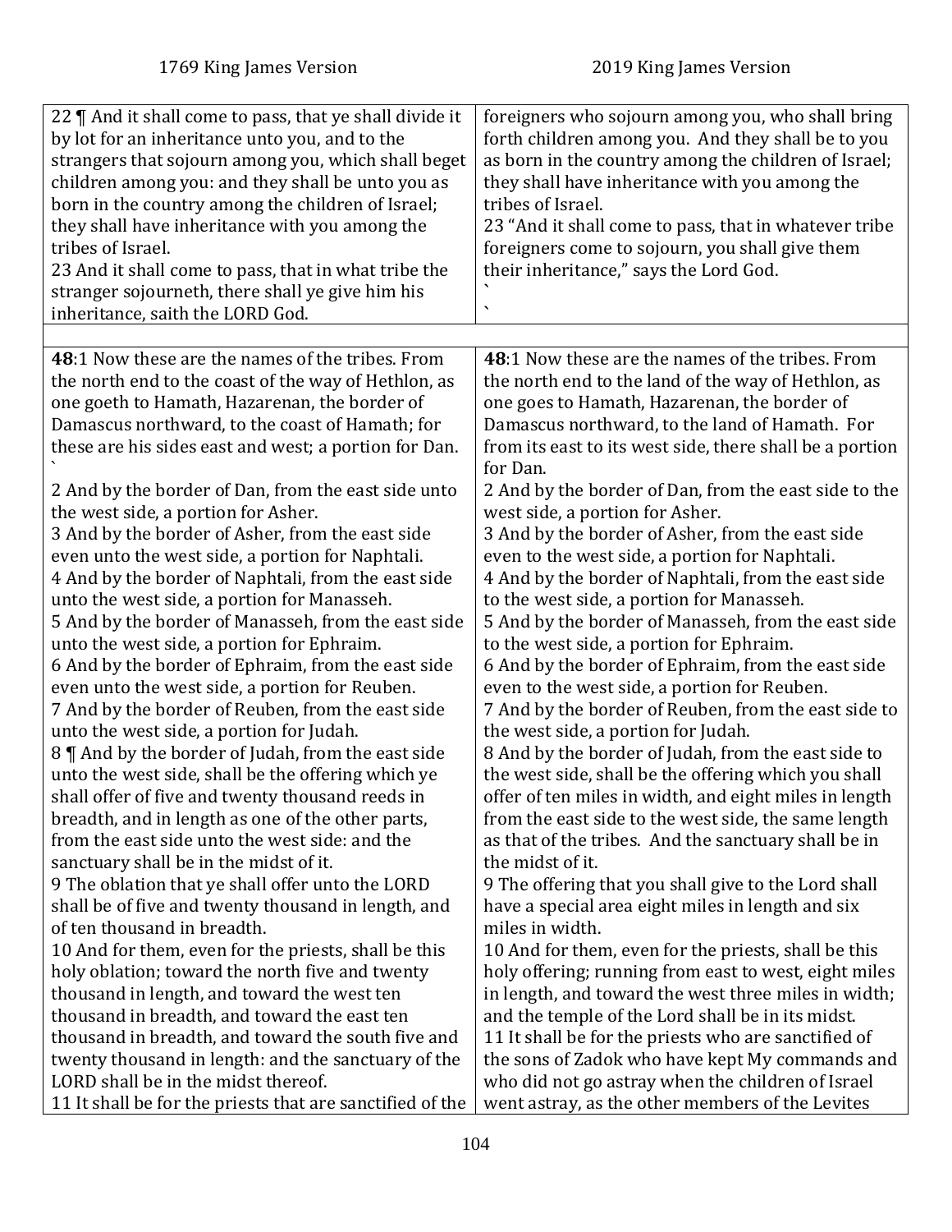| 1769 King James Version | 2019 King James Version |
|---|---|
| 22 ¶ And it shall come to pass, that ye shall divide it by lot for an inheritance unto you, and to the strangers that sojourn among you, which shall beget children among you: and they shall be unto you as born in the country among the children of Israel; they shall have inheritance with you among the tribes of Israel.<br>23 And it shall come to pass, that in what tribe the stranger sojourneth, there shall ye give him his inheritance, saith the LORD God. | foreigners who sojourn among you, who shall bring forth children among you. And they shall be to you as born in the country among the children of Israel; they shall have inheritance with you among the tribes of Israel.<br>23 "And it shall come to pass, that in whatever tribe foreigners come to sojourn, you shall give them their inheritance," says the Lord God.<br>`<br>` |
| | |
| **48**:1 Now these are the names of the tribes. From the north end to the coast of the way of Hethlon, as one goeth to Hamath, Hazarenan, the border of Damascus northward, to the coast of Hamath; for these are his sides east and west; a portion for Dan.<br>`<br>2 And by the border of Dan, from the east side unto the west side, a portion for Asher.<br>3 And by the border of Asher, from the east side even unto the west side, a portion for Naphtali.<br>4 And by the border of Naphtali, from the east side unto the west side, a portion for Manasseh.<br>5 And by the border of Manasseh, from the east side unto the west side, a portion for Ephraim.<br>6 And by the border of Ephraim, from the east side even unto the west side, a portion for Reuben.<br>7 And by the border of Reuben, from the east side unto the west side, a portion for Judah.<br>8 ¶ And by the border of Judah, from the east side unto the west side, shall be the offering which ye shall offer of five and twenty thousand reeds in breadth, and in length as one of the other parts, from the east side unto the west side: and the sanctuary shall be in the midst of it.<br>9 The oblation that ye shall offer unto the LORD shall be of five and twenty thousand in length, and of ten thousand in breadth.<br>10 And for them, even for the priests, shall be this holy oblation; toward the north five and twenty thousand in length, and toward the west ten thousand in breadth, and toward the east ten thousand in breadth, and toward the south five and twenty thousand in length: and the sanctuary of the LORD shall be in the midst thereof.<br>11 It shall be for the priests that are sanctified of the | **48**:1 Now these are the names of the tribes. From the north end to the land of the way of Hethlon, as one goes to Hamath, Hazarenan, the border of Damascus northward, to the land of Hamath. For from its east to its west side, there shall be a portion for Dan.<br>2 And by the border of Dan, from the east side to the west side, a portion for Asher.<br>3 And by the border of Asher, from the east side even to the west side, a portion for Naphtali.<br>4 And by the border of Naphtali, from the east side to the west side, a portion for Manasseh.<br>5 And by the border of Manasseh, from the east side to the west side, a portion for Ephraim.<br>6 And by the border of Ephraim, from the east side even to the west side, a portion for Reuben.<br>7 And by the border of Reuben, from the east side to the west side, a portion for Judah.<br>8 And by the border of Judah, from the east side to the west side, shall be the offering which you shall offer of ten miles in width, and eight miles in length from the east side to the west side, the same length as that of the tribes. And the sanctuary shall be in the midst of it.<br>9 The offering that you shall give to the Lord shall have a special area eight miles in length and six miles in width.<br>10 And for them, even for the priests, shall be this holy offering; running from east to west, eight miles in length, and toward the west three miles in width; and the temple of the Lord shall be in its midst.<br>11 It shall be for the priests who are sanctified of the sons of Zadok who have kept My commands and who did not go astray when the children of Israel went astray, as the other members of the Levites |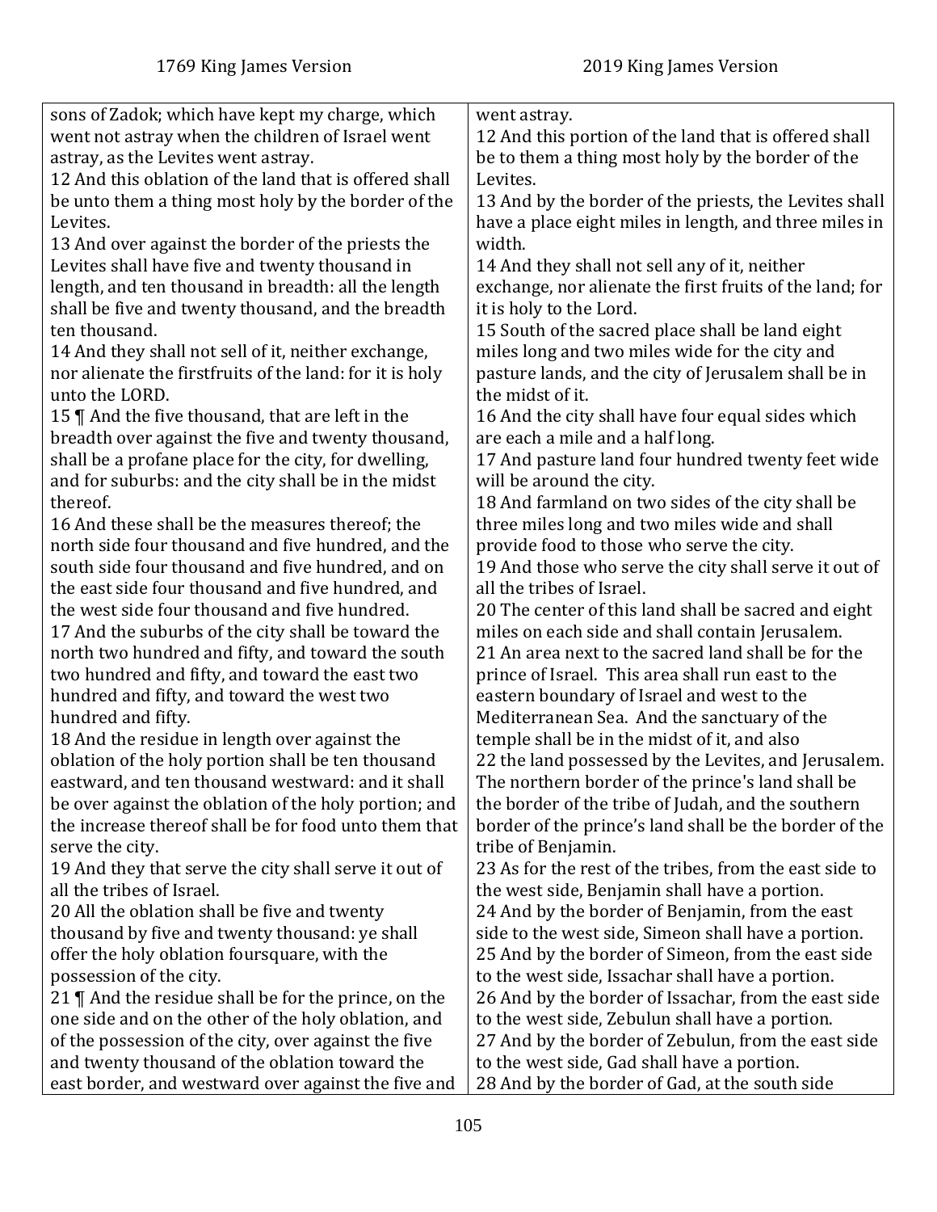| 1769 King James Version | 2019 King James Version |
|---|---|
| sons of Zadok; which have kept my charge, which went not astray when the children of Israel went astray, as the Levites went astray.<br>12 And this oblation of the land that is offered shall be unto them a thing most holy by the border of the Levites.<br>13 And over against the border of the priests the Levites shall have five and twenty thousand in length, and ten thousand in breadth: all the length shall be five and twenty thousand, and the breadth ten thousand.<br>14 And they shall not sell of it, neither exchange, nor alienate the firstfruits of the land: for it is holy unto the LORD.<br>15 ¶ And the five thousand, that are left in the breadth over against the five and twenty thousand, shall be a profane place for the city, for dwelling, and for suburbs: and the city shall be in the midst thereof.<br>16 And these shall be the measures thereof; the north side four thousand and five hundred, and the south side four thousand and five hundred, and on the east side four thousand and five hundred, and the west side four thousand and five hundred.<br>17 And the suburbs of the city shall be toward the north two hundred and fifty, and toward the south two hundred and fifty, and toward the east two hundred and fifty, and toward the west two hundred and fifty.<br>18 And the residue in length over against the oblation of the holy portion shall be ten thousand eastward, and ten thousand westward: and it shall be over against the oblation of the holy portion; and the increase thereof shall be for food unto them that serve the city.<br>19 And they that serve the city shall serve it out of all the tribes of Israel.<br>20 All the oblation shall be five and twenty thousand by five and twenty thousand: ye shall offer the holy oblation foursquare, with the possession of the city.<br>21 ¶ And the residue shall be for the prince, on the one side and on the other of the holy oblation, and of the possession of the city, over against the five and twenty thousand of the oblation toward the east border, and westward over against the five and | went astray.<br>12 And this portion of the land that is offered shall be to them a thing most holy by the border of the Levites.<br>13 And by the border of the priests, the Levites shall have a place eight miles in length, and three miles in width.<br>14 And they shall not sell any of it, neither exchange, nor alienate the first fruits of the land; for it is holy to the Lord.<br>15 South of the sacred place shall be land eight miles long and two miles wide for the city and pasture lands, and the city of Jerusalem shall be in the midst of it.<br>16 And the city shall have four equal sides which are each a mile and a half long.<br>17 And pasture land four hundred twenty feet wide will be around the city.<br>18 And farmland on two sides of the city shall be three miles long and two miles wide and shall provide food to those who serve the city.<br>19 And those who serve the city shall serve it out of all the tribes of Israel.<br>20 The center of this land shall be sacred and eight miles on each side and shall contain Jerusalem.<br>21 An area next to the sacred land shall be for the prince of Israel. This area shall run east to the eastern boundary of Israel and west to the Mediterranean Sea. And the sanctuary of the temple shall be in the midst of it, and also<br>22 the land possessed by the Levites, and Jerusalem. The northern border of the prince's land shall be the border of the tribe of Judah, and the southern border of the prince's land shall be the border of the tribe of Benjamin.<br>23 As for the rest of the tribes, from the east side to the west side, Benjamin shall have a portion.<br>24 And by the border of Benjamin, from the east side to the west side, Simeon shall have a portion.<br>25 And by the border of Simeon, from the east side to the west side, Issachar shall have a portion.<br>26 And by the border of Issachar, from the east side to the west side, Zebulun shall have a portion.<br>27 And by the border of Zebulun, from the east side to the west side, Gad shall have a portion.<br>28 And by the border of Gad, at the south side |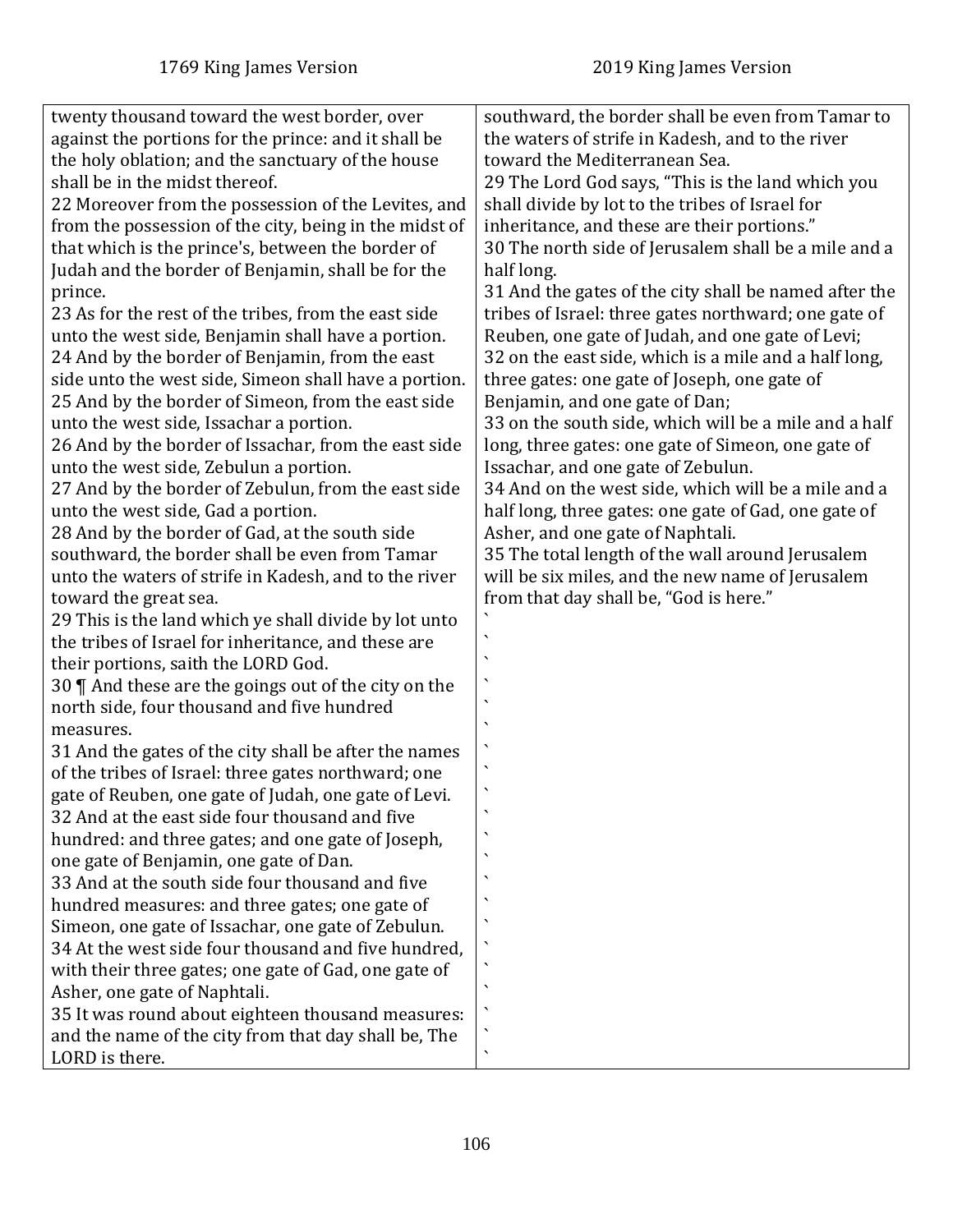| 1769 King James Version | 2019 King James Version |
|---|---|
| twenty thousand toward the west border, over against the portions for the prince: and it shall be the holy oblation; and the sanctuary of the house shall be in the midst thereof.<br>22 Moreover from the possession of the Levites, and from the possession of the city, being in the midst of that which is the prince's, between the border of Judah and the border of Benjamin, shall be for the prince.<br>23 As for the rest of the tribes, from the east side unto the west side, Benjamin shall have a portion.<br>24 And by the border of Benjamin, from the east side unto the west side, Simeon shall have a portion.<br>25 And by the border of Simeon, from the east side unto the west side, Issachar a portion.<br>26 And by the border of Issachar, from the east side unto the west side, Zebulun a portion.<br>27 And by the border of Zebulun, from the east side unto the west side, Gad a portion.<br>28 And by the border of Gad, at the south side southward, the border shall be even from Tamar unto the waters of strife in Kadesh, and to the river toward the great sea.<br>29 This is the land which ye shall divide by lot unto the tribes of Israel for inheritance, and these are their portions, saith the LORD God.<br>30 ¶ And these are the goings out of the city on the north side, four thousand and five hundred measures.<br>31 And the gates of the city shall be after the names of the tribes of Israel: three gates northward; one gate of Reuben, one gate of Judah, one gate of Levi.<br>32 And at the east side four thousand and five hundred: and three gates; and one gate of Joseph, one gate of Benjamin, one gate of Dan.<br>33 And at the south side four thousand and five hundred measures: and three gates; one gate of Simeon, one gate of Issachar, one gate of Zebulun.<br>34 At the west side four thousand and five hundred, with their three gates; one gate of Gad, one gate of Asher, one gate of Naphtali.<br>35 It was round about eighteen thousand measures: and the name of the city from that day shall be, The LORD is there. | southward, the border shall be even from Tamar to the waters of strife in Kadesh, and to the river toward the Mediterranean Sea.<br>29 The Lord God says, "This is the land which you shall divide by lot to the tribes of Israel for inheritance, and these are their portions."<br>30 The north side of Jerusalem shall be a mile and a half long.<br>31 And the gates of the city shall be named after the tribes of Israel: three gates northward; one gate of Reuben, one gate of Judah, and one gate of Levi;<br>32 on the east side, which is a mile and a half long, three gates: one gate of Joseph, one gate of Benjamin, and one gate of Dan;<br>33 on the south side, which will be a mile and a half long, three gates: one gate of Simeon, one gate of Issachar, and one gate of Zebulun.<br>34 And on the west side, which will be a mile and a half long, three gates: one gate of Gad, one gate of Asher, and one gate of Naphtali.<br>35 The total length of the wall around Jerusalem will be six miles, and the new name of Jerusalem from that day shall be, "God is here." |